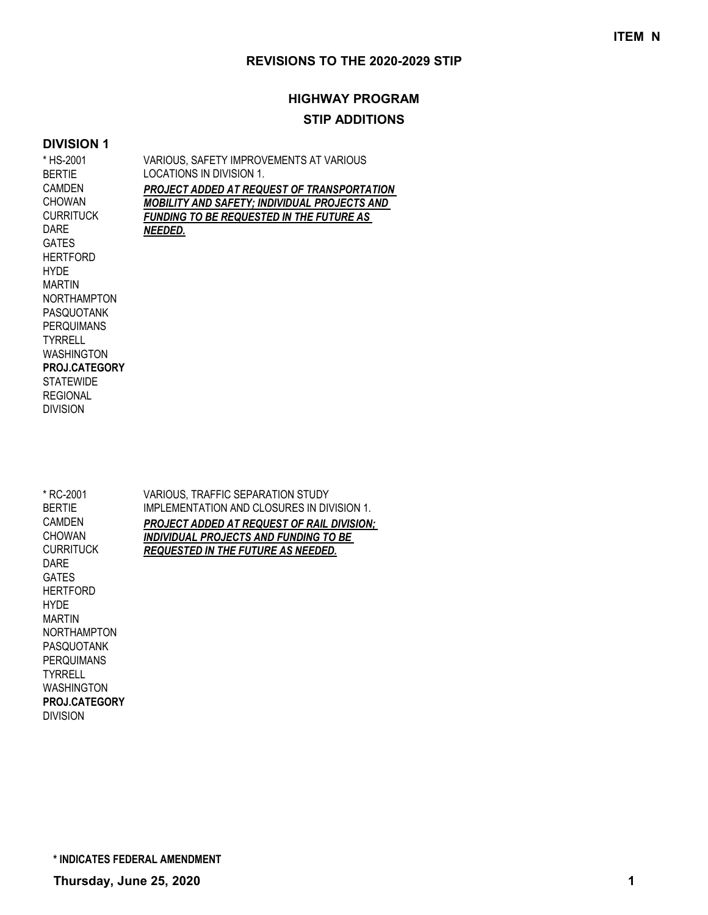**ITEM N**

# REVISIONS TO THE 2020-2029 STIP

## HIGHWAY PROGRAM

## STIP ADDITIONS

### DIVISION 1

| | |
|---|---|
| * HS-2001<br>BERTIE<br>CAMDEN<br>CHOWAN<br>CURRITUCK<br>DARE<br>GATES<br>HERTFORD<br>HYDE<br>MARTIN<br>NORTHAMPTON<br>PASQUOTANK<br>PERQUIMANS<br>TYRRELL<br>WASHINGTON<br>**PROJ.CATEGORY**<br>STATEWIDE<br>REGIONAL<br>DIVISION | VARIOUS, SAFETY IMPROVEMENTS AT VARIOUS LOCATIONS IN DIVISION 1.<br>***PROJECT ADDED AT REQUEST OF TRANSPORTATION MOBILITY AND SAFETY; INDIVIDUAL PROJECTS AND FUNDING TO BE REQUESTED IN THE FUTURE AS NEEDED.*** |
| * RC-2001<br>BERTIE<br>CAMDEN<br>CHOWAN<br>CURRITUCK<br>DARE<br>GATES<br>HERTFORD<br>HYDE<br>MARTIN<br>NORTHAMPTON<br>PASQUOTANK<br>PERQUIMANS<br>TYRRELL<br>WASHINGTON<br>**PROJ.CATEGORY**<br>DIVISION | VARIOUS, TRAFFIC SEPARATION STUDY IMPLEMENTATION AND CLOSURES IN DIVISION 1.<br>***PROJECT ADDED AT REQUEST OF RAIL DIVISION; INDIVIDUAL PROJECTS AND FUNDING TO BE REQUESTED IN THE FUTURE AS NEEDED.*** |

**\* INDICATES FEDERAL AMENDMENT**

**Thursday, June 25, 2020**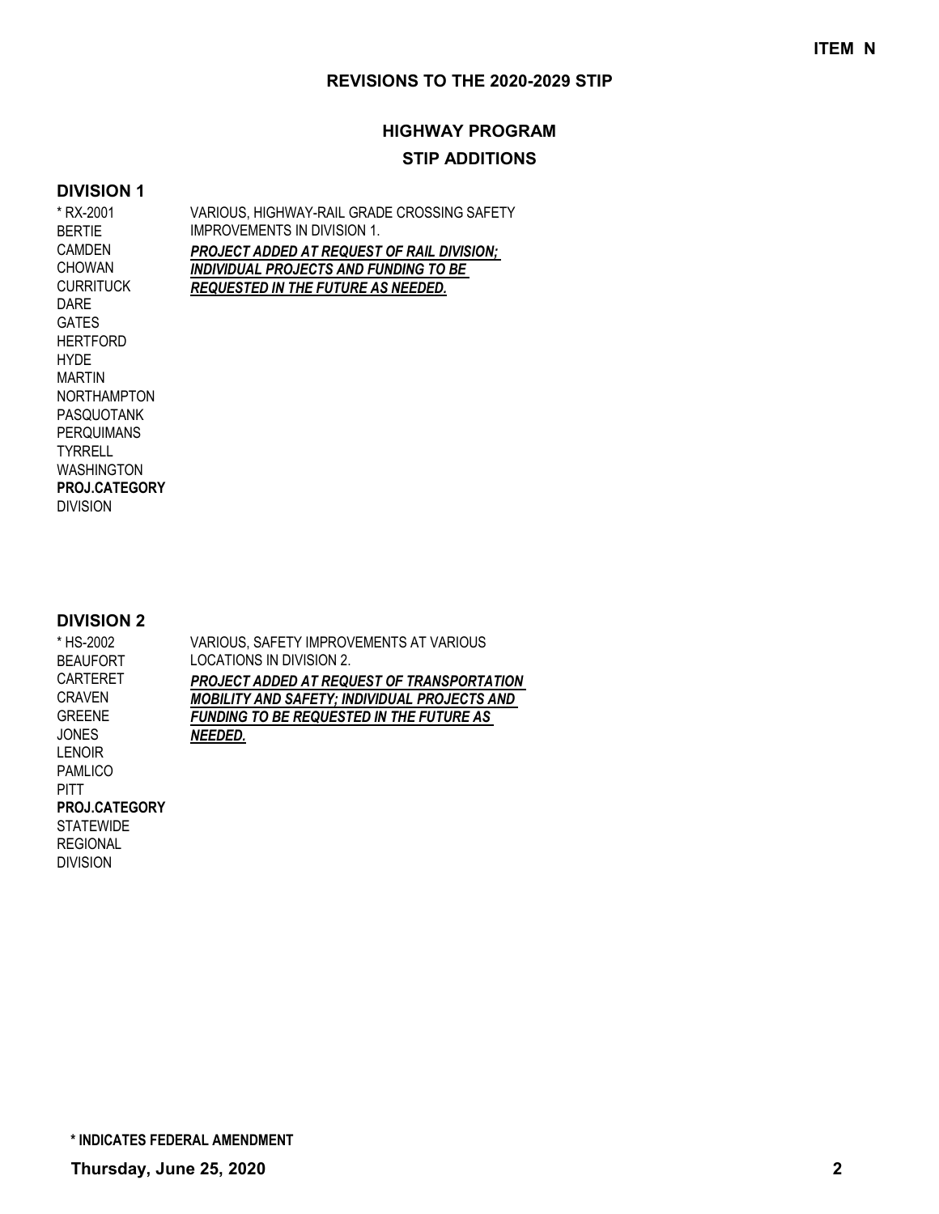**ITEM N**

## REVISIONS TO THE 2020-2029 STIP

### HIGHWAY PROGRAM

### STIP ADDITIONS

### DIVISION 1

| | |
|---|---|
| * RX-2001<br>BERTIE<br>CAMDEN<br>CHOWAN<br>CURRITUCK<br>DARE<br>GATES<br>HERTFORD<br>HYDE<br>MARTIN<br>NORTHAMPTON<br>PASQUOTANK<br>PERQUIMANS<br>TYRRELL<br>WASHINGTON<br>**PROJ.CATEGORY**<br>DIVISION | VARIOUS, HIGHWAY-RAIL GRADE CROSSING SAFETY IMPROVEMENTS IN DIVISION 1.<br>***PROJECT ADDED AT REQUEST OF RAIL DIVISION; INDIVIDUAL PROJECTS AND FUNDING TO BE REQUESTED IN THE FUTURE AS NEEDED.*** |

### DIVISION 2

| | |
|---|---|
| * HS-2002<br>BEAUFORT<br>CARTERET<br>CRAVEN<br>GREENE<br>JONES<br>LENOIR<br>PAMLICO<br>PITT<br>**PROJ.CATEGORY**<br>STATEWIDE<br>REGIONAL<br>DIVISION | VARIOUS, SAFETY IMPROVEMENTS AT VARIOUS LOCATIONS IN DIVISION 2.<br>***PROJECT ADDED AT REQUEST OF TRANSPORTATION MOBILITY AND SAFETY; INDIVIDUAL PROJECTS AND FUNDING TO BE REQUESTED IN THE FUTURE AS NEEDED.*** |

**\* INDICATES FEDERAL AMENDMENT**

**Thursday, June 25, 2020**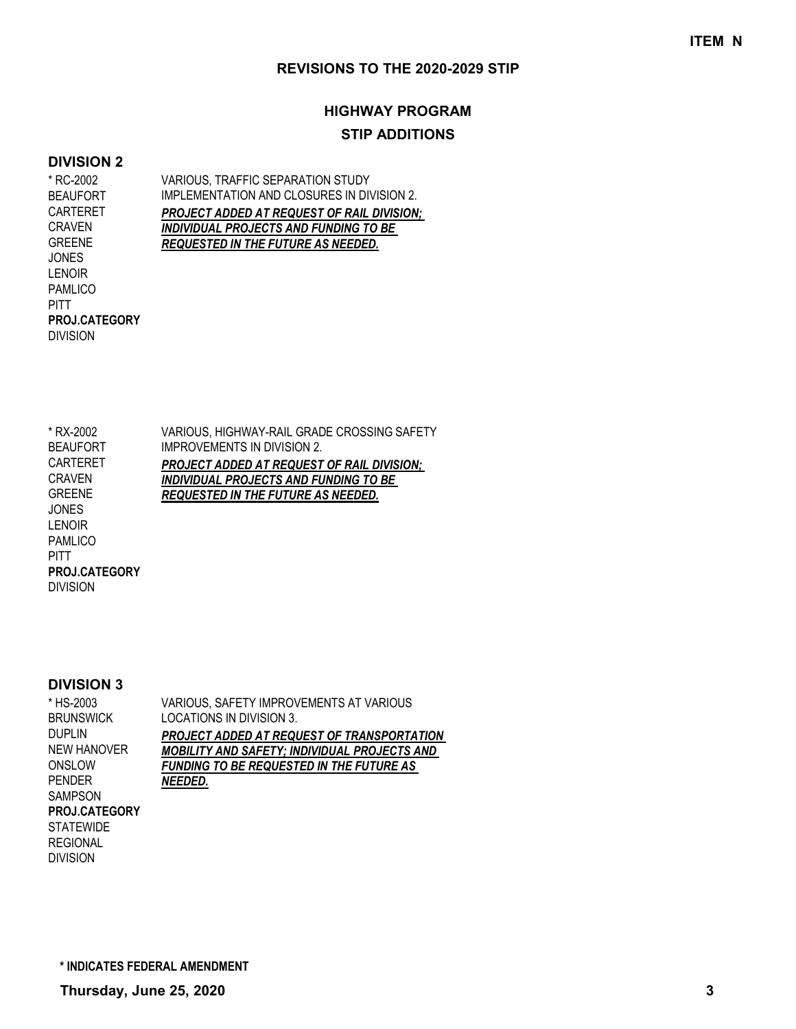**ITEM N**

## REVISIONS TO THE 2020-2029 STIP

## HIGHWAY PROGRAM

### STIP ADDITIONS

### DIVISION 2

| | |
|---|---|
| * RC-2002<br>BEAUFORT<br>CARTERET<br>CRAVEN<br>GREENE<br>JONES<br>LENOIR<br>PAMLICO<br>PITT<br>**PROJ.CATEGORY**<br>DIVISION | VARIOUS, TRAFFIC SEPARATION STUDY IMPLEMENTATION AND CLOSURES IN DIVISION 2.<br>***PROJECT ADDED AT REQUEST OF RAIL DIVISION; INDIVIDUAL PROJECTS AND FUNDING TO BE REQUESTED IN THE FUTURE AS NEEDED.*** |
| * RX-2002<br>BEAUFORT<br>CARTERET<br>CRAVEN<br>GREENE<br>JONES<br>LENOIR<br>PAMLICO<br>PITT<br>**PROJ.CATEGORY**<br>DIVISION | VARIOUS, HIGHWAY-RAIL GRADE CROSSING SAFETY IMPROVEMENTS IN DIVISION 2.<br>***PROJECT ADDED AT REQUEST OF RAIL DIVISION; INDIVIDUAL PROJECTS AND FUNDING TO BE REQUESTED IN THE FUTURE AS NEEDED.*** |

### DIVISION 3

| | |
|---|---|
| * HS-2003<br>BRUNSWICK<br>DUPLIN<br>NEW HANOVER<br>ONSLOW<br>PENDER<br>SAMPSON<br>**PROJ.CATEGORY**<br>STATEWIDE<br>REGIONAL<br>DIVISION | VARIOUS, SAFETY IMPROVEMENTS AT VARIOUS LOCATIONS IN DIVISION 3.<br>***PROJECT ADDED AT REQUEST OF TRANSPORTATION MOBILITY AND SAFETY; INDIVIDUAL PROJECTS AND FUNDING TO BE REQUESTED IN THE FUTURE AS NEEDED.*** |

**\* INDICATES FEDERAL AMENDMENT**

**Thursday, June 25, 2020**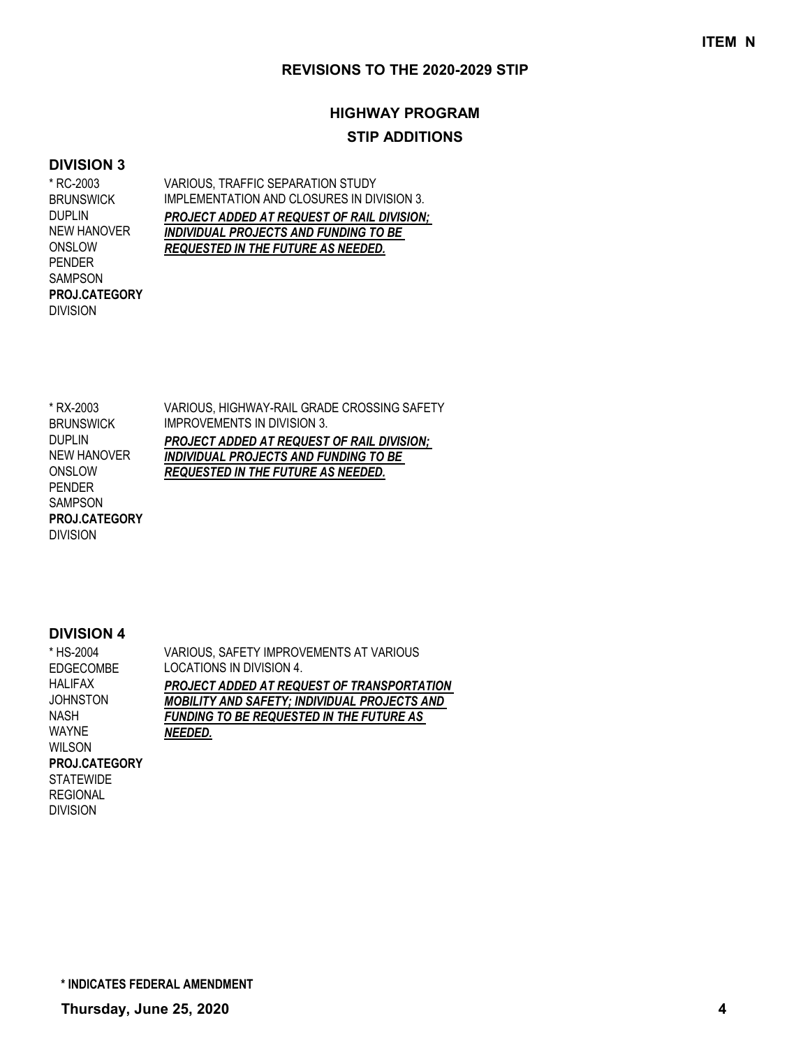**ITEM N**

## REVISIONS TO THE 2020-2029 STIP

### HIGHWAY PROGRAM

### STIP ADDITIONS

#### DIVISION 3

| | |
|---|---|
| * RC-2003<br>BRUNSWICK<br>DUPLIN<br>NEW HANOVER<br>ONSLOW<br>PENDER<br>SAMPSON<br>**PROJ.CATEGORY**<br>DIVISION | VARIOUS, TRAFFIC SEPARATION STUDY IMPLEMENTATION AND CLOSURES IN DIVISION 3.<br>***PROJECT ADDED AT REQUEST OF RAIL DIVISION; INDIVIDUAL PROJECTS AND FUNDING TO BE REQUESTED IN THE FUTURE AS NEEDED.*** |
| * RX-2003<br>BRUNSWICK<br>DUPLIN<br>NEW HANOVER<br>ONSLOW<br>PENDER<br>SAMPSON<br>**PROJ.CATEGORY**<br>DIVISION | VARIOUS, HIGHWAY-RAIL GRADE CROSSING SAFETY IMPROVEMENTS IN DIVISION 3.<br>***PROJECT ADDED AT REQUEST OF RAIL DIVISION; INDIVIDUAL PROJECTS AND FUNDING TO BE REQUESTED IN THE FUTURE AS NEEDED.*** |

#### DIVISION 4

| | |
|---|---|
| * HS-2004<br>EDGECOMBE<br>HALIFAX<br>JOHNSTON<br>NASH<br>WAYNE<br>WILSON<br>**PROJ.CATEGORY**<br>STATEWIDE<br>REGIONAL<br>DIVISION | VARIOUS, SAFETY IMPROVEMENTS AT VARIOUS LOCATIONS IN DIVISION 4.<br>***PROJECT ADDED AT REQUEST OF TRANSPORTATION MOBILITY AND SAFETY; INDIVIDUAL PROJECTS AND FUNDING TO BE REQUESTED IN THE FUTURE AS NEEDED.*** |

**\* INDICATES FEDERAL AMENDMENT**

**Thursday, June 25, 2020**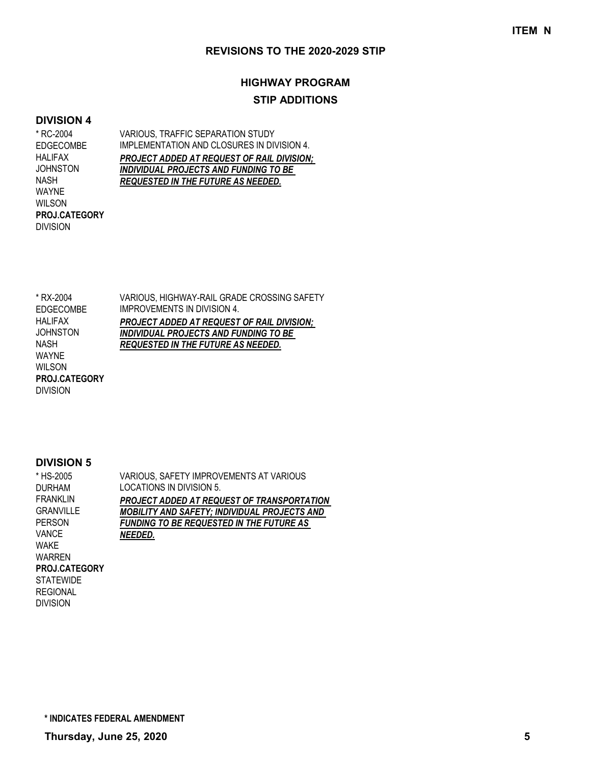ITEM N

## REVISIONS TO THE 2020-2029 STIP

## HIGHWAY PROGRAM

### STIP ADDITIONS

### DIVISION 4

| | |
|---|---|
| * RC-2004<br>EDGECOMBE<br>HALIFAX<br>JOHNSTON<br>NASH<br>WAYNE<br>WILSON<br>**PROJ.CATEGORY**<br>DIVISION | VARIOUS, TRAFFIC SEPARATION STUDY IMPLEMENTATION AND CLOSURES IN DIVISION 4.<br>***PROJECT ADDED AT REQUEST OF RAIL DIVISION; INDIVIDUAL PROJECTS AND FUNDING TO BE REQUESTED IN THE FUTURE AS NEEDED.*** |
| * RX-2004<br>EDGECOMBE<br>HALIFAX<br>JOHNSTON<br>NASH<br>WAYNE<br>WILSON<br>**PROJ.CATEGORY**<br>DIVISION | VARIOUS, HIGHWAY-RAIL GRADE CROSSING SAFETY IMPROVEMENTS IN DIVISION 4.<br>***PROJECT ADDED AT REQUEST OF RAIL DIVISION; INDIVIDUAL PROJECTS AND FUNDING TO BE REQUESTED IN THE FUTURE AS NEEDED.*** |

### DIVISION 5

| | |
|---|---|
| * HS-2005<br>DURHAM<br>FRANKLIN<br>GRANVILLE<br>PERSON<br>VANCE<br>WAKE<br>WARREN<br>**PROJ.CATEGORY**<br>STATEWIDE<br>REGIONAL<br>DIVISION | VARIOUS, SAFETY IMPROVEMENTS AT VARIOUS LOCATIONS IN DIVISION 5.<br>***PROJECT ADDED AT REQUEST OF TRANSPORTATION MOBILITY AND SAFETY; INDIVIDUAL PROJECTS AND FUNDING TO BE REQUESTED IN THE FUTURE AS NEEDED.*** |

**\* INDICATES FEDERAL AMENDMENT**

**Thursday, June 25, 2020**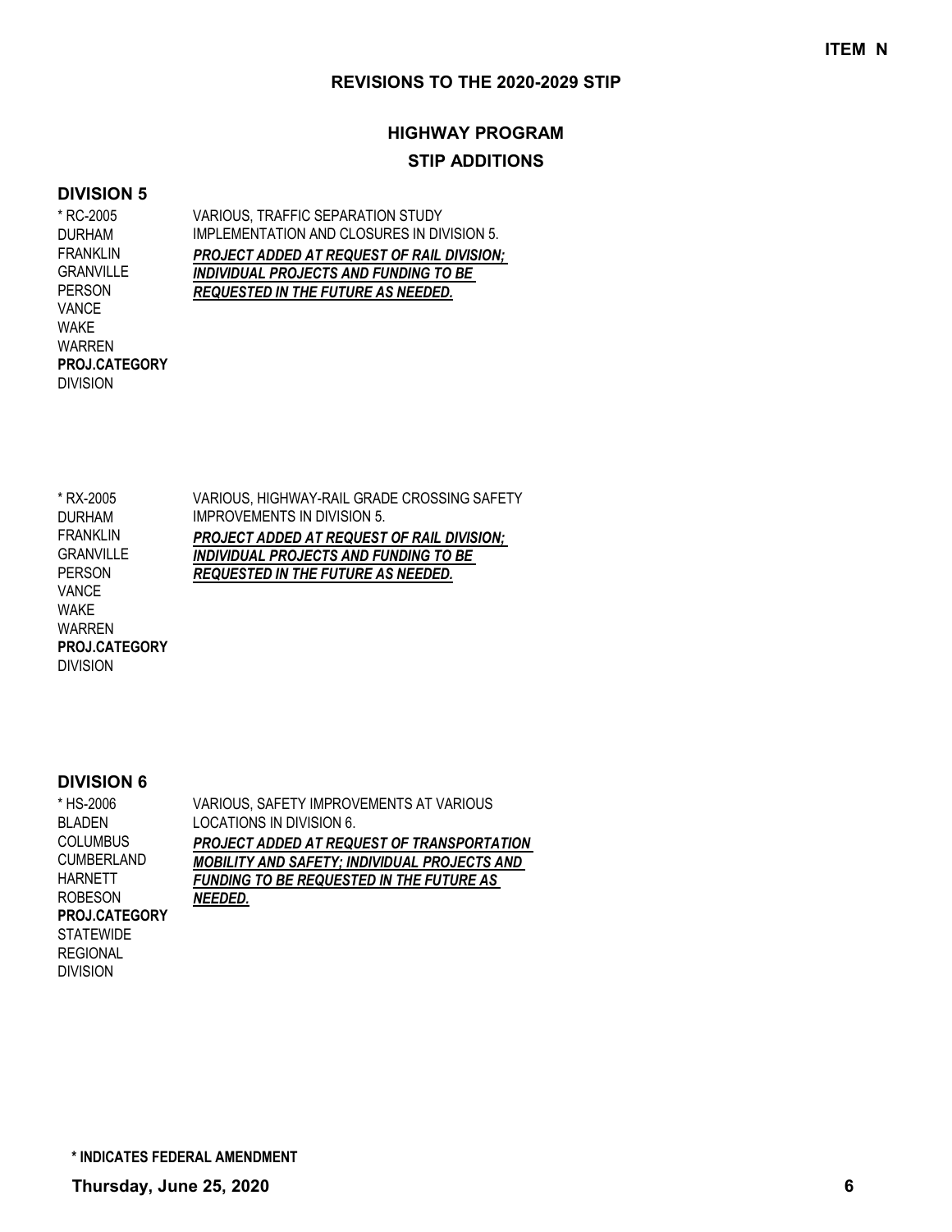ITEM N

## REVISIONS TO THE 2020-2029 STIP

### HIGHWAY PROGRAM

### STIP ADDITIONS

### DIVISION 5

| | |
|---|---|
| * RC-2005<br>DURHAM<br>FRANKLIN<br>GRANVILLE<br>PERSON<br>VANCE<br>WAKE<br>WARREN<br>**PROJ.CATEGORY**<br>DIVISION | VARIOUS, TRAFFIC SEPARATION STUDY IMPLEMENTATION AND CLOSURES IN DIVISION 5.<br>***PROJECT ADDED AT REQUEST OF RAIL DIVISION; INDIVIDUAL PROJECTS AND FUNDING TO BE REQUESTED IN THE FUTURE AS NEEDED.*** |
| * RX-2005<br>DURHAM<br>FRANKLIN<br>GRANVILLE<br>PERSON<br>VANCE<br>WAKE<br>WARREN<br>**PROJ.CATEGORY**<br>DIVISION | VARIOUS, HIGHWAY-RAIL GRADE CROSSING SAFETY IMPROVEMENTS IN DIVISION 5.<br>***PROJECT ADDED AT REQUEST OF RAIL DIVISION; INDIVIDUAL PROJECTS AND FUNDING TO BE REQUESTED IN THE FUTURE AS NEEDED.*** |

### DIVISION 6

| | |
|---|---|
| * HS-2006<br>BLADEN<br>COLUMBUS<br>CUMBERLAND<br>HARNETT<br>ROBESON<br>**PROJ.CATEGORY**<br>STATEWIDE<br>REGIONAL<br>DIVISION | VARIOUS, SAFETY IMPROVEMENTS AT VARIOUS LOCATIONS IN DIVISION 6.<br>***PROJECT ADDED AT REQUEST OF TRANSPORTATION MOBILITY AND SAFETY; INDIVIDUAL PROJECTS AND FUNDING TO BE REQUESTED IN THE FUTURE AS NEEDED.*** |

**\* INDICATES FEDERAL AMENDMENT**

**Thursday, June 25, 2020**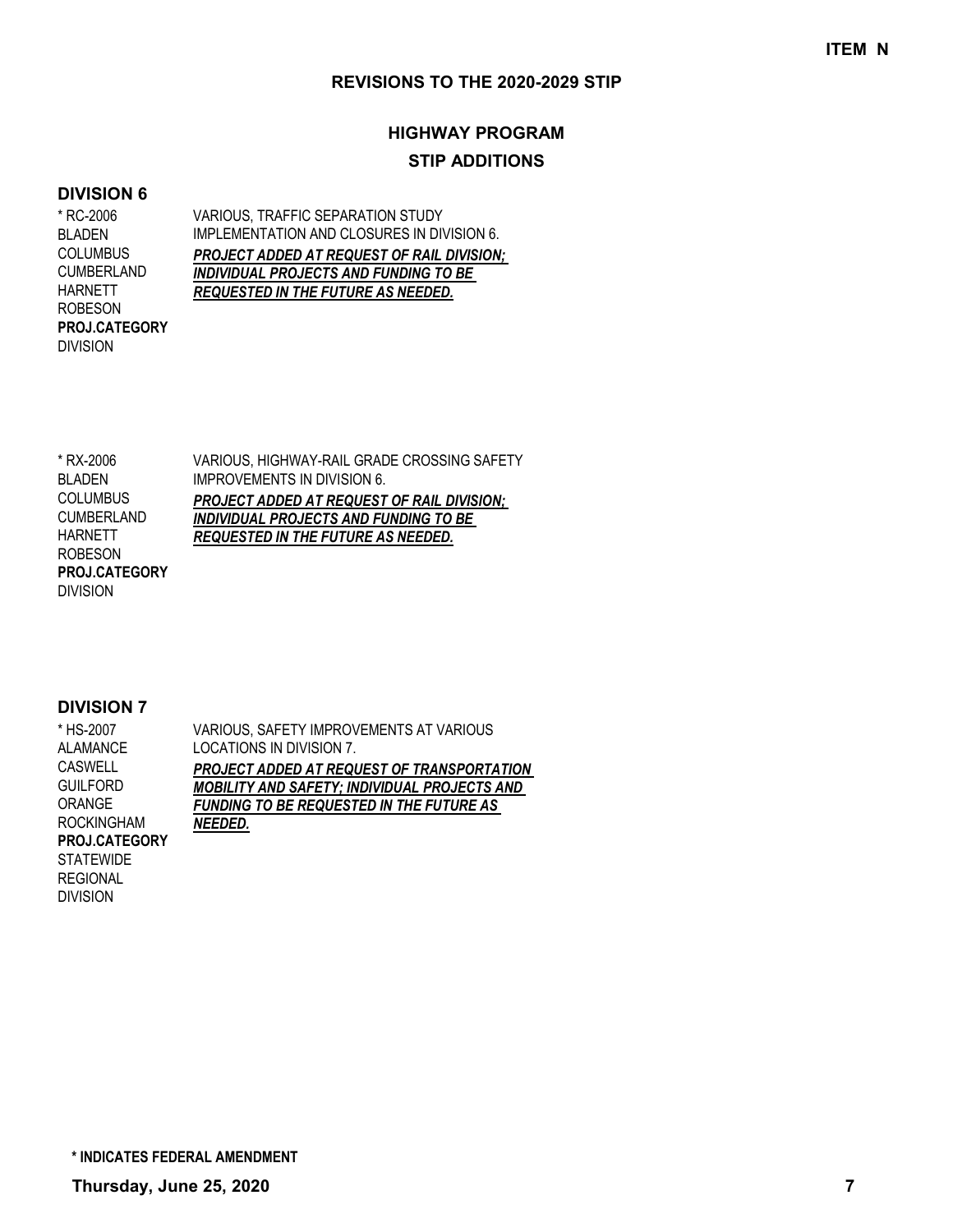**ITEM N**

## REVISIONS TO THE 2020-2029 STIP

## HIGHWAY PROGRAM

### STIP ADDITIONS

### DIVISION 6

| | |
|---|---|
| * RC-2006<br>BLADEN<br>COLUMBUS<br>CUMBERLAND<br>HARNETT<br>ROBESON<br>**PROJ.CATEGORY**<br>DIVISION | VARIOUS, TRAFFIC SEPARATION STUDY IMPLEMENTATION AND CLOSURES IN DIVISION 6.<br>***PROJECT ADDED AT REQUEST OF RAIL DIVISION; INDIVIDUAL PROJECTS AND FUNDING TO BE REQUESTED IN THE FUTURE AS NEEDED.*** |
| * RX-2006<br>BLADEN<br>COLUMBUS<br>CUMBERLAND<br>HARNETT<br>ROBESON<br>**PROJ.CATEGORY**<br>DIVISION | VARIOUS, HIGHWAY-RAIL GRADE CROSSING SAFETY IMPROVEMENTS IN DIVISION 6.<br>***PROJECT ADDED AT REQUEST OF RAIL DIVISION; INDIVIDUAL PROJECTS AND FUNDING TO BE REQUESTED IN THE FUTURE AS NEEDED.*** |

### DIVISION 7

| | |
|---|---|
| * HS-2007<br>ALAMANCE<br>CASWELL<br>GUILFORD<br>ORANGE<br>ROCKINGHAM<br>**PROJ.CATEGORY**<br>STATEWIDE<br>REGIONAL<br>DIVISION | VARIOUS, SAFETY IMPROVEMENTS AT VARIOUS LOCATIONS IN DIVISION 7.<br>***PROJECT ADDED AT REQUEST OF TRANSPORTATION MOBILITY AND SAFETY; INDIVIDUAL PROJECTS AND FUNDING TO BE REQUESTED IN THE FUTURE AS NEEDED.*** |

**\* INDICATES FEDERAL AMENDMENT**

**Thursday, June 25, 2020**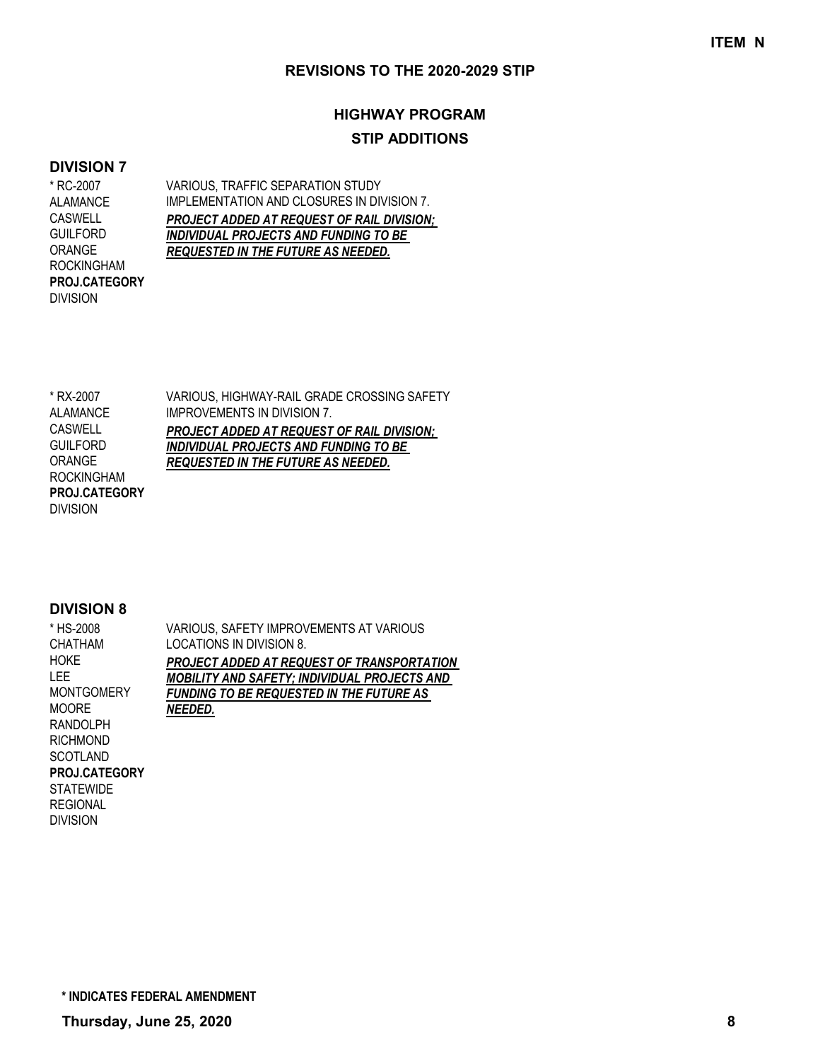**ITEM N**

## REVISIONS TO THE 2020-2029 STIP

## HIGHWAY PROGRAM

### STIP ADDITIONS

### DIVISION 7

| | |
|---|---|
| * RC-2007<br>ALAMANCE<br>CASWELL<br>GUILFORD<br>ORANGE<br>ROCKINGHAM<br>**PROJ.CATEGORY**<br>DIVISION | VARIOUS, TRAFFIC SEPARATION STUDY IMPLEMENTATION AND CLOSURES IN DIVISION 7.<br>***PROJECT ADDED AT REQUEST OF RAIL DIVISION; INDIVIDUAL PROJECTS AND FUNDING TO BE REQUESTED IN THE FUTURE AS NEEDED.*** |
| * RX-2007<br>ALAMANCE<br>CASWELL<br>GUILFORD<br>ORANGE<br>ROCKINGHAM<br>**PROJ.CATEGORY**<br>DIVISION | VARIOUS, HIGHWAY-RAIL GRADE CROSSING SAFETY IMPROVEMENTS IN DIVISION 7.<br>***PROJECT ADDED AT REQUEST OF RAIL DIVISION; INDIVIDUAL PROJECTS AND FUNDING TO BE REQUESTED IN THE FUTURE AS NEEDED.*** |

### DIVISION 8

| | |
|---|---|
| * HS-2008<br>CHATHAM<br>HOKE<br>LEE<br>MONTGOMERY<br>MOORE<br>RANDOLPH<br>RICHMOND<br>SCOTLAND<br>**PROJ.CATEGORY**<br>STATEWIDE<br>REGIONAL<br>DIVISION | VARIOUS, SAFETY IMPROVEMENTS AT VARIOUS LOCATIONS IN DIVISION 8.<br>***PROJECT ADDED AT REQUEST OF TRANSPORTATION MOBILITY AND SAFETY; INDIVIDUAL PROJECTS AND FUNDING TO BE REQUESTED IN THE FUTURE AS NEEDED.*** |

**\* INDICATES FEDERAL AMENDMENT**

**Thursday, June 25, 2020**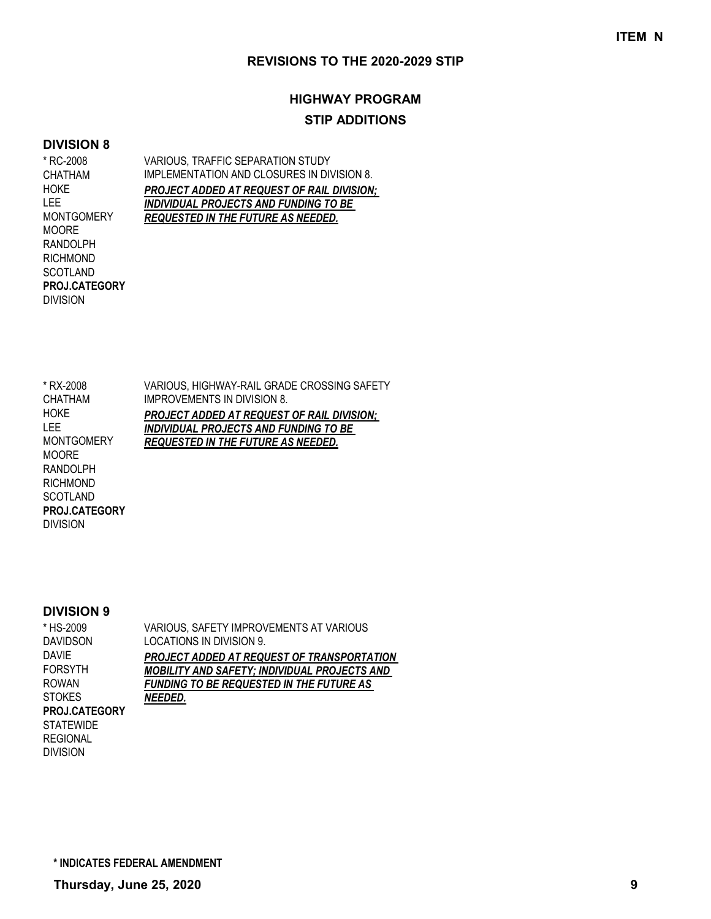**ITEM N**

## REVISIONS TO THE 2020-2029 STIP

### HIGHWAY PROGRAM

### STIP ADDITIONS

#### DIVISION 8

| | |
|---|---|
| * RC-2008<br>CHATHAM<br>HOKE<br>LEE<br>MONTGOMERY<br>MOORE<br>RANDOLPH<br>RICHMOND<br>SCOTLAND<br>**PROJ.CATEGORY**<br>DIVISION | VARIOUS, TRAFFIC SEPARATION STUDY IMPLEMENTATION AND CLOSURES IN DIVISION 8.<br>***PROJECT ADDED AT REQUEST OF RAIL DIVISION; INDIVIDUAL PROJECTS AND FUNDING TO BE REQUESTED IN THE FUTURE AS NEEDED.*** |
| * RX-2008<br>CHATHAM<br>HOKE<br>LEE<br>MONTGOMERY<br>MOORE<br>RANDOLPH<br>RICHMOND<br>SCOTLAND<br>**PROJ.CATEGORY**<br>DIVISION | VARIOUS, HIGHWAY-RAIL GRADE CROSSING SAFETY IMPROVEMENTS IN DIVISION 8.<br>***PROJECT ADDED AT REQUEST OF RAIL DIVISION; INDIVIDUAL PROJECTS AND FUNDING TO BE REQUESTED IN THE FUTURE AS NEEDED.*** |

#### DIVISION 9

| | |
|---|---|
| * HS-2009<br>DAVIDSON<br>DAVIE<br>FORSYTH<br>ROWAN<br>STOKES<br>**PROJ.CATEGORY**<br>STATEWIDE<br>REGIONAL<br>DIVISION | VARIOUS, SAFETY IMPROVEMENTS AT VARIOUS LOCATIONS IN DIVISION 9.<br>***PROJECT ADDED AT REQUEST OF TRANSPORTATION MOBILITY AND SAFETY; INDIVIDUAL PROJECTS AND FUNDING TO BE REQUESTED IN THE FUTURE AS NEEDED.*** |

**\* INDICATES FEDERAL AMENDMENT**

**Thursday, June 25, 2020**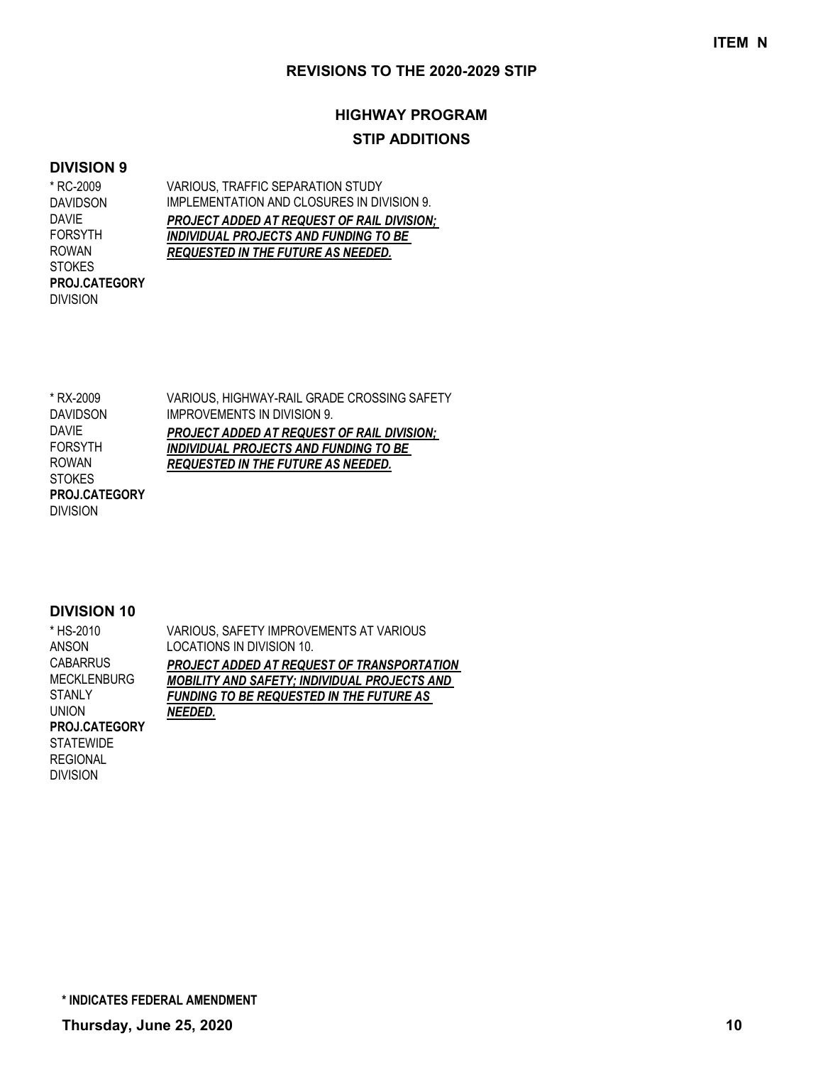**ITEM N**

## REVISIONS TO THE 2020-2029 STIP

## HIGHWAY PROGRAM

### STIP ADDITIONS

### DIVISION 9

| | |
|---|---|
| * RC-2009<br>DAVIDSON<br>DAVIE<br>FORSYTH<br>ROWAN<br>STOKES<br>**PROJ.CATEGORY**<br>DIVISION | VARIOUS, TRAFFIC SEPARATION STUDY IMPLEMENTATION AND CLOSURES IN DIVISION 9.<br>***PROJECT ADDED AT REQUEST OF RAIL DIVISION; INDIVIDUAL PROJECTS AND FUNDING TO BE REQUESTED IN THE FUTURE AS NEEDED.*** |
| * RX-2009<br>DAVIDSON<br>DAVIE<br>FORSYTH<br>ROWAN<br>STOKES<br>**PROJ.CATEGORY**<br>DIVISION | VARIOUS, HIGHWAY-RAIL GRADE CROSSING SAFETY IMPROVEMENTS IN DIVISION 9.<br>***PROJECT ADDED AT REQUEST OF RAIL DIVISION; INDIVIDUAL PROJECTS AND FUNDING TO BE REQUESTED IN THE FUTURE AS NEEDED.*** |

### DIVISION 10

| | |
|---|---|
| * HS-2010<br>ANSON<br>CABARRUS<br>MECKLENBURG<br>STANLY<br>UNION<br>**PROJ.CATEGORY**<br>STATEWIDE<br>REGIONAL<br>DIVISION | VARIOUS, SAFETY IMPROVEMENTS AT VARIOUS LOCATIONS IN DIVISION 10.<br>***PROJECT ADDED AT REQUEST OF TRANSPORTATION MOBILITY AND SAFETY; INDIVIDUAL PROJECTS AND FUNDING TO BE REQUESTED IN THE FUTURE AS NEEDED.*** |

**\* INDICATES FEDERAL AMENDMENT**

**Thursday, June 25, 2020**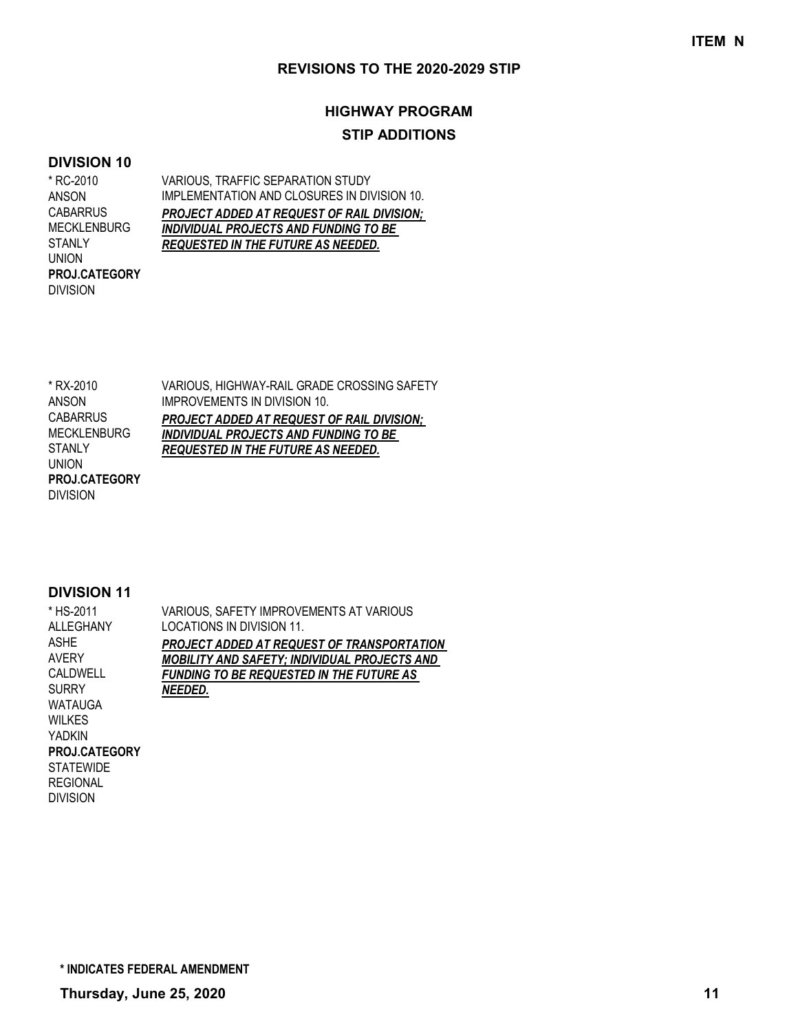**ITEM N**

## REVISIONS TO THE 2020-2029 STIP

### HIGHWAY PROGRAM

### STIP ADDITIONS

#### DIVISION 10

| | |
|---|---|
| * RC-2010<br>ANSON<br>CABARRUS<br>MECKLENBURG<br>STANLY<br>UNION<br>**PROJ.CATEGORY**<br>DIVISION | VARIOUS, TRAFFIC SEPARATION STUDY IMPLEMENTATION AND CLOSURES IN DIVISION 10.<br>***PROJECT ADDED AT REQUEST OF RAIL DIVISION; INDIVIDUAL PROJECTS AND FUNDING TO BE REQUESTED IN THE FUTURE AS NEEDED.*** |
| * RX-2010<br>ANSON<br>CABARRUS<br>MECKLENBURG<br>STANLY<br>UNION<br>**PROJ.CATEGORY**<br>DIVISION | VARIOUS, HIGHWAY-RAIL GRADE CROSSING SAFETY IMPROVEMENTS IN DIVISION 10.<br>***PROJECT ADDED AT REQUEST OF RAIL DIVISION; INDIVIDUAL PROJECTS AND FUNDING TO BE REQUESTED IN THE FUTURE AS NEEDED.*** |

#### DIVISION 11

| | |
|---|---|
| * HS-2011<br>ALLEGHANY<br>ASHE<br>AVERY<br>CALDWELL<br>SURRY<br>WATAUGA<br>WILKES<br>YADKIN<br>**PROJ.CATEGORY**<br>STATEWIDE<br>REGIONAL<br>DIVISION | VARIOUS, SAFETY IMPROVEMENTS AT VARIOUS LOCATIONS IN DIVISION 11.<br>***PROJECT ADDED AT REQUEST OF TRANSPORTATION MOBILITY AND SAFETY; INDIVIDUAL PROJECTS AND FUNDING TO BE REQUESTED IN THE FUTURE AS NEEDED.*** |

**\* INDICATES FEDERAL AMENDMENT**

**Thursday, June 25, 2020**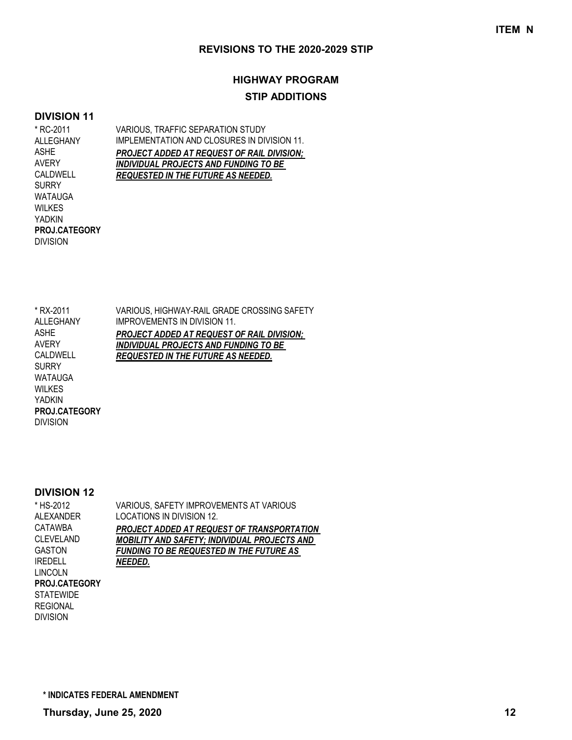**ITEM N**

## REVISIONS TO THE 2020-2029 STIP

### HIGHWAY PROGRAM

### STIP ADDITIONS

#### DIVISION 11

| | |
|---|---|
| * RC-2011<br>ALLEGHANY<br>ASHE<br>AVERY<br>CALDWELL<br>SURRY<br>WATAUGA<br>WILKES<br>YADKIN<br>**PROJ.CATEGORY**<br>DIVISION | VARIOUS, TRAFFIC SEPARATION STUDY IMPLEMENTATION AND CLOSURES IN DIVISION 11.<br>***PROJECT ADDED AT REQUEST OF RAIL DIVISION; INDIVIDUAL PROJECTS AND FUNDING TO BE REQUESTED IN THE FUTURE AS NEEDED.*** |
| * RX-2011<br>ALLEGHANY<br>ASHE<br>AVERY<br>CALDWELL<br>SURRY<br>WATAUGA<br>WILKES<br>YADKIN<br>**PROJ.CATEGORY**<br>DIVISION | VARIOUS, HIGHWAY-RAIL GRADE CROSSING SAFETY IMPROVEMENTS IN DIVISION 11.<br>***PROJECT ADDED AT REQUEST OF RAIL DIVISION; INDIVIDUAL PROJECTS AND FUNDING TO BE REQUESTED IN THE FUTURE AS NEEDED.*** |

#### DIVISION 12

| | |
|---|---|
| * HS-2012<br>ALEXANDER<br>CATAWBA<br>CLEVELAND<br>GASTON<br>IREDELL<br>LINCOLN<br>**PROJ.CATEGORY**<br>STATEWIDE<br>REGIONAL<br>DIVISION | VARIOUS, SAFETY IMPROVEMENTS AT VARIOUS LOCATIONS IN DIVISION 12.<br>***PROJECT ADDED AT REQUEST OF TRANSPORTATION MOBILITY AND SAFETY; INDIVIDUAL PROJECTS AND FUNDING TO BE REQUESTED IN THE FUTURE AS NEEDED.*** |

**\* INDICATES FEDERAL AMENDMENT**

**Thursday, June 25, 2020**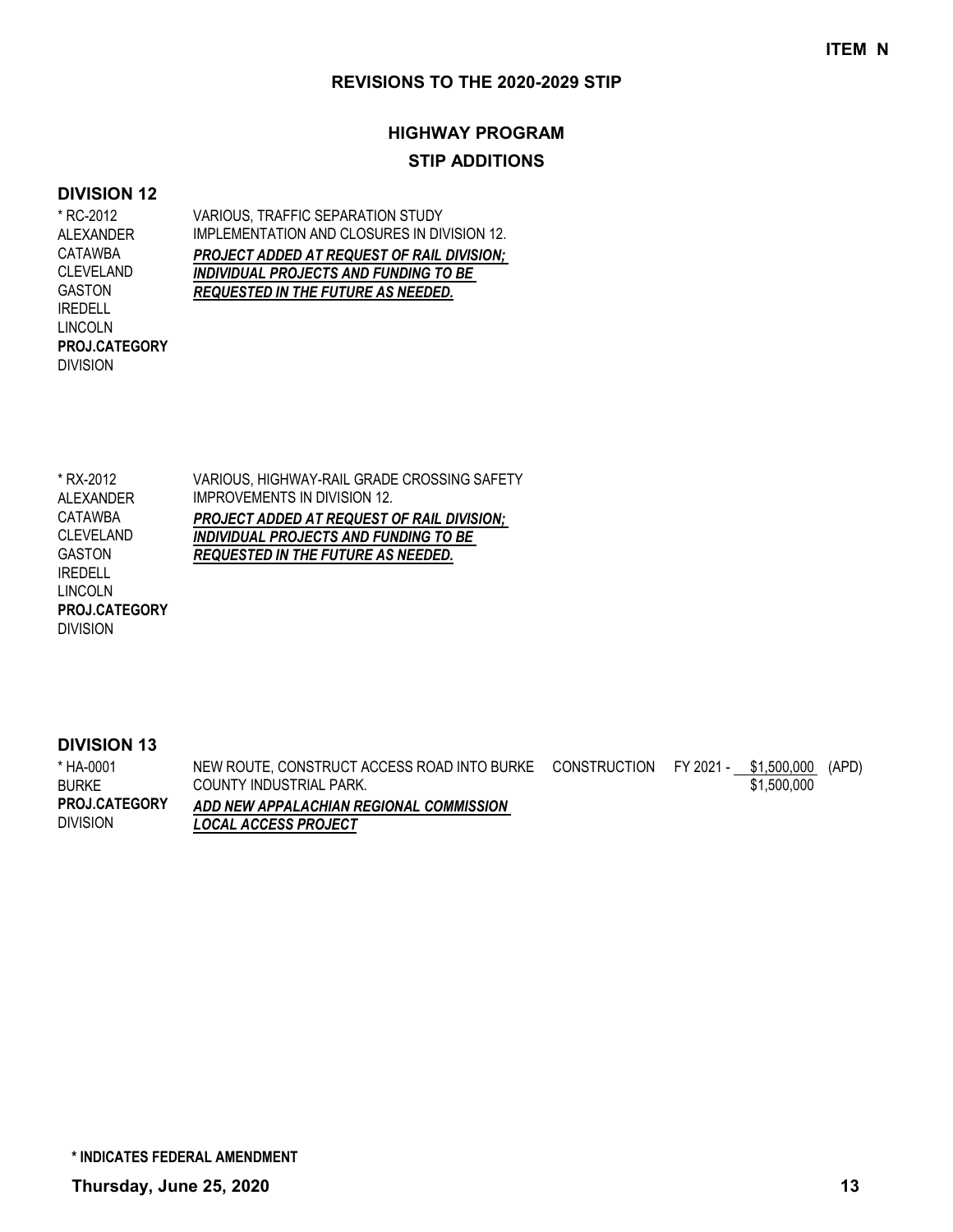**ITEM N**

## REVISIONS TO THE 2020-2029 STIP

## HIGHWAY PROGRAM

### STIP ADDITIONS

### DIVISION 12

| | | | | | |
|---|---|---|---|---|---|
| * RC-2012<br>ALEXANDER<br>CATAWBA<br>CLEVELAND<br>GASTON<br>IREDELL<br>LINCOLN<br>**PROJ.CATEGORY**<br>DIVISION | VARIOUS, TRAFFIC SEPARATION STUDY IMPLEMENTATION AND CLOSURES IN DIVISION 12.<br>***PROJECT ADDED AT REQUEST OF RAIL DIVISION; INDIVIDUAL PROJECTS AND FUNDING TO BE REQUESTED IN THE FUTURE AS NEEDED.*** | | | | |
| * RX-2012<br>ALEXANDER<br>CATAWBA<br>CLEVELAND<br>GASTON<br>IREDELL<br>LINCOLN<br>**PROJ.CATEGORY**<br>DIVISION | VARIOUS, HIGHWAY-RAIL GRADE CROSSING SAFETY IMPROVEMENTS IN DIVISION 12.<br>***PROJECT ADDED AT REQUEST OF RAIL DIVISION; INDIVIDUAL PROJECTS AND FUNDING TO BE REQUESTED IN THE FUTURE AS NEEDED.*** | | | | |

### DIVISION 13

| | | | | | |
|---|---|---|---|---|---|
| * HA-0001<br>BURKE<br>**PROJ.CATEGORY**<br>DIVISION | NEW ROUTE, CONSTRUCT ACCESS ROAD INTO BURKE COUNTY INDUSTRIAL PARK.<br>***ADD NEW APPALACHIAN REGIONAL COMMISSION LOCAL ACCESS PROJECT*** | CONSTRUCTION | FY 2021 - | $1,500,000<br>$1,500,000 | (APD) |

**\* INDICATES FEDERAL AMENDMENT**

**Thursday, June 25, 2020**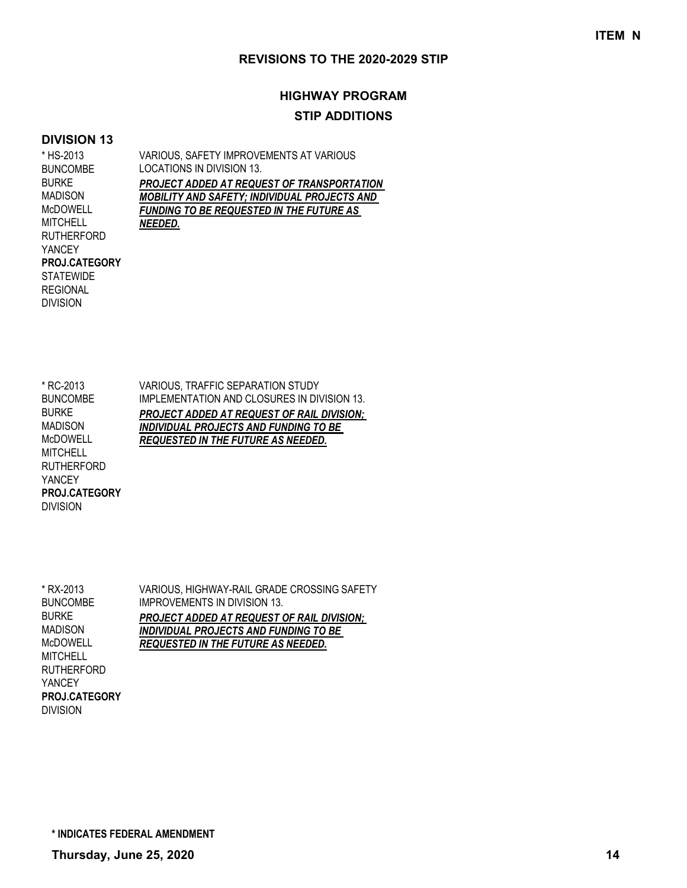**ITEM N**

## REVISIONS TO THE 2020-2029 STIP

### HIGHWAY PROGRAM

### STIP ADDITIONS

**DIVISION 13**

| | |
|---|---|
| * HS-2013<br>BUNCOMBE<br>BURKE<br>MADISON<br>McDOWELL<br>MITCHELL<br>RUTHERFORD<br>YANCEY<br>**PROJ.CATEGORY**<br>STATEWIDE<br>REGIONAL<br>DIVISION | VARIOUS, SAFETY IMPROVEMENTS AT VARIOUS LOCATIONS IN DIVISION 13.<br>***PROJECT ADDED AT REQUEST OF TRANSPORTATION MOBILITY AND SAFETY; INDIVIDUAL PROJECTS AND FUNDING TO BE REQUESTED IN THE FUTURE AS NEEDED.*** |
| * RC-2013<br>BUNCOMBE<br>BURKE<br>MADISON<br>McDOWELL<br>MITCHELL<br>RUTHERFORD<br>YANCEY<br>**PROJ.CATEGORY**<br>DIVISION | VARIOUS, TRAFFIC SEPARATION STUDY IMPLEMENTATION AND CLOSURES IN DIVISION 13.<br>***PROJECT ADDED AT REQUEST OF RAIL DIVISION; INDIVIDUAL PROJECTS AND FUNDING TO BE REQUESTED IN THE FUTURE AS NEEDED.*** |
| * RX-2013<br>BUNCOMBE<br>BURKE<br>MADISON<br>McDOWELL<br>MITCHELL<br>RUTHERFORD<br>YANCEY<br>**PROJ.CATEGORY**<br>DIVISION | VARIOUS, HIGHWAY-RAIL GRADE CROSSING SAFETY IMPROVEMENTS IN DIVISION 13.<br>***PROJECT ADDED AT REQUEST OF RAIL DIVISION; INDIVIDUAL PROJECTS AND FUNDING TO BE REQUESTED IN THE FUTURE AS NEEDED.*** |

**\* INDICATES FEDERAL AMENDMENT**

**Thursday, June 25, 2020**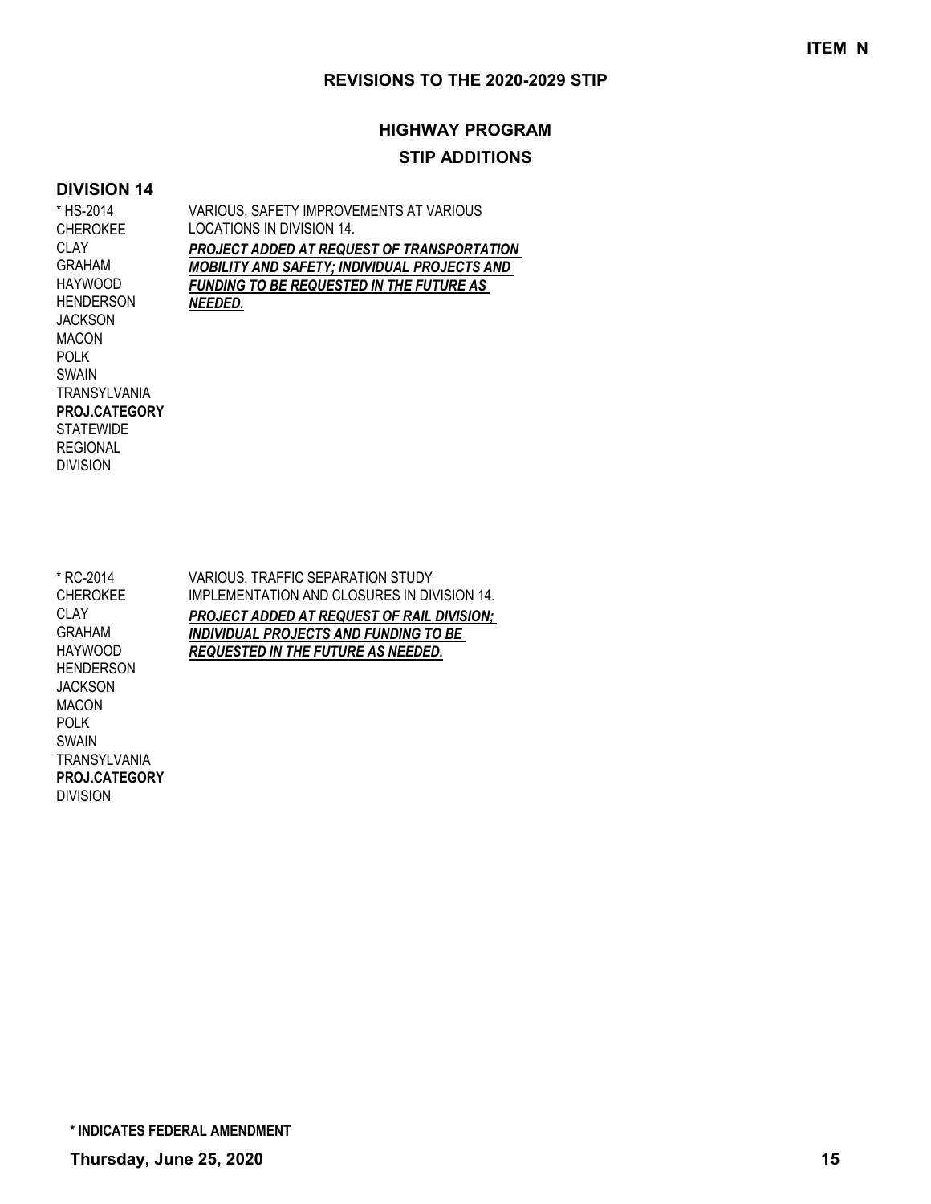**ITEM N**

## REVISIONS TO THE 2020-2029 STIP

### HIGHWAY PROGRAM

### STIP ADDITIONS

#### DIVISION 14

| | |
|---|---|
| * HS-2014<br>CHEROKEE<br>CLAY<br>GRAHAM<br>HAYWOOD<br>HENDERSON<br>JACKSON<br>MACON<br>POLK<br>SWAIN<br>TRANSYLVANIA<br>**PROJ.CATEGORY**<br>STATEWIDE<br>REGIONAL<br>DIVISION | VARIOUS, SAFETY IMPROVEMENTS AT VARIOUS LOCATIONS IN DIVISION 14.<br>***PROJECT ADDED AT REQUEST OF TRANSPORTATION MOBILITY AND SAFETY; INDIVIDUAL PROJECTS AND FUNDING TO BE REQUESTED IN THE FUTURE AS NEEDED.*** |
| * RC-2014<br>CHEROKEE<br>CLAY<br>GRAHAM<br>HAYWOOD<br>HENDERSON<br>JACKSON<br>MACON<br>POLK<br>SWAIN<br>TRANSYLVANIA<br>**PROJ.CATEGORY**<br>DIVISION | VARIOUS, TRAFFIC SEPARATION STUDY IMPLEMENTATION AND CLOSURES IN DIVISION 14.<br>***PROJECT ADDED AT REQUEST OF RAIL DIVISION; INDIVIDUAL PROJECTS AND FUNDING TO BE REQUESTED IN THE FUTURE AS NEEDED.*** |

**\* INDICATES FEDERAL AMENDMENT**

**Thursday, June 25, 2020**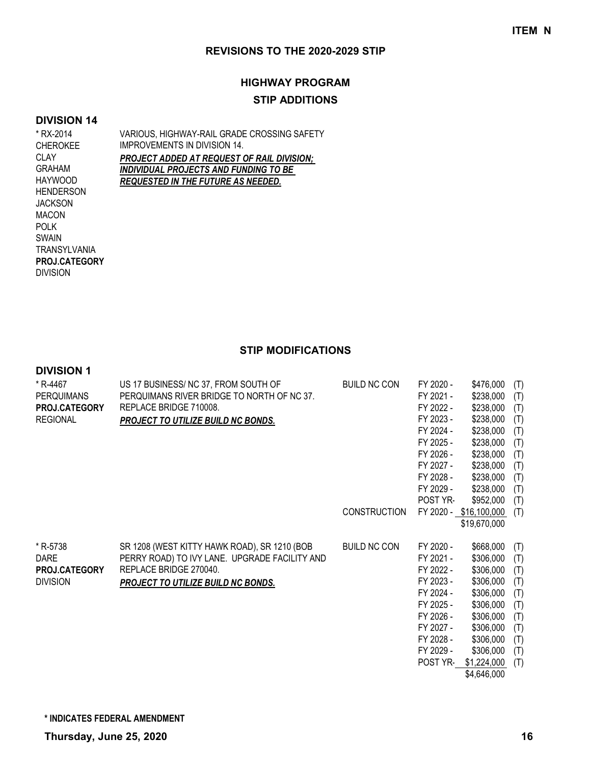# REVISIONS TO THE 2020-2029 STIP

## HIGHWAY PROGRAM

### STIP ADDITIONS

**DIVISION 14**

| Project | Description |
|---|---|
| * RX-2014<br>CHEROKEE<br>CLAY<br>GRAHAM<br>HAYWOOD<br>HENDERSON<br>JACKSON<br>MACON<br>POLK<br>SWAIN<br>TRANSYLVANIA<br>**PROJ.CATEGORY**<br>DIVISION | VARIOUS, HIGHWAY-RAIL GRADE CROSSING SAFETY IMPROVEMENTS IN DIVISION 14.<br>***PROJECT ADDED AT REQUEST OF RAIL DIVISION; INDIVIDUAL PROJECTS AND FUNDING TO BE REQUESTED IN THE FUTURE AS NEEDED.*** |

### STIP MODIFICATIONS

**DIVISION 1**

| Project | Description | Work | Year | Amount | Source |
|---|---|---|---|---|---|
| * R-4467<br>PERQUIMANS<br>**PROJ.CATEGORY**<br>REGIONAL | US 17 BUSINESS/ NC 37, FROM SOUTH OF PERQUIMANS RIVER BRIDGE TO NORTH OF NC 37. REPLACE BRIDGE 710008.<br>***PROJECT TO UTILIZE BUILD NC BONDS.*** | BUILD NC CON | FY 2020 - | $476,000 | (T) |
| | | | FY 2021 - | $238,000 | (T) |
| | | | FY 2022 - | $238,000 | (T) |
| | | | FY 2023 - | $238,000 | (T) |
| | | | FY 2024 - | $238,000 | (T) |
| | | | FY 2025 - | $238,000 | (T) |
| | | | FY 2026 - | $238,000 | (T) |
| | | | FY 2027 - | $238,000 | (T) |
| | | | FY 2028 - | $238,000 | (T) |
| | | | FY 2029 - | $238,000 | (T) |
| | | | POST YR- | $952,000 | (T) |
| | | CONSTRUCTION | FY 2020 - | $16,100,000 | (T) |
| | | | | $19,670,000 | |
| * R-5738<br>DARE<br>**PROJ.CATEGORY**<br>DIVISION | SR 1208 (WEST KITTY HAWK ROAD), SR 1210 (BOB PERRY ROAD) TO IVY LANE. UPGRADE FACILITY AND REPLACE BRIDGE 270040.<br>***PROJECT TO UTILIZE BUILD NC BONDS.*** | BUILD NC CON | FY 2020 - | $668,000 | (T) |
| | | | FY 2021 - | $306,000 | (T) |
| | | | FY 2022 - | $306,000 | (T) |
| | | | FY 2023 - | $306,000 | (T) |
| | | | FY 2024 - | $306,000 | (T) |
| | | | FY 2025 - | $306,000 | (T) |
| | | | FY 2026 - | $306,000 | (T) |
| | | | FY 2027 - | $306,000 | (T) |
| | | | FY 2028 - | $306,000 | (T) |
| | | | FY 2029 - | $306,000 | (T) |
| | | | POST YR- | $1,224,000 | (T) |
| | | | | $4,646,000 | |

**\* INDICATES FEDERAL AMENDMENT**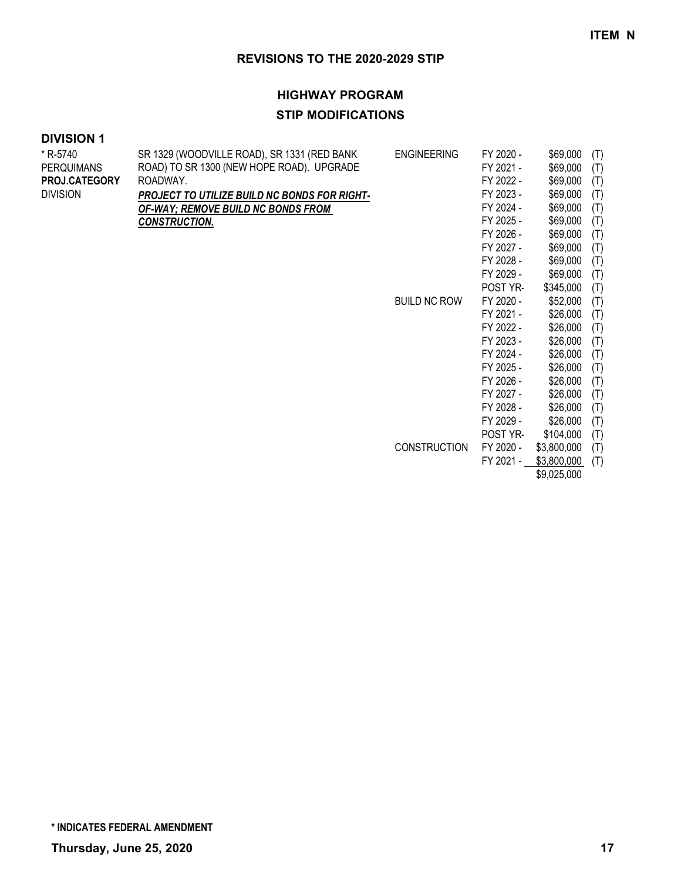## REVISIONS TO THE 2020-2029 STIP

## HIGHWAY PROGRAM

### STIP MODIFICATIONS

**ITEM N**

**DIVISION 1**

| Project | Description | Category | Year | Amount | Fund |
|---|---|---|---|---|---|
| * R-5740<br>PERQUIMANS<br>**PROJ.CATEGORY**<br>DIVISION | SR 1329 (WOODVILLE ROAD), SR 1331 (RED BANK ROAD) TO SR 1300 (NEW HOPE ROAD). UPGRADE ROADWAY.<br>***PROJECT TO UTILIZE BUILD NC BONDS FOR RIGHT-OF-WAY; REMOVE BUILD NC BONDS FROM CONSTRUCTION.*** | ENGINEERING | FY 2020 - | $69,000 | (T) |
| | | | FY 2021 - | $69,000 | (T) |
| | | | FY 2022 - | $69,000 | (T) |
| | | | FY 2023 - | $69,000 | (T) |
| | | | FY 2024 - | $69,000 | (T) |
| | | | FY 2025 - | $69,000 | (T) |
| | | | FY 2026 - | $69,000 | (T) |
| | | | FY 2027 - | $69,000 | (T) |
| | | | FY 2028 - | $69,000 | (T) |
| | | | FY 2029 - | $69,000 | (T) |
| | | | POST YR- | $345,000 | (T) |
| | | BUILD NC ROW | FY 2020 - | $52,000 | (T) |
| | | | FY 2021 - | $26,000 | (T) |
| | | | FY 2022 - | $26,000 | (T) |
| | | | FY 2023 - | $26,000 | (T) |
| | | | FY 2024 - | $26,000 | (T) |
| | | | FY 2025 - | $26,000 | (T) |
| | | | FY 2026 - | $26,000 | (T) |
| | | | FY 2027 - | $26,000 | (T) |
| | | | FY 2028 - | $26,000 | (T) |
| | | | FY 2029 - | $26,000 | (T) |
| | | | POST YR- | $104,000 | (T) |
| | | CONSTRUCTION | FY 2020 - | $3,800,000 | (T) |
| | | | FY 2021 - | $3,800,000 | (T) |
| | | | | $9,025,000 | |

**\* INDICATES FEDERAL AMENDMENT**

**Thursday, June 25, 2020**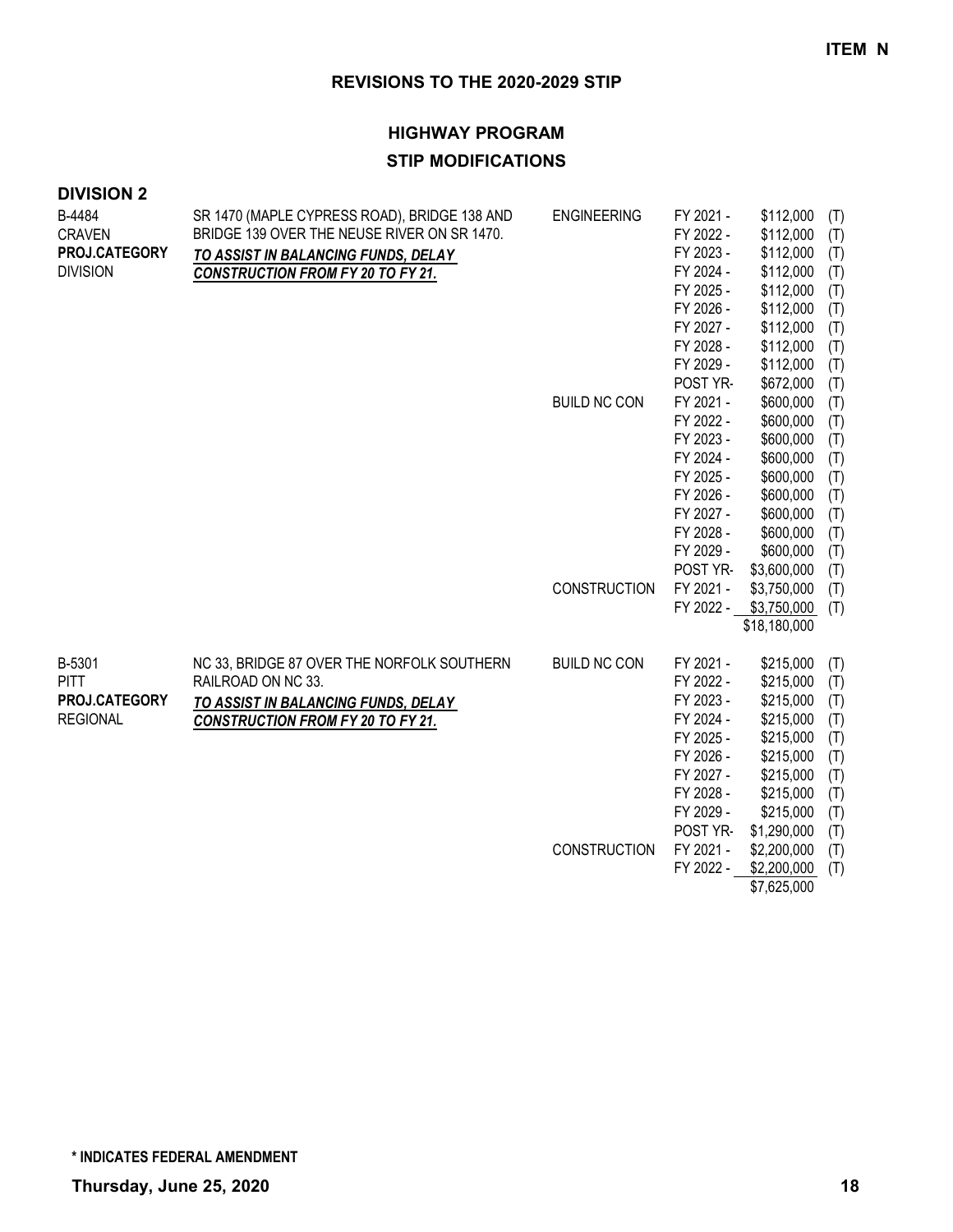**ITEM N**

## REVISIONS TO THE 2020-2029 STIP

### HIGHWAY PROGRAM

### STIP MODIFICATIONS

**DIVISION 2**

| Project | Description | Phase | Year | Amount | |
|---|---|---|---|---|---|
| B-4484<br>CRAVEN<br>**PROJ.CATEGORY**<br>DIVISION | SR 1470 (MAPLE CYPRESS ROAD), BRIDGE 138 AND BRIDGE 139 OVER THE NEUSE RIVER ON SR 1470.<br>***TO ASSIST IN BALANCING FUNDS, DELAY CONSTRUCTION FROM FY 20 TO FY 21.*** | ENGINEERING | FY 2021 - | $112,000 | (T) |
| | | | FY 2022 - | $112,000 | (T) |
| | | | FY 2023 - | $112,000 | (T) |
| | | | FY 2024 - | $112,000 | (T) |
| | | | FY 2025 - | $112,000 | (T) |
| | | | FY 2026 - | $112,000 | (T) |
| | | | FY 2027 - | $112,000 | (T) |
| | | | FY 2028 - | $112,000 | (T) |
| | | | FY 2029 - | $112,000 | (T) |
| | | | POST YR- | $672,000 | (T) |
| | | BUILD NC CON | FY 2021 - | $600,000 | (T) |
| | | | FY 2022 - | $600,000 | (T) |
| | | | FY 2023 - | $600,000 | (T) |
| | | | FY 2024 - | $600,000 | (T) |
| | | | FY 2025 - | $600,000 | (T) |
| | | | FY 2026 - | $600,000 | (T) |
| | | | FY 2027 - | $600,000 | (T) |
| | | | FY 2028 - | $600,000 | (T) |
| | | | FY 2029 - | $600,000 | (T) |
| | | | POST YR- | $3,600,000 | (T) |
| | | CONSTRUCTION | FY 2021 - | $3,750,000 | (T) |
| | | | FY 2022 - | $3,750,000 | (T) |
| | | | | $18,180,000 | |
| B-5301<br>PITT<br>**PROJ.CATEGORY**<br>REGIONAL | NC 33, BRIDGE 87 OVER THE NORFOLK SOUTHERN RAILROAD ON NC 33.<br>***TO ASSIST IN BALANCING FUNDS, DELAY CONSTRUCTION FROM FY 20 TO FY 21.*** | BUILD NC CON | FY 2021 - | $215,000 | (T) |
| | | | FY 2022 - | $215,000 | (T) |
| | | | FY 2023 - | $215,000 | (T) |
| | | | FY 2024 - | $215,000 | (T) |
| | | | FY 2025 - | $215,000 | (T) |
| | | | FY 2026 - | $215,000 | (T) |
| | | | FY 2027 - | $215,000 | (T) |
| | | | FY 2028 - | $215,000 | (T) |
| | | | FY 2029 - | $215,000 | (T) |
| | | | POST YR- | $1,290,000 | (T) |
| | | CONSTRUCTION | FY 2021 - | $2,200,000 | (T) |
| | | | FY 2022 - | $2,200,000 | (T) |
| | | | | $7,625,000 | |

**\* INDICATES FEDERAL AMENDMENT**

**Thursday, June 25, 2020**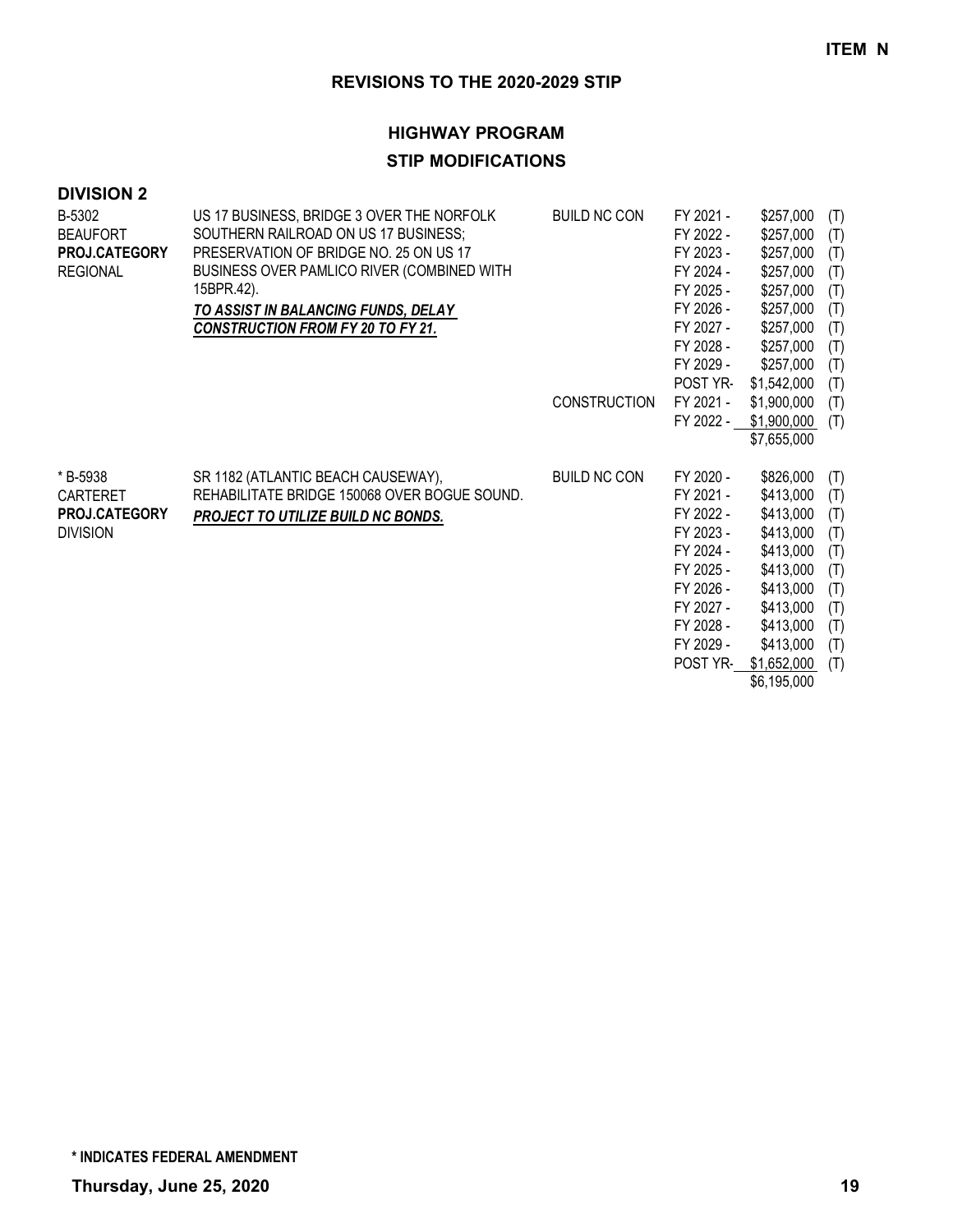**ITEM N**

## REVISIONS TO THE 2020-2029 STIP

### HIGHWAY PROGRAM

### STIP MODIFICATIONS

**DIVISION 2**

| | | | | | |
|---|---|---|---|---|---|
| B-5302<br>BEAUFORT<br>**PROJ.CATEGORY**<br>REGIONAL | US 17 BUSINESS, BRIDGE 3 OVER THE NORFOLK SOUTHERN RAILROAD ON US 17 BUSINESS; PRESERVATION OF BRIDGE NO. 25 ON US 17 BUSINESS OVER PAMLICO RIVER (COMBINED WITH 15BPR.42).<br>***TO ASSIST IN BALANCING FUNDS, DELAY CONSTRUCTION FROM FY 20 TO FY 21.*** | BUILD NC CON | FY 2021 - | $257,000 | (T) |
| | | | FY 2022 - | $257,000 | (T) |
| | | | FY 2023 - | $257,000 | (T) |
| | | | FY 2024 - | $257,000 | (T) |
| | | | FY 2025 - | $257,000 | (T) |
| | | | FY 2026 - | $257,000 | (T) |
| | | | FY 2027 - | $257,000 | (T) |
| | | | FY 2028 - | $257,000 | (T) |
| | | | FY 2029 - | $257,000 | (T) |
| | | | POST YR- | $1,542,000 | (T) |
| | | CONSTRUCTION | FY 2021 - | $1,900,000 | (T) |
| | | | FY 2022 - | $1,900,000 | (T) |
| | | | | $7,655,000 | |
| * B-5938<br>CARTERET<br>**PROJ.CATEGORY**<br>DIVISION | SR 1182 (ATLANTIC BEACH CAUSEWAY), REHABILITATE BRIDGE 150068 OVER BOGUE SOUND.<br>***PROJECT TO UTILIZE BUILD NC BONDS.*** | BUILD NC CON | FY 2020 - | $826,000 | (T) |
| | | | FY 2021 - | $413,000 | (T) |
| | | | FY 2022 - | $413,000 | (T) |
| | | | FY 2023 - | $413,000 | (T) |
| | | | FY 2024 - | $413,000 | (T) |
| | | | FY 2025 - | $413,000 | (T) |
| | | | FY 2026 - | $413,000 | (T) |
| | | | FY 2027 - | $413,000 | (T) |
| | | | FY 2028 - | $413,000 | (T) |
| | | | FY 2029 - | $413,000 | (T) |
| | | | POST YR- | $1,652,000 | (T) |
| | | | | $6,195,000 | |

**\* INDICATES FEDERAL AMENDMENT**

**Thursday, June 25, 2020**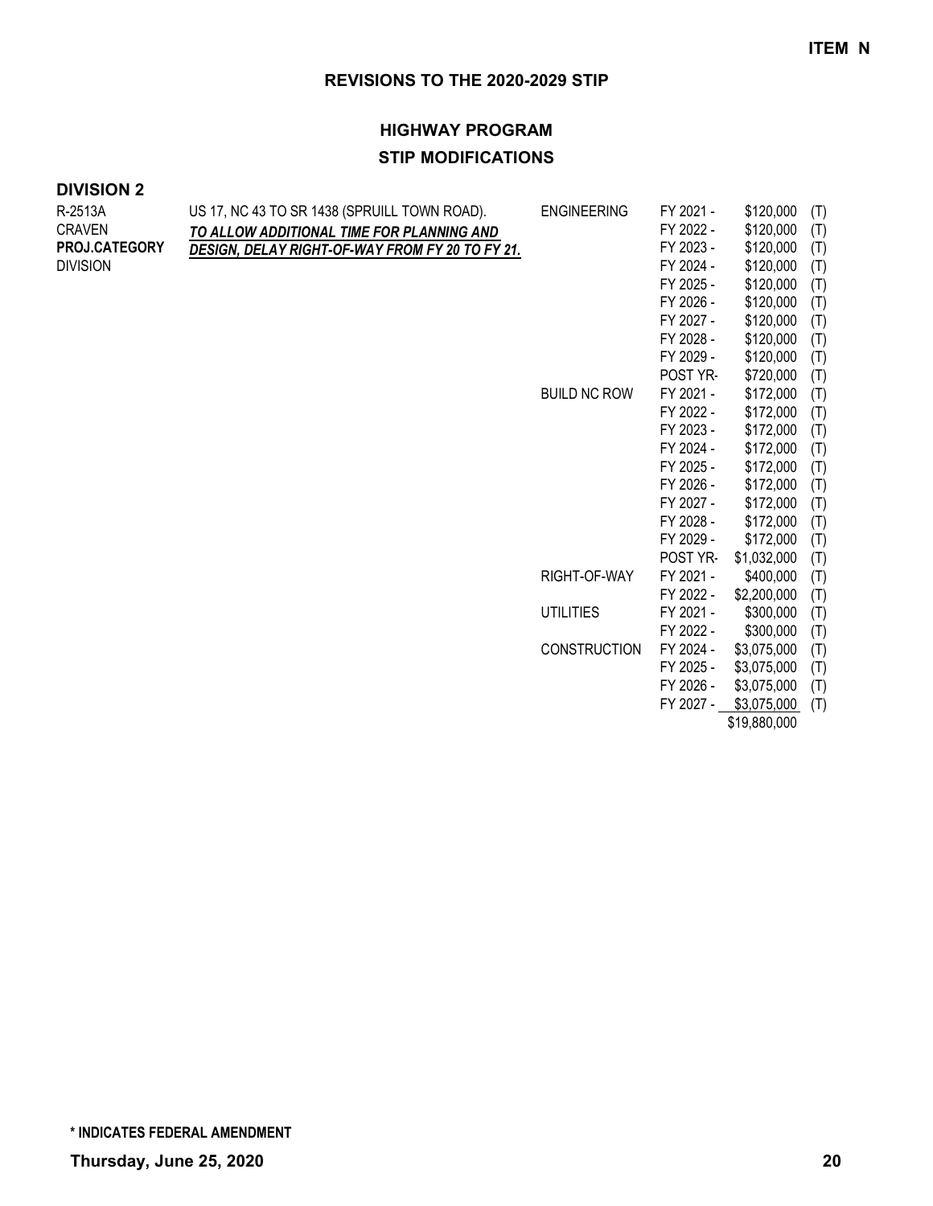**ITEM N**

## REVISIONS TO THE 2020-2029 STIP

### HIGHWAY PROGRAM

### STIP MODIFICATIONS

**DIVISION 2**

| Project | Description | Work Type | Fiscal Year | Amount | Fund |
|---|---|---|---|---|---|
| R-2513A | US 17, NC 43 TO SR 1438 (SPRUILL TOWN ROAD). | ENGINEERING | FY 2021 - | $120,000 | (T) |
| CRAVEN | ***TO ALLOW ADDITIONAL TIME FOR PLANNING AND*** | | FY 2022 - | $120,000 | (T) |
| **PROJ.CATEGORY** | ***DESIGN, DELAY RIGHT-OF-WAY FROM FY 20 TO FY 21.*** | | FY 2023 - | $120,000 | (T) |
| DIVISION | | | FY 2024 - | $120,000 | (T) |
| | | | FY 2025 - | $120,000 | (T) |
| | | | FY 2026 - | $120,000 | (T) |
| | | | FY 2027 - | $120,000 | (T) |
| | | | FY 2028 - | $120,000 | (T) |
| | | | FY 2029 - | $120,000 | (T) |
| | | | POST YR- | $720,000 | (T) |
| | | BUILD NC ROW | FY 2021 - | $172,000 | (T) |
| | | | FY 2022 - | $172,000 | (T) |
| | | | FY 2023 - | $172,000 | (T) |
| | | | FY 2024 - | $172,000 | (T) |
| | | | FY 2025 - | $172,000 | (T) |
| | | | FY 2026 - | $172,000 | (T) |
| | | | FY 2027 - | $172,000 | (T) |
| | | | FY 2028 - | $172,000 | (T) |
| | | | FY 2029 - | $172,000 | (T) |
| | | | POST YR- | $1,032,000 | (T) |
| | | RIGHT-OF-WAY | FY 2021 - | $400,000 | (T) |
| | | | FY 2022 - | $2,200,000 | (T) |
| | | UTILITIES | FY 2021 - | $300,000 | (T) |
| | | | FY 2022 - | $300,000 | (T) |
| | | CONSTRUCTION | FY 2024 - | $3,075,000 | (T) |
| | | | FY 2025 - | $3,075,000 | (T) |
| | | | FY 2026 - | $3,075,000 | (T) |
| | | | FY 2027 - | $3,075,000 | (T) |
| | | | | $19,880,000 | |

**\* INDICATES FEDERAL AMENDMENT**

**Thursday, June 25, 2020**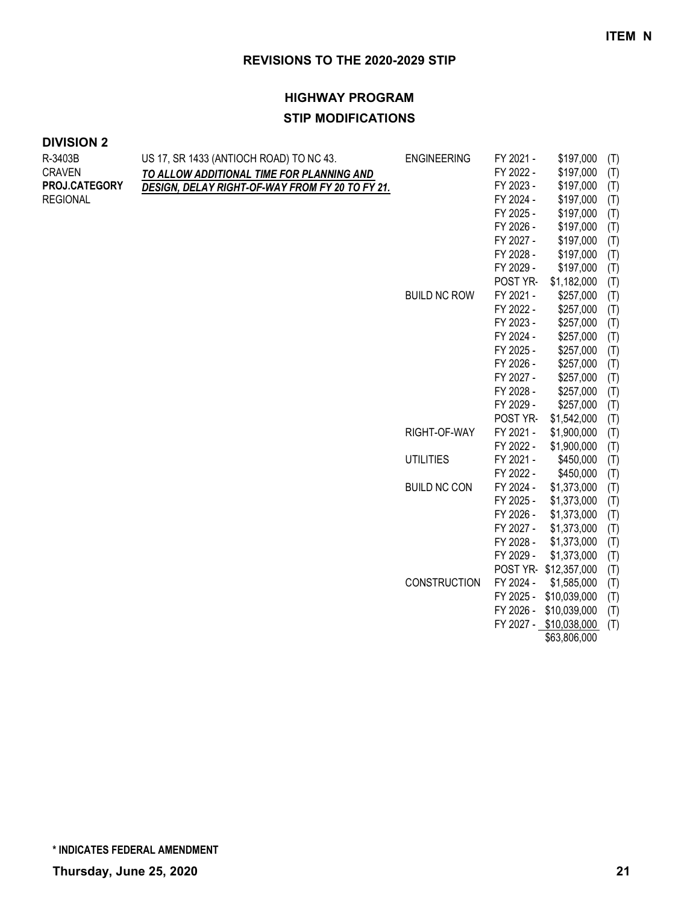**ITEM N**

## REVISIONS TO THE 2020-2029 STIP

### HIGHWAY PROGRAM

### STIP MODIFICATIONS

**DIVISION 2**

| Project | Description | Category | Fiscal Year | Amount | |
|---|---|---|---|---|---|
| R-3403B | US 17, SR 1433 (ANTIOCH ROAD) TO NC 43. | ENGINEERING | FY 2021 - | $197,000 | (T) |
| CRAVEN | ***TO ALLOW ADDITIONAL TIME FOR PLANNING AND*** | | FY 2022 - | $197,000 | (T) |
| **PROJ.CATEGORY** | ***DESIGN, DELAY RIGHT-OF-WAY FROM FY 20 TO FY 21.*** | | FY 2023 - | $197,000 | (T) |
| REGIONAL | | | FY 2024 - | $197,000 | (T) |
| | | | FY 2025 - | $197,000 | (T) |
| | | | FY 2026 - | $197,000 | (T) |
| | | | FY 2027 - | $197,000 | (T) |
| | | | FY 2028 - | $197,000 | (T) |
| | | | FY 2029 - | $197,000 | (T) |
| | | | POST YR- | $1,182,000 | (T) |
| | | BUILD NC ROW | FY 2021 - | $257,000 | (T) |
| | | | FY 2022 - | $257,000 | (T) |
| | | | FY 2023 - | $257,000 | (T) |
| | | | FY 2024 - | $257,000 | (T) |
| | | | FY 2025 - | $257,000 | (T) |
| | | | FY 2026 - | $257,000 | (T) |
| | | | FY 2027 - | $257,000 | (T) |
| | | | FY 2028 - | $257,000 | (T) |
| | | | FY 2029 - | $257,000 | (T) |
| | | | POST YR- | $1,542,000 | (T) |
| | | RIGHT-OF-WAY | FY 2021 - | $1,900,000 | (T) |
| | | | FY 2022 - | $1,900,000 | (T) |
| | | UTILITIES | FY 2021 - | $450,000 | (T) |
| | | | FY 2022 - | $450,000 | (T) |
| | | BUILD NC CON | FY 2024 - | $1,373,000 | (T) |
| | | | FY 2025 - | $1,373,000 | (T) |
| | | | FY 2026 - | $1,373,000 | (T) |
| | | | FY 2027 - | $1,373,000 | (T) |
| | | | FY 2028 - | $1,373,000 | (T) |
| | | | FY 2029 - | $1,373,000 | (T) |
| | | | POST YR- | $12,357,000 | (T) |
| | | CONSTRUCTION | FY 2024 - | $1,585,000 | (T) |
| | | | FY 2025 - | $10,039,000 | (T) |
| | | | FY 2026 - | $10,039,000 | (T) |
| | | | FY 2027 - | $10,038,000 | (T) |
| | | | | $63,806,000 | |

**\* INDICATES FEDERAL AMENDMENT**

**Thursday, June 25, 2020**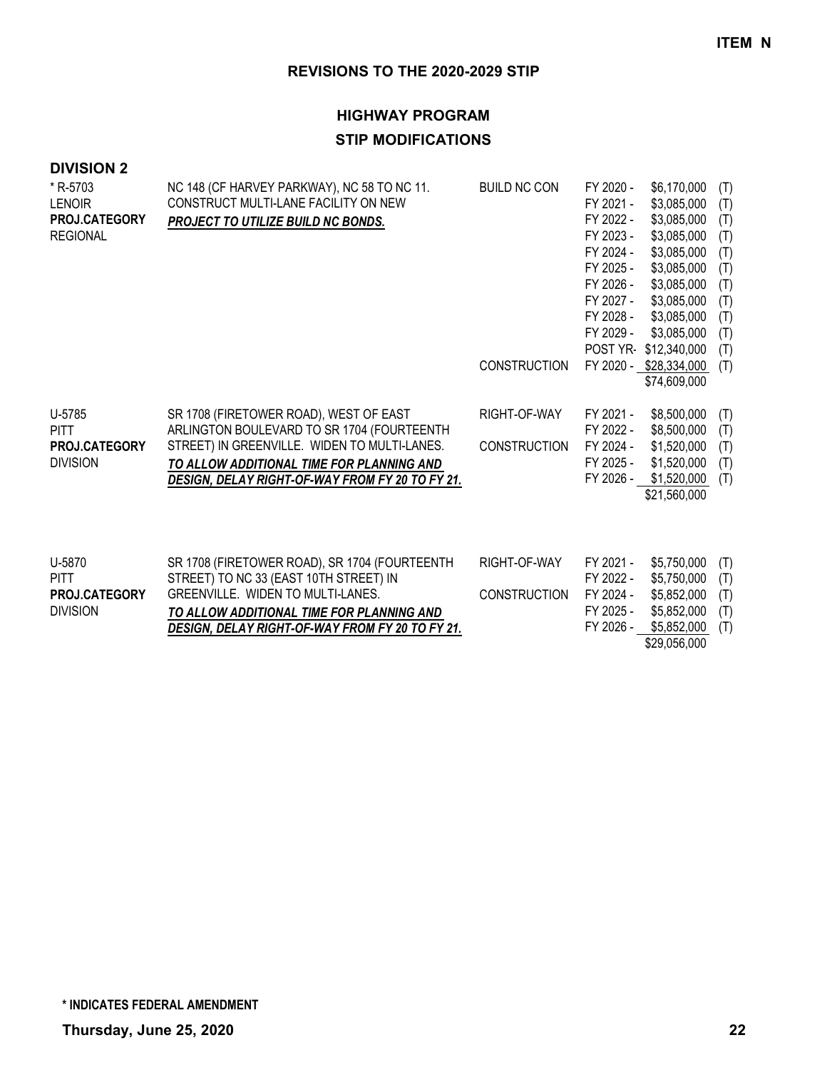**ITEM N**

## REVISIONS TO THE 2020-2029 STIP

### HIGHWAY PROGRAM

### STIP MODIFICATIONS

**DIVISION 2**

| Project | Description | Work Type | Fiscal Year | Amount | Fund |
|---|---|---|---|---|---|
| * R-5703<br>LENOIR<br>**PROJ.CATEGORY**<br>REGIONAL | NC 148 (CF HARVEY PARKWAY), NC 58 TO NC 11. CONSTRUCT MULTI-LANE FACILITY ON NEW<br>***PROJECT TO UTILIZE BUILD NC BONDS.*** | BUILD NC CON | FY 2020 - | $6,170,000 | (T) |
| | | | FY 2021 - | $3,085,000 | (T) |
| | | | FY 2022 - | $3,085,000 | (T) |
| | | | FY 2023 - | $3,085,000 | (T) |
| | | | FY 2024 - | $3,085,000 | (T) |
| | | | FY 2025 - | $3,085,000 | (T) |
| | | | FY 2026 - | $3,085,000 | (T) |
| | | | FY 2027 - | $3,085,000 | (T) |
| | | | FY 2028 - | $3,085,000 | (T) |
| | | | FY 2029 - | $3,085,000 | (T) |
| | | | POST YR- | $12,340,000 | (T) |
| | | CONSTRUCTION | FY 2020 - | $28,334,000 | (T) |
| | | | | $74,609,000 | |
| U-5785<br>PITT<br>**PROJ.CATEGORY**<br>DIVISION | SR 1708 (FIRETOWER ROAD), WEST OF EAST ARLINGTON BOULEVARD TO SR 1704 (FOURTEENTH STREET) IN GREENVILLE. WIDEN TO MULTI-LANES.<br>***TO ALLOW ADDITIONAL TIME FOR PLANNING AND DESIGN, DELAY RIGHT-OF-WAY FROM FY 20 TO FY 21.*** | RIGHT-OF-WAY | FY 2021 - | $8,500,000 | (T) |
| | | | FY 2022 - | $8,500,000 | (T) |
| | | CONSTRUCTION | FY 2024 - | $1,520,000 | (T) |
| | | | FY 2025 - | $1,520,000 | (T) |
| | | | FY 2026 - | $1,520,000 | (T) |
| | | | | $21,560,000 | |
| U-5870<br>PITT<br>**PROJ.CATEGORY**<br>DIVISION | SR 1708 (FIRETOWER ROAD), SR 1704 (FOURTEENTH STREET) TO NC 33 (EAST 10TH STREET) IN GREENVILLE. WIDEN TO MULTI-LANES.<br>***TO ALLOW ADDITIONAL TIME FOR PLANNING AND DESIGN, DELAY RIGHT-OF-WAY FROM FY 20 TO FY 21.*** | RIGHT-OF-WAY | FY 2021 - | $5,750,000 | (T) |
| | | | FY 2022 - | $5,750,000 | (T) |
| | | CONSTRUCTION | FY 2024 - | $5,852,000 | (T) |
| | | | FY 2025 - | $5,852,000 | (T) |
| | | | FY 2026 - | $5,852,000 | (T) |
| | | | | $29,056,000 | |

**\* INDICATES FEDERAL AMENDMENT**

**Thursday, June 25, 2020**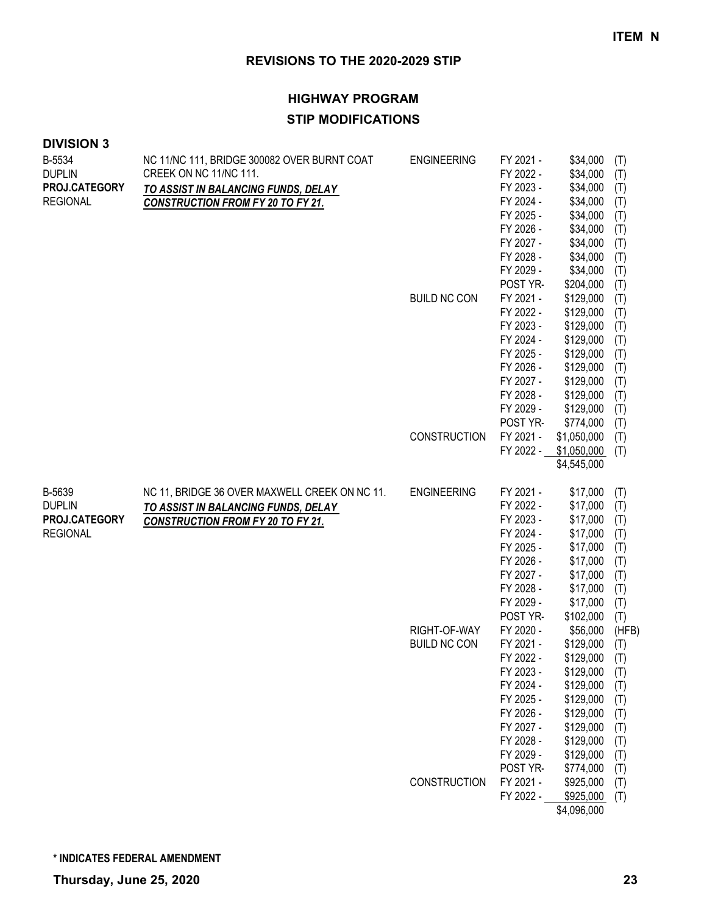**ITEM N**

## REVISIONS TO THE 2020-2029 STIP

### HIGHWAY PROGRAM

### STIP MODIFICATIONS

**DIVISION 3**

| Project | Description | Phase | Year | Amount | Source |
|---|---|---|---|---|---|
| B-5534<br>DUPLIN<br>**PROJ.CATEGORY**<br>REGIONAL | NC 11/NC 111, BRIDGE 300082 OVER BURNT COAT CREEK ON NC 11/NC 111.<br>***TO ASSIST IN BALANCING FUNDS, DELAY CONSTRUCTION FROM FY 20 TO FY 21.*** | ENGINEERING | FY 2021 - | $34,000 | (T) |
| | | | FY 2022 - | $34,000 | (T) |
| | | | FY 2023 - | $34,000 | (T) |
| | | | FY 2024 - | $34,000 | (T) |
| | | | FY 2025 - | $34,000 | (T) |
| | | | FY 2026 - | $34,000 | (T) |
| | | | FY 2027 - | $34,000 | (T) |
| | | | FY 2028 - | $34,000 | (T) |
| | | | FY 2029 - | $34,000 | (T) |
| | | | POST YR- | $204,000 | (T) |
| | | BUILD NC CON | FY 2021 - | $129,000 | (T) |
| | | | FY 2022 - | $129,000 | (T) |
| | | | FY 2023 - | $129,000 | (T) |
| | | | FY 2024 - | $129,000 | (T) |
| | | | FY 2025 - | $129,000 | (T) |
| | | | FY 2026 - | $129,000 | (T) |
| | | | FY 2027 - | $129,000 | (T) |
| | | | FY 2028 - | $129,000 | (T) |
| | | | FY 2029 - | $129,000 | (T) |
| | | | POST YR- | $774,000 | (T) |
| | | CONSTRUCTION | FY 2021 - | $1,050,000 | (T) |
| | | | FY 2022 - | $1,050,000 | (T) |
| | | | | $4,545,000 | |
| B-5639<br>DUPLIN<br>**PROJ.CATEGORY**<br>REGIONAL | NC 11, BRIDGE 36 OVER MAXWELL CREEK ON NC 11.<br>***TO ASSIST IN BALANCING FUNDS, DELAY CONSTRUCTION FROM FY 20 TO FY 21.*** | ENGINEERING | FY 2021 - | $17,000 | (T) |
| | | | FY 2022 - | $17,000 | (T) |
| | | | FY 2023 - | $17,000 | (T) |
| | | | FY 2024 - | $17,000 | (T) |
| | | | FY 2025 - | $17,000 | (T) |
| | | | FY 2026 - | $17,000 | (T) |
| | | | FY 2027 - | $17,000 | (T) |
| | | | FY 2028 - | $17,000 | (T) |
| | | | FY 2029 - | $17,000 | (T) |
| | | | POST YR- | $102,000 | (T) |
| | | RIGHT-OF-WAY | FY 2020 - | $56,000 | (HFB) |
| | | BUILD NC CON | FY 2021 - | $129,000 | (T) |
| | | | FY 2022 - | $129,000 | (T) |
| | | | FY 2023 - | $129,000 | (T) |
| | | | FY 2024 - | $129,000 | (T) |
| | | | FY 2025 - | $129,000 | (T) |
| | | | FY 2026 - | $129,000 | (T) |
| | | | FY 2027 - | $129,000 | (T) |
| | | | FY 2028 - | $129,000 | (T) |
| | | | FY 2029 - | $129,000 | (T) |
| | | | POST YR- | $774,000 | (T) |
| | | CONSTRUCTION | FY 2021 - | $925,000 | (T) |
| | | | FY 2022 - | $925,000 | (T) |
| | | | | $4,096,000 | |

**\* INDICATES FEDERAL AMENDMENT**

**Thursday, June 25, 2020**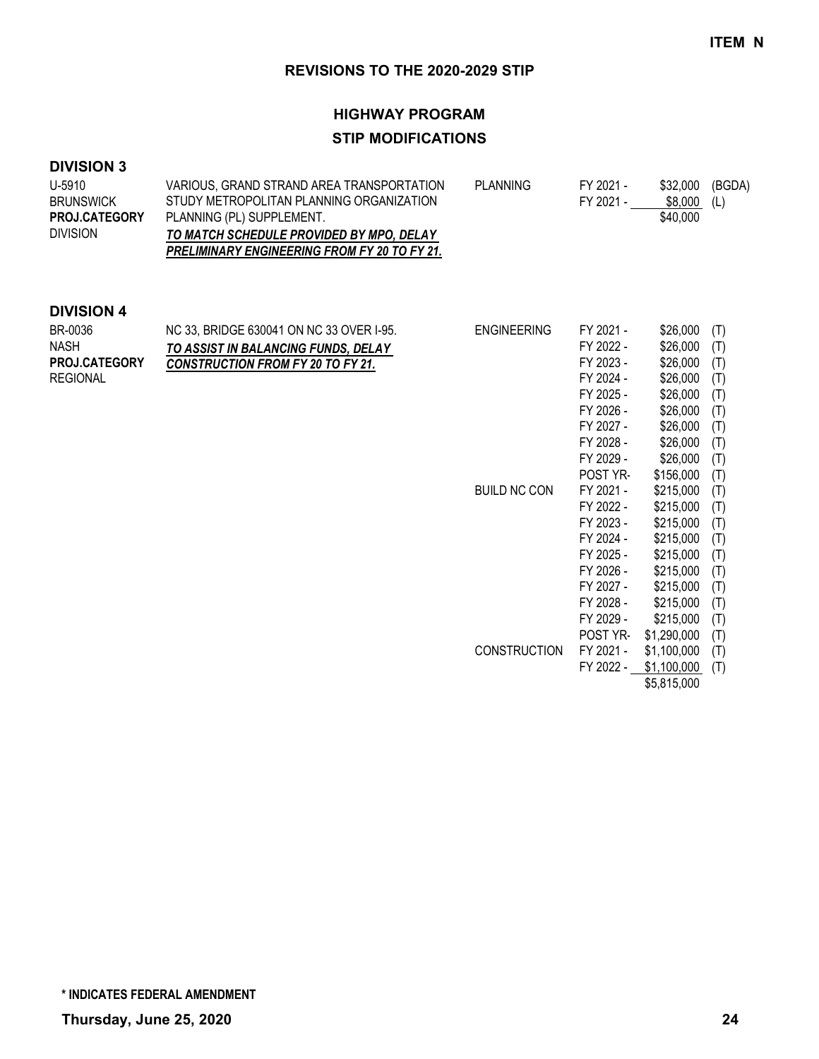**ITEM N**

## REVISIONS TO THE 2020-2029 STIP

## HIGHWAY PROGRAM

## STIP MODIFICATIONS

### DIVISION 3

| | | | | | |
|---|---|---|---|---|---|
| U-5910<br>BRUNSWICK<br>**PROJ.CATEGORY**<br>DIVISION | VARIOUS, GRAND STRAND AREA TRANSPORTATION STUDY METROPOLITAN PLANNING ORGANIZATION PLANNING (PL) SUPPLEMENT.<br>***TO MATCH SCHEDULE PROVIDED BY MPO, DELAY PRELIMINARY ENGINEERING FROM FY 20 TO FY 21.*** | PLANNING | FY 2021 - | $32,000 | (BGDA) |
| | | | FY 2021 - | $8,000 | (L) |
| | | | | $40,000 | |

### DIVISION 4

| | | | | | |
|---|---|---|---|---|---|
| BR-0036<br>NASH<br>**PROJ.CATEGORY**<br>REGIONAL | NC 33, BRIDGE 630041 ON NC 33 OVER I-95.<br>***TO ASSIST IN BALANCING FUNDS, DELAY CONSTRUCTION FROM FY 20 TO FY 21.*** | ENGINEERING | FY 2021 - | $26,000 | (T) |
| | | | FY 2022 - | $26,000 | (T) |
| | | | FY 2023 - | $26,000 | (T) |
| | | | FY 2024 - | $26,000 | (T) |
| | | | FY 2025 - | $26,000 | (T) |
| | | | FY 2026 - | $26,000 | (T) |
| | | | FY 2027 - | $26,000 | (T) |
| | | | FY 2028 - | $26,000 | (T) |
| | | | FY 2029 - | $26,000 | (T) |
| | | | POST YR- | $156,000 | (T) |
| | | BUILD NC CON | FY 2021 - | $215,000 | (T) |
| | | | FY 2022 - | $215,000 | (T) |
| | | | FY 2023 - | $215,000 | (T) |
| | | | FY 2024 - | $215,000 | (T) |
| | | | FY 2025 - | $215,000 | (T) |
| | | | FY 2026 - | $215,000 | (T) |
| | | | FY 2027 - | $215,000 | (T) |
| | | | FY 2028 - | $215,000 | (T) |
| | | | FY 2029 - | $215,000 | (T) |
| | | | POST YR- | $1,290,000 | (T) |
| | | CONSTRUCTION | FY 2021 - | $1,100,000 | (T) |
| | | | FY 2022 - | $1,100,000 | (T) |
| | | | | $5,815,000 | |

**\* INDICATES FEDERAL AMENDMENT**

**Thursday, June 25, 2020**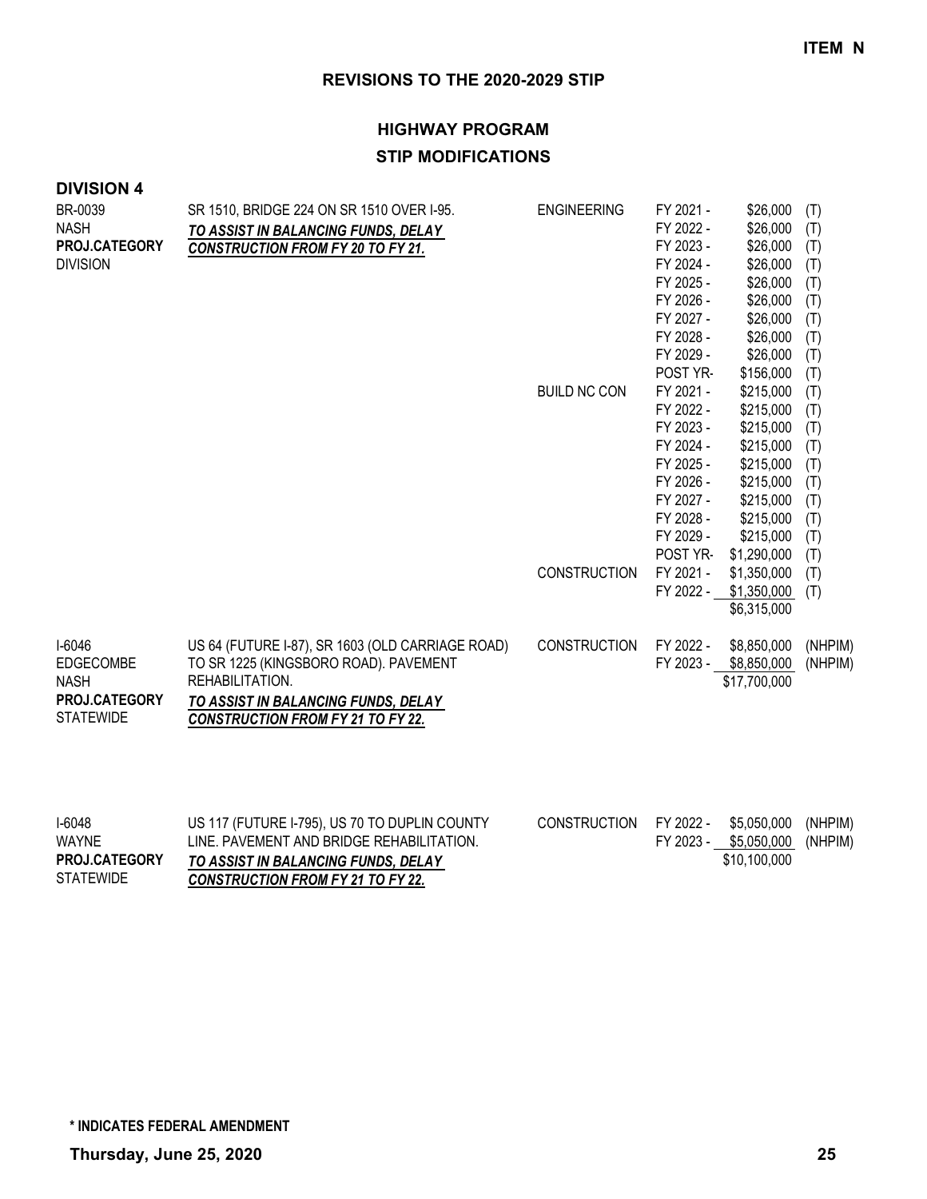**ITEM N**

## REVISIONS TO THE 2020-2029 STIP

### HIGHWAY PROGRAM

### STIP MODIFICATIONS

**DIVISION 4**

| Project | Description | Work Type | Fiscal Year | Amount | Fund |
|---|---|---|---|---|---|
| BR-0039<br>NASH<br>**PROJ.CATEGORY**<br>DIVISION | SR 1510, BRIDGE 224 ON SR 1510 OVER I-95.<br>***TO ASSIST IN BALANCING FUNDS, DELAY CONSTRUCTION FROM FY 20 TO FY 21.*** | ENGINEERING | FY 2021 - | $26,000 | (T) |
| | | | FY 2022 - | $26,000 | (T) |
| | | | FY 2023 - | $26,000 | (T) |
| | | | FY 2024 - | $26,000 | (T) |
| | | | FY 2025 - | $26,000 | (T) |
| | | | FY 2026 - | $26,000 | (T) |
| | | | FY 2027 - | $26,000 | (T) |
| | | | FY 2028 - | $26,000 | (T) |
| | | | FY 2029 - | $26,000 | (T) |
| | | | POST YR- | $156,000 | (T) |
| | | BUILD NC CON | FY 2021 - | $215,000 | (T) |
| | | | FY 2022 - | $215,000 | (T) |
| | | | FY 2023 - | $215,000 | (T) |
| | | | FY 2024 - | $215,000 | (T) |
| | | | FY 2025 - | $215,000 | (T) |
| | | | FY 2026 - | $215,000 | (T) |
| | | | FY 2027 - | $215,000 | (T) |
| | | | FY 2028 - | $215,000 | (T) |
| | | | FY 2029 - | $215,000 | (T) |
| | | | POST YR- | $1,290,000 | (T) |
| | | CONSTRUCTION | FY 2021 - | $1,350,000 | (T) |
| | | | FY 2022 - | $1,350,000 | (T) |
| | | | | $6,315,000 | |
| I-6046<br>EDGECOMBE<br>NASH<br>**PROJ.CATEGORY**<br>STATEWIDE | US 64 (FUTURE I-87), SR 1603 (OLD CARRIAGE ROAD) TO SR 1225 (KINGSBORO ROAD). PAVEMENT REHABILITATION.<br>***TO ASSIST IN BALANCING FUNDS, DELAY CONSTRUCTION FROM FY 21 TO FY 22.*** | CONSTRUCTION | FY 2022 - | $8,850,000 | (NHPIM) |
| | | | FY 2023 - | $8,850,000 | (NHPIM) |
| | | | | $17,700,000 | |
| I-6048<br>WAYNE<br>**PROJ.CATEGORY**<br>STATEWIDE | US 117 (FUTURE I-795), US 70 TO DUPLIN COUNTY LINE. PAVEMENT AND BRIDGE REHABILITATION.<br>***TO ASSIST IN BALANCING FUNDS, DELAY CONSTRUCTION FROM FY 21 TO FY 22.*** | CONSTRUCTION | FY 2022 - | $5,050,000 | (NHPIM) |
| | | | FY 2023 - | $5,050,000 | (NHPIM) |
| | | | | $10,100,000 | |

**\* INDICATES FEDERAL AMENDMENT**

**Thursday, June 25, 2020**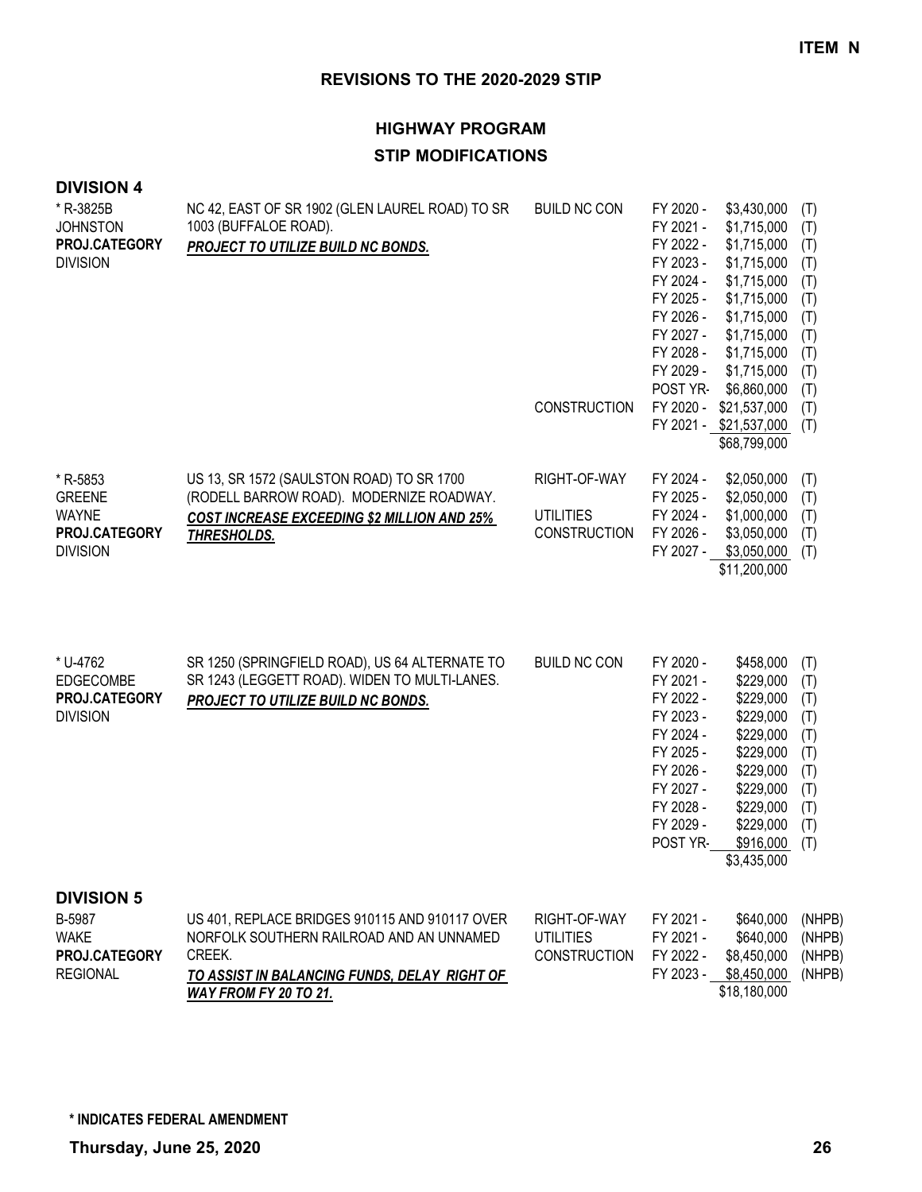**ITEM N**

## REVISIONS TO THE 2020-2029 STIP

### HIGHWAY PROGRAM

### STIP MODIFICATIONS

### DIVISION 4

| Project | Description | Phase | Year | Amount | Fund |
|---|---|---|---|---|---|
| * R-3825B<br>JOHNSTON<br>**PROJ.CATEGORY**<br>DIVISION | NC 42, EAST OF SR 1902 (GLEN LAUREL ROAD) TO SR 1003 (BUFFALOE ROAD).<br>***PROJECT TO UTILIZE BUILD NC BONDS.*** | BUILD NC CON | FY 2020 - | $3,430,000 | (T) |
| | | | FY 2021 - | $1,715,000 | (T) |
| | | | FY 2022 - | $1,715,000 | (T) |
| | | | FY 2023 - | $1,715,000 | (T) |
| | | | FY 2024 - | $1,715,000 | (T) |
| | | | FY 2025 - | $1,715,000 | (T) |
| | | | FY 2026 - | $1,715,000 | (T) |
| | | | FY 2027 - | $1,715,000 | (T) |
| | | | FY 2028 - | $1,715,000 | (T) |
| | | | FY 2029 - | $1,715,000 | (T) |
| | | | POST YR- | $6,860,000 | (T) |
| | | CONSTRUCTION | FY 2020 - | $21,537,000 | (T) |
| | | | FY 2021 - | $21,537,000 | (T) |
| | | | | $68,799,000 | |
| * R-5853<br>GREENE<br>WAYNE<br>**PROJ.CATEGORY**<br>DIVISION | US 13, SR 1572 (SAULSTON ROAD) TO SR 1700 (RODELL BARROW ROAD). MODERNIZE ROADWAY.<br>***COST INCREASE EXCEEDING $2 MILLION AND 25% THRESHOLDS.*** | RIGHT-OF-WAY | FY 2024 - | $2,050,000 | (T) |
| | | | FY 2025 - | $2,050,000 | (T) |
| | | UTILITIES | FY 2024 - | $1,000,000 | (T) |
| | | CONSTRUCTION | FY 2026 - | $3,050,000 | (T) |
| | | | FY 2027 - | $3,050,000 | (T) |
| | | | | $11,200,000 | |
| * U-4762<br>EDGECOMBE<br>**PROJ.CATEGORY**<br>DIVISION | SR 1250 (SPRINGFIELD ROAD), US 64 ALTERNATE TO SR 1243 (LEGGETT ROAD). WIDEN TO MULTI-LANES.<br>***PROJECT TO UTILIZE BUILD NC BONDS.*** | BUILD NC CON | FY 2020 - | $458,000 | (T) |
| | | | FY 2021 - | $229,000 | (T) |
| | | | FY 2022 - | $229,000 | (T) |
| | | | FY 2023 - | $229,000 | (T) |
| | | | FY 2024 - | $229,000 | (T) |
| | | | FY 2025 - | $229,000 | (T) |
| | | | FY 2026 - | $229,000 | (T) |
| | | | FY 2027 - | $229,000 | (T) |
| | | | FY 2028 - | $229,000 | (T) |
| | | | FY 2029 - | $229,000 | (T) |
| | | | POST YR- | $916,000 | (T) |
| | | | | $3,435,000 | |

### DIVISION 5

| Project | Description | Phase | Year | Amount | Fund |
|---|---|---|---|---|---|
| B-5987<br>WAKE<br>**PROJ.CATEGORY**<br>REGIONAL | US 401, REPLACE BRIDGES 910115 AND 910117 OVER NORFOLK SOUTHERN RAILROAD AND AN UNNAMED CREEK.<br>***TO ASSIST IN BALANCING FUNDS, DELAY RIGHT OF WAY FROM FY 20 TO 21.*** | RIGHT-OF-WAY | FY 2021 - | $640,000 | (NHPB) |
| | | UTILITIES | FY 2021 - | $640,000 | (NHPB) |
| | | CONSTRUCTION | FY 2022 - | $8,450,000 | (NHPB) |
| | | | FY 2023 - | $8,450,000 | (NHPB) |
| | | | | $18,180,000 | |

**\* INDICATES FEDERAL AMENDMENT**

**Thursday, June 25, 2020**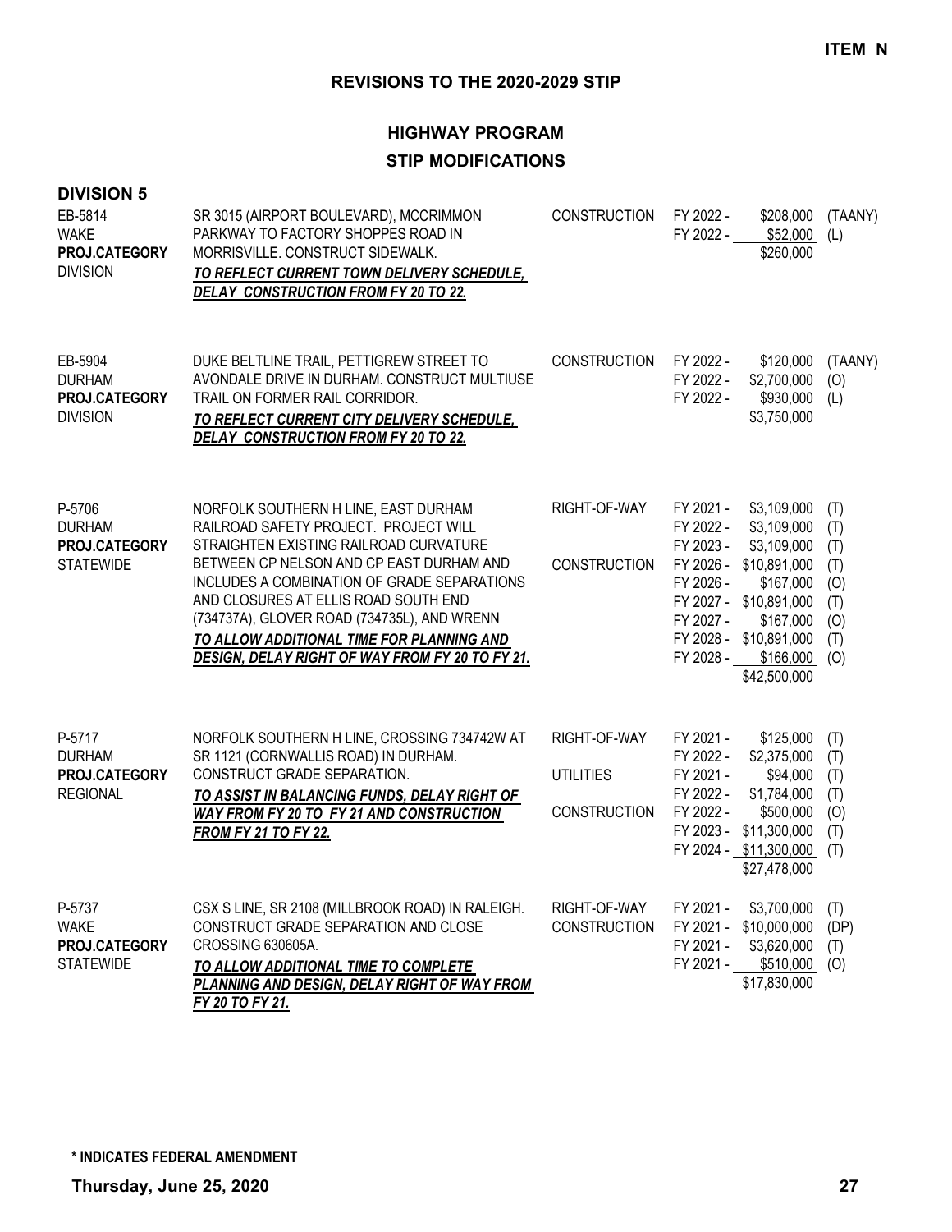**ITEM N**

## REVISIONS TO THE 2020-2029 STIP

### HIGHWAY PROGRAM

### STIP MODIFICATIONS

**DIVISION 5**

| Project | Description | Work | Fiscal Year | Amount | Fund |
|---|---|---|---|---|---|
| EB-5814<br>WAKE<br>**PROJ.CATEGORY**<br>DIVISION | SR 3015 (AIRPORT BOULEVARD), MCCRIMMON PARKWAY TO FACTORY SHOPPES ROAD IN MORRISVILLE. CONSTRUCT SIDEWALK.<br>***TO REFLECT CURRENT TOWN DELIVERY SCHEDULE, DELAY CONSTRUCTION FROM FY 20 TO 22.*** | CONSTRUCTION | FY 2022 - | $208,000 | (TAANY) |
| | | | FY 2022 - | $52,000 | (L) |
| | | | | $260,000 | |
| EB-5904<br>DURHAM<br>**PROJ.CATEGORY**<br>DIVISION | DUKE BELTLINE TRAIL, PETTIGREW STREET TO AVONDALE DRIVE IN DURHAM. CONSTRUCT MULTIUSE TRAIL ON FORMER RAIL CORRIDOR.<br>***TO REFLECT CURRENT CITY DELIVERY SCHEDULE, DELAY CONSTRUCTION FROM FY 20 TO 22.*** | CONSTRUCTION | FY 2022 - | $120,000 | (TAANY) |
| | | | FY 2022 - | $2,700,000 | (O) |
| | | | FY 2022 - | $930,000 | (L) |
| | | | | $3,750,000 | |
| P-5706<br>DURHAM<br>**PROJ.CATEGORY**<br>STATEWIDE | NORFOLK SOUTHERN H LINE, EAST DURHAM RAILROAD SAFETY PROJECT. PROJECT WILL STRAIGHTEN EXISTING RAILROAD CURVATURE BETWEEN CP NELSON AND CP EAST DURHAM AND INCLUDES A COMBINATION OF GRADE SEPARATIONS AND CLOSURES AT ELLIS ROAD SOUTH END (734737A), GLOVER ROAD (734735L), AND WRENN<br>***TO ALLOW ADDITIONAL TIME FOR PLANNING AND DESIGN, DELAY RIGHT OF WAY FROM FY 20 TO FY 21.*** | RIGHT-OF-WAY | FY 2021 - | $3,109,000 | (T) |
| | | | FY 2022 - | $3,109,000 | (T) |
| | | | FY 2023 - | $3,109,000 | (T) |
| | | CONSTRUCTION | FY 2026 - | $10,891,000 | (T) |
| | | | FY 2026 - | $167,000 | (O) |
| | | | FY 2027 - | $10,891,000 | (T) |
| | | | FY 2027 - | $167,000 | (O) |
| | | | FY 2028 - | $10,891,000 | (T) |
| | | | FY 2028 - | $166,000 | (O) |
| | | | | $42,500,000 | |
| P-5717<br>DURHAM<br>**PROJ.CATEGORY**<br>REGIONAL | NORFOLK SOUTHERN H LINE, CROSSING 734742W AT SR 1121 (CORNWALLIS ROAD) IN DURHAM. CONSTRUCT GRADE SEPARATION.<br>***TO ASSIST IN BALANCING FUNDS, DELAY RIGHT OF WAY FROM FY 20 TO FY 21 AND CONSTRUCTION FROM FY 21 TO FY 22.*** | RIGHT-OF-WAY | FY 2021 - | $125,000 | (T) |
| | | | FY 2022 - | $2,375,000 | (T) |
| | | UTILITIES | FY 2021 - | $94,000 | (T) |
| | | | FY 2022 - | $1,784,000 | (T) |
| | | CONSTRUCTION | FY 2022 - | $500,000 | (O) |
| | | | FY 2023 - | $11,300,000 | (T) |
| | | | FY 2024 - | $11,300,000 | (T) |
| | | | | $27,478,000 | |
| P-5737<br>WAKE<br>**PROJ.CATEGORY**<br>STATEWIDE | CSX S LINE, SR 2108 (MILLBROOK ROAD) IN RALEIGH. CONSTRUCT GRADE SEPARATION AND CLOSE CROSSING 630605A.<br>***TO ALLOW ADDITIONAL TIME TO COMPLETE PLANNING AND DESIGN, DELAY RIGHT OF WAY FROM FY 20 TO FY 21.*** | RIGHT-OF-WAY | FY 2021 - | $3,700,000 | (T) |
| | | CONSTRUCTION | FY 2021 - | $10,000,000 | (DP) |
| | | | FY 2021 - | $3,620,000 | (T) |
| | | | FY 2021 - | $510,000 | (O) |
| | | | | $17,830,000 | |

**\* INDICATES FEDERAL AMENDMENT**

**Thursday, June 25, 2020**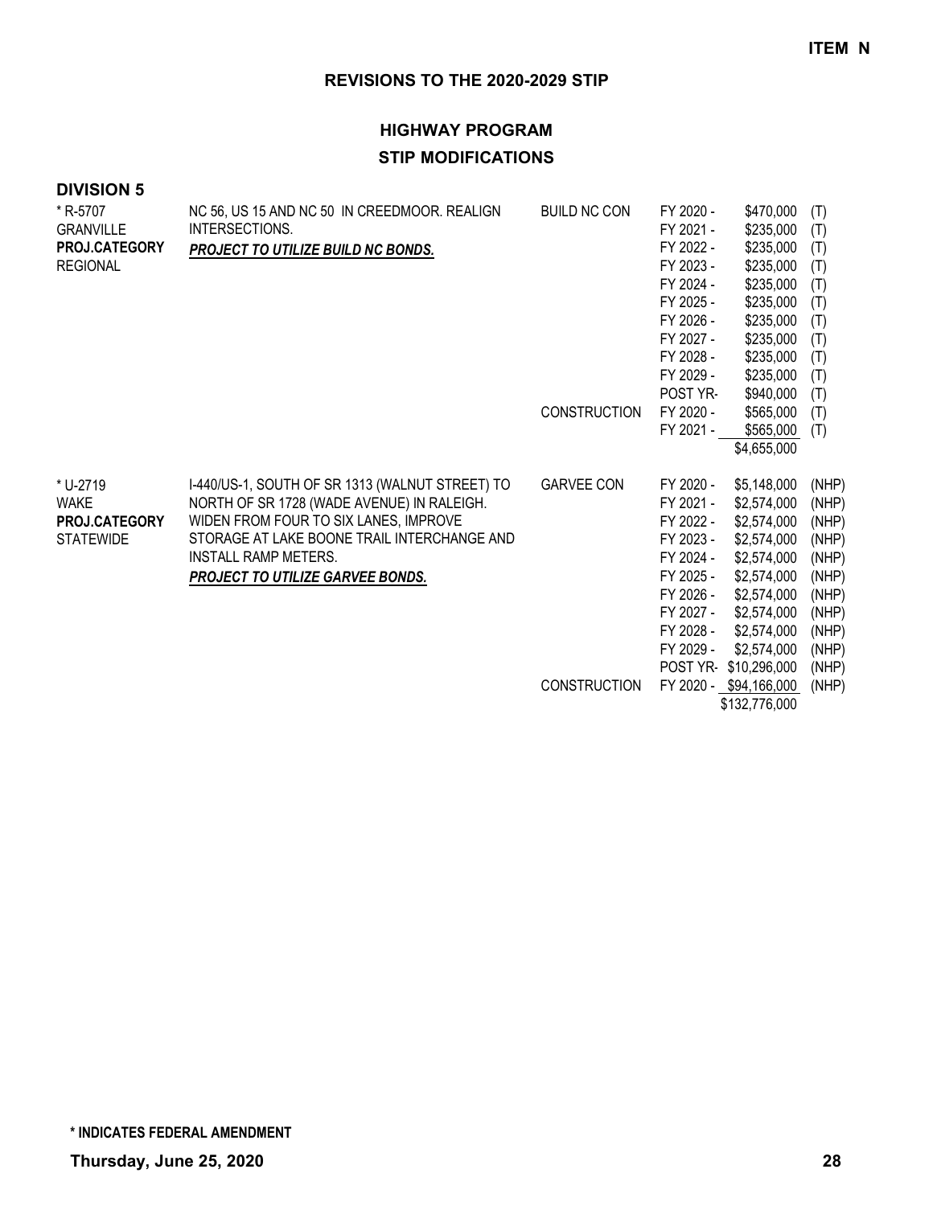**ITEM N**

## REVISIONS TO THE 2020-2029 STIP

### HIGHWAY PROGRAM

### STIP MODIFICATIONS

**DIVISION 5**

| Project | Description | Phase | Year | Amount | Source |
|---|---|---|---|---|---|
| * R-5707<br>GRANVILLE<br>**PROJ.CATEGORY**<br>REGIONAL | NC 56, US 15 AND NC 50 IN CREEDMOOR. REALIGN INTERSECTIONS.<br>***PROJECT TO UTILIZE BUILD NC BONDS.*** | BUILD NC CON | FY 2020 - | $470,000 | (T) |
| | | | FY 2021 - | $235,000 | (T) |
| | | | FY 2022 - | $235,000 | (T) |
| | | | FY 2023 - | $235,000 | (T) |
| | | | FY 2024 - | $235,000 | (T) |
| | | | FY 2025 - | $235,000 | (T) |
| | | | FY 2026 - | $235,000 | (T) |
| | | | FY 2027 - | $235,000 | (T) |
| | | | FY 2028 - | $235,000 | (T) |
| | | | FY 2029 - | $235,000 | (T) |
| | | | POST YR- | $940,000 | (T) |
| | | CONSTRUCTION | FY 2020 - | $565,000 | (T) |
| | | | FY 2021 - | $565,000 | (T) |
| | | | | $4,655,000 | |
| * U-2719<br>WAKE<br>**PROJ.CATEGORY**<br>STATEWIDE | I-440/US-1, SOUTH OF SR 1313 (WALNUT STREET) TO NORTH OF SR 1728 (WADE AVENUE) IN RALEIGH. WIDEN FROM FOUR TO SIX LANES, IMPROVE STORAGE AT LAKE BOONE TRAIL INTERCHANGE AND INSTALL RAMP METERS.<br>***PROJECT TO UTILIZE GARVEE BONDS.*** | GARVEE CON | FY 2020 - | $5,148,000 | (NHP) |
| | | | FY 2021 - | $2,574,000 | (NHP) |
| | | | FY 2022 - | $2,574,000 | (NHP) |
| | | | FY 2023 - | $2,574,000 | (NHP) |
| | | | FY 2024 - | $2,574,000 | (NHP) |
| | | | FY 2025 - | $2,574,000 | (NHP) |
| | | | FY 2026 - | $2,574,000 | (NHP) |
| | | | FY 2027 - | $2,574,000 | (NHP) |
| | | | FY 2028 - | $2,574,000 | (NHP) |
| | | | FY 2029 - | $2,574,000 | (NHP) |
| | | | POST YR- | $10,296,000 | (NHP) |
| | | CONSTRUCTION | FY 2020 - | $94,166,000 | (NHP) |
| | | | | $132,776,000 | |

**\* INDICATES FEDERAL AMENDMENT**

**Thursday, June 25, 2020**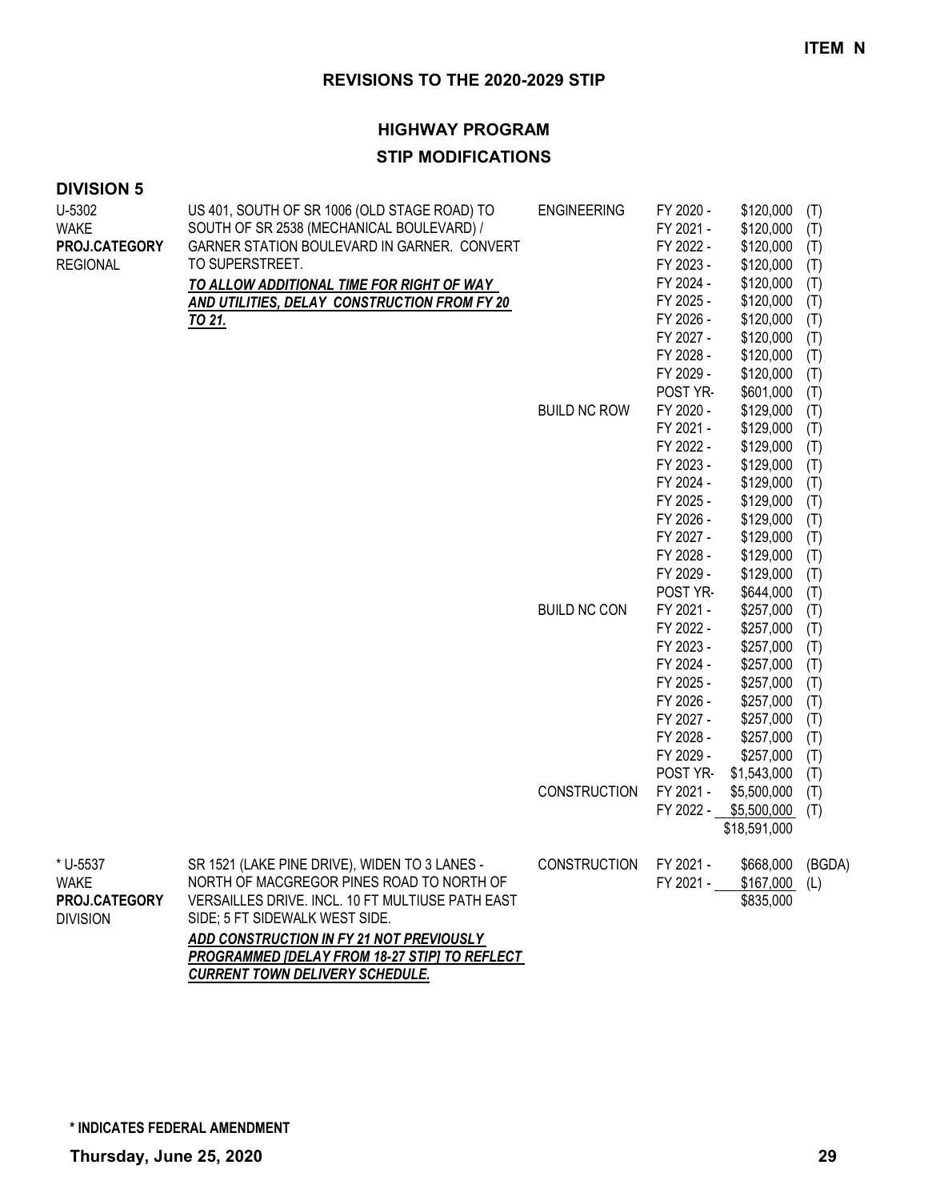**ITEM N**

## REVISIONS TO THE 2020-2029 STIP

### HIGHWAY PROGRAM

### STIP MODIFICATIONS

**DIVISION 5**

| Project | Description | Category | Year | Amount | Source |
|---|---|---|---|---|---|
| U-5302<br>WAKE<br>**PROJ.CATEGORY**<br>REGIONAL | US 401, SOUTH OF SR 1006 (OLD STAGE ROAD) TO SOUTH OF SR 2538 (MECHANICAL BOULEVARD) / GARNER STATION BOULEVARD IN GARNER. CONVERT TO SUPERSTREET.<br>***TO ALLOW ADDITIONAL TIME FOR RIGHT OF WAY AND UTILITIES, DELAY CONSTRUCTION FROM FY 20 TO 21.*** | ENGINEERING | FY 2020 - | $120,000 | (T) |
| | | | FY 2021 - | $120,000 | (T) |
| | | | FY 2022 - | $120,000 | (T) |
| | | | FY 2023 - | $120,000 | (T) |
| | | | FY 2024 - | $120,000 | (T) |
| | | | FY 2025 - | $120,000 | (T) |
| | | | FY 2026 - | $120,000 | (T) |
| | | | FY 2027 - | $120,000 | (T) |
| | | | FY 2028 - | $120,000 | (T) |
| | | | FY 2029 - | $120,000 | (T) |
| | | | POST YR- | $601,000 | (T) |
| | | BUILD NC ROW | FY 2020 - | $129,000 | (T) |
| | | | FY 2021 - | $129,000 | (T) |
| | | | FY 2022 - | $129,000 | (T) |
| | | | FY 2023 - | $129,000 | (T) |
| | | | FY 2024 - | $129,000 | (T) |
| | | | FY 2025 - | $129,000 | (T) |
| | | | FY 2026 - | $129,000 | (T) |
| | | | FY 2027 - | $129,000 | (T) |
| | | | FY 2028 - | $129,000 | (T) |
| | | | FY 2029 - | $129,000 | (T) |
| | | | POST YR- | $644,000 | (T) |
| | | BUILD NC CON | FY 2021 - | $257,000 | (T) |
| | | | FY 2022 - | $257,000 | (T) |
| | | | FY 2023 - | $257,000 | (T) |
| | | | FY 2024 - | $257,000 | (T) |
| | | | FY 2025 - | $257,000 | (T) |
| | | | FY 2026 - | $257,000 | (T) |
| | | | FY 2027 - | $257,000 | (T) |
| | | | FY 2028 - | $257,000 | (T) |
| | | | FY 2029 - | $257,000 | (T) |
| | | | POST YR- | $1,543,000 | (T) |
| | | CONSTRUCTION | FY 2021 - | $5,500,000 | (T) |
| | | | FY 2022 - | $5,500,000 | (T) |
| | | | | $18,591,000 | |
| * U-5537<br>WAKE<br>**PROJ.CATEGORY**<br>DIVISION | SR 1521 (LAKE PINE DRIVE), WIDEN TO 3 LANES - NORTH OF MACGREGOR PINES ROAD TO NORTH OF VERSAILLES DRIVE. INCL. 10 FT MULTIUSE PATH EAST SIDE; 5 FT SIDEWALK WEST SIDE.<br>***ADD CONSTRUCTION IN FY 21 NOT PREVIOUSLY PROGRAMMED [DELAY FROM 18-27 STIP] TO REFLECT CURRENT TOWN DELIVERY SCHEDULE.*** | CONSTRUCTION | FY 2021 - | $668,000 | (BGDA) |
| | | | FY 2021 - | $167,000 | (L) |
| | | | | $835,000 | |

**\* INDICATES FEDERAL AMENDMENT**

**Thursday, June 25, 2020**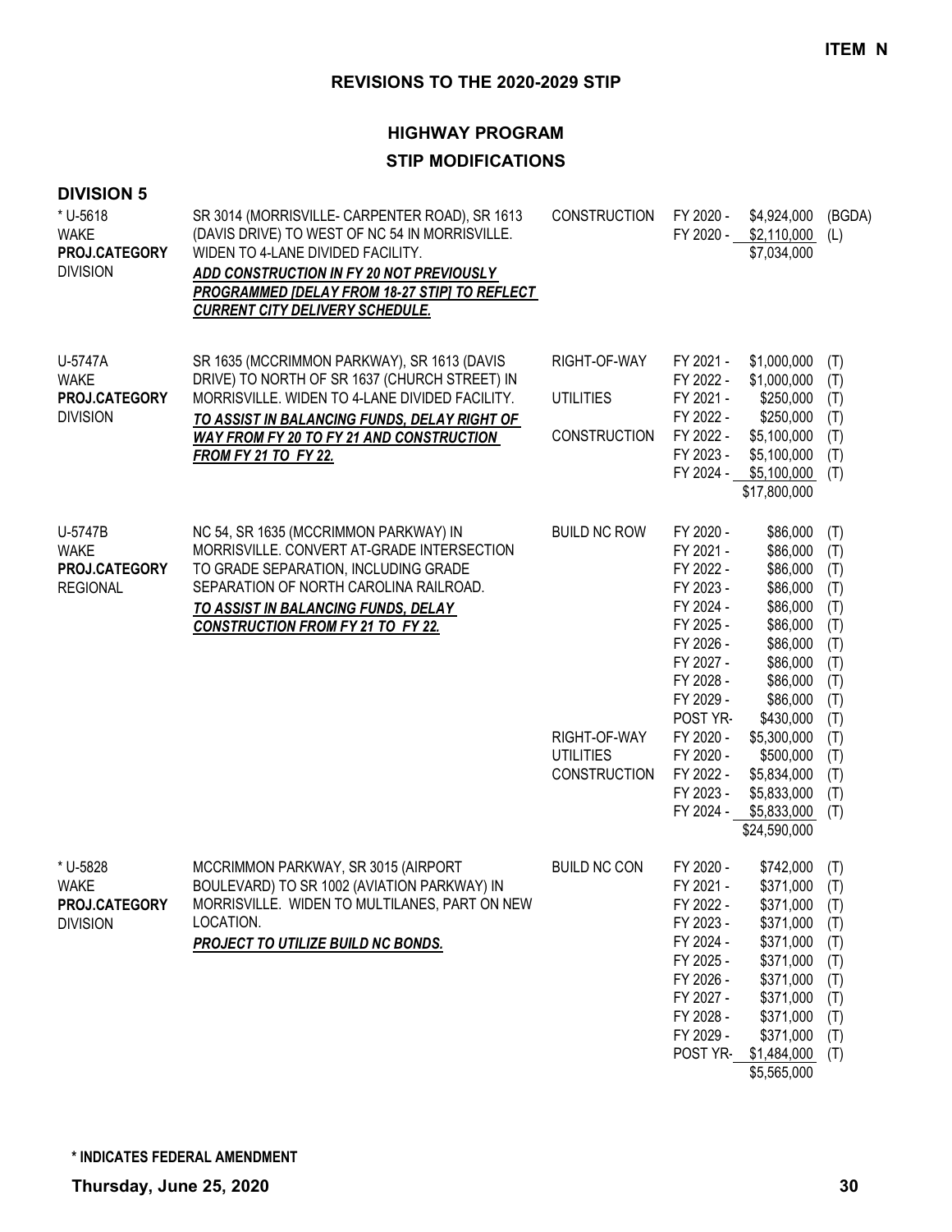**ITEM N**

## REVISIONS TO THE 2020-2029 STIP

### HIGHWAY PROGRAM

### STIP MODIFICATIONS

**DIVISION 5**

| Project | Description | Phase | Year | Amount | Source |
|---|---|---|---|---|---|
| * U-5618<br>WAKE<br>**PROJ.CATEGORY**<br>DIVISION | SR 3014 (MORRISVILLE- CARPENTER ROAD), SR 1613 (DAVIS DRIVE) TO WEST OF NC 54 IN MORRISVILLE. WIDEN TO 4-LANE DIVIDED FACILITY.<br>***ADD CONSTRUCTION IN FY 20 NOT PREVIOUSLY PROGRAMMED [DELAY FROM 18-27 STIP] TO REFLECT CURRENT CITY DELIVERY SCHEDULE.*** | CONSTRUCTION | FY 2020 - | $4,924,000 | (BGDA) |
| | | | FY 2020 - | $2,110,000 | (L) |
| | | | | $7,034,000 | |
| U-5747A<br>WAKE<br>**PROJ.CATEGORY**<br>DIVISION | SR 1635 (MCCRIMMON PARKWAY), SR 1613 (DAVIS DRIVE) TO NORTH OF SR 1637 (CHURCH STREET) IN MORRISVILLE. WIDEN TO 4-LANE DIVIDED FACILITY.<br>***TO ASSIST IN BALANCING FUNDS, DELAY RIGHT OF WAY FROM FY 20 TO FY 21 AND CONSTRUCTION FROM FY 21 TO FY 22.*** | RIGHT-OF-WAY | FY 2021 - | $1,000,000 | (T) |
| | | | FY 2022 - | $1,000,000 | (T) |
| | | UTILITIES | FY 2021 - | $250,000 | (T) |
| | | | FY 2022 - | $250,000 | (T) |
| | | CONSTRUCTION | FY 2022 - | $5,100,000 | (T) |
| | | | FY 2023 - | $5,100,000 | (T) |
| | | | FY 2024 - | $5,100,000 | (T) |
| | | | | $17,800,000 | |
| U-5747B<br>WAKE<br>**PROJ.CATEGORY**<br>REGIONAL | NC 54, SR 1635 (MCCRIMMON PARKWAY) IN MORRISVILLE. CONVERT AT-GRADE INTERSECTION TO GRADE SEPARATION, INCLUDING GRADE SEPARATION OF NORTH CAROLINA RAILROAD.<br>***TO ASSIST IN BALANCING FUNDS, DELAY CONSTRUCTION FROM FY 21 TO FY 22.*** | BUILD NC ROW | FY 2020 - | $86,000 | (T) |
| | | | FY 2021 - | $86,000 | (T) |
| | | | FY 2022 - | $86,000 | (T) |
| | | | FY 2023 - | $86,000 | (T) |
| | | | FY 2024 - | $86,000 | (T) |
| | | | FY 2025 - | $86,000 | (T) |
| | | | FY 2026 - | $86,000 | (T) |
| | | | FY 2027 - | $86,000 | (T) |
| | | | FY 2028 - | $86,000 | (T) |
| | | | FY 2029 - | $86,000 | (T) |
| | | | POST YR- | $430,000 | (T) |
| | | RIGHT-OF-WAY | FY 2020 - | $5,300,000 | (T) |
| | | UTILITIES | FY 2020 - | $500,000 | (T) |
| | | CONSTRUCTION | FY 2022 - | $5,834,000 | (T) |
| | | | FY 2023 - | $5,833,000 | (T) |
| | | | FY 2024 - | $5,833,000 | (T) |
| | | | | $24,590,000 | |
| * U-5828<br>WAKE<br>**PROJ.CATEGORY**<br>DIVISION | MCCRIMMON PARKWAY, SR 3015 (AIRPORT BOULEVARD) TO SR 1002 (AVIATION PARKWAY) IN MORRISVILLE. WIDEN TO MULTILANES, PART ON NEW LOCATION.<br>***PROJECT TO UTILIZE BUILD NC BONDS.*** | BUILD NC CON | FY 2020 - | $742,000 | (T) |
| | | | FY 2021 - | $371,000 | (T) |
| | | | FY 2022 - | $371,000 | (T) |
| | | | FY 2023 - | $371,000 | (T) |
| | | | FY 2024 - | $371,000 | (T) |
| | | | FY 2025 - | $371,000 | (T) |
| | | | FY 2026 - | $371,000 | (T) |
| | | | FY 2027 - | $371,000 | (T) |
| | | | FY 2028 - | $371,000 | (T) |
| | | | FY 2029 - | $371,000 | (T) |
| | | | POST YR- | $1,484,000 | (T) |
| | | | | $5,565,000 | |

**\* INDICATES FEDERAL AMENDMENT**

**Thursday, June 25, 2020**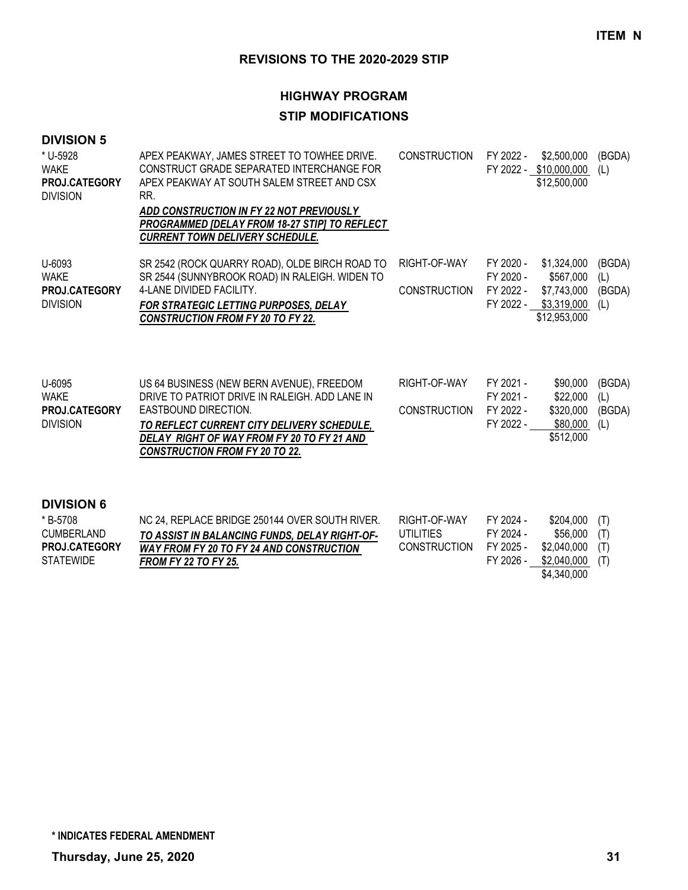**ITEM N**

## REVISIONS TO THE 2020-2029 STIP

### HIGHWAY PROGRAM

### STIP MODIFICATIONS

**DIVISION 5**

| Project | Description | Work Type | Fiscal Year | Amount | Fund |
|---|---|---|---|---|---|
| * U-5928<br>WAKE<br>**PROJ.CATEGORY**<br>DIVISION | APEX PEAKWAY, JAMES STREET TO TOWHEE DRIVE. CONSTRUCT GRADE SEPARATED INTERCHANGE FOR APEX PEAKWAY AT SOUTH SALEM STREET AND CSX RR.<br>***ADD CONSTRUCTION IN FY 22 NOT PREVIOUSLY PROGRAMMED [DELAY FROM 18-27 STIP] TO REFLECT CURRENT TOWN DELIVERY SCHEDULE.*** | CONSTRUCTION | FY 2022 - | $2,500,000 | (BGDA) |
| | | | FY 2022 - | $10,000,000 | (L) |
| | | | | $12,500,000 | |
| U-6093<br>WAKE<br>**PROJ.CATEGORY**<br>DIVISION | SR 2542 (ROCK QUARRY ROAD), OLDE BIRCH ROAD TO SR 2544 (SUNNYBROOK ROAD) IN RALEIGH. WIDEN TO 4-LANE DIVIDED FACILITY.<br>***FOR STRATEGIC LETTING PURPOSES, DELAY CONSTRUCTION FROM FY 20 TO FY 22.*** | RIGHT-OF-WAY | FY 2020 - | $1,324,000 | (BGDA) |
| | | | FY 2020 - | $567,000 | (L) |
| | | CONSTRUCTION | FY 2022 - | $7,743,000 | (BGDA) |
| | | | FY 2022 - | $3,319,000 | (L) |
| | | | | $12,953,000 | |
| U-6095<br>WAKE<br>**PROJ.CATEGORY**<br>DIVISION | US 64 BUSINESS (NEW BERN AVENUE), FREEDOM DRIVE TO PATRIOT DRIVE IN RALEIGH. ADD LANE IN EASTBOUND DIRECTION.<br>***TO REFLECT CURRENT CITY DELIVERY SCHEDULE, DELAY RIGHT OF WAY FROM FY 20 TO FY 21 AND CONSTRUCTION FROM FY 20 TO 22.*** | RIGHT-OF-WAY | FY 2021 - | $90,000 | (BGDA) |
| | | | FY 2021 - | $22,000 | (L) |
| | | CONSTRUCTION | FY 2022 - | $320,000 | (BGDA) |
| | | | FY 2022 - | $80,000 | (L) |
| | | | | $512,000 | |

**DIVISION 6**

| Project | Description | Work Type | Fiscal Year | Amount | Fund |
|---|---|---|---|---|---|
| * B-5708<br>CUMBERLAND<br>**PROJ.CATEGORY**<br>STATEWIDE | NC 24, REPLACE BRIDGE 250144 OVER SOUTH RIVER.<br>***TO ASSIST IN BALANCING FUNDS, DELAY RIGHT-OF-WAY FROM FY 20 TO FY 24 AND CONSTRUCTION FROM FY 22 TO FY 25.*** | RIGHT-OF-WAY | FY 2024 - | $204,000 | (T) |
| | | UTILITIES | FY 2024 - | $56,000 | (T) |
| | | CONSTRUCTION | FY 2025 - | $2,040,000 | (T) |
| | | | FY 2026 - | $2,040,000 | (T) |
| | | | | $4,340,000 | |

**\* INDICATES FEDERAL AMENDMENT**

**Thursday, June 25, 2020**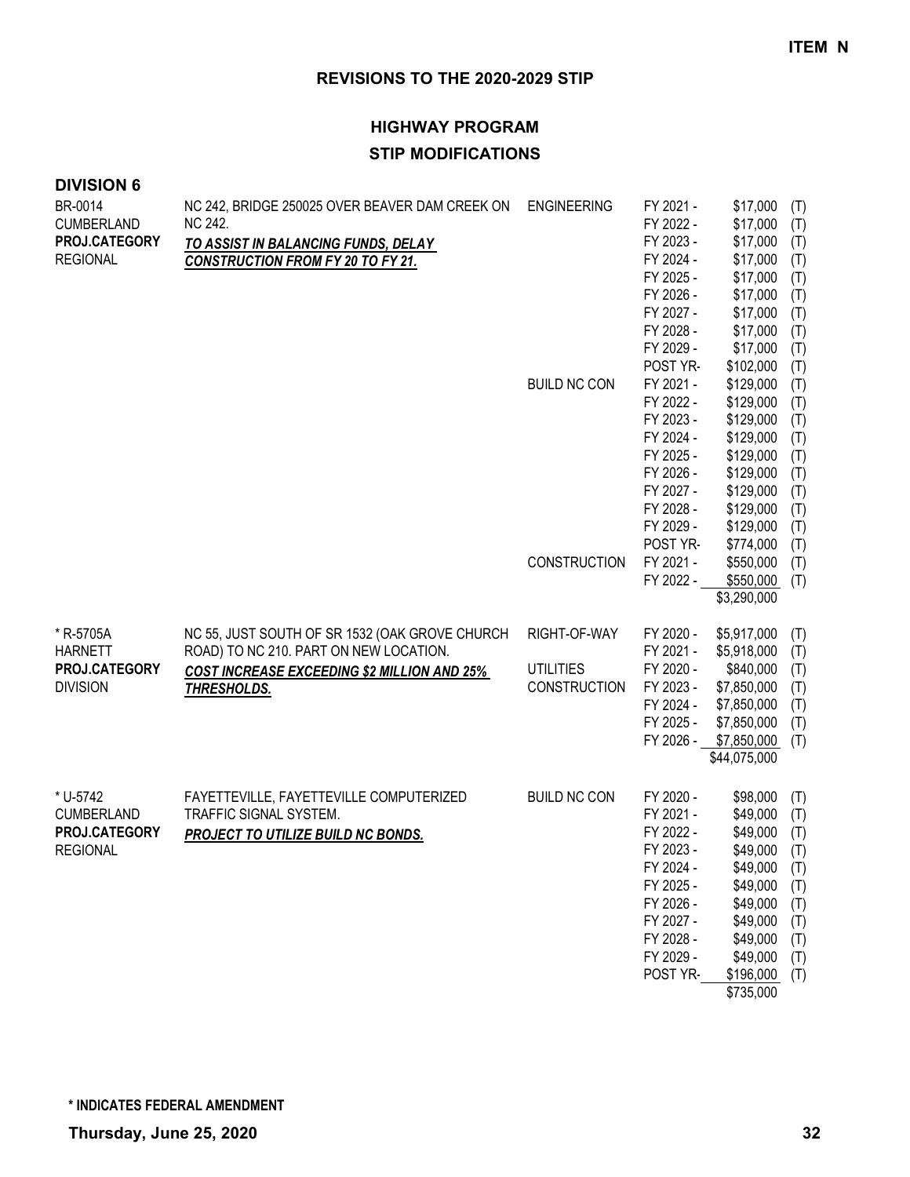**ITEM N**

## REVISIONS TO THE 2020-2029 STIP

### HIGHWAY PROGRAM

### STIP MODIFICATIONS

**DIVISION 6**

| Project | Description | Work Type | Year | Amount | Fund |
|---|---|---|---|---|---|
| BR-0014<br>CUMBERLAND<br>**PROJ.CATEGORY**<br>REGIONAL | NC 242, BRIDGE 250025 OVER BEAVER DAM CREEK ON NC 242.<br>***TO ASSIST IN BALANCING FUNDS, DELAY CONSTRUCTION FROM FY 20 TO FY 21.*** | ENGINEERING | FY 2021 - | $17,000 | (T) |
| | | | FY 2022 - | $17,000 | (T) |
| | | | FY 2023 - | $17,000 | (T) |
| | | | FY 2024 - | $17,000 | (T) |
| | | | FY 2025 - | $17,000 | (T) |
| | | | FY 2026 - | $17,000 | (T) |
| | | | FY 2027 - | $17,000 | (T) |
| | | | FY 2028 - | $17,000 | (T) |
| | | | FY 2029 - | $17,000 | (T) |
| | | | POST YR- | $102,000 | (T) |
| | | BUILD NC CON | FY 2021 - | $129,000 | (T) |
| | | | FY 2022 - | $129,000 | (T) |
| | | | FY 2023 - | $129,000 | (T) |
| | | | FY 2024 - | $129,000 | (T) |
| | | | FY 2025 - | $129,000 | (T) |
| | | | FY 2026 - | $129,000 | (T) |
| | | | FY 2027 - | $129,000 | (T) |
| | | | FY 2028 - | $129,000 | (T) |
| | | | FY 2029 - | $129,000 | (T) |
| | | | POST YR- | $774,000 | (T) |
| | | CONSTRUCTION | FY 2021 - | $550,000 | (T) |
| | | | FY 2022 - | $550,000 | (T) |
| | | | | $3,290,000 | |
| * R-5705A<br>HARNETT<br>**PROJ.CATEGORY**<br>DIVISION | NC 55, JUST SOUTH OF SR 1532 (OAK GROVE CHURCH ROAD) TO NC 210. PART ON NEW LOCATION.<br>***COST INCREASE EXCEEDING $2 MILLION AND 25% THRESHOLDS.*** | RIGHT-OF-WAY | FY 2020 - | $5,917,000 | (T) |
| | | | FY 2021 - | $5,918,000 | (T) |
| | | UTILITIES | FY 2020 - | $840,000 | (T) |
| | | CONSTRUCTION | FY 2023 - | $7,850,000 | (T) |
| | | | FY 2024 - | $7,850,000 | (T) |
| | | | FY 2025 - | $7,850,000 | (T) |
| | | | FY 2026 - | $7,850,000 | (T) |
| | | | | $44,075,000 | |
| * U-5742<br>CUMBERLAND<br>**PROJ.CATEGORY**<br>REGIONAL | FAYETTEVILLE, FAYETTEVILLE COMPUTERIZED TRAFFIC SIGNAL SYSTEM.<br>***PROJECT TO UTILIZE BUILD NC BONDS.*** | BUILD NC CON | FY 2020 - | $98,000 | (T) |
| | | | FY 2021 - | $49,000 | (T) |
| | | | FY 2022 - | $49,000 | (T) |
| | | | FY 2023 - | $49,000 | (T) |
| | | | FY 2024 - | $49,000 | (T) |
| | | | FY 2025 - | $49,000 | (T) |
| | | | FY 2026 - | $49,000 | (T) |
| | | | FY 2027 - | $49,000 | (T) |
| | | | FY 2028 - | $49,000 | (T) |
| | | | FY 2029 - | $49,000 | (T) |
| | | | POST YR- | $196,000 | (T) |
| | | | | $735,000 | |

**\* INDICATES FEDERAL AMENDMENT**

**Thursday, June 25, 2020**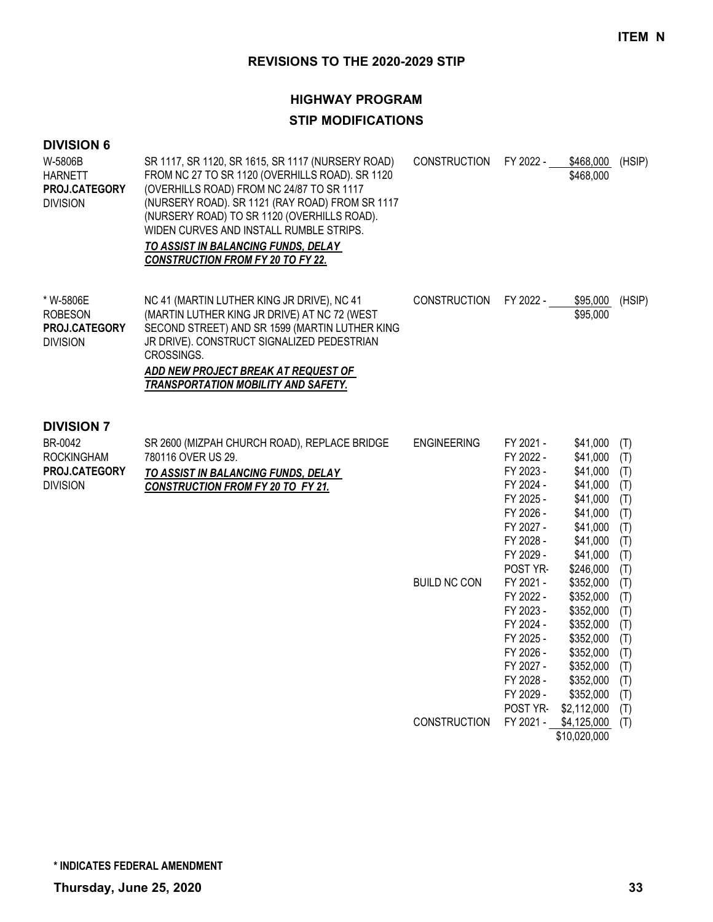**ITEM N**

# REVISIONS TO THE 2020-2029 STIP

## HIGHWAY PROGRAM

## STIP MODIFICATIONS

### DIVISION 6

| Project | Description | Phase | Year | Amount | Fund |
|---|---|---|---|---|---|
| W-5806B<br>HARNETT<br>**PROJ.CATEGORY**<br>DIVISION | SR 1117, SR 1120, SR 1615, SR 1117 (NURSERY ROAD) FROM NC 27 TO SR 1120 (OVERHILLS ROAD). SR 1120 (OVERHILLS ROAD) FROM NC 24/87 TO SR 1117 (NURSERY ROAD). SR 1121 (RAY ROAD) FROM SR 1117 (NURSERY ROAD) TO SR 1120 (OVERHILLS ROAD). WIDEN CURVES AND INSTALL RUMBLE STRIPS.<br>***TO ASSIST IN BALANCING FUNDS, DELAY CONSTRUCTION FROM FY 20 TO FY 22.*** | CONSTRUCTION | FY 2022 - | $468,000 | (HSIP) |
| | | | | $468,000 | |
| * W-5806E<br>ROBESON<br>**PROJ.CATEGORY**<br>DIVISION | NC 41 (MARTIN LUTHER KING JR DRIVE), NC 41 (MARTIN LUTHER KING JR DRIVE) AT NC 72 (WEST SECOND STREET) AND SR 1599 (MARTIN LUTHER KING JR DRIVE). CONSTRUCT SIGNALIZED PEDESTRIAN CROSSINGS.<br>***ADD NEW PROJECT BREAK AT REQUEST OF TRANSPORTATION MOBILITY AND SAFETY.*** | CONSTRUCTION | FY 2022 - | $95,000 | (HSIP) |
| | | | | $95,000 | |

### DIVISION 7

| Project | Description | Phase | Year | Amount | Fund |
|---|---|---|---|---|---|
| BR-0042<br>ROCKINGHAM<br>**PROJ.CATEGORY**<br>DIVISION | SR 2600 (MIZPAH CHURCH ROAD), REPLACE BRIDGE 780116 OVER US 29.<br>***TO ASSIST IN BALANCING FUNDS, DELAY CONSTRUCTION FROM FY 20 TO FY 21.*** | ENGINEERING | FY 2021 - | $41,000 | (T) |
| | | | FY 2022 - | $41,000 | (T) |
| | | | FY 2023 - | $41,000 | (T) |
| | | | FY 2024 - | $41,000 | (T) |
| | | | FY 2025 - | $41,000 | (T) |
| | | | FY 2026 - | $41,000 | (T) |
| | | | FY 2027 - | $41,000 | (T) |
| | | | FY 2028 - | $41,000 | (T) |
| | | | FY 2029 - | $41,000 | (T) |
| | | | POST YR- | $246,000 | (T) |
| | | BUILD NC CON | FY 2021 - | $352,000 | (T) |
| | | | FY 2022 - | $352,000 | (T) |
| | | | FY 2023 - | $352,000 | (T) |
| | | | FY 2024 - | $352,000 | (T) |
| | | | FY 2025 - | $352,000 | (T) |
| | | | FY 2026 - | $352,000 | (T) |
| | | | FY 2027 - | $352,000 | (T) |
| | | | FY 2028 - | $352,000 | (T) |
| | | | FY 2029 - | $352,000 | (T) |
| | | | POST YR- | $2,112,000 | (T) |
| | | CONSTRUCTION | FY 2021 - | $4,125,000 | (T) |
| | | | | $10,020,000 | |

**\* INDICATES FEDERAL AMENDMENT**

**Thursday, June 25, 2020**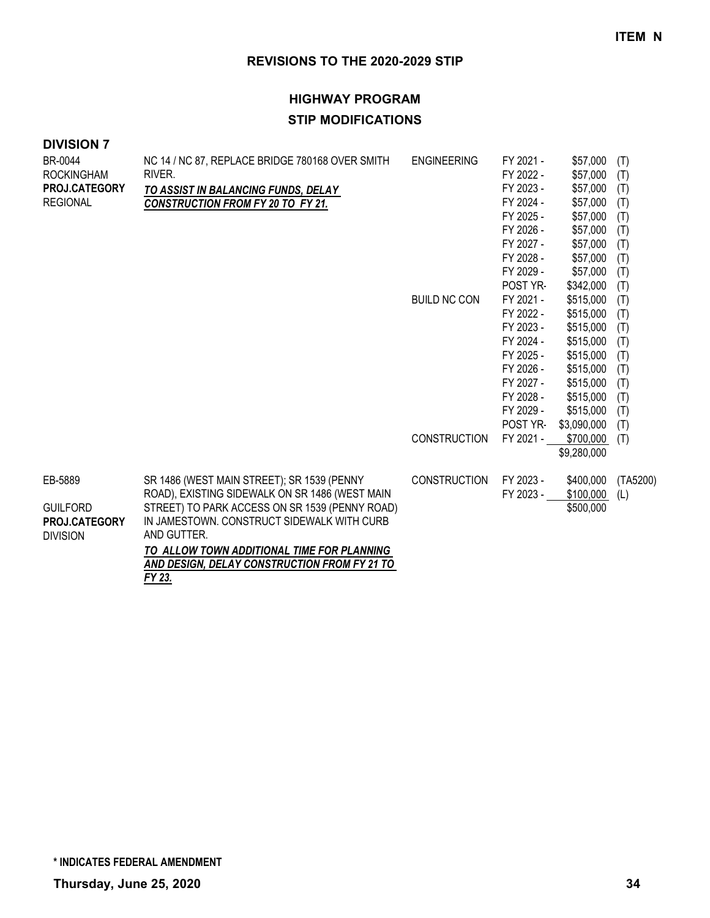**ITEM N**

## REVISIONS TO THE 2020-2029 STIP

### HIGHWAY PROGRAM

### STIP MODIFICATIONS

**DIVISION 7**

| | | | | | |
|---|---|---|---|---|---|
| BR-0044<br>ROCKINGHAM<br>**PROJ.CATEGORY**<br>REGIONAL | NC 14 / NC 87, REPLACE BRIDGE 780168 OVER SMITH RIVER.<br>***TO ASSIST IN BALANCING FUNDS, DELAY CONSTRUCTION FROM FY 20 TO FY 21.*** | ENGINEERING | FY 2021 - | $57,000 | (T) |
| | | | FY 2022 - | $57,000 | (T) |
| | | | FY 2023 - | $57,000 | (T) |
| | | | FY 2024 - | $57,000 | (T) |
| | | | FY 2025 - | $57,000 | (T) |
| | | | FY 2026 - | $57,000 | (T) |
| | | | FY 2027 - | $57,000 | (T) |
| | | | FY 2028 - | $57,000 | (T) |
| | | | FY 2029 - | $57,000 | (T) |
| | | | POST YR- | $342,000 | (T) |
| | | BUILD NC CON | FY 2021 - | $515,000 | (T) |
| | | | FY 2022 - | $515,000 | (T) |
| | | | FY 2023 - | $515,000 | (T) |
| | | | FY 2024 - | $515,000 | (T) |
| | | | FY 2025 - | $515,000 | (T) |
| | | | FY 2026 - | $515,000 | (T) |
| | | | FY 2027 - | $515,000 | (T) |
| | | | FY 2028 - | $515,000 | (T) |
| | | | FY 2029 - | $515,000 | (T) |
| | | | POST YR- | $3,090,000 | (T) |
| | | CONSTRUCTION | FY 2021 - | $700,000 | (T) |
| | | | | $9,280,000 | |
| EB-5889<br><br>GUILFORD<br>**PROJ.CATEGORY**<br>DIVISION | SR 1486 (WEST MAIN STREET); SR 1539 (PENNY ROAD), EXISTING SIDEWALK ON SR 1486 (WEST MAIN STREET) TO PARK ACCESS ON SR 1539 (PENNY ROAD) IN JAMESTOWN. CONSTRUCT SIDEWALK WITH CURB AND GUTTER.<br>***TO ALLOW TOWN ADDITIONAL TIME FOR PLANNING AND DESIGN, DELAY CONSTRUCTION FROM FY 21 TO FY 23.*** | CONSTRUCTION | FY 2023 - | $400,000 | (TA5200) |
| | | | FY 2023 - | $100,000 | (L) |
| | | | | $500,000 | |

**\* INDICATES FEDERAL AMENDMENT**

**Thursday, June 25, 2020**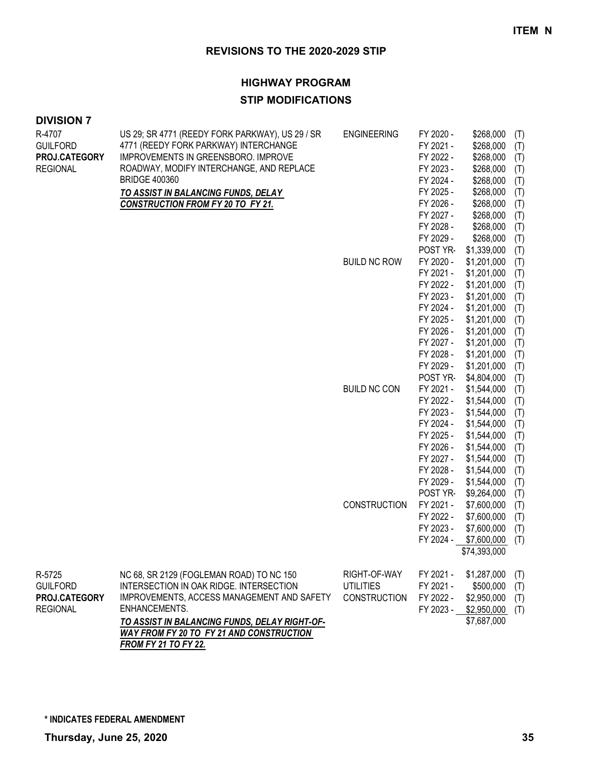# REVISIONS TO THE 2020-2029 STIP

## HIGHWAY PROGRAM

## STIP MODIFICATIONS

### DIVISION 7

| Project | Description | Work Type | Fiscal Year | Amount | Source |
|---|---|---|---|---|---|
| R-4707<br>GUILFORD<br>**PROJ.CATEGORY**<br>REGIONAL | US 29; SR 4771 (REEDY FORK PARKWAY), US 29 / SR 4771 (REEDY FORK PARKWAY) INTERCHANGE IMPROVEMENTS IN GREENSBORO. IMPROVE ROADWAY, MODIFY INTERCHANGE, AND REPLACE BRIDGE 400360<br>***TO ASSIST IN BALANCING FUNDS, DELAY CONSTRUCTION FROM FY 20 TO FY 21.*** | ENGINEERING | FY 2020 - | $268,000 | (T) |
| | | | FY 2021 - | $268,000 | (T) |
| | | | FY 2022 - | $268,000 | (T) |
| | | | FY 2023 - | $268,000 | (T) |
| | | | FY 2024 - | $268,000 | (T) |
| | | | FY 2025 - | $268,000 | (T) |
| | | | FY 2026 - | $268,000 | (T) |
| | | | FY 2027 - | $268,000 | (T) |
| | | | FY 2028 - | $268,000 | (T) |
| | | | FY 2029 - | $268,000 | (T) |
| | | | POST YR- | $1,339,000 | (T) |
| | | BUILD NC ROW | FY 2020 - | $1,201,000 | (T) |
| | | | FY 2021 - | $1,201,000 | (T) |
| | | | FY 2022 - | $1,201,000 | (T) |
| | | | FY 2023 - | $1,201,000 | (T) |
| | | | FY 2024 - | $1,201,000 | (T) |
| | | | FY 2025 - | $1,201,000 | (T) |
| | | | FY 2026 - | $1,201,000 | (T) |
| | | | FY 2027 - | $1,201,000 | (T) |
| | | | FY 2028 - | $1,201,000 | (T) |
| | | | FY 2029 - | $1,201,000 | (T) |
| | | | POST YR- | $4,804,000 | (T) |
| | | BUILD NC CON | FY 2021 - | $1,544,000 | (T) |
| | | | FY 2022 - | $1,544,000 | (T) |
| | | | FY 2023 - | $1,544,000 | (T) |
| | | | FY 2024 - | $1,544,000 | (T) |
| | | | FY 2025 - | $1,544,000 | (T) |
| | | | FY 2026 - | $1,544,000 | (T) |
| | | | FY 2027 - | $1,544,000 | (T) |
| | | | FY 2028 - | $1,544,000 | (T) |
| | | | FY 2029 - | $1,544,000 | (T) |
| | | | POST YR- | $9,264,000 | (T) |
| | | CONSTRUCTION | FY 2021 - | $7,600,000 | (T) |
| | | | FY 2022 - | $7,600,000 | (T) |
| | | | FY 2023 - | $7,600,000 | (T) |
| | | | FY 2024 - | $7,600,000 | (T) |
| | | | | $74,393,000 | |
| R-5725<br>GUILFORD<br>**PROJ.CATEGORY**<br>REGIONAL | NC 68, SR 2129 (FOGLEMAN ROAD) TO NC 150 INTERSECTION IN OAK RIDGE. INTERSECTION IMPROVEMENTS, ACCESS MANAGEMENT AND SAFETY ENHANCEMENTS.<br>***TO ASSIST IN BALANCING FUNDS, DELAY RIGHT-OF-WAY FROM FY 20 TO FY 21 AND CONSTRUCTION FROM FY 21 TO FY 22.*** | RIGHT-OF-WAY | FY 2021 - | $1,287,000 | (T) |
| | | UTILITIES | FY 2021 - | $500,000 | (T) |
| | | CONSTRUCTION | FY 2022 - | $2,950,000 | (T) |
| | | | FY 2023 - | $2,950,000 | (T) |
| | | | | $7,687,000 | |

**\* INDICATES FEDERAL AMENDMENT**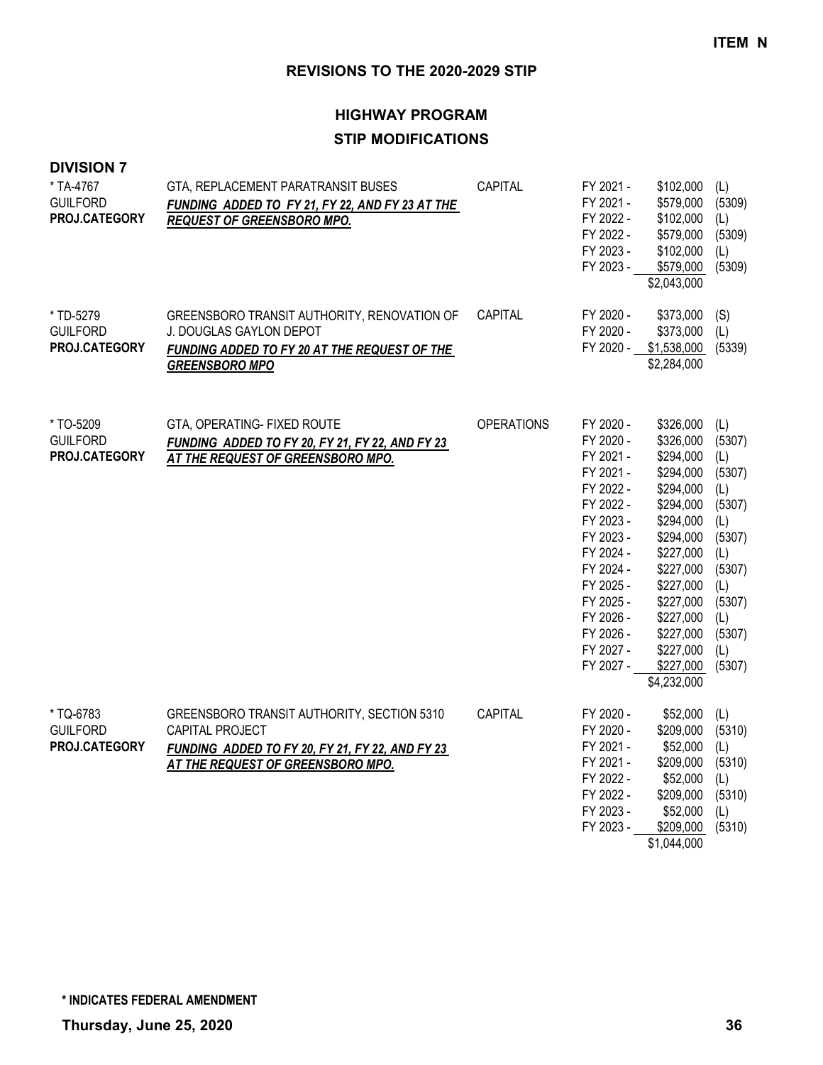**ITEM N**

## REVISIONS TO THE 2020-2029 STIP

### HIGHWAY PROGRAM

### STIP MODIFICATIONS

**DIVISION 7**

| Project | Description | Category | Fiscal Year | Amount | Source |
|---|---|---|---|---|---|
| * TA-4767<br>GUILFORD<br>**PROJ.CATEGORY** | GTA, REPLACEMENT PARATRANSIT BUSES<br>***FUNDING ADDED TO FY 21, FY 22, AND FY 23 AT THE REQUEST OF GREENSBORO MPO.*** | CAPITAL | FY 2021 - | $102,000 | (L) |
| | | | FY 2021 - | $579,000 | (5309) |
| | | | FY 2022 - | $102,000 | (L) |
| | | | FY 2022 - | $579,000 | (5309) |
| | | | FY 2023 - | $102,000 | (L) |
| | | | FY 2023 - | $579,000 | (5309) |
| | | | | $2,043,000 | |
| * TD-5279<br>GUILFORD<br>**PROJ.CATEGORY** | GREENSBORO TRANSIT AUTHORITY, RENOVATION OF J. DOUGLAS GAYLON DEPOT<br>***FUNDING ADDED TO FY 20 AT THE REQUEST OF THE GREENSBORO MPO*** | CAPITAL | FY 2020 - | $373,000 | (S) |
| | | | FY 2020 - | $373,000 | (L) |
| | | | FY 2020 - | $1,538,000 | (5339) |
| | | | | $2,284,000 | |
| * TO-5209<br>GUILFORD<br>**PROJ.CATEGORY** | GTA, OPERATING- FIXED ROUTE<br>***FUNDING ADDED TO FY 20, FY 21, FY 22, AND FY 23 AT THE REQUEST OF GREENSBORO MPO.*** | OPERATIONS | FY 2020 - | $326,000 | (L) |
| | | | FY 2020 - | $326,000 | (5307) |
| | | | FY 2021 - | $294,000 | (L) |
| | | | FY 2021 - | $294,000 | (5307) |
| | | | FY 2022 - | $294,000 | (L) |
| | | | FY 2022 - | $294,000 | (5307) |
| | | | FY 2023 - | $294,000 | (L) |
| | | | FY 2023 - | $294,000 | (5307) |
| | | | FY 2024 - | $227,000 | (L) |
| | | | FY 2024 - | $227,000 | (5307) |
| | | | FY 2025 - | $227,000 | (L) |
| | | | FY 2025 - | $227,000 | (5307) |
| | | | FY 2026 - | $227,000 | (L) |
| | | | FY 2026 - | $227,000 | (5307) |
| | | | FY 2027 - | $227,000 | (L) |
| | | | FY 2027 - | $227,000 | (5307) |
| | | | | $4,232,000 | |
| * TQ-6783<br>GUILFORD<br>**PROJ.CATEGORY** | GREENSBORO TRANSIT AUTHORITY, SECTION 5310 CAPITAL PROJECT<br>***FUNDING ADDED TO FY 20, FY 21, FY 22, AND FY 23 AT THE REQUEST OF GREENSBORO MPO.*** | CAPITAL | FY 2020 - | $52,000 | (L) |
| | | | FY 2020 - | $209,000 | (5310) |
| | | | FY 2021 - | $52,000 | (L) |
| | | | FY 2021 - | $209,000 | (5310) |
| | | | FY 2022 - | $52,000 | (L) |
| | | | FY 2022 - | $209,000 | (5310) |
| | | | FY 2023 - | $52,000 | (L) |
| | | | FY 2023 - | $209,000 | (5310) |
| | | | | $1,044,000 | |

**\* INDICATES FEDERAL AMENDMENT**

**Thursday, June 25, 2020**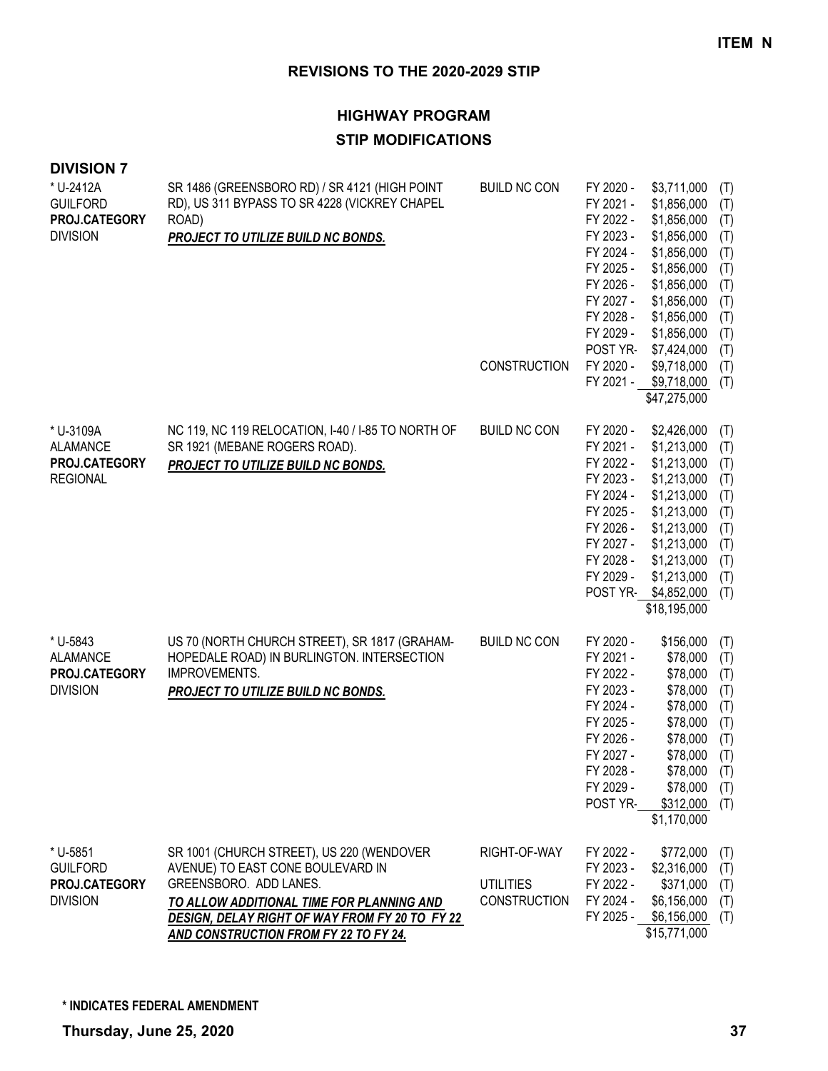**ITEM N**

## REVISIONS TO THE 2020-2029 STIP

### HIGHWAY PROGRAM
### STIP MODIFICATIONS

**DIVISION 7**

| Project | Description | Category | Year | Amount | |
|---|---|---|---|---|---|
| * U-2412A<br>GUILFORD<br>**PROJ.CATEGORY**<br>DIVISION | SR 1486 (GREENSBORO RD) / SR 4121 (HIGH POINT RD), US 311 BYPASS TO SR 4228 (VICKREY CHAPEL ROAD)<br>***PROJECT TO UTILIZE BUILD NC BONDS.*** | BUILD NC CON | FY 2020 - | $3,711,000 | (T) |
| | | | FY 2021 - | $1,856,000 | (T) |
| | | | FY 2022 - | $1,856,000 | (T) |
| | | | FY 2023 - | $1,856,000 | (T) |
| | | | FY 2024 - | $1,856,000 | (T) |
| | | | FY 2025 - | $1,856,000 | (T) |
| | | | FY 2026 - | $1,856,000 | (T) |
| | | | FY 2027 - | $1,856,000 | (T) |
| | | | FY 2028 - | $1,856,000 | (T) |
| | | | FY 2029 - | $1,856,000 | (T) |
| | | | POST YR- | $7,424,000 | (T) |
| | | CONSTRUCTION | FY 2020 - | $9,718,000 | (T) |
| | | | FY 2021 - | $9,718,000 | (T) |
| | | | | $47,275,000 | |
| * U-3109A<br>ALAMANCE<br>**PROJ.CATEGORY**<br>REGIONAL | NC 119, NC 119 RELOCATION, I-40 / I-85 TO NORTH OF SR 1921 (MEBANE ROGERS ROAD).<br>***PROJECT TO UTILIZE BUILD NC BONDS.*** | BUILD NC CON | FY 2020 - | $2,426,000 | (T) |
| | | | FY 2021 - | $1,213,000 | (T) |
| | | | FY 2022 - | $1,213,000 | (T) |
| | | | FY 2023 - | $1,213,000 | (T) |
| | | | FY 2024 - | $1,213,000 | (T) |
| | | | FY 2025 - | $1,213,000 | (T) |
| | | | FY 2026 - | $1,213,000 | (T) |
| | | | FY 2027 - | $1,213,000 | (T) |
| | | | FY 2028 - | $1,213,000 | (T) |
| | | | FY 2029 - | $1,213,000 | (T) |
| | | | POST YR- | $4,852,000 | (T) |
| | | | | $18,195,000 | |
| * U-5843<br>ALAMANCE<br>**PROJ.CATEGORY**<br>DIVISION | US 70 (NORTH CHURCH STREET), SR 1817 (GRAHAM-HOPEDALE ROAD) IN BURLINGTON. INTERSECTION IMPROVEMENTS.<br>***PROJECT TO UTILIZE BUILD NC BONDS.*** | BUILD NC CON | FY 2020 - | $156,000 | (T) |
| | | | FY 2021 - | $78,000 | (T) |
| | | | FY 2022 - | $78,000 | (T) |
| | | | FY 2023 - | $78,000 | (T) |
| | | | FY 2024 - | $78,000 | (T) |
| | | | FY 2025 - | $78,000 | (T) |
| | | | FY 2026 - | $78,000 | (T) |
| | | | FY 2027 - | $78,000 | (T) |
| | | | FY 2028 - | $78,000 | (T) |
| | | | FY 2029 - | $78,000 | (T) |
| | | | POST YR- | $312,000 | (T) |
| | | | | $1,170,000 | |
| * U-5851<br>GUILFORD<br>**PROJ.CATEGORY**<br>DIVISION | SR 1001 (CHURCH STREET), US 220 (WENDOVER AVENUE) TO EAST CONE BOULEVARD IN GREENSBORO. ADD LANES.<br>***TO ALLOW ADDITIONAL TIME FOR PLANNING AND DESIGN, DELAY RIGHT OF WAY FROM FY 20 TO FY 22 AND CONSTRUCTION FROM FY 22 TO FY 24.*** | RIGHT-OF-WAY | FY 2022 - | $772,000 | (T) |
| | | | FY 2023 - | $2,316,000 | (T) |
| | | UTILITIES | FY 2022 - | $371,000 | (T) |
| | | CONSTRUCTION | FY 2024 - | $6,156,000 | (T) |
| | | | FY 2025 - | $6,156,000 | (T) |
| | | | | $15,771,000 | |

**\* INDICATES FEDERAL AMENDMENT**

**Thursday, June 25, 2020**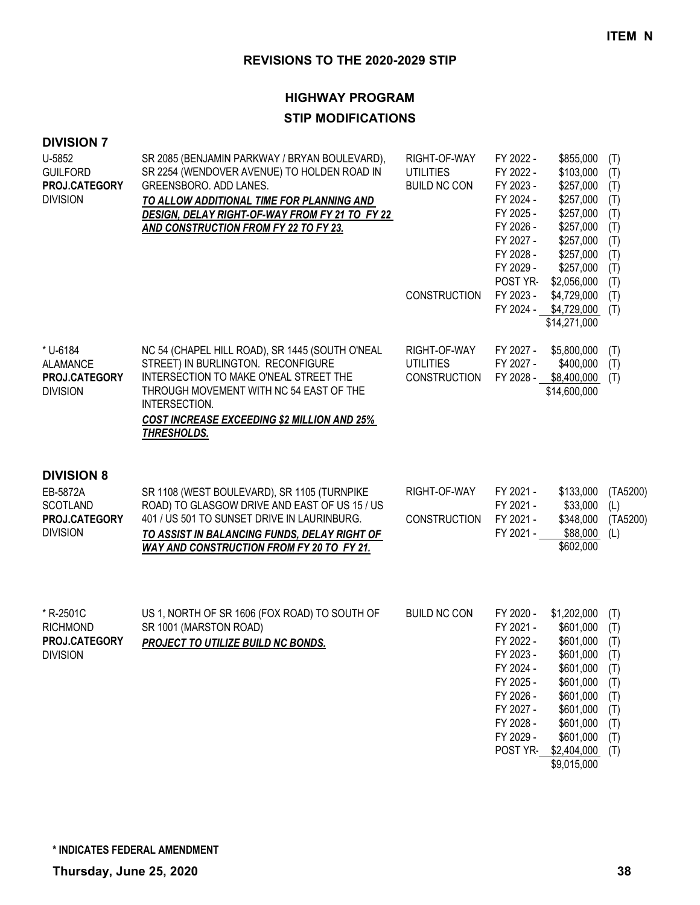**ITEM N**

## REVISIONS TO THE 2020-2029 STIP

### HIGHWAY PROGRAM
### STIP MODIFICATIONS

**DIVISION 7**

| Project | Description | Work Type | Fiscal Year | Amount | Source |
|---|---|---|---|---|---|
| U-5852<br>GUILFORD<br>**PROJ.CATEGORY**<br>DIVISION | SR 2085 (BENJAMIN PARKWAY / BRYAN BOULEVARD), SR 2254 (WENDOVER AVENUE) TO HOLDEN ROAD IN GREENSBORO. ADD LANES.<br>***TO ALLOW ADDITIONAL TIME FOR PLANNING AND DESIGN, DELAY RIGHT-OF-WAY FROM FY 21 TO FY 22 AND CONSTRUCTION FROM FY 22 TO FY 23.*** | RIGHT-OF-WAY | FY 2022 - | $855,000 | (T) |
| | | UTILITIES | FY 2022 - | $103,000 | (T) |
| | | BUILD NC CON | FY 2023 - | $257,000 | (T) |
| | | | FY 2024 - | $257,000 | (T) |
| | | | FY 2025 - | $257,000 | (T) |
| | | | FY 2026 - | $257,000 | (T) |
| | | | FY 2027 - | $257,000 | (T) |
| | | | FY 2028 - | $257,000 | (T) |
| | | | FY 2029 - | $257,000 | (T) |
| | | | POST YR- | $2,056,000 | (T) |
| | | CONSTRUCTION | FY 2023 - | $4,729,000 | (T) |
| | | | FY 2024 - | $4,729,000 | (T) |
| | | | | $14,271,000 | |
| * U-6184<br>ALAMANCE<br>**PROJ.CATEGORY**<br>DIVISION | NC 54 (CHAPEL HILL ROAD), SR 1445 (SOUTH O'NEAL STREET) IN BURLINGTON. RECONFIGURE INTERSECTION TO MAKE O'NEAL STREET THE THROUGH MOVEMENT WITH NC 54 EAST OF THE INTERSECTION.<br>***COST INCREASE EXCEEDING $2 MILLION AND 25% THRESHOLDS.*** | RIGHT-OF-WAY | FY 2027 - | $5,800,000 | (T) |
| | | UTILITIES | FY 2027 - | $400,000 | (T) |
| | | CONSTRUCTION | FY 2028 - | $8,400,000 | (T) |
| | | | | $14,600,000 | |

**DIVISION 8**

| Project | Description | Work Type | Fiscal Year | Amount | Source |
|---|---|---|---|---|---|
| EB-5872A<br>SCOTLAND<br>**PROJ.CATEGORY**<br>DIVISION | SR 1108 (WEST BOULEVARD), SR 1105 (TURNPIKE ROAD) TO GLASGOW DRIVE AND EAST OF US 15 / US 401 / US 501 TO SUNSET DRIVE IN LAURINBURG.<br>***TO ASSIST IN BALANCING FUNDS, DELAY RIGHT OF WAY AND CONSTRUCTION FROM FY 20 TO FY 21.*** | RIGHT-OF-WAY | FY 2021 - | $133,000 | (TA5200) |
| | | | FY 2021 - | $33,000 | (L) |
| | | CONSTRUCTION | FY 2021 - | $348,000 | (TA5200) |
| | | | FY 2021 - | $88,000 | (L) |
| | | | | $602,000 | |
| * R-2501C<br>RICHMOND<br>**PROJ.CATEGORY**<br>DIVISION | US 1, NORTH OF SR 1606 (FOX ROAD) TO SOUTH OF SR 1001 (MARSTON ROAD)<br>***PROJECT TO UTILIZE BUILD NC BONDS.*** | BUILD NC CON | FY 2020 - | $1,202,000 | (T) |
| | | | FY 2021 - | $601,000 | (T) |
| | | | FY 2022 - | $601,000 | (T) |
| | | | FY 2023 - | $601,000 | (T) |
| | | | FY 2024 - | $601,000 | (T) |
| | | | FY 2025 - | $601,000 | (T) |
| | | | FY 2026 - | $601,000 | (T) |
| | | | FY 2027 - | $601,000 | (T) |
| | | | FY 2028 - | $601,000 | (T) |
| | | | FY 2029 - | $601,000 | (T) |
| | | | POST YR- | $2,404,000 | (T) |
| | | | | $9,015,000 | |

**\* INDICATES FEDERAL AMENDMENT**

**Thursday, June 25, 2020**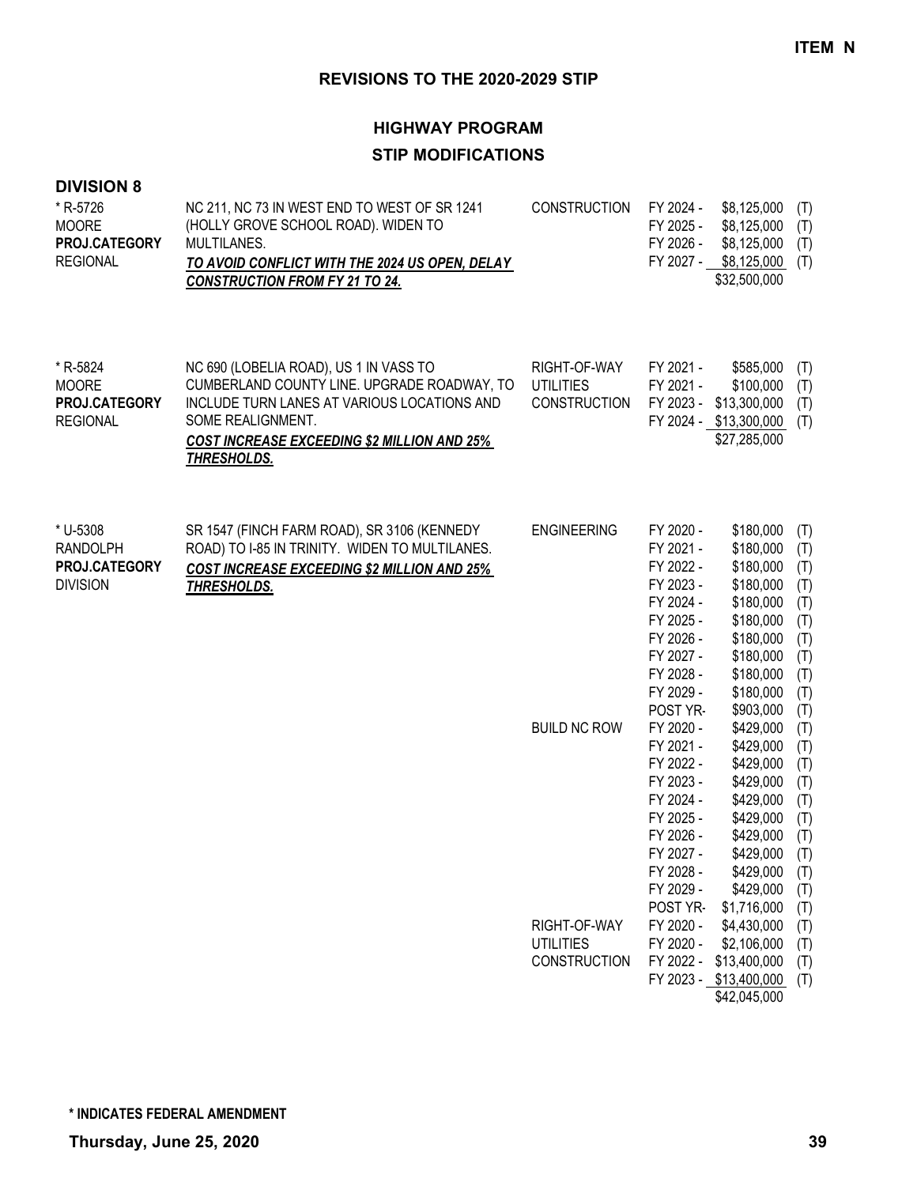**ITEM N**

## REVISIONS TO THE 2020-2029 STIP

### HIGHWAY PROGRAM

### STIP MODIFICATIONS

**DIVISION 8**

| Project | Description | Work Type | Fiscal Year | Amount | Source |
|---|---|---|---|---|---|
| * R-5726<br>MOORE<br>**PROJ.CATEGORY**<br>REGIONAL | NC 211, NC 73 IN WEST END TO WEST OF SR 1241 (HOLLY GROVE SCHOOL ROAD). WIDEN TO MULTILANES.<br>***TO AVOID CONFLICT WITH THE 2024 US OPEN, DELAY CONSTRUCTION FROM FY 21 TO 24.*** | CONSTRUCTION | FY 2024 - | $8,125,000 | (T) |
| | | | FY 2025 - | $8,125,000 | (T) |
| | | | FY 2026 - | $8,125,000 | (T) |
| | | | FY 2027 - | $8,125,000 | (T) |
| | | | | $32,500,000 | |
| * R-5824<br>MOORE<br>**PROJ.CATEGORY**<br>REGIONAL | NC 690 (LOBELIA ROAD), US 1 IN VASS TO CUMBERLAND COUNTY LINE. UPGRADE ROADWAY, TO INCLUDE TURN LANES AT VARIOUS LOCATIONS AND SOME REALIGNMENT.<br>***COST INCREASE EXCEEDING $2 MILLION AND 25% THRESHOLDS.*** | RIGHT-OF-WAY | FY 2021 - | $585,000 | (T) |
| | | UTILITIES | FY 2021 - | $100,000 | (T) |
| | | CONSTRUCTION | FY 2023 - | $13,300,000 | (T) |
| | | | FY 2024 - | $13,300,000 | (T) |
| | | | | $27,285,000 | |
| * U-5308<br>RANDOLPH<br>**PROJ.CATEGORY**<br>DIVISION | SR 1547 (FINCH FARM ROAD), SR 3106 (KENNEDY ROAD) TO I-85 IN TRINITY. WIDEN TO MULTILANES.<br>***COST INCREASE EXCEEDING $2 MILLION AND 25% THRESHOLDS.*** | ENGINEERING | FY 2020 - | $180,000 | (T) |
| | | | FY 2021 - | $180,000 | (T) |
| | | | FY 2022 - | $180,000 | (T) |
| | | | FY 2023 - | $180,000 | (T) |
| | | | FY 2024 - | $180,000 | (T) |
| | | | FY 2025 - | $180,000 | (T) |
| | | | FY 2026 - | $180,000 | (T) |
| | | | FY 2027 - | $180,000 | (T) |
| | | | FY 2028 - | $180,000 | (T) |
| | | | FY 2029 - | $180,000 | (T) |
| | | | POST YR- | $903,000 | (T) |
| | | BUILD NC ROW | FY 2020 - | $429,000 | (T) |
| | | | FY 2021 - | $429,000 | (T) |
| | | | FY 2022 - | $429,000 | (T) |
| | | | FY 2023 - | $429,000 | (T) |
| | | | FY 2024 - | $429,000 | (T) |
| | | | FY 2025 - | $429,000 | (T) |
| | | | FY 2026 - | $429,000 | (T) |
| | | | FY 2027 - | $429,000 | (T) |
| | | | FY 2028 - | $429,000 | (T) |
| | | | FY 2029 - | $429,000 | (T) |
| | | | POST YR- | $1,716,000 | (T) |
| | | RIGHT-OF-WAY | FY 2020 - | $4,430,000 | (T) |
| | | UTILITIES | FY 2020 - | $2,106,000 | (T) |
| | | CONSTRUCTION | FY 2022 - | $13,400,000 | (T) |
| | | | FY 2023 - | $13,400,000 | (T) |
| | | | | $42,045,000 | |

**\* INDICATES FEDERAL AMENDMENT**

**Thursday, June 25, 2020**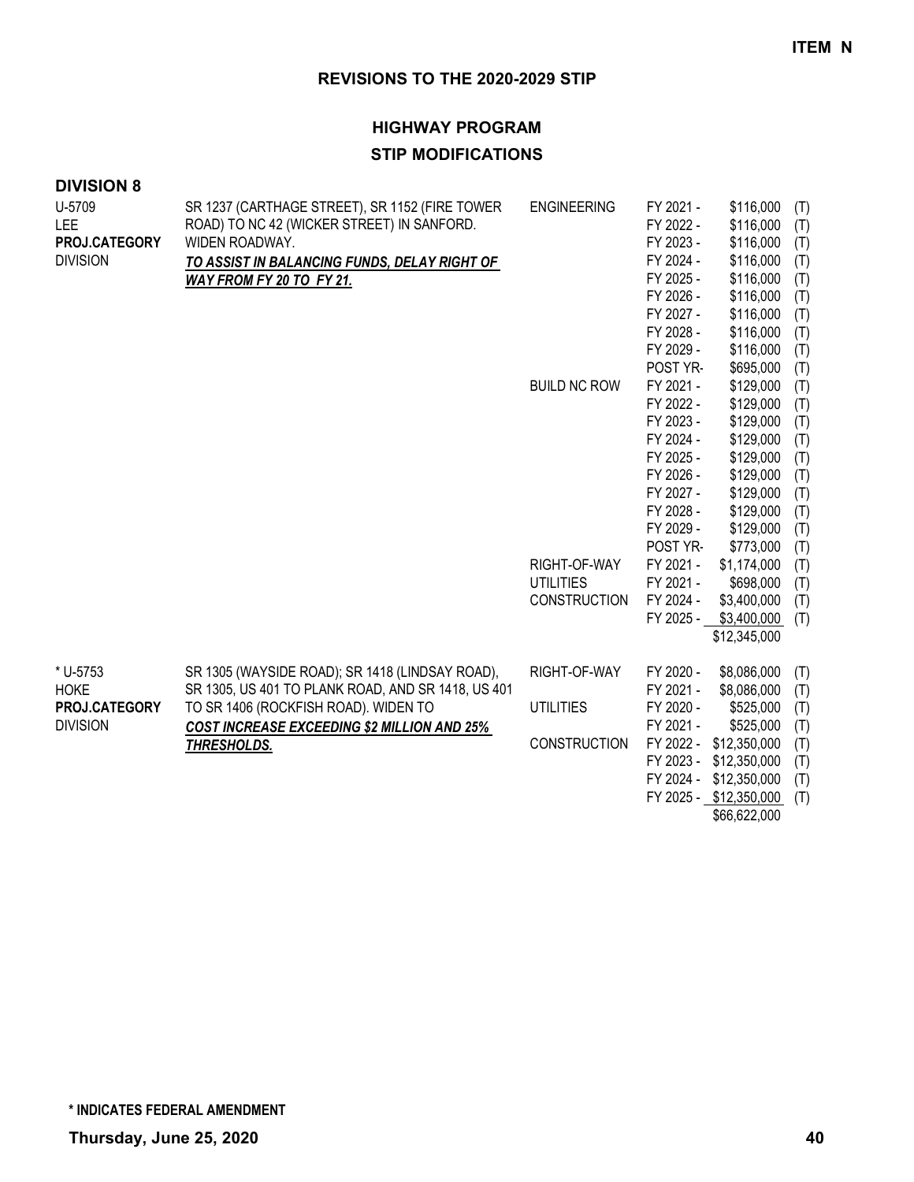**ITEM N**

## REVISIONS TO THE 2020-2029 STIP

### HIGHWAY PROGRAM

### STIP MODIFICATIONS

**DIVISION 8**

| | | | | | |
|---|---|---|---|---|---|
| U-5709<br>LEE<br>**PROJ.CATEGORY**<br>DIVISION | SR 1237 (CARTHAGE STREET), SR 1152 (FIRE TOWER ROAD) TO NC 42 (WICKER STREET) IN SANFORD. WIDEN ROADWAY.<br>***TO ASSIST IN BALANCING FUNDS, DELAY RIGHT OF WAY FROM FY 20 TO FY 21.*** | ENGINEERING | FY 2021 - | $116,000 | (T) |
| | | | FY 2022 - | $116,000 | (T) |
| | | | FY 2023 - | $116,000 | (T) |
| | | | FY 2024 - | $116,000 | (T) |
| | | | FY 2025 - | $116,000 | (T) |
| | | | FY 2026 - | $116,000 | (T) |
| | | | FY 2027 - | $116,000 | (T) |
| | | | FY 2028 - | $116,000 | (T) |
| | | | FY 2029 - | $116,000 | (T) |
| | | | POST YR- | $695,000 | (T) |
| | | BUILD NC ROW | FY 2021 - | $129,000 | (T) |
| | | | FY 2022 - | $129,000 | (T) |
| | | | FY 2023 - | $129,000 | (T) |
| | | | FY 2024 - | $129,000 | (T) |
| | | | FY 2025 - | $129,000 | (T) |
| | | | FY 2026 - | $129,000 | (T) |
| | | | FY 2027 - | $129,000 | (T) |
| | | | FY 2028 - | $129,000 | (T) |
| | | | FY 2029 - | $129,000 | (T) |
| | | | POST YR- | $773,000 | (T) |
| | | RIGHT-OF-WAY | FY 2021 - | $1,174,000 | (T) |
| | | UTILITIES | FY 2021 - | $698,000 | (T) |
| | | CONSTRUCTION | FY 2024 - | $3,400,000 | (T) |
| | | | FY 2025 - | $3,400,000 | (T) |
| | | | | $12,345,000 | |
| * U-5753<br>HOKE<br>**PROJ.CATEGORY**<br>DIVISION | SR 1305 (WAYSIDE ROAD); SR 1418 (LINDSAY ROAD), SR 1305, US 401 TO PLANK ROAD, AND SR 1418, US 401 TO SR 1406 (ROCKFISH ROAD). WIDEN TO<br>***COST INCREASE EXCEEDING $2 MILLION AND 25% THRESHOLDS.*** | RIGHT-OF-WAY | FY 2020 - | $8,086,000 | (T) |
| | | | FY 2021 - | $8,086,000 | (T) |
| | | UTILITIES | FY 2020 - | $525,000 | (T) |
| | | | FY 2021 - | $525,000 | (T) |
| | | CONSTRUCTION | FY 2022 - | $12,350,000 | (T) |
| | | | FY 2023 - | $12,350,000 | (T) |
| | | | FY 2024 - | $12,350,000 | (T) |
| | | | FY 2025 - | $12,350,000 | (T) |
| | | | | $66,622,000 | |

**\* INDICATES FEDERAL AMENDMENT**

**Thursday, June 25, 2020**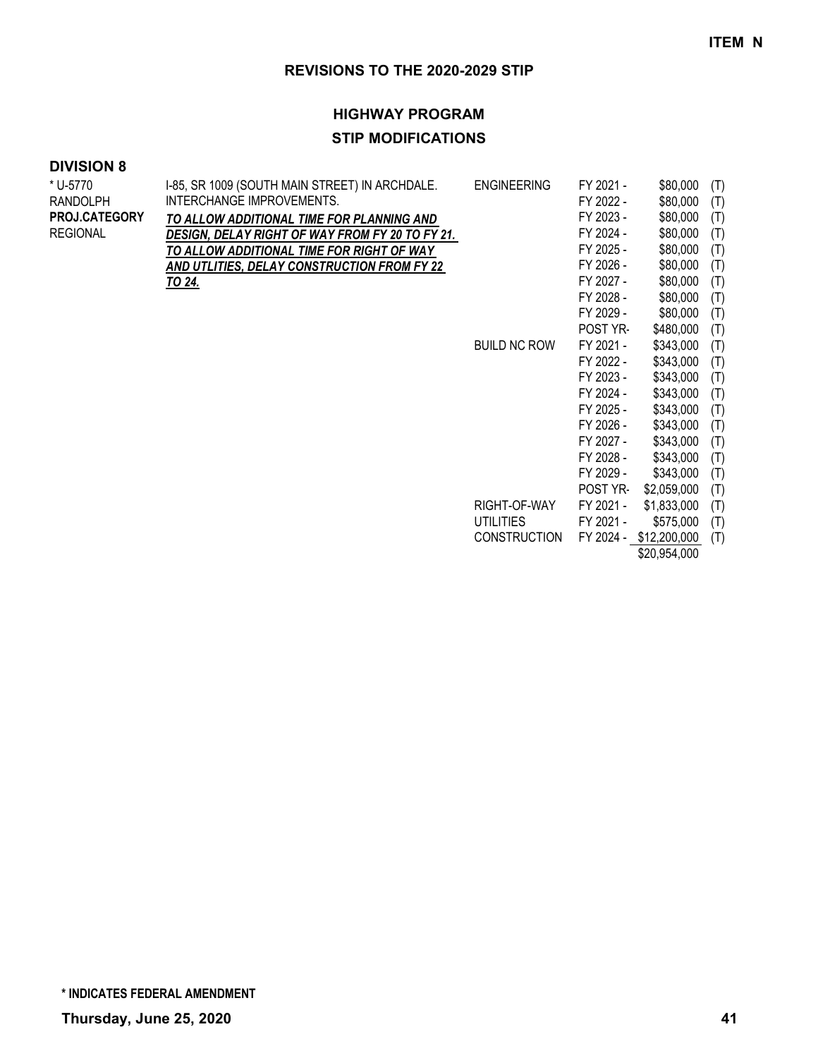**ITEM N**

## REVISIONS TO THE 2020-2029 STIP

### HIGHWAY PROGRAM

### STIP MODIFICATIONS

**DIVISION 8**

| | | | | | |
|---|---|---|---|---|---|
| * U-5770 | I-85, SR 1009 (SOUTH MAIN STREET) IN ARCHDALE. | ENGINEERING | FY 2021 - | $80,000 | (T) |
| RANDOLPH | INTERCHANGE IMPROVEMENTS. | | FY 2022 - | $80,000 | (T) |
| **PROJ.CATEGORY** | ***TO ALLOW ADDITIONAL TIME FOR PLANNING AND*** | | FY 2023 - | $80,000 | (T) |
| REGIONAL | ***DESIGN, DELAY RIGHT OF WAY FROM FY 20 TO FY 21.*** | | FY 2024 - | $80,000 | (T) |
| | ***TO ALLOW ADDITIONAL TIME FOR RIGHT OF WAY*** | | FY 2025 - | $80,000 | (T) |
| | ***AND UTLITIES, DELAY CONSTRUCTION FROM FY 22*** | | FY 2026 - | $80,000 | (T) |
| | ***TO 24.*** | | FY 2027 - | $80,000 | (T) |
| | | | FY 2028 - | $80,000 | (T) |
| | | | FY 2029 - | $80,000 | (T) |
| | | | POST YR- | $480,000 | (T) |
| | | BUILD NC ROW | FY 2021 - | $343,000 | (T) |
| | | | FY 2022 - | $343,000 | (T) |
| | | | FY 2023 - | $343,000 | (T) |
| | | | FY 2024 - | $343,000 | (T) |
| | | | FY 2025 - | $343,000 | (T) |
| | | | FY 2026 - | $343,000 | (T) |
| | | | FY 2027 - | $343,000 | (T) |
| | | | FY 2028 - | $343,000 | (T) |
| | | | FY 2029 - | $343,000 | (T) |
| | | | POST YR- | $2,059,000 | (T) |
| | | RIGHT-OF-WAY | FY 2021 - | $1,833,000 | (T) |
| | | UTILITIES | FY 2021 - | $575,000 | (T) |
| | | CONSTRUCTION | FY 2024 - | $12,200,000 | (T) |
| | | | | $20,954,000 | |

**\* INDICATES FEDERAL AMENDMENT**

**Thursday, June 25, 2020**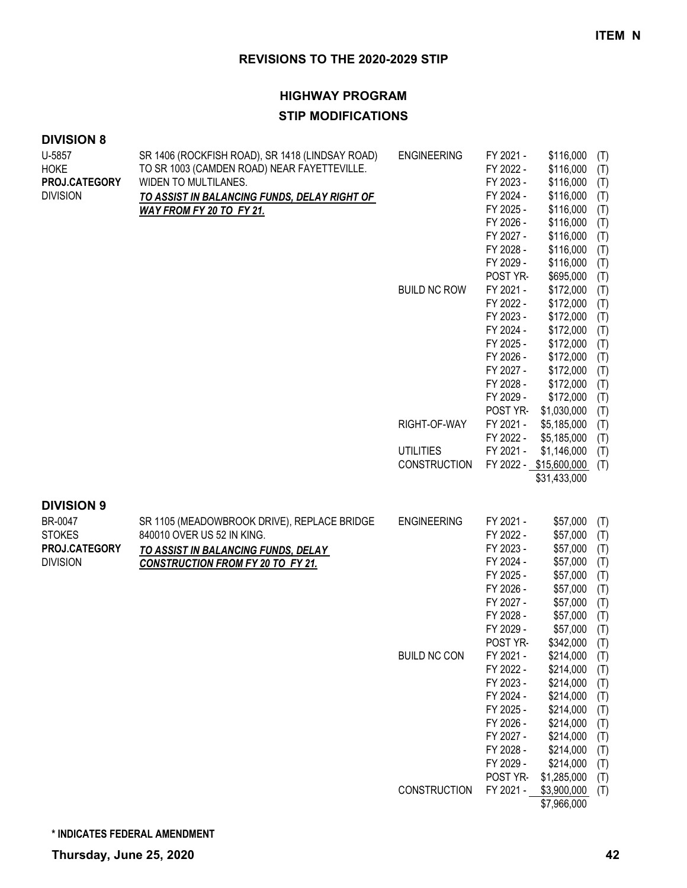**ITEM N**

## REVISIONS TO THE 2020-2029 STIP

### HIGHWAY PROGRAM

### STIP MODIFICATIONS

### DIVISION 8

| Project | Description | Category | Fiscal Year | Amount | |
|---|---|---|---|---|---|
| U-5857<br>HOKE<br>**PROJ.CATEGORY**<br>DIVISION | SR 1406 (ROCKFISH ROAD), SR 1418 (LINDSAY ROAD) TO SR 1003 (CAMDEN ROAD) NEAR FAYETTEVILLE. WIDEN TO MULTILANES.<br>***TO ASSIST IN BALANCING FUNDS, DELAY RIGHT OF WAY FROM FY 20 TO FY 21.*** | ENGINEERING | FY 2021 - | $116,000 | (T) |
| | | | FY 2022 - | $116,000 | (T) |
| | | | FY 2023 - | $116,000 | (T) |
| | | | FY 2024 - | $116,000 | (T) |
| | | | FY 2025 - | $116,000 | (T) |
| | | | FY 2026 - | $116,000 | (T) |
| | | | FY 2027 - | $116,000 | (T) |
| | | | FY 2028 - | $116,000 | (T) |
| | | | FY 2029 - | $116,000 | (T) |
| | | | POST YR- | $695,000 | (T) |
| | | BUILD NC ROW | FY 2021 - | $172,000 | (T) |
| | | | FY 2022 - | $172,000 | (T) |
| | | | FY 2023 - | $172,000 | (T) |
| | | | FY 2024 - | $172,000 | (T) |
| | | | FY 2025 - | $172,000 | (T) |
| | | | FY 2026 - | $172,000 | (T) |
| | | | FY 2027 - | $172,000 | (T) |
| | | | FY 2028 - | $172,000 | (T) |
| | | | FY 2029 - | $172,000 | (T) |
| | | | POST YR- | $1,030,000 | (T) |
| | | RIGHT-OF-WAY | FY 2021 - | $5,185,000 | (T) |
| | | | FY 2022 - | $5,185,000 | (T) |
| | | UTILITIES | FY 2021 - | $1,146,000 | (T) |
| | | CONSTRUCTION | FY 2022 - | $15,600,000 | (T) |
| | | | | $31,433,000 | |

### DIVISION 9

| Project | Description | Category | Fiscal Year | Amount | |
|---|---|---|---|---|---|
| BR-0047<br>STOKES<br>**PROJ.CATEGORY**<br>DIVISION | SR 1105 (MEADOWBROOK DRIVE), REPLACE BRIDGE 840010 OVER US 52 IN KING.<br>***TO ASSIST IN BALANCING FUNDS, DELAY CONSTRUCTION FROM FY 20 TO FY 21.*** | ENGINEERING | FY 2021 - | $57,000 | (T) |
| | | | FY 2022 - | $57,000 | (T) |
| | | | FY 2023 - | $57,000 | (T) |
| | | | FY 2024 - | $57,000 | (T) |
| | | | FY 2025 - | $57,000 | (T) |
| | | | FY 2026 - | $57,000 | (T) |
| | | | FY 2027 - | $57,000 | (T) |
| | | | FY 2028 - | $57,000 | (T) |
| | | | FY 2029 - | $57,000 | (T) |
| | | | POST YR- | $342,000 | (T) |
| | | BUILD NC CON | FY 2021 - | $214,000 | (T) |
| | | | FY 2022 - | $214,000 | (T) |
| | | | FY 2023 - | $214,000 | (T) |
| | | | FY 2024 - | $214,000 | (T) |
| | | | FY 2025 - | $214,000 | (T) |
| | | | FY 2026 - | $214,000 | (T) |
| | | | FY 2027 - | $214,000 | (T) |
| | | | FY 2028 - | $214,000 | (T) |
| | | | FY 2029 - | $214,000 | (T) |
| | | | POST YR- | $1,285,000 | (T) |
| | | CONSTRUCTION | FY 2021 - | $3,900,000 | (T) |
| | | | | $7,966,000 | |

**\* INDICATES FEDERAL AMENDMENT**

**Thursday, June 25, 2020**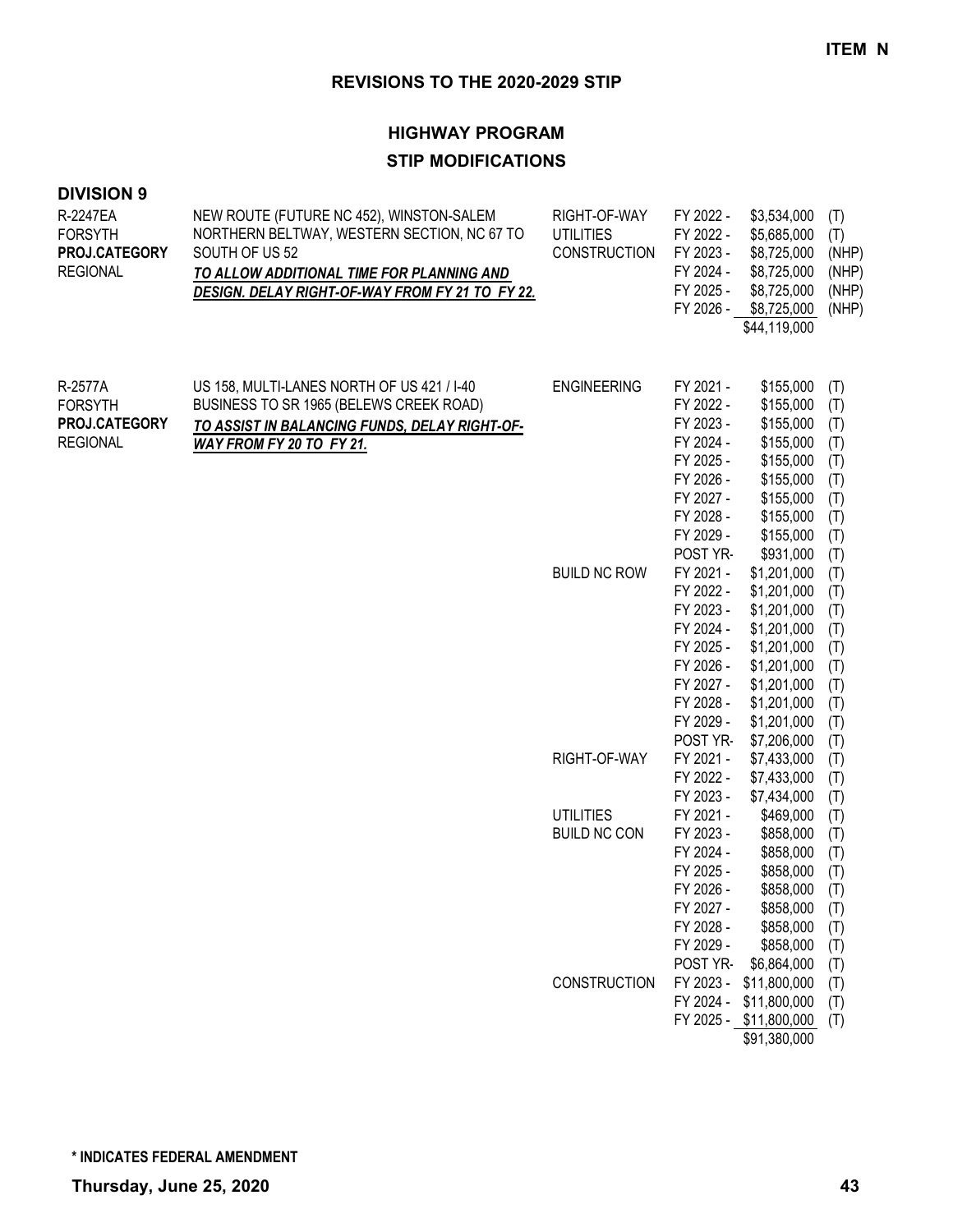**ITEM N**

## REVISIONS TO THE 2020-2029 STIP

### HIGHWAY PROGRAM
### STIP MODIFICATIONS

**DIVISION 9**

| Project | Description | Work Type | Fiscal Year | Amount | Fund |
|---|---|---|---|---|---|
| R-2247EA<br>FORSYTH<br>**PROJ.CATEGORY**<br>REGIONAL | NEW ROUTE (FUTURE NC 452), WINSTON-SALEM NORTHERN BELTWAY, WESTERN SECTION, NC 67 TO SOUTH OF US 52<br>***TO ALLOW ADDITIONAL TIME FOR PLANNING AND DESIGN. DELAY RIGHT-OF-WAY FROM FY 21 TO FY 22.*** | RIGHT-OF-WAY | FY 2022 - | $3,534,000 | (T) |
| | | UTILITIES | FY 2022 - | $5,685,000 | (T) |
| | | CONSTRUCTION | FY 2023 - | $8,725,000 | (NHP) |
| | | | FY 2024 - | $8,725,000 | (NHP) |
| | | | FY 2025 - | $8,725,000 | (NHP) |
| | | | FY 2026 - | $8,725,000 | (NHP) |
| | | | | $44,119,000 | |
| R-2577A<br>FORSYTH<br>**PROJ.CATEGORY**<br>REGIONAL | US 158, MULTI-LANES NORTH OF US 421 / I-40 BUSINESS TO SR 1965 (BELEWS CREEK ROAD)<br>***TO ASSIST IN BALANCING FUNDS, DELAY RIGHT-OF-WAY FROM FY 20 TO FY 21.*** | ENGINEERING | FY 2021 - | $155,000 | (T) |
| | | | FY 2022 - | $155,000 | (T) |
| | | | FY 2023 - | $155,000 | (T) |
| | | | FY 2024 - | $155,000 | (T) |
| | | | FY 2025 - | $155,000 | (T) |
| | | | FY 2026 - | $155,000 | (T) |
| | | | FY 2027 - | $155,000 | (T) |
| | | | FY 2028 - | $155,000 | (T) |
| | | | FY 2029 - | $155,000 | (T) |
| | | | POST YR- | $931,000 | (T) |
| | | BUILD NC ROW | FY 2021 - | $1,201,000 | (T) |
| | | | FY 2022 - | $1,201,000 | (T) |
| | | | FY 2023 - | $1,201,000 | (T) |
| | | | FY 2024 - | $1,201,000 | (T) |
| | | | FY 2025 - | $1,201,000 | (T) |
| | | | FY 2026 - | $1,201,000 | (T) |
| | | | FY 2027 - | $1,201,000 | (T) |
| | | | FY 2028 - | $1,201,000 | (T) |
| | | | FY 2029 - | $1,201,000 | (T) |
| | | | POST YR- | $7,206,000 | (T) |
| | | RIGHT-OF-WAY | FY 2021 - | $7,433,000 | (T) |
| | | | FY 2022 - | $7,433,000 | (T) |
| | | | FY 2023 - | $7,434,000 | (T) |
| | | UTILITIES | FY 2021 - | $469,000 | (T) |
| | | BUILD NC CON | FY 2023 - | $858,000 | (T) |
| | | | FY 2024 - | $858,000 | (T) |
| | | | FY 2025 - | $858,000 | (T) |
| | | | FY 2026 - | $858,000 | (T) |
| | | | FY 2027 - | $858,000 | (T) |
| | | | FY 2028 - | $858,000 | (T) |
| | | | FY 2029 - | $858,000 | (T) |
| | | | POST YR- | $6,864,000 | (T) |
| | | CONSTRUCTION | FY 2023 - | $11,800,000 | (T) |
| | | | FY 2024 - | $11,800,000 | (T) |
| | | | FY 2025 - | $11,800,000 | (T) |
| | | | | $91,380,000 | |

**\* INDICATES FEDERAL AMENDMENT**

**Thursday, June 25, 2020**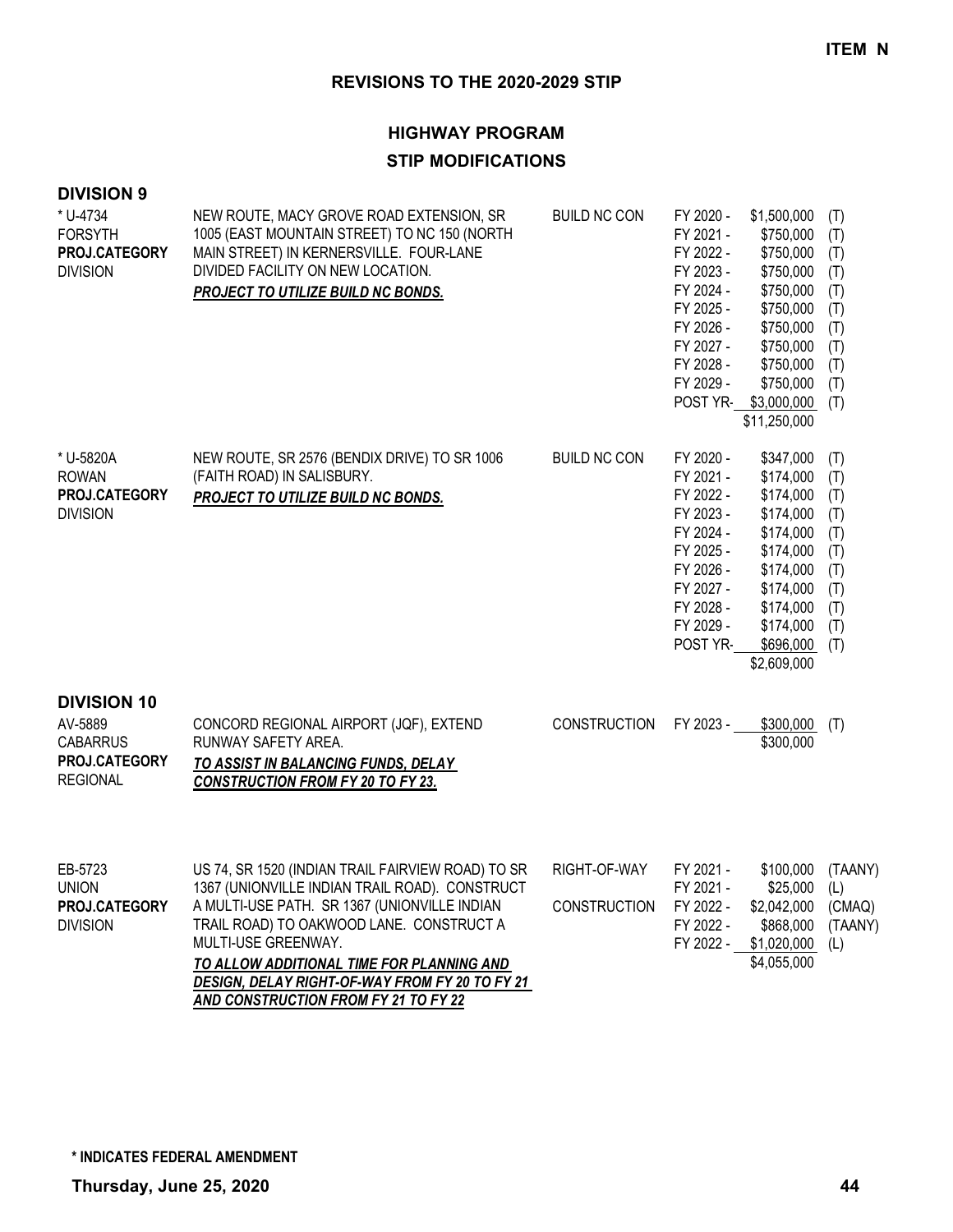**ITEM N**

## REVISIONS TO THE 2020-2029 STIP

## HIGHWAY PROGRAM

## STIP MODIFICATIONS

### DIVISION 9

| Project | Description | Work Type | Fiscal Year | Amount | Funding |
|---|---|---|---|---|---|
| * U-4734<br>FORSYTH<br>**PROJ.CATEGORY**<br>DIVISION | NEW ROUTE, MACY GROVE ROAD EXTENSION, SR 1005 (EAST MOUNTAIN STREET) TO NC 150 (NORTH MAIN STREET) IN KERNERSVILLE. FOUR-LANE DIVIDED FACILITY ON NEW LOCATION.<br>***PROJECT TO UTILIZE BUILD NC BONDS.*** | BUILD NC CON | FY 2020 - | $1,500,000 | (T) |
| | | | FY 2021 - | $750,000 | (T) |
| | | | FY 2022 - | $750,000 | (T) |
| | | | FY 2023 - | $750,000 | (T) |
| | | | FY 2024 - | $750,000 | (T) |
| | | | FY 2025 - | $750,000 | (T) |
| | | | FY 2026 - | $750,000 | (T) |
| | | | FY 2027 - | $750,000 | (T) |
| | | | FY 2028 - | $750,000 | (T) |
| | | | FY 2029 - | $750,000 | (T) |
| | | | POST YR- | $3,000,000 | (T) |
| | | | | $11,250,000 | |
| * U-5820A<br>ROWAN<br>**PROJ.CATEGORY**<br>DIVISION | NEW ROUTE, SR 2576 (BENDIX DRIVE) TO SR 1006 (FAITH ROAD) IN SALISBURY.<br>***PROJECT TO UTILIZE BUILD NC BONDS.*** | BUILD NC CON | FY 2020 - | $347,000 | (T) |
| | | | FY 2021 - | $174,000 | (T) |
| | | | FY 2022 - | $174,000 | (T) |
| | | | FY 2023 - | $174,000 | (T) |
| | | | FY 2024 - | $174,000 | (T) |
| | | | FY 2025 - | $174,000 | (T) |
| | | | FY 2026 - | $174,000 | (T) |
| | | | FY 2027 - | $174,000 | (T) |
| | | | FY 2028 - | $174,000 | (T) |
| | | | FY 2029 - | $174,000 | (T) |
| | | | POST YR- | $696,000 | (T) |
| | | | | $2,609,000 | |

### DIVISION 10

| Project | Description | Work Type | Fiscal Year | Amount | Funding |
|---|---|---|---|---|---|
| AV-5889<br>CABARRUS<br>**PROJ.CATEGORY**<br>REGIONAL | CONCORD REGIONAL AIRPORT (JQF), EXTEND RUNWAY SAFETY AREA.<br>***TO ASSIST IN BALANCING FUNDS, DELAY CONSTRUCTION FROM FY 20 TO FY 23.*** | CONSTRUCTION | FY 2023 - | $300,000 | (T) |
| | | | | $300,000 | |
| EB-5723<br>UNION<br>**PROJ.CATEGORY**<br>DIVISION | US 74, SR 1520 (INDIAN TRAIL FAIRVIEW ROAD) TO SR 1367 (UNIONVILLE INDIAN TRAIL ROAD). CONSTRUCT A MULTI-USE PATH. SR 1367 (UNIONVILLE INDIAN TRAIL ROAD) TO OAKWOOD LANE. CONSTRUCT A MULTI-USE GREENWAY.<br>***TO ALLOW ADDITIONAL TIME FOR PLANNING AND DESIGN, DELAY RIGHT-OF-WAY FROM FY 20 TO FY 21 AND CONSTRUCTION FROM FY 21 TO FY 22*** | RIGHT-OF-WAY | FY 2021 - | $100,000 | (TAANY) |
| | | | FY 2021 - | $25,000 | (L) |
| | | CONSTRUCTION | FY 2022 - | $2,042,000 | (CMAQ) |
| | | | FY 2022 - | $868,000 | (TAANY) |
| | | | FY 2022 - | $1,020,000 | (L) |
| | | | | $4,055,000 | |

**\* INDICATES FEDERAL AMENDMENT**

**Thursday, June 25, 2020**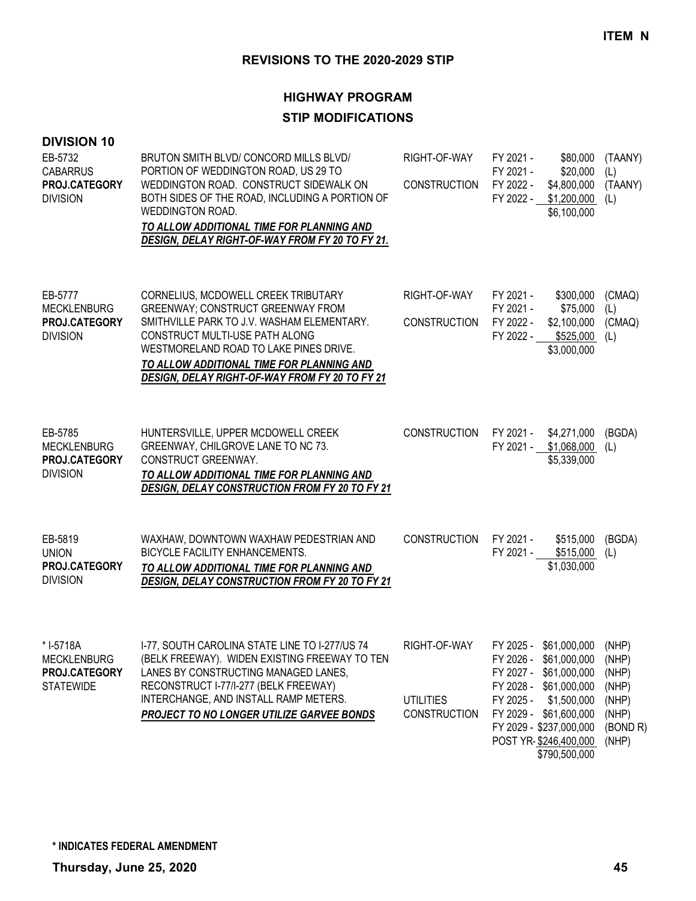**ITEM N**

## REVISIONS TO THE 2020-2029 STIP

## HIGHWAY PROGRAM

## STIP MODIFICATIONS

### DIVISION 10

| Project | Description | Work Type | Fiscal Year / Amount | Fund |
|---|---|---|---|---|
| EB-5732<br>CABARRUS<br>**PROJ.CATEGORY**<br>DIVISION | BRUTON SMITH BLVD/ CONCORD MILLS BLVD/ PORTION OF WEDDINGTON ROAD, US 29 TO WEDDINGTON ROAD. CONSTRUCT SIDEWALK ON BOTH SIDES OF THE ROAD, INCLUDING A PORTION OF WEDDINGTON ROAD.<br>***TO ALLOW ADDITIONAL TIME FOR PLANNING AND DESIGN, DELAY RIGHT-OF-WAY FROM FY 20 TO FY 21.*** | RIGHT-OF-WAY<br><br>CONSTRUCTION | FY 2021 - \$80,000<br>FY 2021 - \$20,000<br>FY 2022 - \$4,800,000<br>FY 2022 - \$1,200,000<br>\$6,100,000 | (TAANY)<br>(L)<br>(TAANY)<br>(L) |
| EB-5777<br>MECKLENBURG<br>**PROJ.CATEGORY**<br>DIVISION | CORNELIUS, MCDOWELL CREEK TRIBUTARY GREENWAY; CONSTRUCT GREENWAY FROM SMITHVILLE PARK TO J.V. WASHAM ELEMENTARY. CONSTRUCT MULTI-USE PATH ALONG WESTMORELAND ROAD TO LAKE PINES DRIVE.<br>***TO ALLOW ADDITIONAL TIME FOR PLANNING AND DESIGN, DELAY RIGHT-OF-WAY FROM FY 20 TO FY 21*** | RIGHT-OF-WAY<br><br>CONSTRUCTION | FY 2021 - \$300,000<br>FY 2021 - \$75,000<br>FY 2022 - \$2,100,000<br>FY 2022 - \$525,000<br>\$3,000,000 | (CMAQ)<br>(L)<br>(CMAQ)<br>(L) |
| EB-5785<br>MECKLENBURG<br>**PROJ.CATEGORY**<br>DIVISION | HUNTERSVILLE, UPPER MCDOWELL CREEK GREENWAY, CHILGROVE LANE TO NC 73. CONSTRUCT GREENWAY.<br>***TO ALLOW ADDITIONAL TIME FOR PLANNING AND DESIGN, DELAY CONSTRUCTION FROM FY 20 TO FY 21*** | CONSTRUCTION | FY 2021 - \$4,271,000<br>FY 2021 - \$1,068,000<br>\$5,339,000 | (BGDA)<br>(L) |
| EB-5819<br>UNION<br>**PROJ.CATEGORY**<br>DIVISION | WAXHAW, DOWNTOWN WAXHAW PEDESTRIAN AND BICYCLE FACILITY ENHANCEMENTS.<br>***TO ALLOW ADDITIONAL TIME FOR PLANNING AND DESIGN, DELAY CONSTRUCTION FROM FY 20 TO FY 21*** | CONSTRUCTION | FY 2021 - \$515,000<br>FY 2021 - \$515,000<br>\$1,030,000 | (BGDA)<br>(L) |
| * I-5718A<br>MECKLENBURG<br>**PROJ.CATEGORY**<br>STATEWIDE | I-77, SOUTH CAROLINA STATE LINE TO I-277/US 74 (BELK FREEWAY). WIDEN EXISTING FREEWAY TO TEN LANES BY CONSTRUCTING MANAGED LANES, RECONSTRUCT I-77/I-277 (BELK FREEWAY) INTERCHANGE, AND INSTALL RAMP METERS.<br>***PROJECT TO NO LONGER UTILIZE GARVEE BONDS*** | RIGHT-OF-WAY<br><br><br><br>UTILITIES<br>CONSTRUCTION | FY 2025 - \$61,000,000<br>FY 2026 - \$61,000,000<br>FY 2027 - \$61,000,000<br>FY 2028 - \$61,000,000<br>FY 2025 - \$1,500,000<br>FY 2029 - \$61,600,000<br>FY 2029 - \$237,000,000<br>POST YR- \$246,400,000<br>\$790,500,000 | (NHP)<br>(NHP)<br>(NHP)<br>(NHP)<br>(NHP)<br>(NHP)<br>(BOND R)<br>(NHP) |

**\* INDICATES FEDERAL AMENDMENT**

**Thursday, June 25, 2020**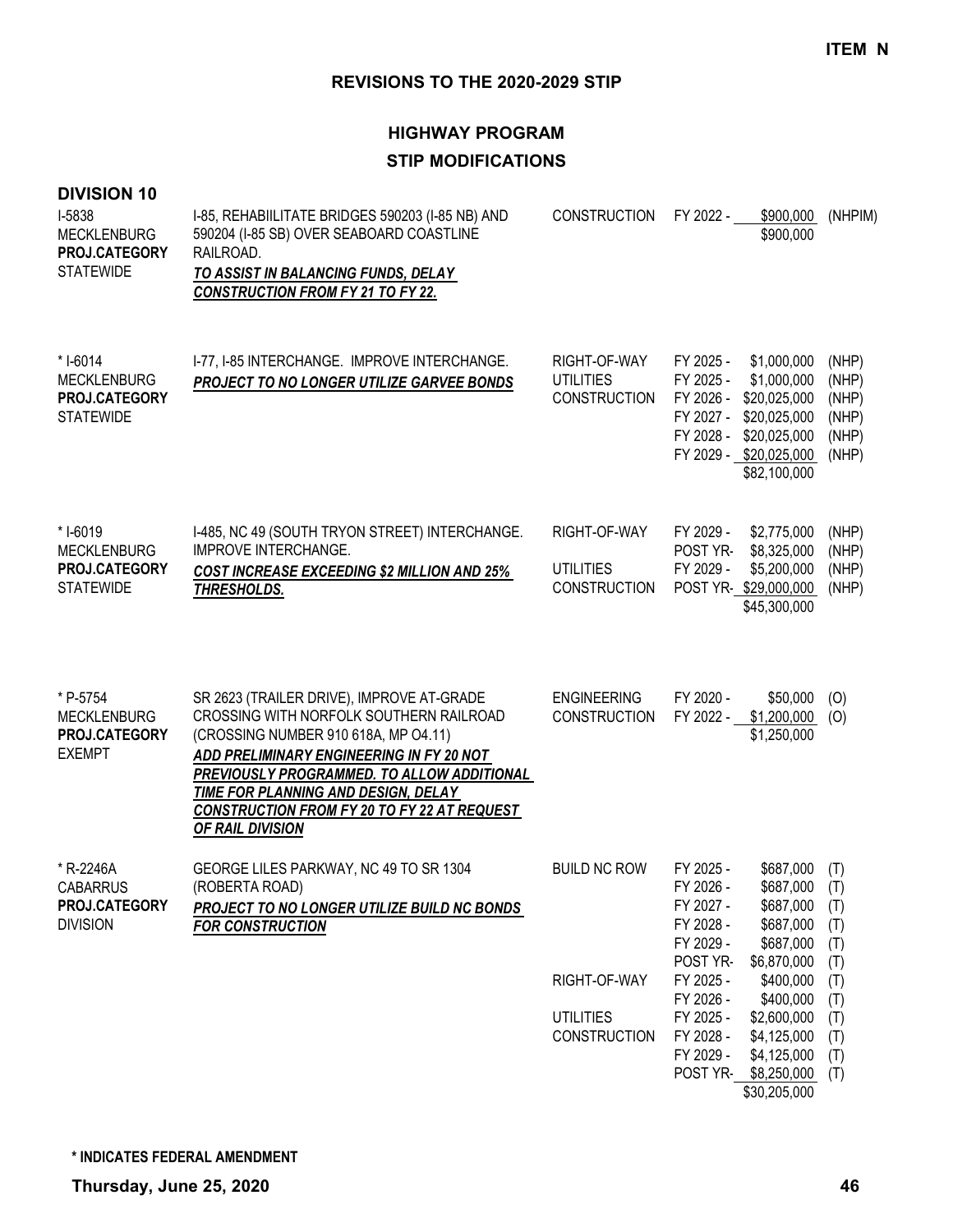**ITEM N**

## REVISIONS TO THE 2020-2029 STIP

### HIGHWAY PROGRAM

### STIP MODIFICATIONS

**DIVISION 10**

| Project | Description | Work Type | Fiscal Year | Amount | Fund |
|---|---|---|---|---|---|
| I-5838<br>MECKLENBURG<br>**PROJ.CATEGORY**<br>STATEWIDE | I-85, REHABIILITATE BRIDGES 590203 (I-85 NB) AND 590204 (I-85 SB) OVER SEABOARD COASTLINE RAILROAD.<br>***TO ASSIST IN BALANCING FUNDS, DELAY CONSTRUCTION FROM FY 21 TO FY 22.*** | CONSTRUCTION | FY 2022 - | $900,000 | (NHPIM) |
| | | | | $900,000 | |
| * I-6014<br>MECKLENBURG<br>**PROJ.CATEGORY**<br>STATEWIDE | I-77, I-85 INTERCHANGE. IMPROVE INTERCHANGE.<br>***PROJECT TO NO LONGER UTILIZE GARVEE BONDS*** | RIGHT-OF-WAY | FY 2025 - | $1,000,000 | (NHP) |
| | | UTILITIES | FY 2025 - | $1,000,000 | (NHP) |
| | | CONSTRUCTION | FY 2026 - | $20,025,000 | (NHP) |
| | | | FY 2027 - | $20,025,000 | (NHP) |
| | | | FY 2028 - | $20,025,000 | (NHP) |
| | | | FY 2029 - | $20,025,000 | (NHP) |
| | | | | $82,100,000 | |
| * I-6019<br>MECKLENBURG<br>**PROJ.CATEGORY**<br>STATEWIDE | I-485, NC 49 (SOUTH TRYON STREET) INTERCHANGE. IMPROVE INTERCHANGE.<br>***COST INCREASE EXCEEDING $2 MILLION AND 25% THRESHOLDS.*** | RIGHT-OF-WAY | FY 2029 - | $2,775,000 | (NHP) |
| | | | POST YR- | $8,325,000 | (NHP) |
| | | UTILITIES | FY 2029 - | $5,200,000 | (NHP) |
| | | CONSTRUCTION | POST YR- | $29,000,000 | (NHP) |
| | | | | $45,300,000 | |
| * P-5754<br>MECKLENBURG<br>**PROJ.CATEGORY**<br>EXEMPT | SR 2623 (TRAILER DRIVE), IMPROVE AT-GRADE CROSSING WITH NORFOLK SOUTHERN RAILROAD (CROSSING NUMBER 910 618A, MP O4.11)<br>***ADD PRELIMINARY ENGINEERING IN FY 20 NOT PREVIOUSLY PROGRAMMED. TO ALLOW ADDITIONAL TIME FOR PLANNING AND DESIGN, DELAY CONSTRUCTION FROM FY 20 TO FY 22 AT REQUEST OF RAIL DIVISION*** | ENGINEERING | FY 2020 - | $50,000 | (O) |
| | | CONSTRUCTION | FY 2022 - | $1,200,000 | (O) |
| | | | | $1,250,000 | |
| * R-2246A<br>CABARRUS<br>**PROJ.CATEGORY**<br>DIVISION | GEORGE LILES PARKWAY, NC 49 TO SR 1304 (ROBERTA ROAD)<br>***PROJECT TO NO LONGER UTILIZE BUILD NC BONDS FOR CONSTRUCTION*** | BUILD NC ROW | FY 2025 - | $687,000 | (T) |
| | | | FY 2026 - | $687,000 | (T) |
| | | | FY 2027 - | $687,000 | (T) |
| | | | FY 2028 - | $687,000 | (T) |
| | | | FY 2029 - | $687,000 | (T) |
| | | | POST YR- | $6,870,000 | (T) |
| | | RIGHT-OF-WAY | FY 2025 - | $400,000 | (T) |
| | | | FY 2026 - | $400,000 | (T) |
| | | UTILITIES | FY 2025 - | $2,600,000 | (T) |
| | | CONSTRUCTION | FY 2028 - | $4,125,000 | (T) |
| | | | FY 2029 - | $4,125,000 | (T) |
| | | | POST YR- | $8,250,000 | (T) |
| | | | | $30,205,000 | |

**\* INDICATES FEDERAL AMENDMENT**

**Thursday, June 25, 2020**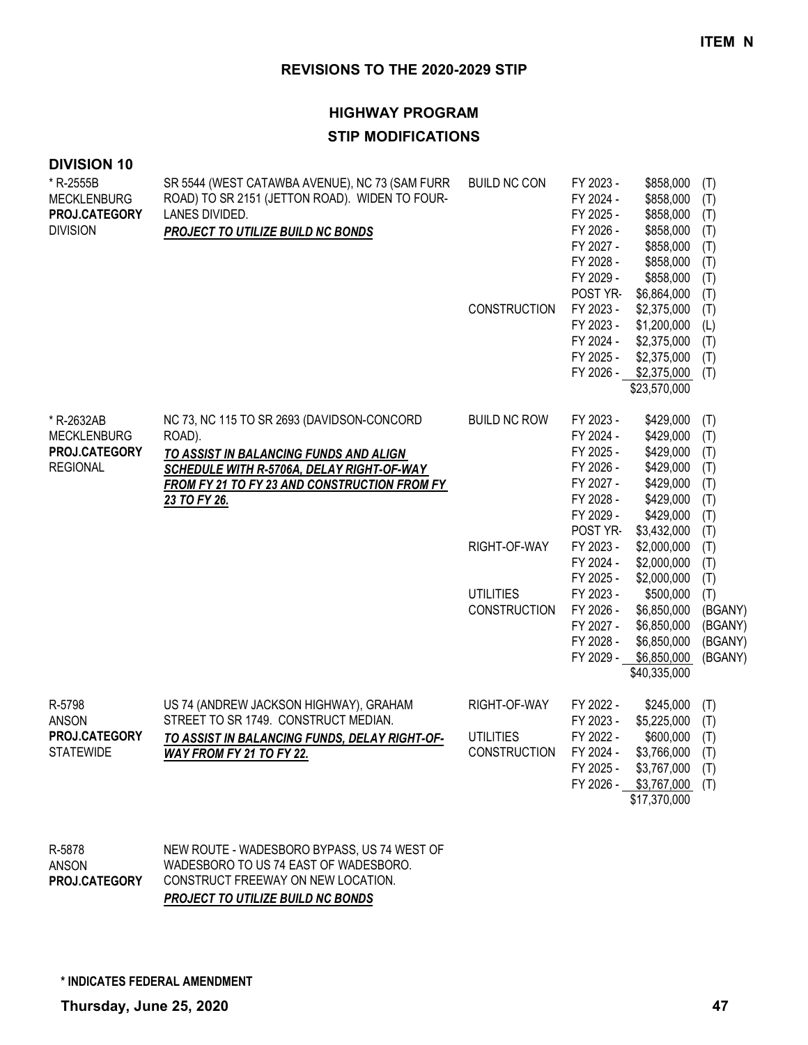**ITEM N**

## REVISIONS TO THE 2020-2029 STIP

### HIGHWAY PROGRAM

### STIP MODIFICATIONS

**DIVISION 10**

| Project | Description | Work Type | Fiscal Year | Amount | Fund |
|---|---|---|---|---|---|
| * R-2555B<br>MECKLENBURG<br>**PROJ.CATEGORY**<br>DIVISION | SR 5544 (WEST CATAWBA AVENUE), NC 73 (SAM FURR ROAD) TO SR 2151 (JETTON ROAD). WIDEN TO FOUR-LANES DIVIDED.<br>***PROJECT TO UTILIZE BUILD NC BONDS*** | BUILD NC CON | FY 2023 - | $858,000 | (T) |
| | | | FY 2024 - | $858,000 | (T) |
| | | | FY 2025 - | $858,000 | (T) |
| | | | FY 2026 - | $858,000 | (T) |
| | | | FY 2027 - | $858,000 | (T) |
| | | | FY 2028 - | $858,000 | (T) |
| | | | FY 2029 - | $858,000 | (T) |
| | | | POST YR- | $6,864,000 | (T) |
| | | CONSTRUCTION | FY 2023 - | $2,375,000 | (T) |
| | | | FY 2023 - | $1,200,000 | (L) |
| | | | FY 2024 - | $2,375,000 | (T) |
| | | | FY 2025 - | $2,375,000 | (T) |
| | | | FY 2026 - | $2,375,000 | (T) |
| | | | | $23,570,000 | |
| * R-2632AB<br>MECKLENBURG<br>**PROJ.CATEGORY**<br>REGIONAL | NC 73, NC 115 TO SR 2693 (DAVIDSON-CONCORD ROAD).<br>***TO ASSIST IN BALANCING FUNDS AND ALIGN SCHEDULE WITH R-5706A, DELAY RIGHT-OF-WAY FROM FY 21 TO FY 23 AND CONSTRUCTION FROM FY 23 TO FY 26.*** | BUILD NC ROW | FY 2023 - | $429,000 | (T) |
| | | | FY 2024 - | $429,000 | (T) |
| | | | FY 2025 - | $429,000 | (T) |
| | | | FY 2026 - | $429,000 | (T) |
| | | | FY 2027 - | $429,000 | (T) |
| | | | FY 2028 - | $429,000 | (T) |
| | | | FY 2029 - | $429,000 | (T) |
| | | | POST YR- | $3,432,000 | (T) |
| | | RIGHT-OF-WAY | FY 2023 - | $2,000,000 | (T) |
| | | | FY 2024 - | $2,000,000 | (T) |
| | | | FY 2025 - | $2,000,000 | (T) |
| | | UTILITIES | FY 2023 - | $500,000 | (T) |
| | | CONSTRUCTION | FY 2026 - | $6,850,000 | (BGANY) |
| | | | FY 2027 - | $6,850,000 | (BGANY) |
| | | | FY 2028 - | $6,850,000 | (BGANY) |
| | | | FY 2029 - | $6,850,000 | (BGANY) |
| | | | | $40,335,000 | |
| R-5798<br>ANSON<br>**PROJ.CATEGORY**<br>STATEWIDE | US 74 (ANDREW JACKSON HIGHWAY), GRAHAM STREET TO SR 1749. CONSTRUCT MEDIAN.<br>***TO ASSIST IN BALANCING FUNDS, DELAY RIGHT-OF-WAY FROM FY 21 TO FY 22.*** | RIGHT-OF-WAY | FY 2022 - | $245,000 | (T) |
| | | | FY 2023 - | $5,225,000 | (T) |
| | | UTILITIES | FY 2022 - | $600,000 | (T) |
| | | CONSTRUCTION | FY 2024 - | $3,766,000 | (T) |
| | | | FY 2025 - | $3,767,000 | (T) |
| | | | FY 2026 - | $3,767,000 | (T) |
| | | | | $17,370,000 | |
| R-5878<br>ANSON<br>**PROJ.CATEGORY** | NEW ROUTE - WADESBORO BYPASS, US 74 WEST OF WADESBORO TO US 74 EAST OF WADESBORO. CONSTRUCT FREEWAY ON NEW LOCATION.<br>***PROJECT TO UTILIZE BUILD NC BONDS*** | | | | |

**\* INDICATES FEDERAL AMENDMENT**

**Thursday, June 25, 2020**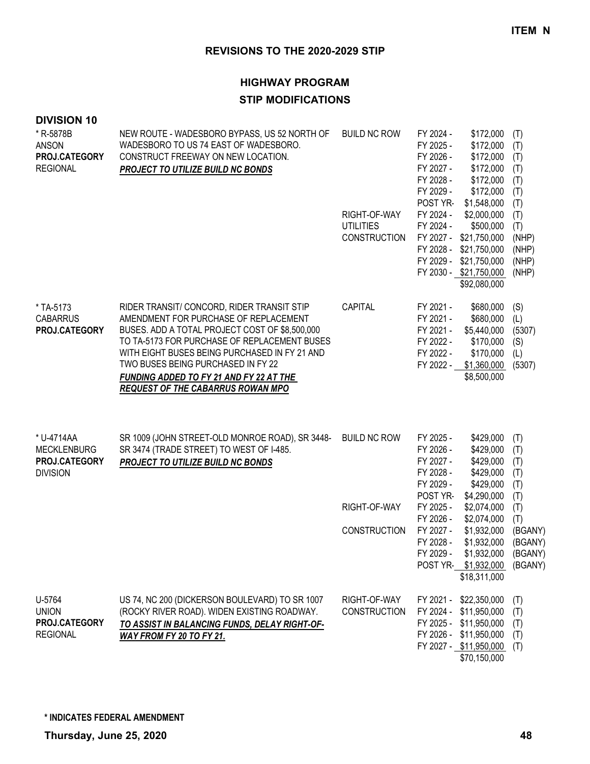**ITEM N**

## REVISIONS TO THE 2020-2029 STIP

### HIGHWAY PROGRAM

### STIP MODIFICATIONS

**DIVISION 10**

| Project | Description | Work Type | Fiscal Year | Amount | Fund |
|---|---|---|---|---|---|
| * R-5878B<br>ANSON<br>**PROJ.CATEGORY**<br>REGIONAL | NEW ROUTE - WADESBORO BYPASS, US 52 NORTH OF WADESBORO TO US 74 EAST OF WADESBORO. CONSTRUCT FREEWAY ON NEW LOCATION.<br>***PROJECT TO UTILIZE BUILD NC BONDS*** | BUILD NC ROW | FY 2024 - | $172,000 | (T) |
| | | | FY 2025 - | $172,000 | (T) |
| | | | FY 2026 - | $172,000 | (T) |
| | | | FY 2027 - | $172,000 | (T) |
| | | | FY 2028 - | $172,000 | (T) |
| | | | FY 2029 - | $172,000 | (T) |
| | | | POST YR- | $1,548,000 | (T) |
| | | RIGHT-OF-WAY | FY 2024 - | $2,000,000 | (T) |
| | | UTILITIES | FY 2024 - | $500,000 | (T) |
| | | CONSTRUCTION | FY 2027 - | $21,750,000 | (NHP) |
| | | | FY 2028 - | $21,750,000 | (NHP) |
| | | | FY 2029 - | $21,750,000 | (NHP) |
| | | | FY 2030 - | $21,750,000 | (NHP) |
| | | | | $92,080,000 | |
| * TA-5173<br>CABARRUS<br>**PROJ.CATEGORY** | RIDER TRANSIT/ CONCORD, RIDER TRANSIT STIP AMENDMENT FOR PURCHASE OF REPLACEMENT BUSES. ADD A TOTAL PROJECT COST OF $8,500,000 TO TA-5173 FOR PURCHASE OF REPLACEMENT BUSES WITH EIGHT BUSES BEING PURCHASED IN FY 21 AND TWO BUSES BEING PURCHASED IN FY 22<br>***FUNDING ADDED TO FY 21 AND FY 22 AT THE REQUEST OF THE CABARRUS ROWAN MPO*** | CAPITAL | FY 2021 - | $680,000 | (S) |
| | | | FY 2021 - | $680,000 | (L) |
| | | | FY 2021 - | $5,440,000 | (5307) |
| | | | FY 2022 - | $170,000 | (S) |
| | | | FY 2022 - | $170,000 | (L) |
| | | | FY 2022 - | $1,360,000 | (5307) |
| | | | | $8,500,000 | |
| * U-4714AA<br>MECKLENBURG<br>**PROJ.CATEGORY**<br>DIVISION | SR 1009 (JOHN STREET-OLD MONROE ROAD), SR 3448-SR 3474 (TRADE STREET) TO WEST OF I-485.<br>***PROJECT TO UTILIZE BUILD NC BONDS*** | BUILD NC ROW | FY 2025 - | $429,000 | (T) |
| | | | FY 2026 - | $429,000 | (T) |
| | | | FY 2027 - | $429,000 | (T) |
| | | | FY 2028 - | $429,000 | (T) |
| | | | FY 2029 - | $429,000 | (T) |
| | | | POST YR- | $4,290,000 | (T) |
| | | RIGHT-OF-WAY | FY 2025 - | $2,074,000 | (T) |
| | | | FY 2026 - | $2,074,000 | (T) |
| | | CONSTRUCTION | FY 2027 - | $1,932,000 | (BGANY) |
| | | | FY 2028 - | $1,932,000 | (BGANY) |
| | | | FY 2029 - | $1,932,000 | (BGANY) |
| | | | POST YR- | $1,932,000 | (BGANY) |
| | | | | $18,311,000 | |
| U-5764<br>UNION<br>**PROJ.CATEGORY**<br>REGIONAL | US 74, NC 200 (DICKERSON BOULEVARD) TO SR 1007 (ROCKY RIVER ROAD). WIDEN EXISTING ROADWAY.<br>***TO ASSIST IN BALANCING FUNDS, DELAY RIGHT-OF-WAY FROM FY 20 TO FY 21.*** | RIGHT-OF-WAY | FY 2021 - | $22,350,000 | (T) |
| | | CONSTRUCTION | FY 2024 - | $11,950,000 | (T) |
| | | | FY 2025 - | $11,950,000 | (T) |
| | | | FY 2026 - | $11,950,000 | (T) |
| | | | FY 2027 - | $11,950,000 | (T) |
| | | | | $70,150,000 | |

**\* INDICATES FEDERAL AMENDMENT**

**Thursday, June 25, 2020**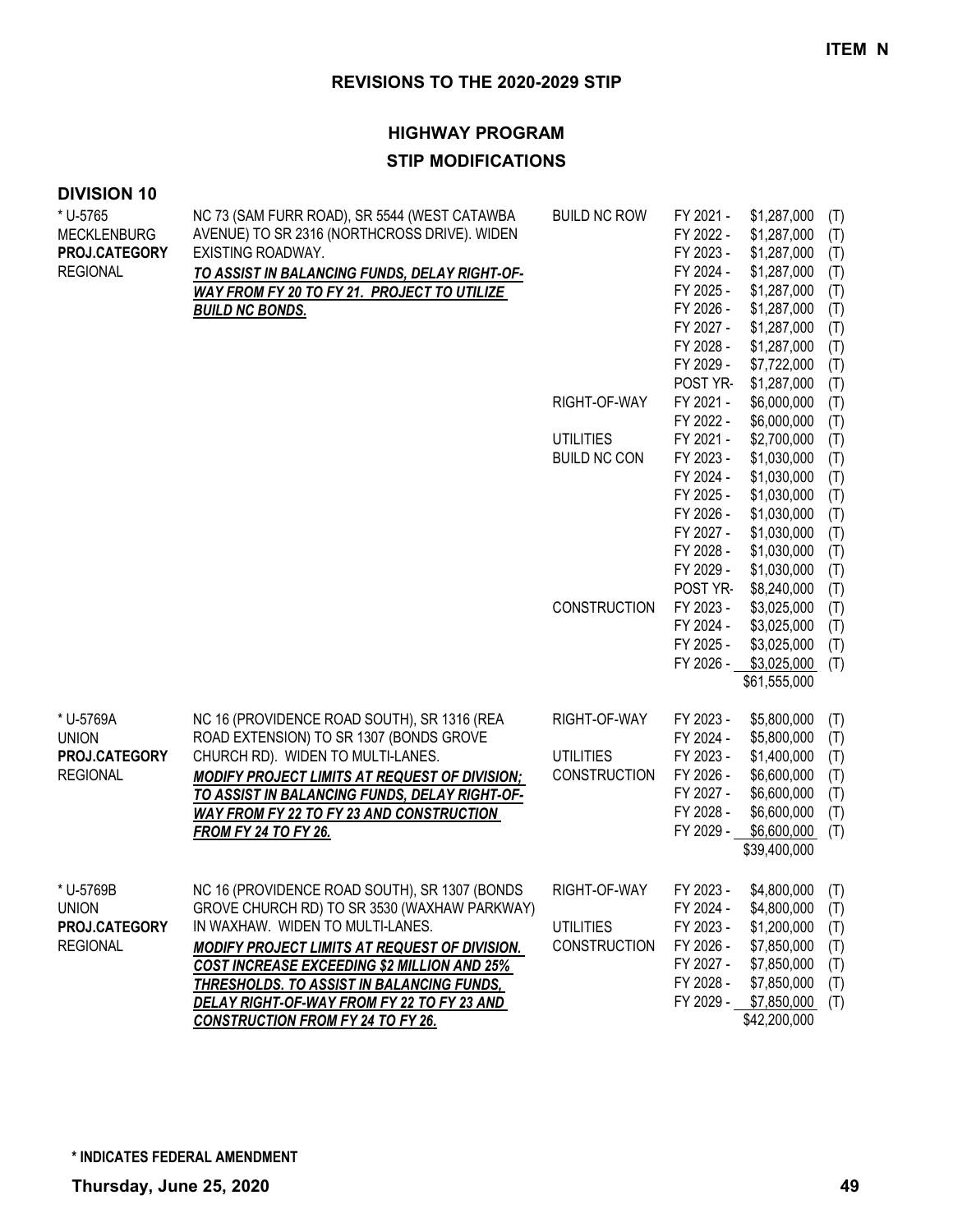**ITEM N**

## REVISIONS TO THE 2020-2029 STIP

### HIGHWAY PROGRAM
### STIP MODIFICATIONS

**DIVISION 10**

| Project | Description | Work Type | Fiscal Year | Amount | |
|---|---|---|---|---|---|
| * U-5765<br>MECKLENBURG<br>**PROJ.CATEGORY**<br>REGIONAL | NC 73 (SAM FURR ROAD), SR 5544 (WEST CATAWBA AVENUE) TO SR 2316 (NORTHCROSS DRIVE). WIDEN EXISTING ROADWAY.<br>***TO ASSIST IN BALANCING FUNDS, DELAY RIGHT-OF-WAY FROM FY 20 TO FY 21. PROJECT TO UTILIZE BUILD NC BONDS.*** | BUILD NC ROW | FY 2021 - | $1,287,000 | (T) |
| | | | FY 2022 - | $1,287,000 | (T) |
| | | | FY 2023 - | $1,287,000 | (T) |
| | | | FY 2024 - | $1,287,000 | (T) |
| | | | FY 2025 - | $1,287,000 | (T) |
| | | | FY 2026 - | $1,287,000 | (T) |
| | | | FY 2027 - | $1,287,000 | (T) |
| | | | FY 2028 - | $1,287,000 | (T) |
| | | | FY 2029 - | $7,722,000 | (T) |
| | | | POST YR- | $1,287,000 | (T) |
| | | RIGHT-OF-WAY | FY 2021 - | $6,000,000 | (T) |
| | | | FY 2022 - | $6,000,000 | (T) |
| | | UTILITIES | FY 2021 - | $2,700,000 | (T) |
| | | BUILD NC CON | FY 2023 - | $1,030,000 | (T) |
| | | | FY 2024 - | $1,030,000 | (T) |
| | | | FY 2025 - | $1,030,000 | (T) |
| | | | FY 2026 - | $1,030,000 | (T) |
| | | | FY 2027 - | $1,030,000 | (T) |
| | | | FY 2028 - | $1,030,000 | (T) |
| | | | FY 2029 - | $1,030,000 | (T) |
| | | | POST YR- | $8,240,000 | (T) |
| | | CONSTRUCTION | FY 2023 - | $3,025,000 | (T) |
| | | | FY 2024 - | $3,025,000 | (T) |
| | | | FY 2025 - | $3,025,000 | (T) |
| | | | FY 2026 - | $3,025,000 | (T) |
| | | | | $61,555,000 | |
| * U-5769A<br>UNION<br>**PROJ.CATEGORY**<br>REGIONAL | NC 16 (PROVIDENCE ROAD SOUTH), SR 1316 (REA ROAD EXTENSION) TO SR 1307 (BONDS GROVE CHURCH RD). WIDEN TO MULTI-LANES.<br>***MODIFY PROJECT LIMITS AT REQUEST OF DIVISION; TO ASSIST IN BALANCING FUNDS, DELAY RIGHT-OF-WAY FROM FY 22 TO FY 23 AND CONSTRUCTION FROM FY 24 TO FY 26.*** | RIGHT-OF-WAY | FY 2023 - | $5,800,000 | (T) |
| | | | FY 2024 - | $5,800,000 | (T) |
| | | UTILITIES | FY 2023 - | $1,400,000 | (T) |
| | | CONSTRUCTION | FY 2026 - | $6,600,000 | (T) |
| | | | FY 2027 - | $6,600,000 | (T) |
| | | | FY 2028 - | $6,600,000 | (T) |
| | | | FY 2029 - | $6,600,000 | (T) |
| | | | | $39,400,000 | |
| * U-5769B<br>UNION<br>**PROJ.CATEGORY**<br>REGIONAL | NC 16 (PROVIDENCE ROAD SOUTH), SR 1307 (BONDS GROVE CHURCH RD) TO SR 3530 (WAXHAW PARKWAY) IN WAXHAW. WIDEN TO MULTI-LANES.<br>***MODIFY PROJECT LIMITS AT REQUEST OF DIVISION. COST INCREASE EXCEEDING $2 MILLION AND 25% THRESHOLDS. TO ASSIST IN BALANCING FUNDS, DELAY RIGHT-OF-WAY FROM FY 22 TO FY 23 AND CONSTRUCTION FROM FY 24 TO FY 26.*** | RIGHT-OF-WAY | FY 2023 - | $4,800,000 | (T) |
| | | | FY 2024 - | $4,800,000 | (T) |
| | | UTILITIES | FY 2023 - | $1,200,000 | (T) |
| | | CONSTRUCTION | FY 2026 - | $7,850,000 | (T) |
| | | | FY 2027 - | $7,850,000 | (T) |
| | | | FY 2028 - | $7,850,000 | (T) |
| | | | FY 2029 - | $7,850,000 | (T) |
| | | | | $42,200,000 | |

**\* INDICATES FEDERAL AMENDMENT**

**Thursday, June 25, 2020**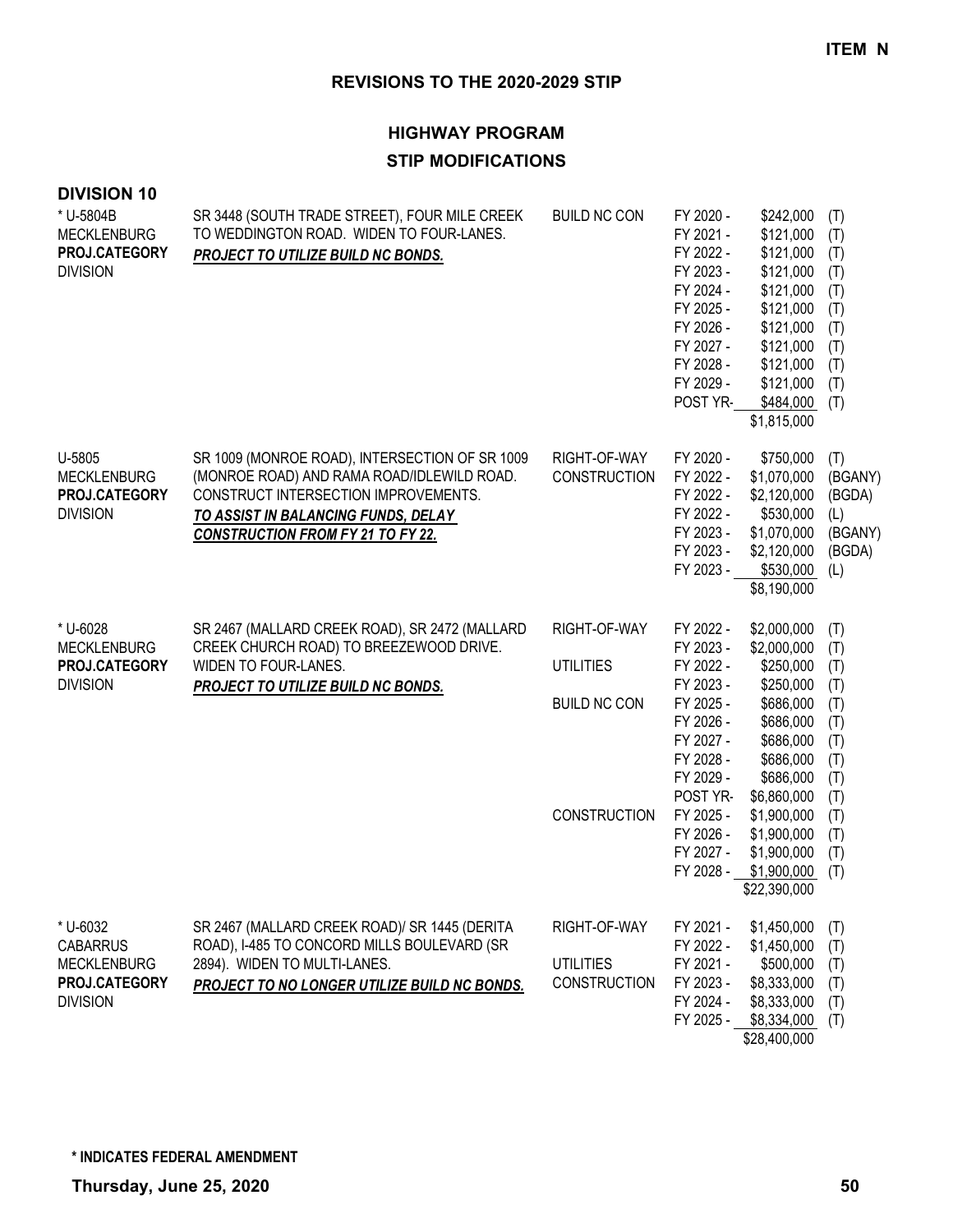**ITEM N**

## REVISIONS TO THE 2020-2029 STIP

### HIGHWAY PROGRAM

### STIP MODIFICATIONS

**DIVISION 10**

| Project | Description | Category | Year | Amount | Source |
|---|---|---|---|---|---|
| * U-5804B<br>MECKLENBURG<br>**PROJ.CATEGORY**<br>DIVISION | SR 3448 (SOUTH TRADE STREET), FOUR MILE CREEK TO WEDDINGTON ROAD. WIDEN TO FOUR-LANES.<br>***PROJECT TO UTILIZE BUILD NC BONDS.*** | BUILD NC CON | FY 2020 - | $242,000 | (T) |
| | | | FY 2021 - | $121,000 | (T) |
| | | | FY 2022 - | $121,000 | (T) |
| | | | FY 2023 - | $121,000 | (T) |
| | | | FY 2024 - | $121,000 | (T) |
| | | | FY 2025 - | $121,000 | (T) |
| | | | FY 2026 - | $121,000 | (T) |
| | | | FY 2027 - | $121,000 | (T) |
| | | | FY 2028 - | $121,000 | (T) |
| | | | FY 2029 - | $121,000 | (T) |
| | | | POST YR- | $484,000 | (T) |
| | | | | $1,815,000 | |
| U-5805<br>MECKLENBURG<br>**PROJ.CATEGORY**<br>DIVISION | SR 1009 (MONROE ROAD), INTERSECTION OF SR 1009 (MONROE ROAD) AND RAMA ROAD/IDLEWILD ROAD. CONSTRUCT INTERSECTION IMPROVEMENTS.<br>***TO ASSIST IN BALANCING FUNDS, DELAY CONSTRUCTION FROM FY 21 TO FY 22.*** | RIGHT-OF-WAY | FY 2020 - | $750,000 | (T) |
| | | CONSTRUCTION | FY 2022 - | $1,070,000 | (BGANY) |
| | | | FY 2022 - | $2,120,000 | (BGDA) |
| | | | FY 2022 - | $530,000 | (L) |
| | | | FY 2023 - | $1,070,000 | (BGANY) |
| | | | FY 2023 - | $2,120,000 | (BGDA) |
| | | | FY 2023 - | $530,000 | (L) |
| | | | | $8,190,000 | |
| * U-6028<br>MECKLENBURG<br>**PROJ.CATEGORY**<br>DIVISION | SR 2467 (MALLARD CREEK ROAD), SR 2472 (MALLARD CREEK CHURCH ROAD) TO BREEZEWOOD DRIVE. WIDEN TO FOUR-LANES.<br>***PROJECT TO UTILIZE BUILD NC BONDS.*** | RIGHT-OF-WAY | FY 2022 - | $2,000,000 | (T) |
| | | | FY 2023 - | $2,000,000 | (T) |
| | | UTILITIES | FY 2022 - | $250,000 | (T) |
| | | | FY 2023 - | $250,000 | (T) |
| | | BUILD NC CON | FY 2025 - | $686,000 | (T) |
| | | | FY 2026 - | $686,000 | (T) |
| | | | FY 2027 - | $686,000 | (T) |
| | | | FY 2028 - | $686,000 | (T) |
| | | | FY 2029 - | $686,000 | (T) |
| | | | POST YR- | $6,860,000 | (T) |
| | | CONSTRUCTION | FY 2025 - | $1,900,000 | (T) |
| | | | FY 2026 - | $1,900,000 | (T) |
| | | | FY 2027 - | $1,900,000 | (T) |
| | | | FY 2028 - | $1,900,000 | (T) |
| | | | | $22,390,000 | |
| * U-6032<br>CABARRUS<br>MECKLENBURG<br>**PROJ.CATEGORY**<br>DIVISION | SR 2467 (MALLARD CREEK ROAD)/ SR 1445 (DERITA ROAD), I-485 TO CONCORD MILLS BOULEVARD (SR 2894). WIDEN TO MULTI-LANES.<br>***PROJECT TO NO LONGER UTILIZE BUILD NC BONDS.*** | RIGHT-OF-WAY | FY 2021 - | $1,450,000 | (T) |
| | | | FY 2022 - | $1,450,000 | (T) |
| | | UTILITIES | FY 2021 - | $500,000 | (T) |
| | | CONSTRUCTION | FY 2023 - | $8,333,000 | (T) |
| | | | FY 2024 - | $8,333,000 | (T) |
| | | | FY 2025 - | $8,334,000 | (T) |
| | | | | $28,400,000 | |

**\* INDICATES FEDERAL AMENDMENT**

**Thursday, June 25, 2020**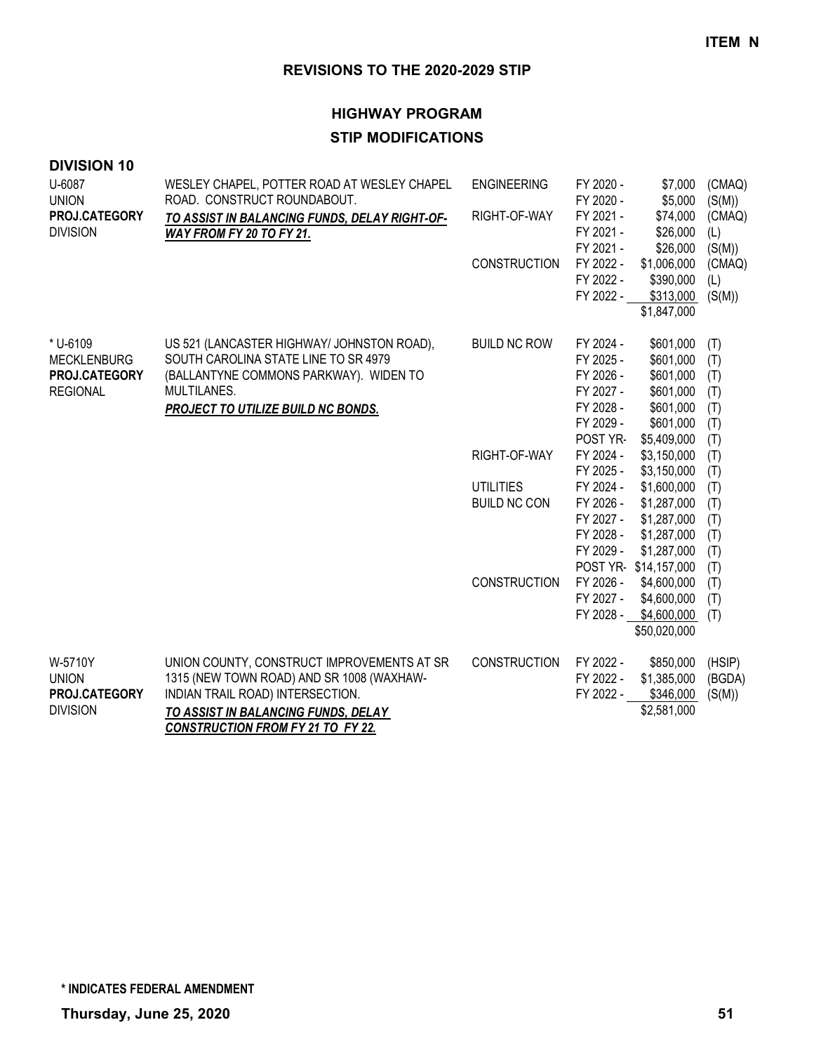**ITEM N**

## REVISIONS TO THE 2020-2029 STIP

### HIGHWAY PROGRAM

### STIP MODIFICATIONS

**DIVISION 10**

| Project | Description | Phase | Year | Amount | Fund |
|---|---|---|---|---|---|
| U-6087<br>UNION<br>**PROJ.CATEGORY**<br>DIVISION | WESLEY CHAPEL, POTTER ROAD AT WESLEY CHAPEL ROAD. CONSTRUCT ROUNDABOUT.<br>***TO ASSIST IN BALANCING FUNDS, DELAY RIGHT-OF-WAY FROM FY 20 TO FY 21.*** | ENGINEERING | FY 2020 - | $7,000 | (CMAQ) |
| | | | FY 2020 - | $5,000 | (S(M)) |
| | | RIGHT-OF-WAY | FY 2021 - | $74,000 | (CMAQ) |
| | | | FY 2021 - | $26,000 | (L) |
| | | | FY 2021 - | $26,000 | (S(M)) |
| | | CONSTRUCTION | FY 2022 - | $1,006,000 | (CMAQ) |
| | | | FY 2022 - | $390,000 | (L) |
| | | | FY 2022 - | $313,000 | (S(M)) |
| | | | | $1,847,000 | |
| * U-6109<br>MECKLENBURG<br>**PROJ.CATEGORY**<br>REGIONAL | US 521 (LANCASTER HIGHWAY/ JOHNSTON ROAD), SOUTH CAROLINA STATE LINE TO SR 4979 (BALLANTYNE COMMONS PARKWAY). WIDEN TO MULTILANES.<br>***PROJECT TO UTILIZE BUILD NC BONDS.*** | BUILD NC ROW | FY 2024 - | $601,000 | (T) |
| | | | FY 2025 - | $601,000 | (T) |
| | | | FY 2026 - | $601,000 | (T) |
| | | | FY 2027 - | $601,000 | (T) |
| | | | FY 2028 - | $601,000 | (T) |
| | | | FY 2029 - | $601,000 | (T) |
| | | | POST YR- | $5,409,000 | (T) |
| | | RIGHT-OF-WAY | FY 2024 - | $3,150,000 | (T) |
| | | | FY 2025 - | $3,150,000 | (T) |
| | | UTILITIES | FY 2024 - | $1,600,000 | (T) |
| | | BUILD NC CON | FY 2026 - | $1,287,000 | (T) |
| | | | FY 2027 - | $1,287,000 | (T) |
| | | | FY 2028 - | $1,287,000 | (T) |
| | | | FY 2029 - | $1,287,000 | (T) |
| | | | POST YR- | $14,157,000 | (T) |
| | | CONSTRUCTION | FY 2026 - | $4,600,000 | (T) |
| | | | FY 2027 - | $4,600,000 | (T) |
| | | | FY 2028 - | $4,600,000 | (T) |
| | | | | $50,020,000 | |
| W-5710Y<br>UNION<br>**PROJ.CATEGORY**<br>DIVISION | UNION COUNTY, CONSTRUCT IMPROVEMENTS AT SR 1315 (NEW TOWN ROAD) AND SR 1008 (WAXHAW-INDIAN TRAIL ROAD) INTERSECTION.<br>***TO ASSIST IN BALANCING FUNDS, DELAY CONSTRUCTION FROM FY 21 TO FY 22.*** | CONSTRUCTION | FY 2022 - | $850,000 | (HSIP) |
| | | | FY 2022 - | $1,385,000 | (BGDA) |
| | | | FY 2022 - | $346,000 | (S(M)) |
| | | | | $2,581,000 | |

**\* INDICATES FEDERAL AMENDMENT**

**Thursday, June 25, 2020**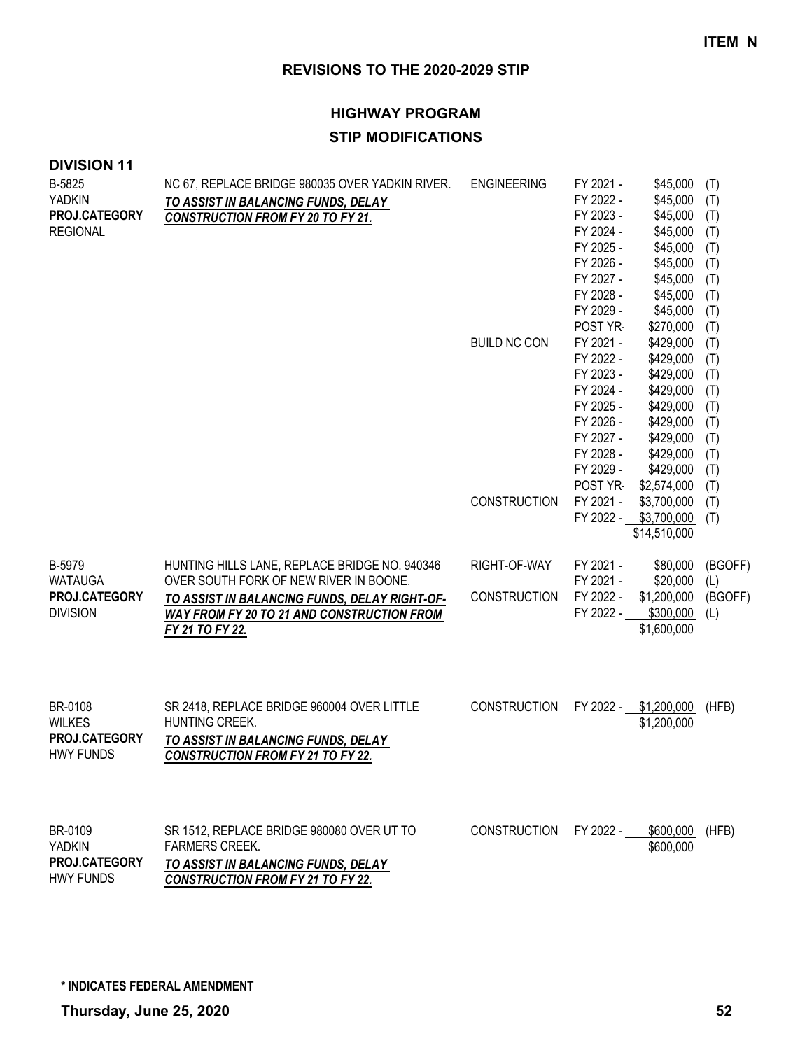**ITEM N**

## REVISIONS TO THE 2020-2029 STIP

### HIGHWAY PROGRAM
### STIP MODIFICATIONS

**DIVISION 11**

| Project | Description | Phase | Fiscal Year | Amount | Source |
|---|---|---|---|---|---|
| B-5825<br>YADKIN<br>**PROJ.CATEGORY**<br>REGIONAL | NC 67, REPLACE BRIDGE 980035 OVER YADKIN RIVER.<br>***TO ASSIST IN BALANCING FUNDS, DELAY CONSTRUCTION FROM FY 20 TO FY 21.*** | ENGINEERING | FY 2021 - | $45,000 | (T) |
| | | | FY 2022 - | $45,000 | (T) |
| | | | FY 2023 - | $45,000 | (T) |
| | | | FY 2024 - | $45,000 | (T) |
| | | | FY 2025 - | $45,000 | (T) |
| | | | FY 2026 - | $45,000 | (T) |
| | | | FY 2027 - | $45,000 | (T) |
| | | | FY 2028 - | $45,000 | (T) |
| | | | FY 2029 - | $45,000 | (T) |
| | | | POST YR- | $270,000 | (T) |
| | | BUILD NC CON | FY 2021 - | $429,000 | (T) |
| | | | FY 2022 - | $429,000 | (T) |
| | | | FY 2023 - | $429,000 | (T) |
| | | | FY 2024 - | $429,000 | (T) |
| | | | FY 2025 - | $429,000 | (T) |
| | | | FY 2026 - | $429,000 | (T) |
| | | | FY 2027 - | $429,000 | (T) |
| | | | FY 2028 - | $429,000 | (T) |
| | | | FY 2029 - | $429,000 | (T) |
| | | | POST YR- | $2,574,000 | (T) |
| | | CONSTRUCTION | FY 2021 - | $3,700,000 | (T) |
| | | | FY 2022 - | $3,700,000 | (T) |
| | | | | $14,510,000 | |
| B-5979<br>WATAUGA<br>**PROJ.CATEGORY**<br>DIVISION | HUNTING HILLS LANE, REPLACE BRIDGE NO. 940346 OVER SOUTH FORK OF NEW RIVER IN BOONE.<br>***TO ASSIST IN BALANCING FUNDS, DELAY RIGHT-OF-WAY FROM FY 20 TO 21 AND CONSTRUCTION FROM FY 21 TO FY 22.*** | RIGHT-OF-WAY | FY 2021 - | $80,000 | (BGOFF) |
| | | | FY 2021 - | $20,000 | (L) |
| | | CONSTRUCTION | FY 2022 - | $1,200,000 | (BGOFF) |
| | | | FY 2022 - | $300,000 | (L) |
| | | | | $1,600,000 | |
| BR-0108<br>WILKES<br>**PROJ.CATEGORY**<br>HWY FUNDS | SR 2418, REPLACE BRIDGE 960004 OVER LITTLE HUNTING CREEK.<br>***TO ASSIST IN BALANCING FUNDS, DELAY CONSTRUCTION FROM FY 21 TO FY 22.*** | CONSTRUCTION | FY 2022 - | $1,200,000 | (HFB) |
| | | | | $1,200,000 | |
| BR-0109<br>YADKIN<br>**PROJ.CATEGORY**<br>HWY FUNDS | SR 1512, REPLACE BRIDGE 980080 OVER UT TO FARMERS CREEK.<br>***TO ASSIST IN BALANCING FUNDS, DELAY CONSTRUCTION FROM FY 21 TO FY 22.*** | CONSTRUCTION | FY 2022 - | $600,000 | (HFB) |
| | | | | $600,000 | |

**\* INDICATES FEDERAL AMENDMENT**

**Thursday, June 25, 2020**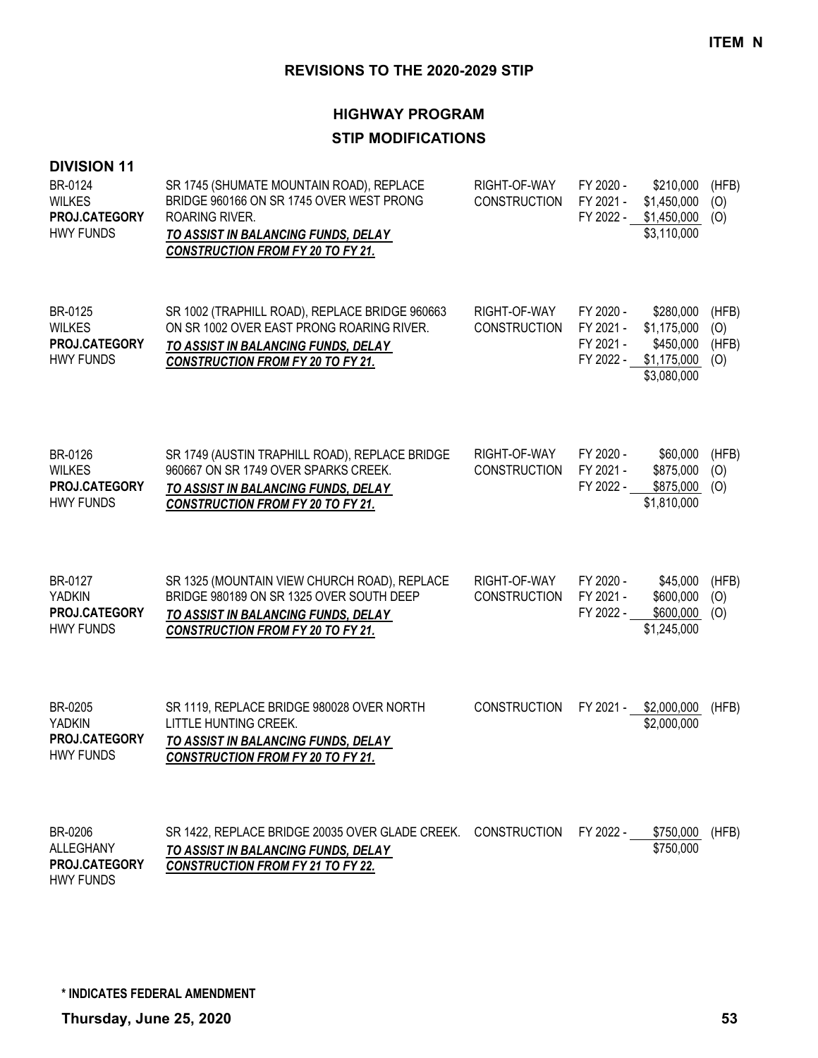**ITEM N**

## REVISIONS TO THE 2020-2029 STIP

### HIGHWAY PROGRAM
### STIP MODIFICATIONS

**DIVISION 11**

| Project | Description | Work Type | Fiscal Year | Amount | Source |
|---|---|---|---|---|---|
| BR-0124<br>WILKES<br>**PROJ.CATEGORY**<br>HWY FUNDS | SR 1745 (SHUMATE MOUNTAIN ROAD), REPLACE BRIDGE 960166 ON SR 1745 OVER WEST PRONG ROARING RIVER.<br>***TO ASSIST IN BALANCING FUNDS, DELAY CONSTRUCTION FROM FY 20 TO FY 21.*** | RIGHT-OF-WAY | FY 2020 - | $210,000 | (HFB) |
| | | CONSTRUCTION | FY 2021 - | $1,450,000 | (O) |
| | | | FY 2022 - | $1,450,000 | (O) |
| | | | | $3,110,000 | |
| BR-0125<br>WILKES<br>**PROJ.CATEGORY**<br>HWY FUNDS | SR 1002 (TRAPHILL ROAD), REPLACE BRIDGE 960663 ON SR 1002 OVER EAST PRONG ROARING RIVER.<br>***TO ASSIST IN BALANCING FUNDS, DELAY CONSTRUCTION FROM FY 20 TO FY 21.*** | RIGHT-OF-WAY | FY 2020 - | $280,000 | (HFB) |
| | | CONSTRUCTION | FY 2021 - | $1,175,000 | (O) |
| | | | FY 2021 - | $450,000 | (HFB) |
| | | | FY 2022 - | $1,175,000 | (O) |
| | | | | $3,080,000 | |
| BR-0126<br>WILKES<br>**PROJ.CATEGORY**<br>HWY FUNDS | SR 1749 (AUSTIN TRAPHILL ROAD), REPLACE BRIDGE 960667 ON SR 1749 OVER SPARKS CREEK.<br>***TO ASSIST IN BALANCING FUNDS, DELAY CONSTRUCTION FROM FY 20 TO FY 21.*** | RIGHT-OF-WAY | FY 2020 - | $60,000 | (HFB) |
| | | CONSTRUCTION | FY 2021 - | $875,000 | (O) |
| | | | FY 2022 - | $875,000 | (O) |
| | | | | $1,810,000 | |
| BR-0127<br>YADKIN<br>**PROJ.CATEGORY**<br>HWY FUNDS | SR 1325 (MOUNTAIN VIEW CHURCH ROAD), REPLACE BRIDGE 980189 ON SR 1325 OVER SOUTH DEEP<br>***TO ASSIST IN BALANCING FUNDS, DELAY CONSTRUCTION FROM FY 20 TO FY 21.*** | RIGHT-OF-WAY | FY 2020 - | $45,000 | (HFB) |
| | | CONSTRUCTION | FY 2021 - | $600,000 | (O) |
| | | | FY 2022 - | $600,000 | (O) |
| | | | | $1,245,000 | |
| BR-0205<br>YADKIN<br>**PROJ.CATEGORY**<br>HWY FUNDS | SR 1119, REPLACE BRIDGE 980028 OVER NORTH LITTLE HUNTING CREEK.<br>***TO ASSIST IN BALANCING FUNDS, DELAY CONSTRUCTION FROM FY 20 TO FY 21.*** | CONSTRUCTION | FY 2021 - | $2,000,000 | (HFB) |
| | | | | $2,000,000 | |
| BR-0206<br>ALLEGHANY<br>**PROJ.CATEGORY**<br>HWY FUNDS | SR 1422, REPLACE BRIDGE 20035 OVER GLADE CREEK.<br>***TO ASSIST IN BALANCING FUNDS, DELAY CONSTRUCTION FROM FY 21 TO FY 22.*** | CONSTRUCTION | FY 2022 - | $750,000 | (HFB) |
| | | | | $750,000 | |

**\* INDICATES FEDERAL AMENDMENT**

**Thursday, June 25, 2020**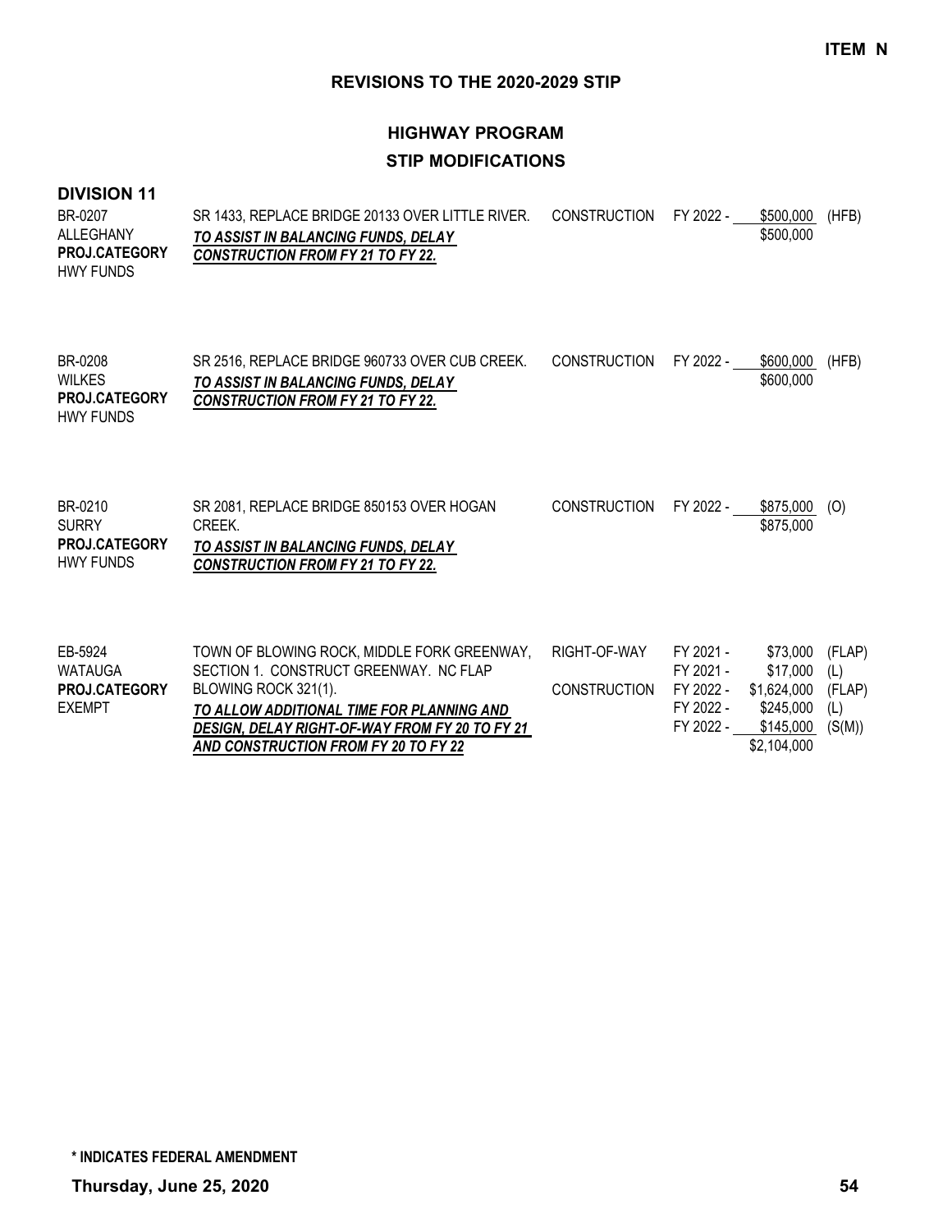**ITEM N**

## REVISIONS TO THE 2020-2029 STIP

## HIGHWAY PROGRAM

## STIP MODIFICATIONS

### DIVISION 11

| Project | Description | Phase | Fiscal Year | Amount | Fund |
|---|---|---|---|---|---|
| BR-0207<br>ALLEGHANY<br>**PROJ.CATEGORY**<br>HWY FUNDS | SR 1433, REPLACE BRIDGE 20133 OVER LITTLE RIVER.<br>***TO ASSIST IN BALANCING FUNDS, DELAY CONSTRUCTION FROM FY 21 TO FY 22.*** | CONSTRUCTION | FY 2022 - | $500,000 | (HFB) |
| | | | | $500,000 | |
| BR-0208<br>WILKES<br>**PROJ.CATEGORY**<br>HWY FUNDS | SR 2516, REPLACE BRIDGE 960733 OVER CUB CREEK.<br>***TO ASSIST IN BALANCING FUNDS, DELAY CONSTRUCTION FROM FY 21 TO FY 22.*** | CONSTRUCTION | FY 2022 - | $600,000 | (HFB) |
| | | | | $600,000 | |
| BR-0210<br>SURRY<br>**PROJ.CATEGORY**<br>HWY FUNDS | SR 2081, REPLACE BRIDGE 850153 OVER HOGAN CREEK.<br>***TO ASSIST IN BALANCING FUNDS, DELAY CONSTRUCTION FROM FY 21 TO FY 22.*** | CONSTRUCTION | FY 2022 - | $875,000 | (O) |
| | | | | $875,000 | |
| EB-5924<br>WATAUGA<br>**PROJ.CATEGORY**<br>EXEMPT | TOWN OF BLOWING ROCK, MIDDLE FORK GREENWAY, SECTION 1. CONSTRUCT GREENWAY. NC FLAP BLOWING ROCK 321(1).<br>***TO ALLOW ADDITIONAL TIME FOR PLANNING AND DESIGN, DELAY RIGHT-OF-WAY FROM FY 20 TO FY 21 AND CONSTRUCTION FROM FY 20 TO FY 22*** | RIGHT-OF-WAY | FY 2021 - | $73,000 | (FLAP) |
| | | | FY 2021 - | $17,000 | (L) |
| | | CONSTRUCTION | FY 2022 - | $1,624,000 | (FLAP) |
| | | | FY 2022 - | $245,000 | (L) |
| | | | FY 2022 - | $145,000 | (S(M)) |
| | | | | $2,104,000 | |

**\* INDICATES FEDERAL AMENDMENT**

**Thursday, June 25, 2020**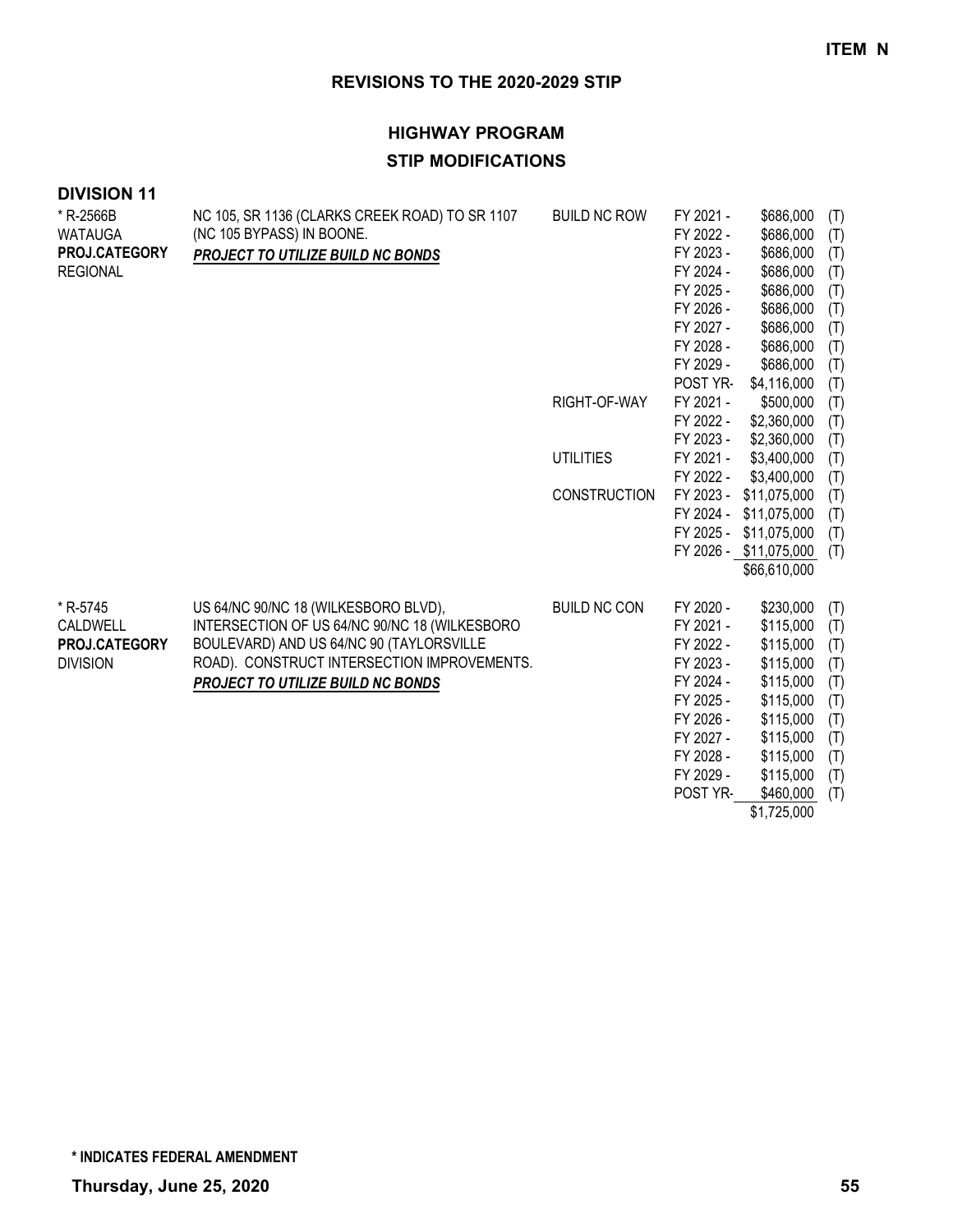**ITEM N**

## REVISIONS TO THE 2020-2029 STIP

### HIGHWAY PROGRAM

### STIP MODIFICATIONS

**DIVISION 11**

| Project | Description | Work Type | Fiscal Year | Amount | |
|---|---|---|---|---|---|
| * R-2566B<br>WATAUGA<br>**PROJ.CATEGORY**<br>REGIONAL | NC 105, SR 1136 (CLARKS CREEK ROAD) TO SR 1107 (NC 105 BYPASS) IN BOONE.<br>***PROJECT TO UTILIZE BUILD NC BONDS*** | BUILD NC ROW | FY 2021 - | $686,000 | (T) |
| | | | FY 2022 - | $686,000 | (T) |
| | | | FY 2023 - | $686,000 | (T) |
| | | | FY 2024 - | $686,000 | (T) |
| | | | FY 2025 - | $686,000 | (T) |
| | | | FY 2026 - | $686,000 | (T) |
| | | | FY 2027 - | $686,000 | (T) |
| | | | FY 2028 - | $686,000 | (T) |
| | | | FY 2029 - | $686,000 | (T) |
| | | | POST YR- | $4,116,000 | (T) |
| | | RIGHT-OF-WAY | FY 2021 - | $500,000 | (T) |
| | | | FY 2022 - | $2,360,000 | (T) |
| | | | FY 2023 - | $2,360,000 | (T) |
| | | UTILITIES | FY 2021 - | $3,400,000 | (T) |
| | | | FY 2022 - | $3,400,000 | (T) |
| | | CONSTRUCTION | FY 2023 - | $11,075,000 | (T) |
| | | | FY 2024 - | $11,075,000 | (T) |
| | | | FY 2025 - | $11,075,000 | (T) |
| | | | FY 2026 - | $11,075,000 | (T) |
| | | | | $66,610,000 | |
| * R-5745<br>CALDWELL<br>**PROJ.CATEGORY**<br>DIVISION | US 64/NC 90/NC 18 (WILKESBORO BLVD), INTERSECTION OF US 64/NC 90/NC 18 (WILKESBORO BOULEVARD) AND US 64/NC 90 (TAYLORSVILLE ROAD). CONSTRUCT INTERSECTION IMPROVEMENTS.<br>***PROJECT TO UTILIZE BUILD NC BONDS*** | BUILD NC CON | FY 2020 - | $230,000 | (T) |
| | | | FY 2021 - | $115,000 | (T) |
| | | | FY 2022 - | $115,000 | (T) |
| | | | FY 2023 - | $115,000 | (T) |
| | | | FY 2024 - | $115,000 | (T) |
| | | | FY 2025 - | $115,000 | (T) |
| | | | FY 2026 - | $115,000 | (T) |
| | | | FY 2027 - | $115,000 | (T) |
| | | | FY 2028 - | $115,000 | (T) |
| | | | FY 2029 - | $115,000 | (T) |
| | | | POST YR- | $460,000 | (T) |
| | | | | $1,725,000 | |

**\* INDICATES FEDERAL AMENDMENT**

**Thursday, June 25, 2020**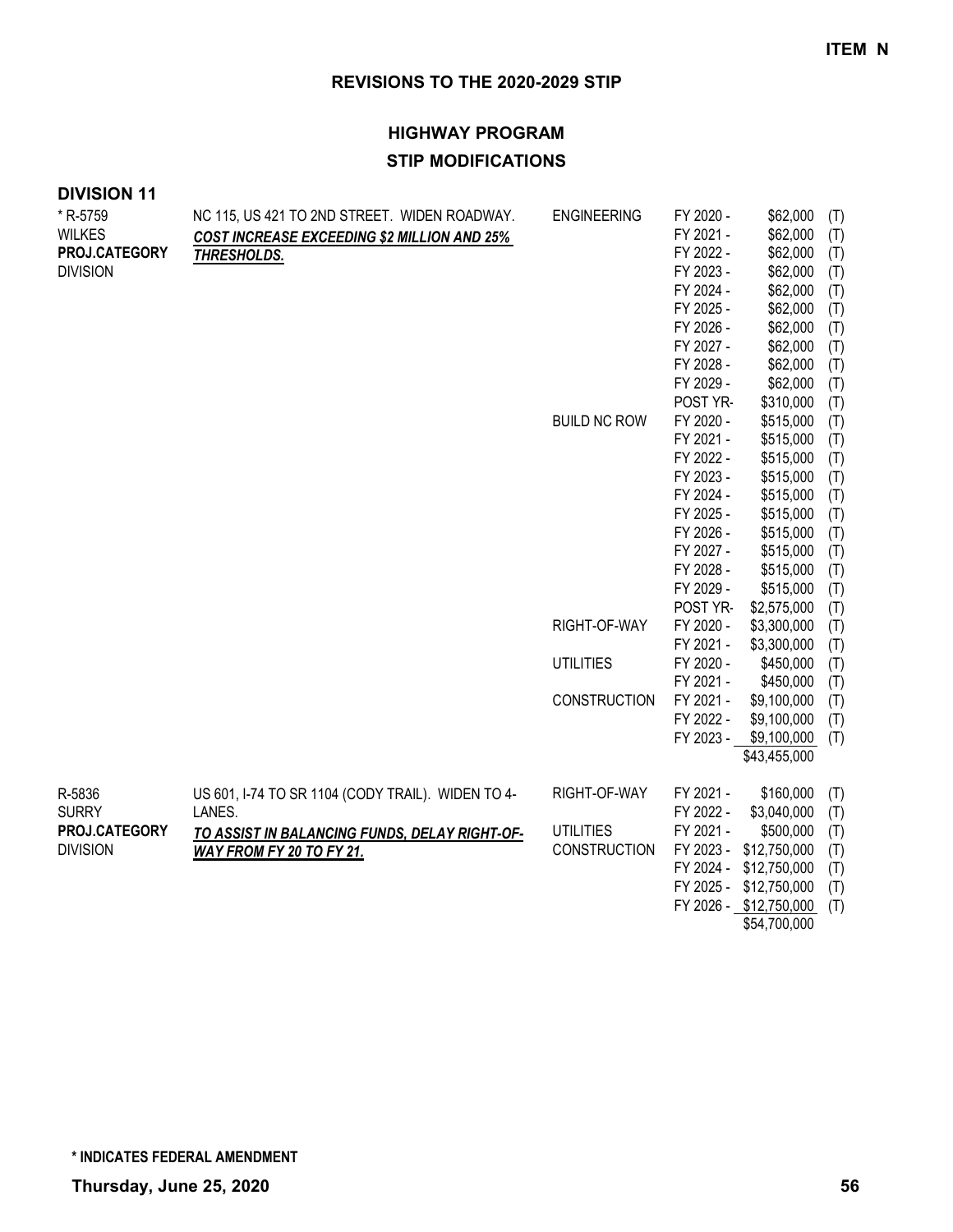**ITEM N**

## REVISIONS TO THE 2020-2029 STIP

### HIGHWAY PROGRAM
### STIP MODIFICATIONS

**DIVISION 11**

| Project | Description | Phase | Fiscal Year | Amount | Source |
|---|---|---|---|---|---|
| * R-5759<br>WILKES<br>**PROJ.CATEGORY**<br>DIVISION | NC 115, US 421 TO 2ND STREET. WIDEN ROADWAY.<br>***COST INCREASE EXCEEDING $2 MILLION AND 25% THRESHOLDS.*** | ENGINEERING | FY 2020 - | $62,000 | (T) |
| | | | FY 2021 - | $62,000 | (T) |
| | | | FY 2022 - | $62,000 | (T) |
| | | | FY 2023 - | $62,000 | (T) |
| | | | FY 2024 - | $62,000 | (T) |
| | | | FY 2025 - | $62,000 | (T) |
| | | | FY 2026 - | $62,000 | (T) |
| | | | FY 2027 - | $62,000 | (T) |
| | | | FY 2028 - | $62,000 | (T) |
| | | | FY 2029 - | $62,000 | (T) |
| | | | POST YR- | $310,000 | (T) |
| | | BUILD NC ROW | FY 2020 - | $515,000 | (T) |
| | | | FY 2021 - | $515,000 | (T) |
| | | | FY 2022 - | $515,000 | (T) |
| | | | FY 2023 - | $515,000 | (T) |
| | | | FY 2024 - | $515,000 | (T) |
| | | | FY 2025 - | $515,000 | (T) |
| | | | FY 2026 - | $515,000 | (T) |
| | | | FY 2027 - | $515,000 | (T) |
| | | | FY 2028 - | $515,000 | (T) |
| | | | FY 2029 - | $515,000 | (T) |
| | | | POST YR- | $2,575,000 | (T) |
| | | RIGHT-OF-WAY | FY 2020 - | $3,300,000 | (T) |
| | | | FY 2021 - | $3,300,000 | (T) |
| | | UTILITIES | FY 2020 - | $450,000 | (T) |
| | | | FY 2021 - | $450,000 | (T) |
| | | CONSTRUCTION | FY 2021 - | $9,100,000 | (T) |
| | | | FY 2022 - | $9,100,000 | (T) |
| | | | FY 2023 - | $9,100,000 | (T) |
| | | | | $43,455,000 | |
| R-5836<br>SURRY<br>**PROJ.CATEGORY**<br>DIVISION | US 601, I-74 TO SR 1104 (CODY TRAIL). WIDEN TO 4-LANES.<br>***TO ASSIST IN BALANCING FUNDS, DELAY RIGHT-OF-WAY FROM FY 20 TO FY 21.*** | RIGHT-OF-WAY | FY 2021 - | $160,000 | (T) |
| | | | FY 2022 - | $3,040,000 | (T) |
| | | UTILITIES | FY 2021 - | $500,000 | (T) |
| | | CONSTRUCTION | FY 2023 - | $12,750,000 | (T) |
| | | | FY 2024 - | $12,750,000 | (T) |
| | | | FY 2025 - | $12,750,000 | (T) |
| | | | FY 2026 - | $12,750,000 | (T) |
| | | | | $54,700,000 | |

**\* INDICATES FEDERAL AMENDMENT**

**Thursday, June 25, 2020**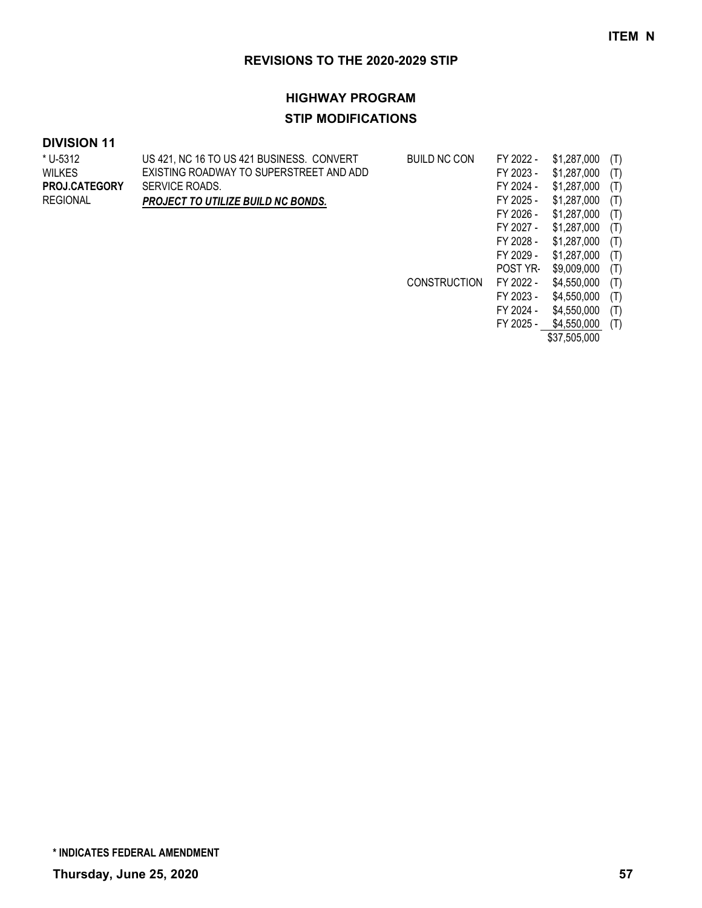**ITEM N**

## REVISIONS TO THE 2020-2029 STIP

### HIGHWAY PROGRAM

### STIP MODIFICATIONS

**DIVISION 11**

| | | | | | |
|---|---|---|---|---|---|
| * U-5312 | US 421, NC 16 TO US 421 BUSINESS. CONVERT | BUILD NC CON | FY 2022 - | $1,287,000 | (T) |
| WILKES | EXISTING ROADWAY TO SUPERSTREET AND ADD | | FY 2023 - | $1,287,000 | (T) |
| **PROJ.CATEGORY** | SERVICE ROADS. | | FY 2024 - | $1,287,000 | (T) |
| REGIONAL | ***PROJECT TO UTILIZE BUILD NC BONDS.*** | | FY 2025 - | $1,287,000 | (T) |
| | | | FY 2026 - | $1,287,000 | (T) |
| | | | FY 2027 - | $1,287,000 | (T) |
| | | | FY 2028 - | $1,287,000 | (T) |
| | | | FY 2029 - | $1,287,000 | (T) |
| | | | POST YR- | $9,009,000 | (T) |
| | | CONSTRUCTION | FY 2022 - | $4,550,000 | (T) |
| | | | FY 2023 - | $4,550,000 | (T) |
| | | | FY 2024 - | $4,550,000 | (T) |
| | | | FY 2025 - | $4,550,000 | (T) |
| | | | | $37,505,000 | |

**\* INDICATES FEDERAL AMENDMENT**

**Thursday, June 25, 2020**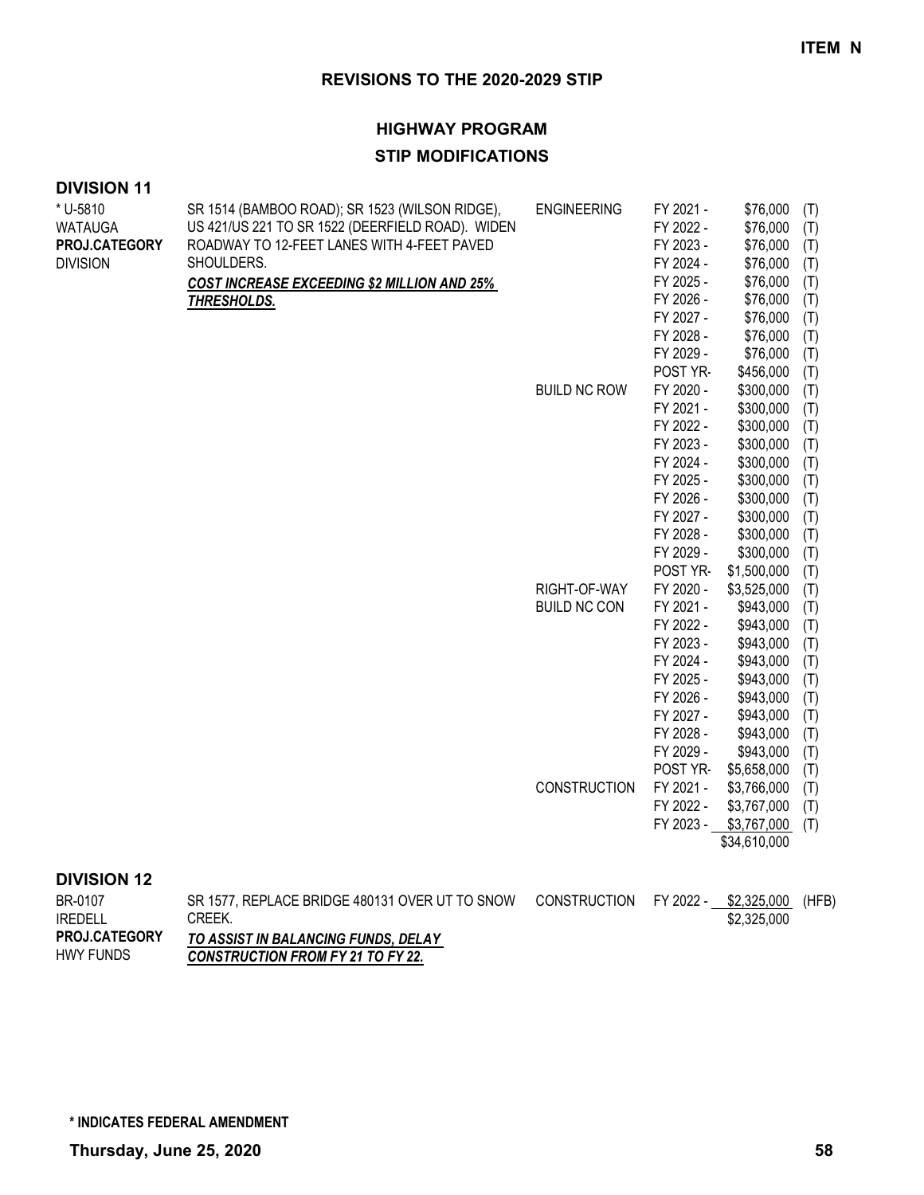**ITEM N**

## REVISIONS TO THE 2020-2029 STIP

### HIGHWAY PROGRAM

### STIP MODIFICATIONS

#### DIVISION 11

| Project | Description | Phase | Year | Amount | Source |
|---|---|---|---|---|---|
| * U-5810<br>WATAUGA<br>**PROJ.CATEGORY**<br>DIVISION | SR 1514 (BAMBOO ROAD); SR 1523 (WILSON RIDGE), US 421/US 221 TO SR 1522 (DEERFIELD ROAD). WIDEN ROADWAY TO 12-FEET LANES WITH 4-FEET PAVED SHOULDERS.<br>***COST INCREASE EXCEEDING $2 MILLION AND 25% THRESHOLDS.*** | ENGINEERING | FY 2021 - | $76,000 | (T) |
| | | | FY 2022 - | $76,000 | (T) |
| | | | FY 2023 - | $76,000 | (T) |
| | | | FY 2024 - | $76,000 | (T) |
| | | | FY 2025 - | $76,000 | (T) |
| | | | FY 2026 - | $76,000 | (T) |
| | | | FY 2027 - | $76,000 | (T) |
| | | | FY 2028 - | $76,000 | (T) |
| | | | FY 2029 - | $76,000 | (T) |
| | | | POST YR- | $456,000 | (T) |
| | | BUILD NC ROW | FY 2020 - | $300,000 | (T) |
| | | | FY 2021 - | $300,000 | (T) |
| | | | FY 2022 - | $300,000 | (T) |
| | | | FY 2023 - | $300,000 | (T) |
| | | | FY 2024 - | $300,000 | (T) |
| | | | FY 2025 - | $300,000 | (T) |
| | | | FY 2026 - | $300,000 | (T) |
| | | | FY 2027 - | $300,000 | (T) |
| | | | FY 2028 - | $300,000 | (T) |
| | | | FY 2029 - | $300,000 | (T) |
| | | | POST YR- | $1,500,000 | (T) |
| | | RIGHT-OF-WAY | FY 2020 - | $3,525,000 | (T) |
| | | BUILD NC CON | FY 2021 - | $943,000 | (T) |
| | | | FY 2022 - | $943,000 | (T) |
| | | | FY 2023 - | $943,000 | (T) |
| | | | FY 2024 - | $943,000 | (T) |
| | | | FY 2025 - | $943,000 | (T) |
| | | | FY 2026 - | $943,000 | (T) |
| | | | FY 2027 - | $943,000 | (T) |
| | | | FY 2028 - | $943,000 | (T) |
| | | | FY 2029 - | $943,000 | (T) |
| | | | POST YR- | $5,658,000 | (T) |
| | | CONSTRUCTION | FY 2021 - | $3,766,000 | (T) |
| | | | FY 2022 - | $3,767,000 | (T) |
| | | | FY 2023 - | $3,767,000 | (T) |
| | | | | $34,610,000 | |

#### DIVISION 12

| Project | Description | Phase | Year | Amount | Source |
|---|---|---|---|---|---|
| BR-0107<br>IREDELL<br>**PROJ.CATEGORY**<br>HWY FUNDS | SR 1577, REPLACE BRIDGE 480131 OVER UT TO SNOW CREEK.<br>***TO ASSIST IN BALANCING FUNDS, DELAY CONSTRUCTION FROM FY 21 TO FY 22.*** | CONSTRUCTION | FY 2022 - | $2,325,000 | (HFB) |
| | | | | $2,325,000 | |

**\* INDICATES FEDERAL AMENDMENT**

**Thursday, June 25, 2020**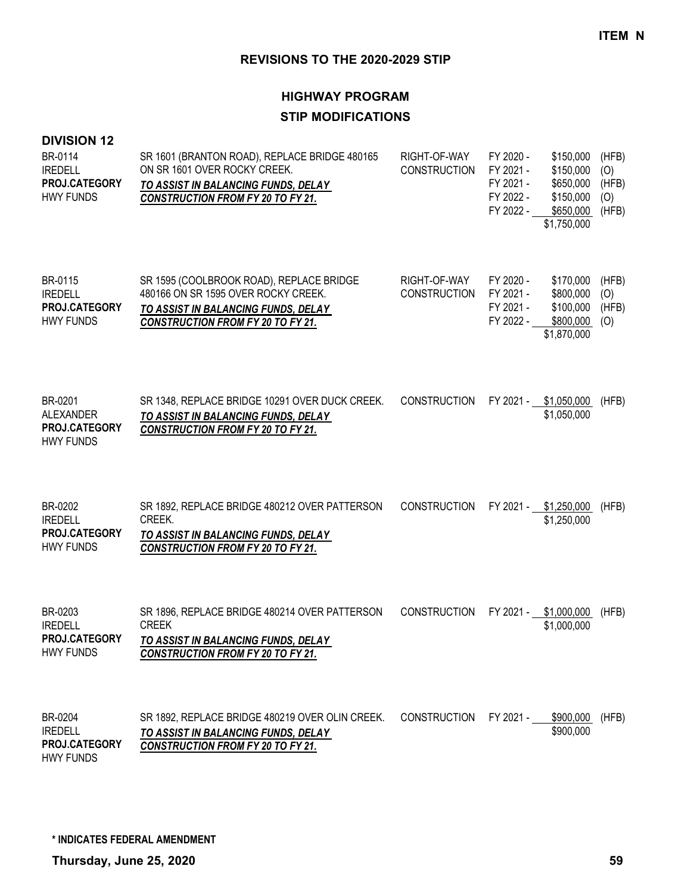**ITEM N**

## REVISIONS TO THE 2020-2029 STIP

### HIGHWAY PROGRAM

### STIP MODIFICATIONS

**DIVISION 12**

| Project | Description | Work Type | Fiscal Year | Amount | Fund |
|---|---|---|---|---|---|
| BR-0114<br>IREDELL<br>**PROJ.CATEGORY**<br>HWY FUNDS | SR 1601 (BRANTON ROAD), REPLACE BRIDGE 480165 ON SR 1601 OVER ROCKY CREEK.<br>***TO ASSIST IN BALANCING FUNDS, DELAY CONSTRUCTION FROM FY 20 TO FY 21.*** | RIGHT-OF-WAY<br>CONSTRUCTION | FY 2020 -<br>FY 2021 -<br>FY 2021 -<br>FY 2022 -<br>FY 2022 - | $150,000<br>$150,000<br>$650,000<br>$150,000<br>$650,000<br>$1,750,000 | (HFB)<br>(O)<br>(HFB)<br>(O)<br>(HFB) |
| BR-0115<br>IREDELL<br>**PROJ.CATEGORY**<br>HWY FUNDS | SR 1595 (COOLBROOK ROAD), REPLACE BRIDGE 480166 ON SR 1595 OVER ROCKY CREEK.<br>***TO ASSIST IN BALANCING FUNDS, DELAY CONSTRUCTION FROM FY 20 TO FY 21.*** | RIGHT-OF-WAY<br>CONSTRUCTION | FY 2020 -<br>FY 2021 -<br>FY 2021 -<br>FY 2022 - | $170,000<br>$800,000<br>$100,000<br>$800,000<br>$1,870,000 | (HFB)<br>(O)<br>(HFB)<br>(O) |
| BR-0201<br>ALEXANDER<br>**PROJ.CATEGORY**<br>HWY FUNDS | SR 1348, REPLACE BRIDGE 10291 OVER DUCK CREEK.<br>***TO ASSIST IN BALANCING FUNDS, DELAY CONSTRUCTION FROM FY 20 TO FY 21.*** | CONSTRUCTION | FY 2021 - | $1,050,000<br>$1,050,000 | (HFB) |
| BR-0202<br>IREDELL<br>**PROJ.CATEGORY**<br>HWY FUNDS | SR 1892, REPLACE BRIDGE 480212 OVER PATTERSON CREEK.<br>***TO ASSIST IN BALANCING FUNDS, DELAY CONSTRUCTION FROM FY 20 TO FY 21.*** | CONSTRUCTION | FY 2021 - | $1,250,000<br>$1,250,000 | (HFB) |
| BR-0203<br>IREDELL<br>**PROJ.CATEGORY**<br>HWY FUNDS | SR 1896, REPLACE BRIDGE 480214 OVER PATTERSON CREEK<br>***TO ASSIST IN BALANCING FUNDS, DELAY CONSTRUCTION FROM FY 20 TO FY 21.*** | CONSTRUCTION | FY 2021 - | $1,000,000<br>$1,000,000 | (HFB) |
| BR-0204<br>IREDELL<br>**PROJ.CATEGORY**<br>HWY FUNDS | SR 1892, REPLACE BRIDGE 480219 OVER OLIN CREEK.<br>***TO ASSIST IN BALANCING FUNDS, DELAY CONSTRUCTION FROM FY 20 TO FY 21.*** | CONSTRUCTION | FY 2021 - | $900,000<br>$900,000 | (HFB) |

**\* INDICATES FEDERAL AMENDMENT**

**Thursday, June 25, 2020**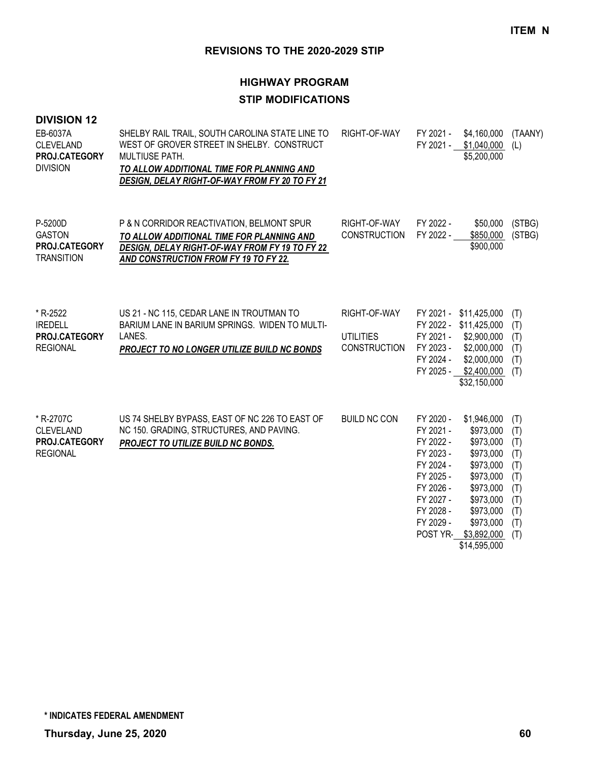**ITEM N**

## REVISIONS TO THE 2020-2029 STIP

### HIGHWAY PROGRAM

### STIP MODIFICATIONS

**DIVISION 12**

| Project | Description | Work Type | Fiscal Year | Amount | Funding |
|---|---|---|---|---|---|
| EB-6037A<br>CLEVELAND<br>**PROJ.CATEGORY**<br>DIVISION | SHELBY RAIL TRAIL, SOUTH CAROLINA STATE LINE TO WEST OF GROVER STREET IN SHELBY. CONSTRUCT MULTIUSE PATH.<br>***TO ALLOW ADDITIONAL TIME FOR PLANNING AND DESIGN, DELAY RIGHT-OF-WAY FROM FY 20 TO FY 21*** | RIGHT-OF-WAY | FY 2021 - | $4,160,000 | (TAANY) |
| | | | FY 2021 - | $1,040,000 | (L) |
| | | | | $5,200,000 | |
| P-5200D<br>GASTON<br>**PROJ.CATEGORY**<br>TRANSITION | P & N CORRIDOR REACTIVATION, BELMONT SPUR<br>***TO ALLOW ADDITIONAL TIME FOR PLANNING AND DESIGN, DELAY RIGHT-OF-WAY FROM FY 19 TO FY 22 AND CONSTRUCTION FROM FY 19 TO FY 22.*** | RIGHT-OF-WAY | FY 2022 - | $50,000 | (STBG) |
| | | CONSTRUCTION | FY 2022 - | $850,000 | (STBG) |
| | | | | $900,000 | |
| * R-2522<br>IREDELL<br>**PROJ.CATEGORY**<br>REGIONAL | US 21 - NC 115, CEDAR LANE IN TROUTMAN TO BARIUM LANE IN BARIUM SPRINGS. WIDEN TO MULTI-LANES.<br>***PROJECT TO NO LONGER UTILIZE BUILD NC BONDS*** | RIGHT-OF-WAY | FY 2021 - | $11,425,000 | (T) |
| | | | FY 2022 - | $11,425,000 | (T) |
| | | UTILITIES | FY 2021 - | $2,900,000 | (T) |
| | | CONSTRUCTION | FY 2023 - | $2,000,000 | (T) |
| | | | FY 2024 - | $2,000,000 | (T) |
| | | | FY 2025 - | $2,400,000 | (T) |
| | | | | $32,150,000 | |
| * R-2707C<br>CLEVELAND<br>**PROJ.CATEGORY**<br>REGIONAL | US 74 SHELBY BYPASS, EAST OF NC 226 TO EAST OF NC 150. GRADING, STRUCTURES, AND PAVING.<br>***PROJECT TO UTILIZE BUILD NC BONDS.*** | BUILD NC CON | FY 2020 - | $1,946,000 | (T) |
| | | | FY 2021 - | $973,000 | (T) |
| | | | FY 2022 - | $973,000 | (T) |
| | | | FY 2023 - | $973,000 | (T) |
| | | | FY 2024 - | $973,000 | (T) |
| | | | FY 2025 - | $973,000 | (T) |
| | | | FY 2026 - | $973,000 | (T) |
| | | | FY 2027 - | $973,000 | (T) |
| | | | FY 2028 - | $973,000 | (T) |
| | | | FY 2029 - | $973,000 | (T) |
| | | | POST YR- | $3,892,000 | (T) |
| | | | | $14,595,000 | |

**\* INDICATES FEDERAL AMENDMENT**

**Thursday, June 25, 2020**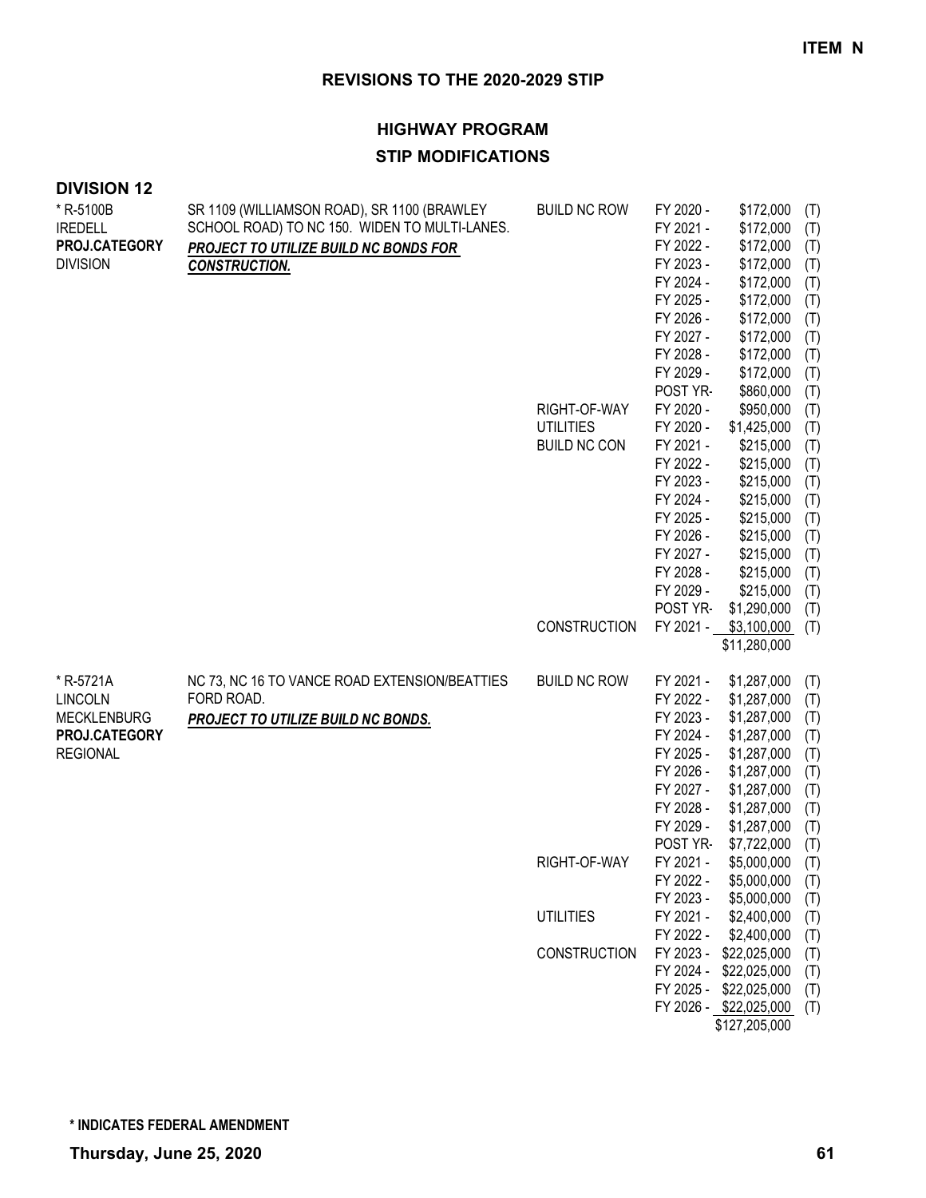ITEM N

## REVISIONS TO THE 2020-2029 STIP

## HIGHWAY PROGRAM

## STIP MODIFICATIONS

### DIVISION 12

| Project | Description | Phase | Fiscal Year | Amount | Source |
|---|---|---|---|---|---|
| * R-5100B<br>IREDELL<br>**PROJ.CATEGORY**<br>DIVISION | SR 1109 (WILLIAMSON ROAD), SR 1100 (BRAWLEY SCHOOL ROAD) TO NC 150. WIDEN TO MULTI-LANES.<br>***PROJECT TO UTILIZE BUILD NC BONDS FOR CONSTRUCTION.*** | BUILD NC ROW | FY 2020 - | $172,000 | (T) |
| | | | FY 2021 - | $172,000 | (T) |
| | | | FY 2022 - | $172,000 | (T) |
| | | | FY 2023 - | $172,000 | (T) |
| | | | FY 2024 - | $172,000 | (T) |
| | | | FY 2025 - | $172,000 | (T) |
| | | | FY 2026 - | $172,000 | (T) |
| | | | FY 2027 - | $172,000 | (T) |
| | | | FY 2028 - | $172,000 | (T) |
| | | | FY 2029 - | $172,000 | (T) |
| | | | POST YR- | $860,000 | (T) |
| | | RIGHT-OF-WAY | FY 2020 - | $950,000 | (T) |
| | | UTILITIES | FY 2020 - | $1,425,000 | (T) |
| | | BUILD NC CON | FY 2021 - | $215,000 | (T) |
| | | | FY 2022 - | $215,000 | (T) |
| | | | FY 2023 - | $215,000 | (T) |
| | | | FY 2024 - | $215,000 | (T) |
| | | | FY 2025 - | $215,000 | (T) |
| | | | FY 2026 - | $215,000 | (T) |
| | | | FY 2027 - | $215,000 | (T) |
| | | | FY 2028 - | $215,000 | (T) |
| | | | FY 2029 - | $215,000 | (T) |
| | | | POST YR- | $1,290,000 | (T) |
| | | CONSTRUCTION | FY 2021 - | $3,100,000 | (T) |
| | | | | $11,280,000 | |
| * R-5721A<br>LINCOLN<br>MECKLENBURG<br>**PROJ.CATEGORY**<br>REGIONAL | NC 73, NC 16 TO VANCE ROAD EXTENSION/BEATTIES FORD ROAD.<br>***PROJECT TO UTILIZE BUILD NC BONDS.*** | BUILD NC ROW | FY 2021 - | $1,287,000 | (T) |
| | | | FY 2022 - | $1,287,000 | (T) |
| | | | FY 2023 - | $1,287,000 | (T) |
| | | | FY 2024 - | $1,287,000 | (T) |
| | | | FY 2025 - | $1,287,000 | (T) |
| | | | FY 2026 - | $1,287,000 | (T) |
| | | | FY 2027 - | $1,287,000 | (T) |
| | | | FY 2028 - | $1,287,000 | (T) |
| | | | FY 2029 - | $1,287,000 | (T) |
| | | | POST YR- | $7,722,000 | (T) |
| | | RIGHT-OF-WAY | FY 2021 - | $5,000,000 | (T) |
| | | | FY 2022 - | $5,000,000 | (T) |
| | | | FY 2023 - | $5,000,000 | (T) |
| | | UTILITIES | FY 2021 - | $2,400,000 | (T) |
| | | | FY 2022 - | $2,400,000 | (T) |
| | | CONSTRUCTION | FY 2023 - | $22,025,000 | (T) |
| | | | FY 2024 - | $22,025,000 | (T) |
| | | | FY 2025 - | $22,025,000 | (T) |
| | | | FY 2026 - | $22,025,000 | (T) |
| | | | | $127,205,000 | |

**\* INDICATES FEDERAL AMENDMENT**

**Thursday, June 25, 2020**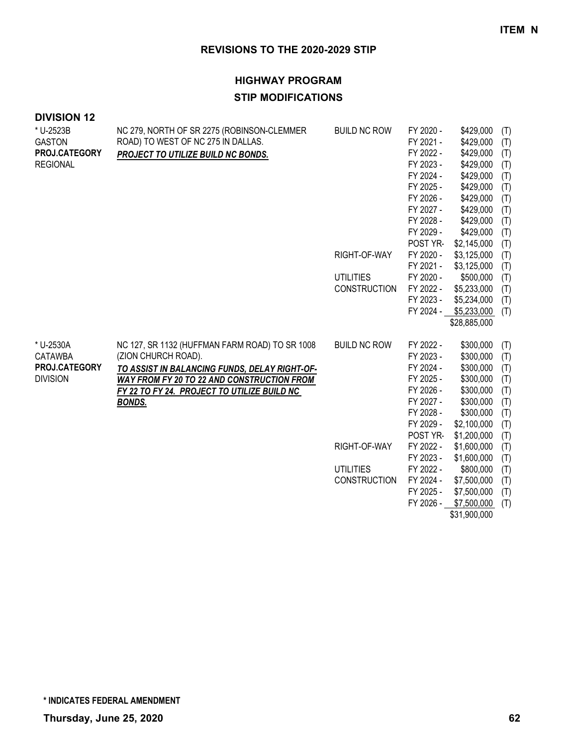**ITEM N**

## REVISIONS TO THE 2020-2029 STIP

### HIGHWAY PROGRAM

### STIP MODIFICATIONS

**DIVISION 12**

| Project | Description | Phase | Year | Amount | Source |
|---|---|---|---|---|---|
| * U-2523B<br>GASTON<br>**PROJ.CATEGORY**<br>REGIONAL | NC 279, NORTH OF SR 2275 (ROBINSON-CLEMMER ROAD) TO WEST OF NC 275 IN DALLAS.<br>***PROJECT TO UTILIZE BUILD NC BONDS.*** | BUILD NC ROW | FY 2020 - | $429,000 | (T) |
| | | | FY 2021 - | $429,000 | (T) |
| | | | FY 2022 - | $429,000 | (T) |
| | | | FY 2023 - | $429,000 | (T) |
| | | | FY 2024 - | $429,000 | (T) |
| | | | FY 2025 - | $429,000 | (T) |
| | | | FY 2026 - | $429,000 | (T) |
| | | | FY 2027 - | $429,000 | (T) |
| | | | FY 2028 - | $429,000 | (T) |
| | | | FY 2029 - | $429,000 | (T) |
| | | | POST YR- | $2,145,000 | (T) |
| | | RIGHT-OF-WAY | FY 2020 - | $3,125,000 | (T) |
| | | | FY 2021 - | $3,125,000 | (T) |
| | | UTILITIES | FY 2020 - | $500,000 | (T) |
| | | CONSTRUCTION | FY 2022 - | $5,233,000 | (T) |
| | | | FY 2023 - | $5,234,000 | (T) |
| | | | FY 2024 - | $5,233,000 | (T) |
| | | | | $28,885,000 | |
| * U-2530A<br>CATAWBA<br>**PROJ.CATEGORY**<br>DIVISION | NC 127, SR 1132 (HUFFMAN FARM ROAD) TO SR 1008 (ZION CHURCH ROAD).<br>***TO ASSIST IN BALANCING FUNDS, DELAY RIGHT-OF-WAY FROM FY 20 TO 22 AND CONSTRUCTION FROM FY 22 TO FY 24. PROJECT TO UTILIZE BUILD NC BONDS.*** | BUILD NC ROW | FY 2022 - | $300,000 | (T) |
| | | | FY 2023 - | $300,000 | (T) |
| | | | FY 2024 - | $300,000 | (T) |
| | | | FY 2025 - | $300,000 | (T) |
| | | | FY 2026 - | $300,000 | (T) |
| | | | FY 2027 - | $300,000 | (T) |
| | | | FY 2028 - | $300,000 | (T) |
| | | | FY 2029 - | $2,100,000 | (T) |
| | | | POST YR- | $1,200,000 | (T) |
| | | RIGHT-OF-WAY | FY 2022 - | $1,600,000 | (T) |
| | | | FY 2023 - | $1,600,000 | (T) |
| | | UTILITIES | FY 2022 - | $800,000 | (T) |
| | | CONSTRUCTION | FY 2024 - | $7,500,000 | (T) |
| | | | FY 2025 - | $7,500,000 | (T) |
| | | | FY 2026 - | $7,500,000 | (T) |
| | | | | $31,900,000 | |

**\* INDICATES FEDERAL AMENDMENT**

**Thursday, June 25, 2020**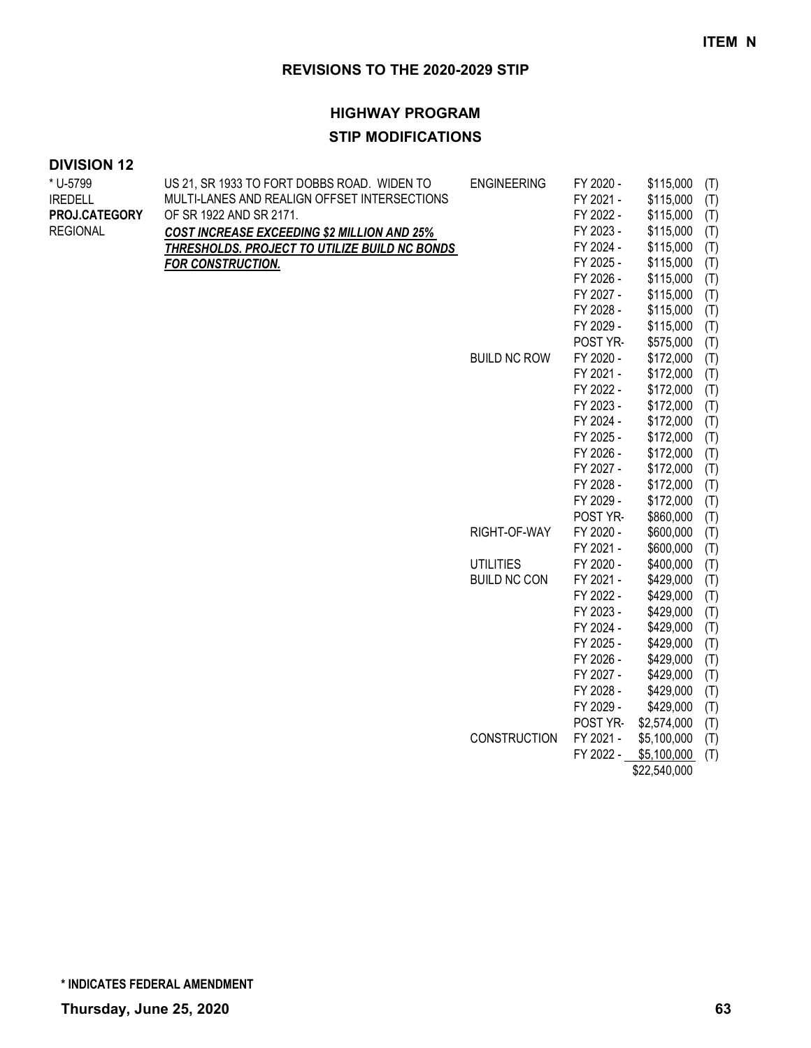**ITEM N**

## REVISIONS TO THE 2020-2029 STIP

### HIGHWAY PROGRAM

### STIP MODIFICATIONS

**DIVISION 12**

| Project | Description | Phase | Year | Amount | |
|---|---|---|---|---|---|
| * U-5799<br>IREDELL<br>**PROJ.CATEGORY**<br>REGIONAL | US 21, SR 1933 TO FORT DOBBS ROAD. WIDEN TO MULTI-LANES AND REALIGN OFFSET INTERSECTIONS OF SR 1922 AND SR 2171.<br>***COST INCREASE EXCEEDING $2 MILLION AND 25% THRESHOLDS. PROJECT TO UTILIZE BUILD NC BONDS FOR CONSTRUCTION.*** | ENGINEERING | FY 2020 - | $115,000 | (T) |
| | | | FY 2021 - | $115,000 | (T) |
| | | | FY 2022 - | $115,000 | (T) |
| | | | FY 2023 - | $115,000 | (T) |
| | | | FY 2024 - | $115,000 | (T) |
| | | | FY 2025 - | $115,000 | (T) |
| | | | FY 2026 - | $115,000 | (T) |
| | | | FY 2027 - | $115,000 | (T) |
| | | | FY 2028 - | $115,000 | (T) |
| | | | FY 2029 - | $115,000 | (T) |
| | | | POST YR- | $575,000 | (T) |
| | | BUILD NC ROW | FY 2020 - | $172,000 | (T) |
| | | | FY 2021 - | $172,000 | (T) |
| | | | FY 2022 - | $172,000 | (T) |
| | | | FY 2023 - | $172,000 | (T) |
| | | | FY 2024 - | $172,000 | (T) |
| | | | FY 2025 - | $172,000 | (T) |
| | | | FY 2026 - | $172,000 | (T) |
| | | | FY 2027 - | $172,000 | (T) |
| | | | FY 2028 - | $172,000 | (T) |
| | | | FY 2029 - | $172,000 | (T) |
| | | | POST YR- | $860,000 | (T) |
| | | RIGHT-OF-WAY | FY 2020 - | $600,000 | (T) |
| | | | FY 2021 - | $600,000 | (T) |
| | | UTILITIES | FY 2020 - | $400,000 | (T) |
| | | BUILD NC CON | FY 2021 - | $429,000 | (T) |
| | | | FY 2022 - | $429,000 | (T) |
| | | | FY 2023 - | $429,000 | (T) |
| | | | FY 2024 - | $429,000 | (T) |
| | | | FY 2025 - | $429,000 | (T) |
| | | | FY 2026 - | $429,000 | (T) |
| | | | FY 2027 - | $429,000 | (T) |
| | | | FY 2028 - | $429,000 | (T) |
| | | | FY 2029 - | $429,000 | (T) |
| | | | POST YR- | $2,574,000 | (T) |
| | | CONSTRUCTION | FY 2021 - | $5,100,000 | (T) |
| | | | FY 2022 - | $5,100,000 | (T) |
| | | | | $22,540,000 | |

**\* INDICATES FEDERAL AMENDMENT**

**Thursday, June 25, 2020**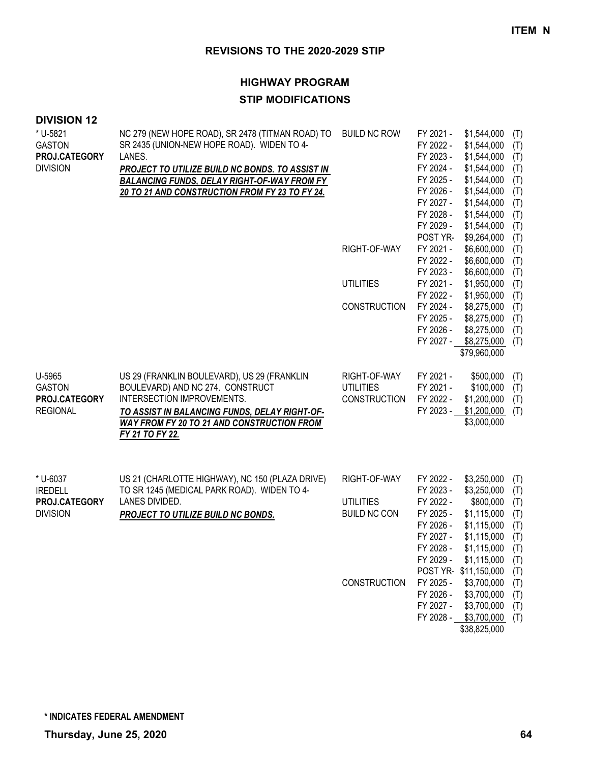**ITEM N**

# REVISIONS TO THE 2020-2029 STIP

## HIGHWAY PROGRAM

## STIP MODIFICATIONS

### DIVISION 12

| Project | Description | Work Type | Fiscal Year | Amount | Source |
|---|---|---|---|---|---|
| * U-5821<br>GASTON<br>**PROJ.CATEGORY**<br>DIVISION | NC 279 (NEW HOPE ROAD), SR 2478 (TITMAN ROAD) TO SR 2435 (UNION-NEW HOPE ROAD). WIDEN TO 4-LANES.<br>***PROJECT TO UTILIZE BUILD NC BONDS. TO ASSIST IN BALANCING FUNDS, DELAY RIGHT-OF-WAY FROM FY 20 TO 21 AND CONSTRUCTION FROM FY 23 TO FY 24.*** | BUILD NC ROW | FY 2021 - | $1,544,000 | (T) |
| | | | FY 2022 - | $1,544,000 | (T) |
| | | | FY 2023 - | $1,544,000 | (T) |
| | | | FY 2024 - | $1,544,000 | (T) |
| | | | FY 2025 - | $1,544,000 | (T) |
| | | | FY 2026 - | $1,544,000 | (T) |
| | | | FY 2027 - | $1,544,000 | (T) |
| | | | FY 2028 - | $1,544,000 | (T) |
| | | | FY 2029 - | $1,544,000 | (T) |
| | | | POST YR- | $9,264,000 | (T) |
| | | RIGHT-OF-WAY | FY 2021 - | $6,600,000 | (T) |
| | | | FY 2022 - | $6,600,000 | (T) |
| | | | FY 2023 - | $6,600,000 | (T) |
| | | UTILITIES | FY 2021 - | $1,950,000 | (T) |
| | | | FY 2022 - | $1,950,000 | (T) |
| | | CONSTRUCTION | FY 2024 - | $8,275,000 | (T) |
| | | | FY 2025 - | $8,275,000 | (T) |
| | | | FY 2026 - | $8,275,000 | (T) |
| | | | FY 2027 - | $8,275,000 | (T) |
| | | | | $79,960,000 | |
| U-5965<br>GASTON<br>**PROJ.CATEGORY**<br>REGIONAL | US 29 (FRANKLIN BOULEVARD), US 29 (FRANKLIN BOULEVARD) AND NC 274. CONSTRUCT INTERSECTION IMPROVEMENTS.<br>***TO ASSIST IN BALANCING FUNDS, DELAY RIGHT-OF-WAY FROM FY 20 TO 21 AND CONSTRUCTION FROM FY 21 TO FY 22.*** | RIGHT-OF-WAY | FY 2021 - | $500,000 | (T) |
| | | UTILITIES | FY 2021 - | $100,000 | (T) |
| | | CONSTRUCTION | FY 2022 - | $1,200,000 | (T) |
| | | | FY 2023 - | $1,200,000 | (T) |
| | | | | $3,000,000 | |
| * U-6037<br>IREDELL<br>**PROJ.CATEGORY**<br>DIVISION | US 21 (CHARLOTTE HIGHWAY), NC 150 (PLAZA DRIVE) TO SR 1245 (MEDICAL PARK ROAD). WIDEN TO 4-LANES DIVIDED.<br>***PROJECT TO UTILIZE BUILD NC BONDS.*** | RIGHT-OF-WAY | FY 2022 - | $3,250,000 | (T) |
| | | | FY 2023 - | $3,250,000 | (T) |
| | | UTILITIES | FY 2022 - | $800,000 | (T) |
| | | BUILD NC CON | FY 2025 - | $1,115,000 | (T) |
| | | | FY 2026 - | $1,115,000 | (T) |
| | | | FY 2027 - | $1,115,000 | (T) |
| | | | FY 2028 - | $1,115,000 | (T) |
| | | | FY 2029 - | $1,115,000 | (T) |
| | | | POST YR- | $11,150,000 | (T) |
| | | CONSTRUCTION | FY 2025 - | $3,700,000 | (T) |
| | | | FY 2026 - | $3,700,000 | (T) |
| | | | FY 2027 - | $3,700,000 | (T) |
| | | | FY 2028 - | $3,700,000 | (T) |
| | | | | $38,825,000 | |

**\* INDICATES FEDERAL AMENDMENT**

**Thursday, June 25, 2020**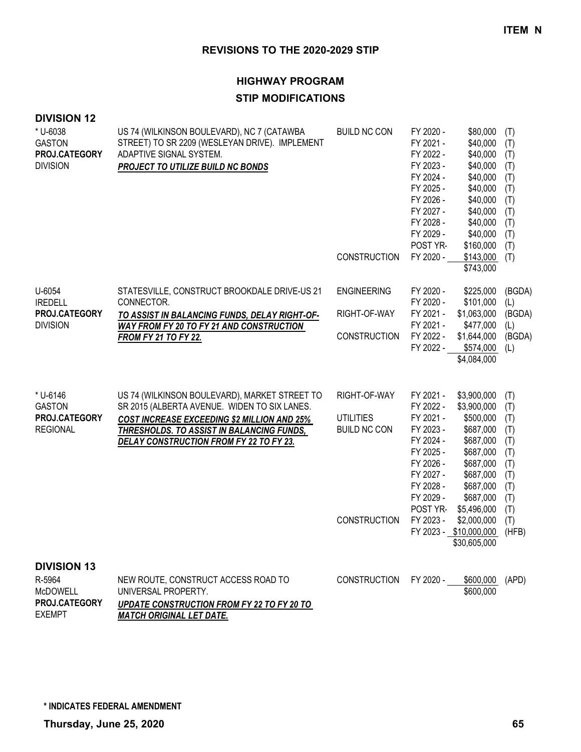**ITEM N**

## REVISIONS TO THE 2020-2029 STIP

### HIGHWAY PROGRAM
### STIP MODIFICATIONS

**DIVISION 12**

| Project | Description | Phase | Year | Amount | Source |
|---|---|---|---|---|---|
| * U-6038<br>GASTON<br>**PROJ.CATEGORY**<br>DIVISION | US 74 (WILKINSON BOULEVARD), NC 7 (CATAWBA STREET) TO SR 2209 (WESLEYAN DRIVE). IMPLEMENT ADAPTIVE SIGNAL SYSTEM.<br>***PROJECT TO UTILIZE BUILD NC BONDS*** | BUILD NC CON | FY 2020 - | $80,000 | (T) |
| | | | FY 2021 - | $40,000 | (T) |
| | | | FY 2022 - | $40,000 | (T) |
| | | | FY 2023 - | $40,000 | (T) |
| | | | FY 2024 - | $40,000 | (T) |
| | | | FY 2025 - | $40,000 | (T) |
| | | | FY 2026 - | $40,000 | (T) |
| | | | FY 2027 - | $40,000 | (T) |
| | | | FY 2028 - | $40,000 | (T) |
| | | | FY 2029 - | $40,000 | (T) |
| | | | POST YR- | $160,000 | (T) |
| | | CONSTRUCTION | FY 2020 - | $143,000 | (T) |
| | | | | $743,000 | |
| U-6054<br>IREDELL<br>**PROJ.CATEGORY**<br>DIVISION | STATESVILLE, CONSTRUCT BROOKDALE DRIVE-US 21 CONNECTOR.<br>***TO ASSIST IN BALANCING FUNDS, DELAY RIGHT-OF-WAY FROM FY 20 TO FY 21 AND CONSTRUCTION FROM FY 21 TO FY 22.*** | ENGINEERING | FY 2020 - | $225,000 | (BGDA) |
| | | | FY 2020 - | $101,000 | (L) |
| | | RIGHT-OF-WAY | FY 2021 - | $1,063,000 | (BGDA) |
| | | | FY 2021 - | $477,000 | (L) |
| | | CONSTRUCTION | FY 2022 - | $1,644,000 | (BGDA) |
| | | | FY 2022 - | $574,000 | (L) |
| | | | | $4,084,000 | |
| * U-6146<br>GASTON<br>**PROJ.CATEGORY**<br>REGIONAL | US 74 (WILKINSON BOULEVARD), MARKET STREET TO SR 2015 (ALBERTA AVENUE. WIDEN TO SIX LANES.<br>***COST INCREASE EXCEEDING $2 MILLION AND 25% THRESHOLDS. TO ASSIST IN BALANCING FUNDS, DELAY CONSTRUCTION FROM FY 22 TO FY 23.*** | RIGHT-OF-WAY | FY 2021 - | $3,900,000 | (T) |
| | | | FY 2022 - | $3,900,000 | (T) |
| | | UTILITIES | FY 2021 - | $500,000 | (T) |
| | | BUILD NC CON | FY 2023 - | $687,000 | (T) |
| | | | FY 2024 - | $687,000 | (T) |
| | | | FY 2025 - | $687,000 | (T) |
| | | | FY 2026 - | $687,000 | (T) |
| | | | FY 2027 - | $687,000 | (T) |
| | | | FY 2028 - | $687,000 | (T) |
| | | | FY 2029 - | $687,000 | (T) |
| | | | POST YR- | $5,496,000 | (T) |
| | | CONSTRUCTION | FY 2023 - | $2,000,000 | (T) |
| | | | FY 2023 - | $10,000,000 | (HFB) |
| | | | | $30,605,000 | |

**DIVISION 13**

| Project | Description | Phase | Year | Amount | Source |
|---|---|---|---|---|---|
| R-5964<br>McDOWELL<br>**PROJ.CATEGORY**<br>EXEMPT | NEW ROUTE, CONSTRUCT ACCESS ROAD TO UNIVERSAL PROPERTY.<br>***UPDATE CONSTRUCTION FROM FY 22 TO FY 20 TO MATCH ORIGINAL LET DATE.*** | CONSTRUCTION | FY 2020 - | $600,000 | (APD) |
| | | | | $600,000 | |

**\* INDICATES FEDERAL AMENDMENT**

**Thursday, June 25, 2020**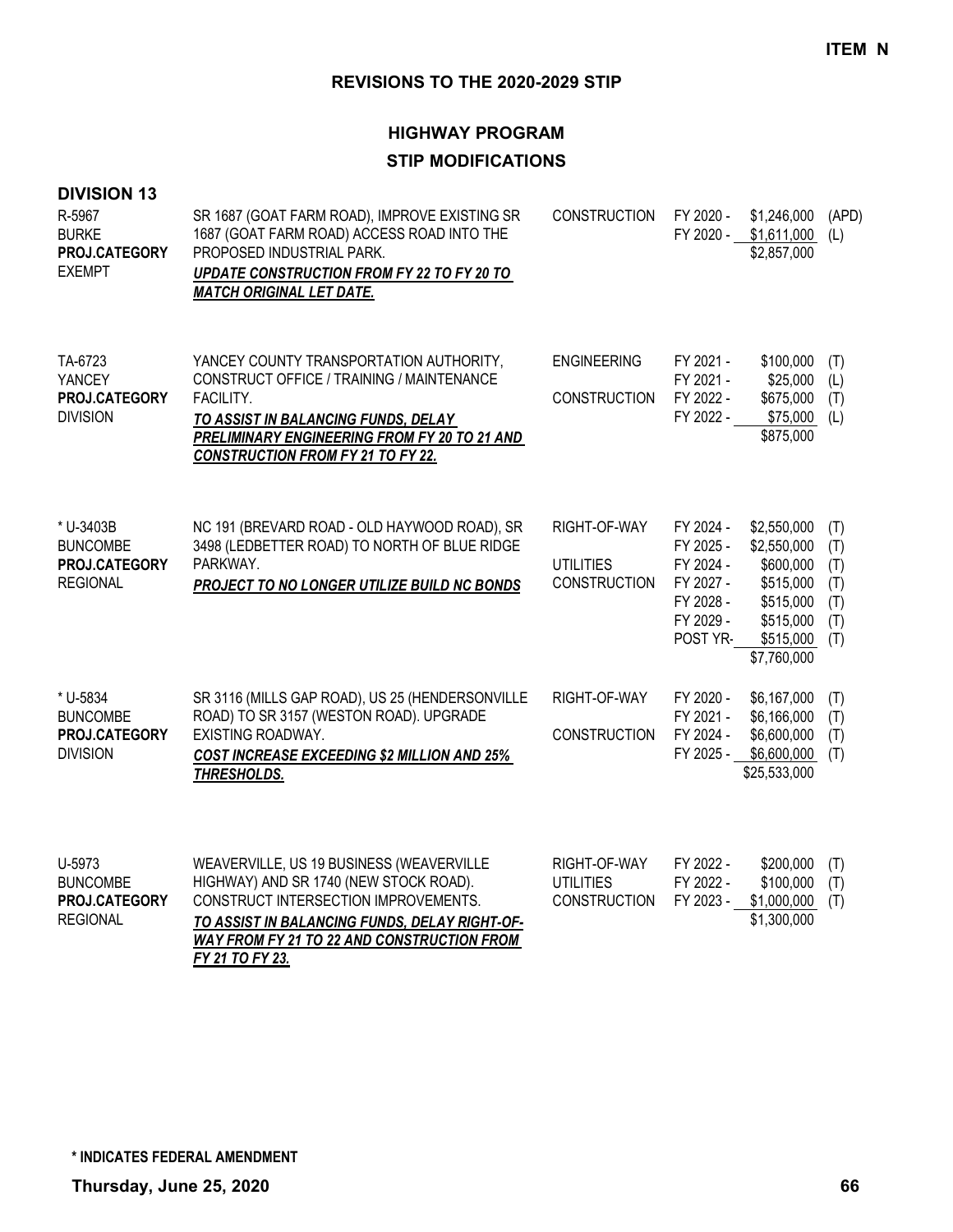**ITEM N**

## REVISIONS TO THE 2020-2029 STIP

### HIGHWAY PROGRAM

### STIP MODIFICATIONS

**DIVISION 13**

| Project | Description | Work Type | Fiscal Year | Amount | Fund |
|---|---|---|---|---|---|
| R-5967<br>BURKE<br>**PROJ.CATEGORY**<br>EXEMPT | SR 1687 (GOAT FARM ROAD), IMPROVE EXISTING SR 1687 (GOAT FARM ROAD) ACCESS ROAD INTO THE PROPOSED INDUSTRIAL PARK.<br>***UPDATE CONSTRUCTION FROM FY 22 TO FY 20 TO MATCH ORIGINAL LET DATE.*** | CONSTRUCTION | FY 2020 - | $1,246,000 | (APD) |
| | | | FY 2020 - | $1,611,000 | (L) |
| | | | | $2,857,000 | |
| TA-6723<br>YANCEY<br>**PROJ.CATEGORY**<br>DIVISION | YANCEY COUNTY TRANSPORTATION AUTHORITY, CONSTRUCT OFFICE / TRAINING / MAINTENANCE FACILITY.<br>***TO ASSIST IN BALANCING FUNDS, DELAY PRELIMINARY ENGINEERING FROM FY 20 TO 21 AND CONSTRUCTION FROM FY 21 TO FY 22.*** | ENGINEERING | FY 2021 - | $100,000 | (T) |
| | | | FY 2021 - | $25,000 | (L) |
| | | CONSTRUCTION | FY 2022 - | $675,000 | (T) |
| | | | FY 2022 - | $75,000 | (L) |
| | | | | $875,000 | |
| * U-3403B<br>BUNCOMBE<br>**PROJ.CATEGORY**<br>REGIONAL | NC 191 (BREVARD ROAD - OLD HAYWOOD ROAD), SR 3498 (LEDBETTER ROAD) TO NORTH OF BLUE RIDGE PARKWAY.<br>***PROJECT TO NO LONGER UTILIZE BUILD NC BONDS*** | RIGHT-OF-WAY | FY 2024 - | $2,550,000 | (T) |
| | | | FY 2025 - | $2,550,000 | (T) |
| | | UTILITIES | FY 2024 - | $600,000 | (T) |
| | | CONSTRUCTION | FY 2027 - | $515,000 | (T) |
| | | | FY 2028 - | $515,000 | (T) |
| | | | FY 2029 - | $515,000 | (T) |
| | | | POST YR- | $515,000 | (T) |
| | | | | $7,760,000 | |
| * U-5834<br>BUNCOMBE<br>**PROJ.CATEGORY**<br>DIVISION | SR 3116 (MILLS GAP ROAD), US 25 (HENDERSONVILLE ROAD) TO SR 3157 (WESTON ROAD). UPGRADE EXISTING ROADWAY.<br>***COST INCREASE EXCEEDING $2 MILLION AND 25% THRESHOLDS.*** | RIGHT-OF-WAY | FY 2020 - | $6,167,000 | (T) |
| | | | FY 2021 - | $6,166,000 | (T) |
| | | CONSTRUCTION | FY 2024 - | $6,600,000 | (T) |
| | | | FY 2025 - | $6,600,000 | (T) |
| | | | | $25,533,000 | |
| U-5973<br>BUNCOMBE<br>**PROJ.CATEGORY**<br>REGIONAL | WEAVERVILLE, US 19 BUSINESS (WEAVERVILLE HIGHWAY) AND SR 1740 (NEW STOCK ROAD). CONSTRUCT INTERSECTION IMPROVEMENTS.<br>***TO ASSIST IN BALANCING FUNDS, DELAY RIGHT-OF-WAY FROM FY 21 TO 22 AND CONSTRUCTION FROM FY 21 TO FY 23.*** | RIGHT-OF-WAY | FY 2022 - | $200,000 | (T) |
| | | UTILITIES | FY 2022 - | $100,000 | (T) |
| | | CONSTRUCTION | FY 2023 - | $1,000,000 | (T) |
| | | | | $1,300,000 | |

**\* INDICATES FEDERAL AMENDMENT**

**Thursday, June 25, 2020**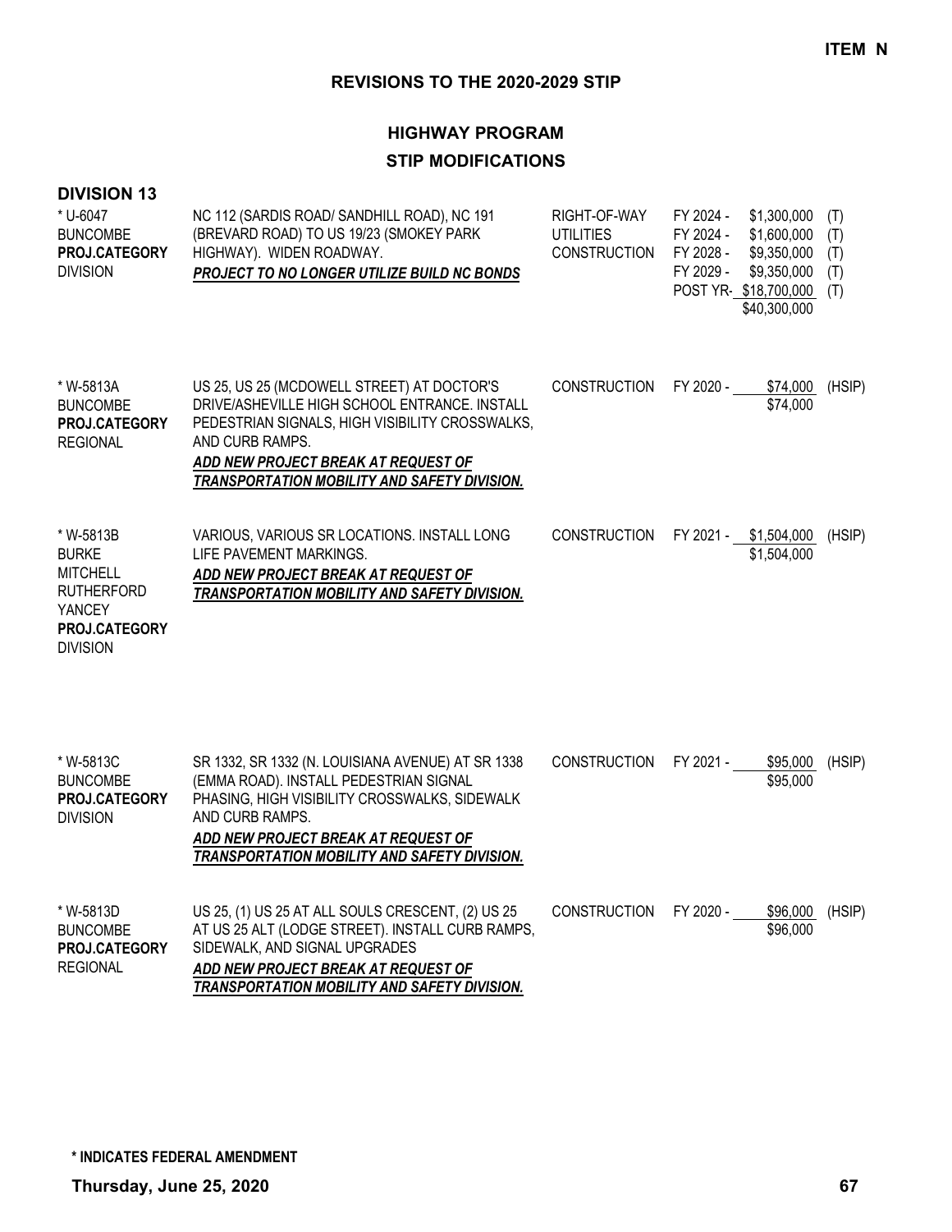**ITEM N**

## REVISIONS TO THE 2020-2029 STIP

### HIGHWAY PROGRAM

### STIP MODIFICATIONS

**DIVISION 13**

| Project | Description | Phase | Year | Amount | Source |
|---|---|---|---|---|---|
| * U-6047<br>BUNCOMBE<br>**PROJ.CATEGORY**<br>DIVISION | NC 112 (SARDIS ROAD/ SANDHILL ROAD), NC 191 (BREVARD ROAD) TO US 19/23 (SMOKEY PARK HIGHWAY). WIDEN ROADWAY.<br>***PROJECT TO NO LONGER UTILIZE BUILD NC BONDS*** | RIGHT-OF-WAY<br>UTILITIES<br>CONSTRUCTION | FY 2024 -<br>FY 2024 -<br>FY 2028 -<br>FY 2029 -<br>POST YR- | $1,300,000<br>$1,600,000<br>$9,350,000<br>$9,350,000<br>$18,700,000<br>$40,300,000 | (T)<br>(T)<br>(T)<br>(T)<br>(T) |
| * W-5813A<br>BUNCOMBE<br>**PROJ.CATEGORY**<br>REGIONAL | US 25, US 25 (MCDOWELL STREET) AT DOCTOR'S DRIVE/ASHEVILLE HIGH SCHOOL ENTRANCE. INSTALL PEDESTRIAN SIGNALS, HIGH VISIBILITY CROSSWALKS, AND CURB RAMPS.<br>***ADD NEW PROJECT BREAK AT REQUEST OF TRANSPORTATION MOBILITY AND SAFETY DIVISION.*** | CONSTRUCTION | FY 2020 - | $74,000<br>$74,000 | (HSIP) |
| * W-5813B<br>BURKE<br>MITCHELL<br>RUTHERFORD<br>YANCEY<br>**PROJ.CATEGORY**<br>DIVISION | VARIOUS, VARIOUS SR LOCATIONS. INSTALL LONG LIFE PAVEMENT MARKINGS.<br>***ADD NEW PROJECT BREAK AT REQUEST OF TRANSPORTATION MOBILITY AND SAFETY DIVISION.*** | CONSTRUCTION | FY 2021 - | $1,504,000<br>$1,504,000 | (HSIP) |
| * W-5813C<br>BUNCOMBE<br>**PROJ.CATEGORY**<br>DIVISION | SR 1332, SR 1332 (N. LOUISIANA AVENUE) AT SR 1338 (EMMA ROAD). INSTALL PEDESTRIAN SIGNAL PHASING, HIGH VISIBILITY CROSSWALKS, SIDEWALK AND CURB RAMPS.<br>***ADD NEW PROJECT BREAK AT REQUEST OF TRANSPORTATION MOBILITY AND SAFETY DIVISION.*** | CONSTRUCTION | FY 2021 - | $95,000<br>$95,000 | (HSIP) |
| * W-5813D<br>BUNCOMBE<br>**PROJ.CATEGORY**<br>REGIONAL | US 25, (1) US 25 AT ALL SOULS CRESCENT, (2) US 25 AT US 25 ALT (LODGE STREET). INSTALL CURB RAMPS, SIDEWALK, AND SIGNAL UPGRADES<br>***ADD NEW PROJECT BREAK AT REQUEST OF TRANSPORTATION MOBILITY AND SAFETY DIVISION.*** | CONSTRUCTION | FY 2020 - | $96,000<br>$96,000 | (HSIP) |

**\* INDICATES FEDERAL AMENDMENT**

**Thursday, June 25, 2020**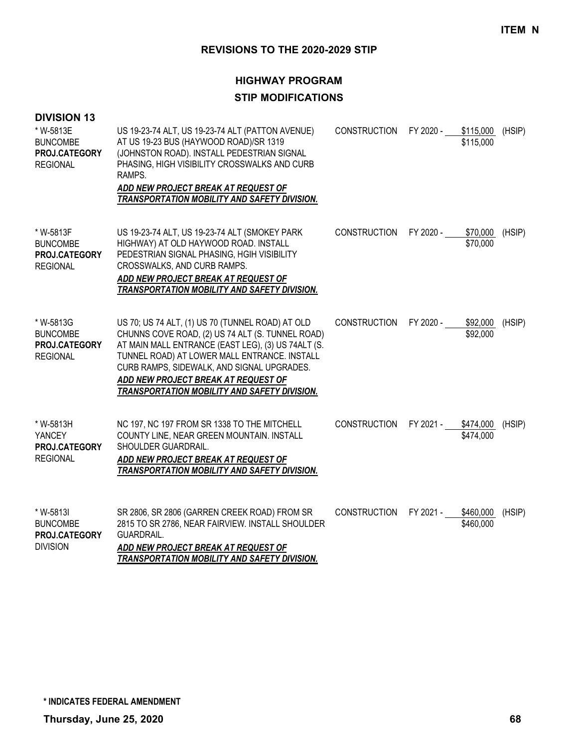**ITEM N**

## REVISIONS TO THE 2020-2029 STIP

### HIGHWAY PROGRAM

### STIP MODIFICATIONS

**DIVISION 13**

| Project | Description | Work Type | Fiscal Year | Amount | Funding |
|---|---|---|---|---|---|
| * W-5813E<br>BUNCOMBE<br>**PROJ.CATEGORY**<br>REGIONAL | US 19-23-74 ALT, US 19-23-74 ALT (PATTON AVENUE) AT US 19-23 BUS (HAYWOOD ROAD)/SR 1319 (JOHNSTON ROAD). INSTALL PEDESTRIAN SIGNAL PHASING, HIGH VISIBILITY CROSSWALKS AND CURB RAMPS.<br>***ADD NEW PROJECT BREAK AT REQUEST OF TRANSPORTATION MOBILITY AND SAFETY DIVISION.*** | CONSTRUCTION | FY 2020 - | $115,000<br>$115,000 | (HSIP) |
| * W-5813F<br>BUNCOMBE<br>**PROJ.CATEGORY**<br>REGIONAL | US 19-23-74 ALT, US 19-23-74 ALT (SMOKEY PARK HIGHWAY) AT OLD HAYWOOD ROAD. INSTALL PEDESTRIAN SIGNAL PHASING, HGIH VISIBILITY CROSSWALKS, AND CURB RAMPS.<br>***ADD NEW PROJECT BREAK AT REQUEST OF TRANSPORTATION MOBILITY AND SAFETY DIVISION.*** | CONSTRUCTION | FY 2020 - | $70,000<br>$70,000 | (HSIP) |
| * W-5813G<br>BUNCOMBE<br>**PROJ.CATEGORY**<br>REGIONAL | US 70; US 74 ALT, (1) US 70 (TUNNEL ROAD) AT OLD CHUNNS COVE ROAD, (2) US 74 ALT (S. TUNNEL ROAD) AT MAIN MALL ENTRANCE (EAST LEG), (3) US 74ALT (S. TUNNEL ROAD) AT LOWER MALL ENTRANCE. INSTALL CURB RAMPS, SIDEWALK, AND SIGNAL UPGRADES.<br>***ADD NEW PROJECT BREAK AT REQUEST OF TRANSPORTATION MOBILITY AND SAFETY DIVISION.*** | CONSTRUCTION | FY 2020 - | $92,000<br>$92,000 | (HSIP) |
| * W-5813H<br>YANCEY<br>**PROJ.CATEGORY**<br>REGIONAL | NC 197, NC 197 FROM SR 1338 TO THE MITCHELL COUNTY LINE, NEAR GREEN MOUNTAIN. INSTALL SHOULDER GUARDRAIL.<br>***ADD NEW PROJECT BREAK AT REQUEST OF TRANSPORTATION MOBILITY AND SAFETY DIVISION.*** | CONSTRUCTION | FY 2021 - | $474,000<br>$474,000 | (HSIP) |
| * W-5813I<br>BUNCOMBE<br>**PROJ.CATEGORY**<br>DIVISION | SR 2806, SR 2806 (GARREN CREEK ROAD) FROM SR 2815 TO SR 2786, NEAR FAIRVIEW. INSTALL SHOULDER GUARDRAIL.<br>***ADD NEW PROJECT BREAK AT REQUEST OF TRANSPORTATION MOBILITY AND SAFETY DIVISION.*** | CONSTRUCTION | FY 2021 - | $460,000<br>$460,000 | (HSIP) |

**\* INDICATES FEDERAL AMENDMENT**

**Thursday, June 25, 2020**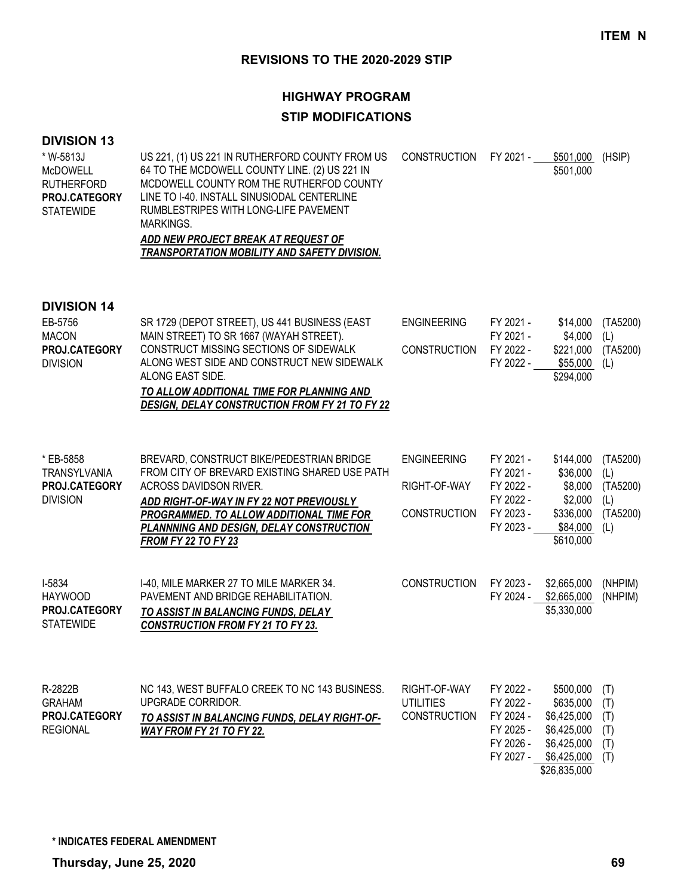**ITEM N**

## REVISIONS TO THE 2020-2029 STIP

### HIGHWAY PROGRAM

### STIP MODIFICATIONS

**DIVISION 13**

| Project | Description | Phase | FY | Amount | Fund |
|---|---|---|---|---|---|
| * W-5813J<br>McDOWELL<br>RUTHERFORD<br>**PROJ.CATEGORY**<br>STATEWIDE | US 221, (1) US 221 IN RUTHERFORD COUNTY FROM US 64 TO THE MCDOWELL COUNTY LINE. (2) US 221 IN MCDOWELL COUNTY ROM THE RUTHERFOD COUNTY LINE TO I-40. INSTALL SINUSIODAL CENTERLINE RUMBLESTRIPES WITH LONG-LIFE PAVEMENT MARKINGS.<br>***ADD NEW PROJECT BREAK AT REQUEST OF TRANSPORTATION MOBILITY AND SAFETY DIVISION.*** | CONSTRUCTION | FY 2021 - | $501,000 | (HSIP) |
| | | | | $501,000 | |

**DIVISION 14**

| Project | Description | Phase | FY | Amount | Fund |
|---|---|---|---|---|---|
| EB-5756<br>MACON<br>**PROJ.CATEGORY**<br>DIVISION | SR 1729 (DEPOT STREET), US 441 BUSINESS (EAST MAIN STREET) TO SR 1667 (WAYAH STREET). CONSTRUCT MISSING SECTIONS OF SIDEWALK ALONG WEST SIDE AND CONSTRUCT NEW SIDEWALK ALONG EAST SIDE.<br>***TO ALLOW ADDITIONAL TIME FOR PLANNING AND DESIGN, DELAY CONSTRUCTION FROM FY 21 TO FY 22*** | ENGINEERING | FY 2021 - | $14,000 | (TA5200) |
| | | | FY 2021 - | $4,000 | (L) |
| | | CONSTRUCTION | FY 2022 - | $221,000 | (TA5200) |
| | | | FY 2022 - | $55,000 | (L) |
| | | | | $294,000 | |
| * EB-5858<br>TRANSYLVANIA<br>**PROJ.CATEGORY**<br>DIVISION | BREVARD, CONSTRUCT BIKE/PEDESTRIAN BRIDGE FROM CITY OF BREVARD EXISTING SHARED USE PATH ACROSS DAVIDSON RIVER.<br>***ADD RIGHT-OF-WAY IN FY 22 NOT PREVIOUSLY PROGRAMMED. TO ALLOW ADDITIONAL TIME FOR PLANNNING AND DESIGN, DELAY CONSTRUCTION FROM FY 22 TO FY 23*** | ENGINEERING | FY 2021 - | $144,000 | (TA5200) |
| | | | FY 2021 - | $36,000 | (L) |
| | | RIGHT-OF-WAY | FY 2022 - | $8,000 | (TA5200) |
| | | | FY 2022 - | $2,000 | (L) |
| | | CONSTRUCTION | FY 2023 - | $336,000 | (TA5200) |
| | | | FY 2023 - | $84,000 | (L) |
| | | | | $610,000 | |
| I-5834<br>HAYWOOD<br>**PROJ.CATEGORY**<br>STATEWIDE | I-40, MILE MARKER 27 TO MILE MARKER 34. PAVEMENT AND BRIDGE REHABILITATION.<br>***TO ASSIST IN BALANCING FUNDS, DELAY CONSTRUCTION FROM FY 21 TO FY 23.*** | CONSTRUCTION | FY 2023 - | $2,665,000 | (NHPIM) |
| | | | FY 2024 - | $2,665,000 | (NHPIM) |
| | | | | $5,330,000 | |
| R-2822B<br>GRAHAM<br>**PROJ.CATEGORY**<br>REGIONAL | NC 143, WEST BUFFALO CREEK TO NC 143 BUSINESS. UPGRADE CORRIDOR.<br>***TO ASSIST IN BALANCING FUNDS, DELAY RIGHT-OF-WAY FROM FY 21 TO FY 22.*** | RIGHT-OF-WAY | FY 2022 - | $500,000 | (T) |
| | | UTILITIES | FY 2022 - | $635,000 | (T) |
| | | CONSTRUCTION | FY 2024 - | $6,425,000 | (T) |
| | | | FY 2025 - | $6,425,000 | (T) |
| | | | FY 2026 - | $6,425,000 | (T) |
| | | | FY 2027 - | $6,425,000 | (T) |
| | | | | $26,835,000 | |

**\* INDICATES FEDERAL AMENDMENT**

**Thursday, June 25, 2020**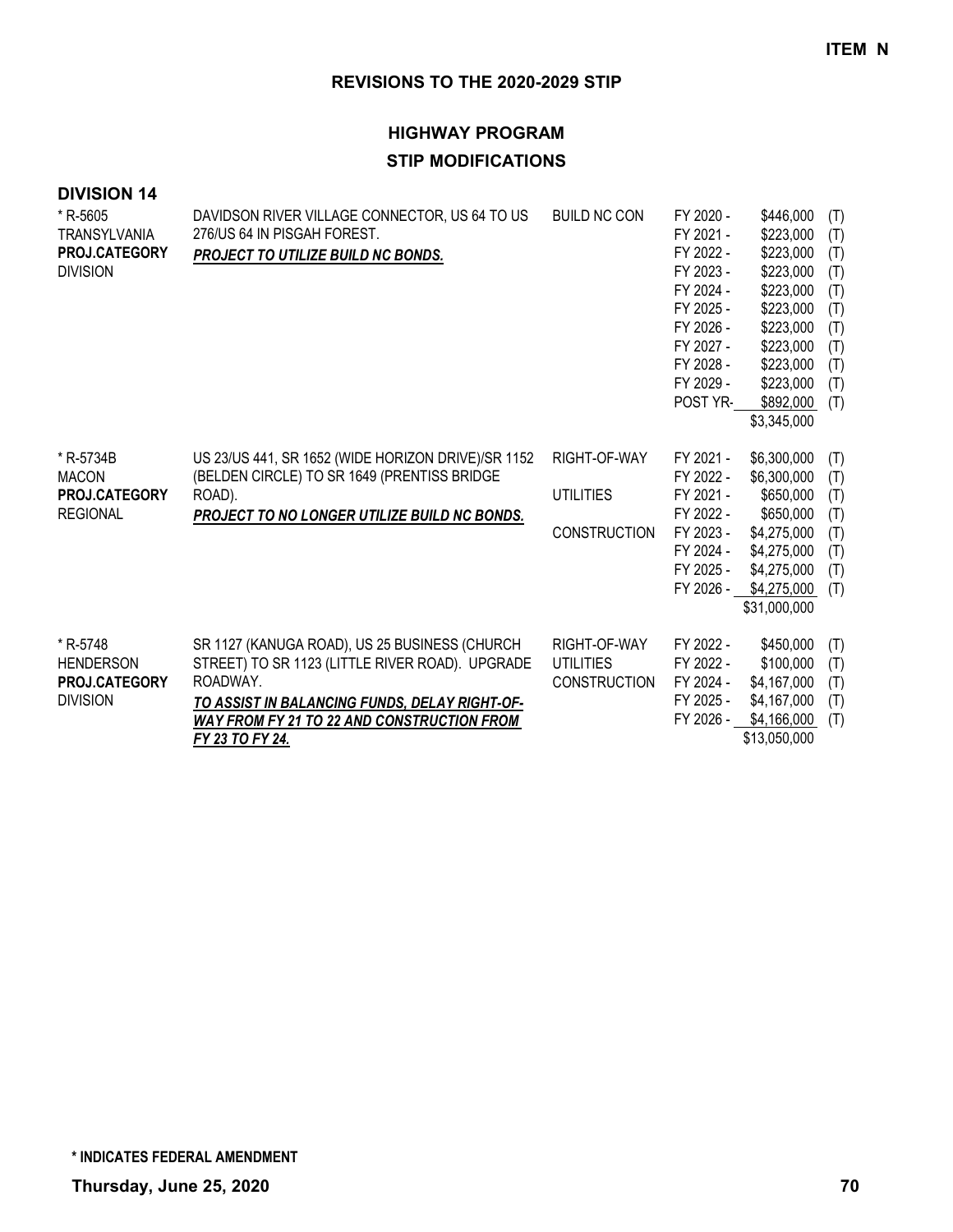**ITEM N**

## REVISIONS TO THE 2020-2029 STIP

### HIGHWAY PROGRAM

### STIP MODIFICATIONS

**DIVISION 14**

| Project | Description | Phase | Year | Amount | Source |
|---|---|---|---|---|---|
| * R-5605<br>TRANSYLVANIA<br>**PROJ.CATEGORY**<br>DIVISION | DAVIDSON RIVER VILLAGE CONNECTOR, US 64 TO US 276/US 64 IN PISGAH FOREST.<br>***PROJECT TO UTILIZE BUILD NC BONDS.*** | BUILD NC CON | FY 2020 - | $446,000 | (T) |
| | | | FY 2021 - | $223,000 | (T) |
| | | | FY 2022 - | $223,000 | (T) |
| | | | FY 2023 - | $223,000 | (T) |
| | | | FY 2024 - | $223,000 | (T) |
| | | | FY 2025 - | $223,000 | (T) |
| | | | FY 2026 - | $223,000 | (T) |
| | | | FY 2027 - | $223,000 | (T) |
| | | | FY 2028 - | $223,000 | (T) |
| | | | FY 2029 - | $223,000 | (T) |
| | | | POST YR- | $892,000 | (T) |
| | | | | $3,345,000 | |
| * R-5734B<br>MACON<br>**PROJ.CATEGORY**<br>REGIONAL | US 23/US 441, SR 1652 (WIDE HORIZON DRIVE)/SR 1152 (BELDEN CIRCLE) TO SR 1649 (PRENTISS BRIDGE ROAD).<br>***PROJECT TO NO LONGER UTILIZE BUILD NC BONDS.*** | RIGHT-OF-WAY | FY 2021 - | $6,300,000 | (T) |
| | | | FY 2022 - | $6,300,000 | (T) |
| | | UTILITIES | FY 2021 - | $650,000 | (T) |
| | | | FY 2022 - | $650,000 | (T) |
| | | CONSTRUCTION | FY 2023 - | $4,275,000 | (T) |
| | | | FY 2024 - | $4,275,000 | (T) |
| | | | FY 2025 - | $4,275,000 | (T) |
| | | | FY 2026 - | $4,275,000 | (T) |
| | | | | $31,000,000 | |
| * R-5748<br>HENDERSON<br>**PROJ.CATEGORY**<br>DIVISION | SR 1127 (KANUGA ROAD), US 25 BUSINESS (CHURCH STREET) TO SR 1123 (LITTLE RIVER ROAD). UPGRADE ROADWAY.<br>***TO ASSIST IN BALANCING FUNDS, DELAY RIGHT-OF-WAY FROM FY 21 TO 22 AND CONSTRUCTION FROM FY 23 TO FY 24.*** | RIGHT-OF-WAY | FY 2022 - | $450,000 | (T) |
| | | UTILITIES | FY 2022 - | $100,000 | (T) |
| | | CONSTRUCTION | FY 2024 - | $4,167,000 | (T) |
| | | | FY 2025 - | $4,167,000 | (T) |
| | | | FY 2026 - | $4,166,000 | (T) |
| | | | | $13,050,000 | |

**\* INDICATES FEDERAL AMENDMENT**

**Thursday, June 25, 2020**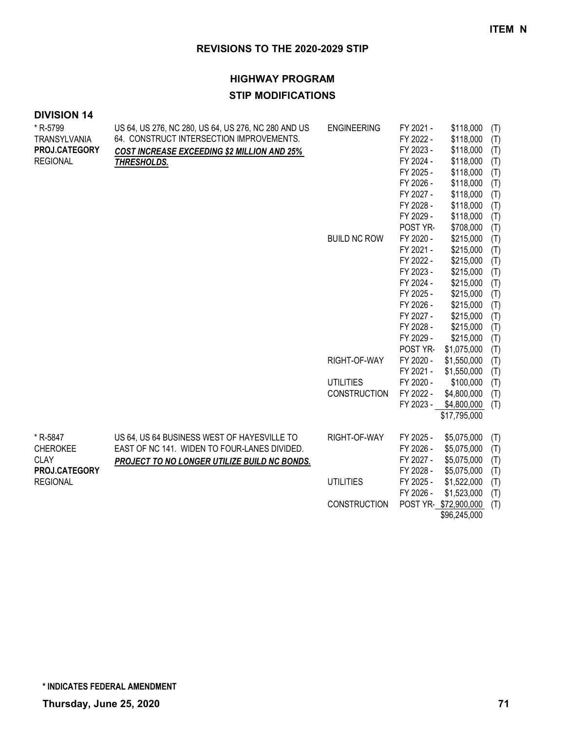**ITEM N**

## REVISIONS TO THE 2020-2029 STIP

### HIGHWAY PROGRAM

### STIP MODIFICATIONS

**DIVISION 14**

| Project | Description | Work Type | Fiscal Year | Amount | Fund |
|---|---|---|---|---|---|
| * R-5799<br>TRANSYLVANIA<br>**PROJ.CATEGORY**<br>REGIONAL | US 64, US 276, NC 280, US 64, US 276, NC 280 AND US 64. CONSTRUCT INTERSECTION IMPROVEMENTS.<br>***COST INCREASE EXCEEDING $2 MILLION AND 25% THRESHOLDS.*** | ENGINEERING | FY 2021 - | $118,000 | (T) |
| | | | FY 2022 - | $118,000 | (T) |
| | | | FY 2023 - | $118,000 | (T) |
| | | | FY 2024 - | $118,000 | (T) |
| | | | FY 2025 - | $118,000 | (T) |
| | | | FY 2026 - | $118,000 | (T) |
| | | | FY 2027 - | $118,000 | (T) |
| | | | FY 2028 - | $118,000 | (T) |
| | | | FY 2029 - | $118,000 | (T) |
| | | | POST YR- | $708,000 | (T) |
| | | BUILD NC ROW | FY 2020 - | $215,000 | (T) |
| | | | FY 2021 - | $215,000 | (T) |
| | | | FY 2022 - | $215,000 | (T) |
| | | | FY 2023 - | $215,000 | (T) |
| | | | FY 2024 - | $215,000 | (T) |
| | | | FY 2025 - | $215,000 | (T) |
| | | | FY 2026 - | $215,000 | (T) |
| | | | FY 2027 - | $215,000 | (T) |
| | | | FY 2028 - | $215,000 | (T) |
| | | | FY 2029 - | $215,000 | (T) |
| | | | POST YR- | $1,075,000 | (T) |
| | | RIGHT-OF-WAY | FY 2020 - | $1,550,000 | (T) |
| | | | FY 2021 - | $1,550,000 | (T) |
| | | UTILITIES | FY 2020 - | $100,000 | (T) |
| | | CONSTRUCTION | FY 2022 - | $4,800,000 | (T) |
| | | | FY 2023 - | $4,800,000 | (T) |
| | | | | $17,795,000 | |
| * R-5847<br>CHEROKEE<br>CLAY<br>**PROJ.CATEGORY**<br>REGIONAL | US 64, US 64 BUSINESS WEST OF HAYESVILLE TO EAST OF NC 141. WIDEN TO FOUR-LANES DIVIDED.<br>***PROJECT TO NO LONGER UTILIZE BUILD NC BONDS.*** | RIGHT-OF-WAY | FY 2025 - | $5,075,000 | (T) |
| | | | FY 2026 - | $5,075,000 | (T) |
| | | | FY 2027 - | $5,075,000 | (T) |
| | | | FY 2028 - | $5,075,000 | (T) |
| | | UTILITIES | FY 2025 - | $1,522,000 | (T) |
| | | | FY 2026 - | $1,523,000 | (T) |
| | | CONSTRUCTION | POST YR- | $72,900,000 | (T) |
| | | | | $96,245,000 | |

**\* INDICATES FEDERAL AMENDMENT**

**Thursday, June 25, 2020**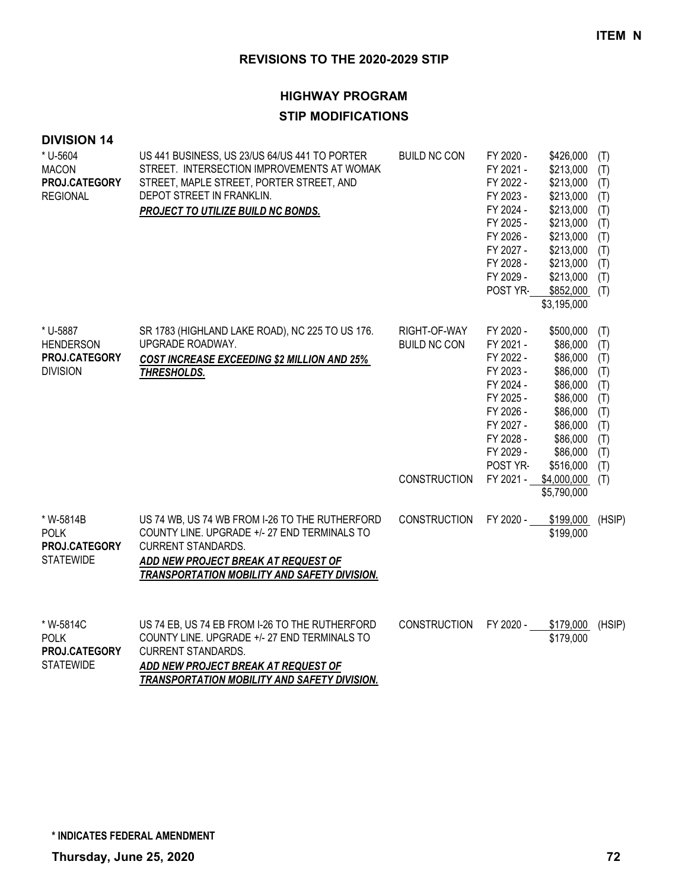**ITEM N**

## REVISIONS TO THE 2020-2029 STIP

### HIGHWAY PROGRAM
### STIP MODIFICATIONS

**DIVISION 14**

| Project | Description | Phase | Year | Amount | Source |
|---|---|---|---|---|---|
| * U-5604<br>MACON<br>**PROJ.CATEGORY**<br>REGIONAL | US 441 BUSINESS, US 23/US 64/US 441 TO PORTER STREET. INTERSECTION IMPROVEMENTS AT WOMAK STREET, MAPLE STREET, PORTER STREET, AND DEPOT STREET IN FRANKLIN.<br>***PROJECT TO UTILIZE BUILD NC BONDS.*** | BUILD NC CON | FY 2020 - | $426,000 | (T) |
| | | | FY 2021 - | $213,000 | (T) |
| | | | FY 2022 - | $213,000 | (T) |
| | | | FY 2023 - | $213,000 | (T) |
| | | | FY 2024 - | $213,000 | (T) |
| | | | FY 2025 - | $213,000 | (T) |
| | | | FY 2026 - | $213,000 | (T) |
| | | | FY 2027 - | $213,000 | (T) |
| | | | FY 2028 - | $213,000 | (T) |
| | | | FY 2029 - | $213,000 | (T) |
| | | | POST YR- | $852,000 | (T) |
| | | | | $3,195,000 | |
| * U-5887<br>HENDERSON<br>**PROJ.CATEGORY**<br>DIVISION | SR 1783 (HIGHLAND LAKE ROAD), NC 225 TO US 176. UPGRADE ROADWAY.<br>***COST INCREASE EXCEEDING $2 MILLION AND 25% THRESHOLDS.*** | RIGHT-OF-WAY | FY 2020 - | $500,000 | (T) |
| | | BUILD NC CON | FY 2021 - | $86,000 | (T) |
| | | | FY 2022 - | $86,000 | (T) |
| | | | FY 2023 - | $86,000 | (T) |
| | | | FY 2024 - | $86,000 | (T) |
| | | | FY 2025 - | $86,000 | (T) |
| | | | FY 2026 - | $86,000 | (T) |
| | | | FY 2027 - | $86,000 | (T) |
| | | | FY 2028 - | $86,000 | (T) |
| | | | FY 2029 - | $86,000 | (T) |
| | | | POST YR- | $516,000 | (T) |
| | | CONSTRUCTION | FY 2021 - | $4,000,000 | (T) |
| | | | | $5,790,000 | |
| * W-5814B<br>POLK<br>**PROJ.CATEGORY**<br>STATEWIDE | US 74 WB, US 74 WB FROM I-26 TO THE RUTHERFORD COUNTY LINE. UPGRADE +/- 27 END TERMINALS TO CURRENT STANDARDS.<br>***ADD NEW PROJECT BREAK AT REQUEST OF TRANSPORTATION MOBILITY AND SAFETY DIVISION.*** | CONSTRUCTION | FY 2020 - | $199,000 | (HSIP) |
| | | | | $199,000 | |
| * W-5814C<br>POLK<br>**PROJ.CATEGORY**<br>STATEWIDE | US 74 EB, US 74 EB FROM I-26 TO THE RUTHERFORD COUNTY LINE. UPGRADE +/- 27 END TERMINALS TO CURRENT STANDARDS.<br>***ADD NEW PROJECT BREAK AT REQUEST OF TRANSPORTATION MOBILITY AND SAFETY DIVISION.*** | CONSTRUCTION | FY 2020 - | $179,000 | (HSIP) |
| | | | | $179,000 | |

**\* INDICATES FEDERAL AMENDMENT**

**Thursday, June 25, 2020**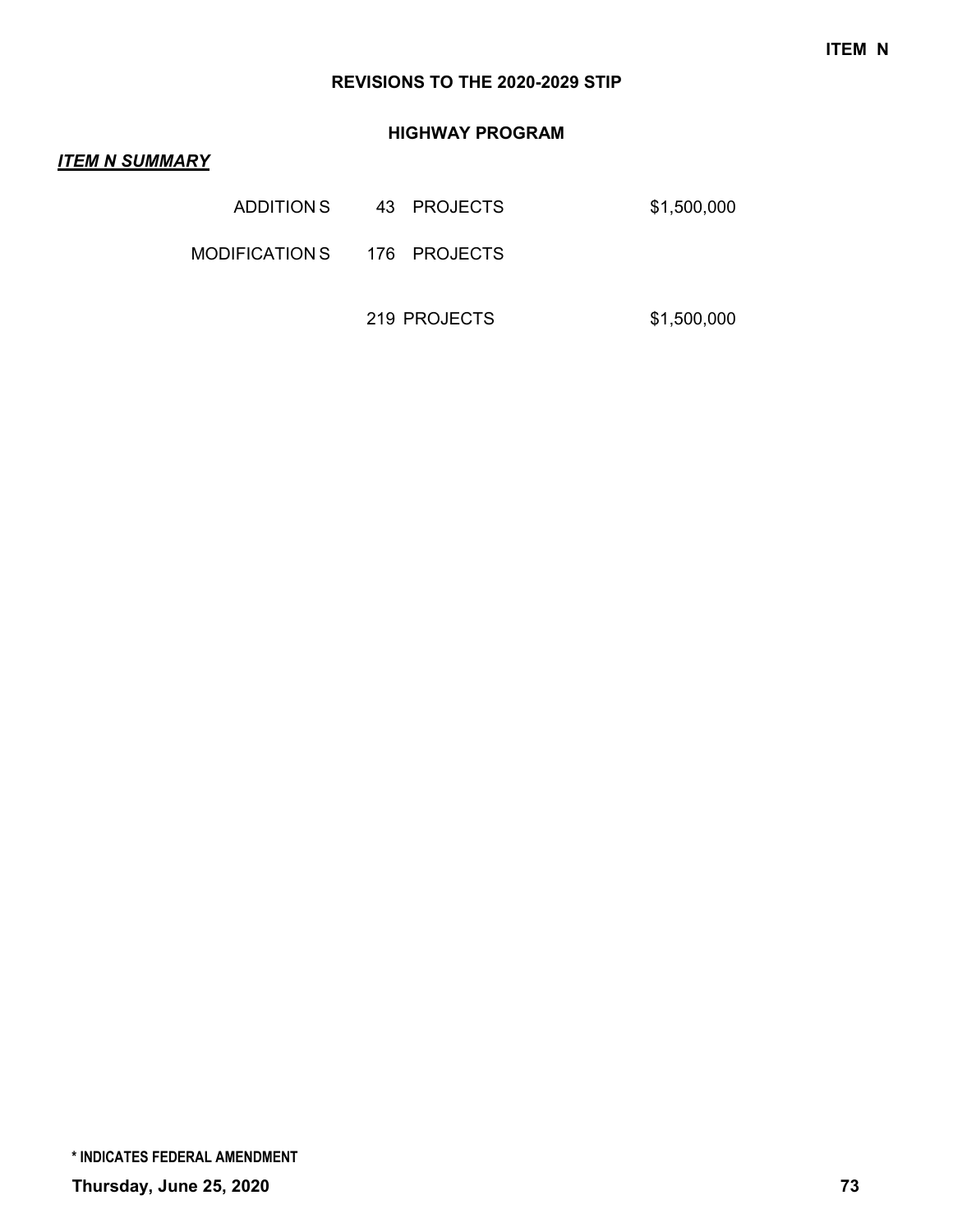**ITEM N**

## REVISIONS TO THE 2020-2029 STIP

### HIGHWAY PROGRAM

***ITEM N SUMMARY***

| | | | |
|---|---|---|---|
| ADDITIONS | 43 | PROJECTS | $1,500,000 |
| MODIFICATIONS | 176 | PROJECTS | |
| | 219 | PROJECTS | $1,500,000 |

**\* INDICATES FEDERAL AMENDMENT**

**Thursday, June 25, 2020**